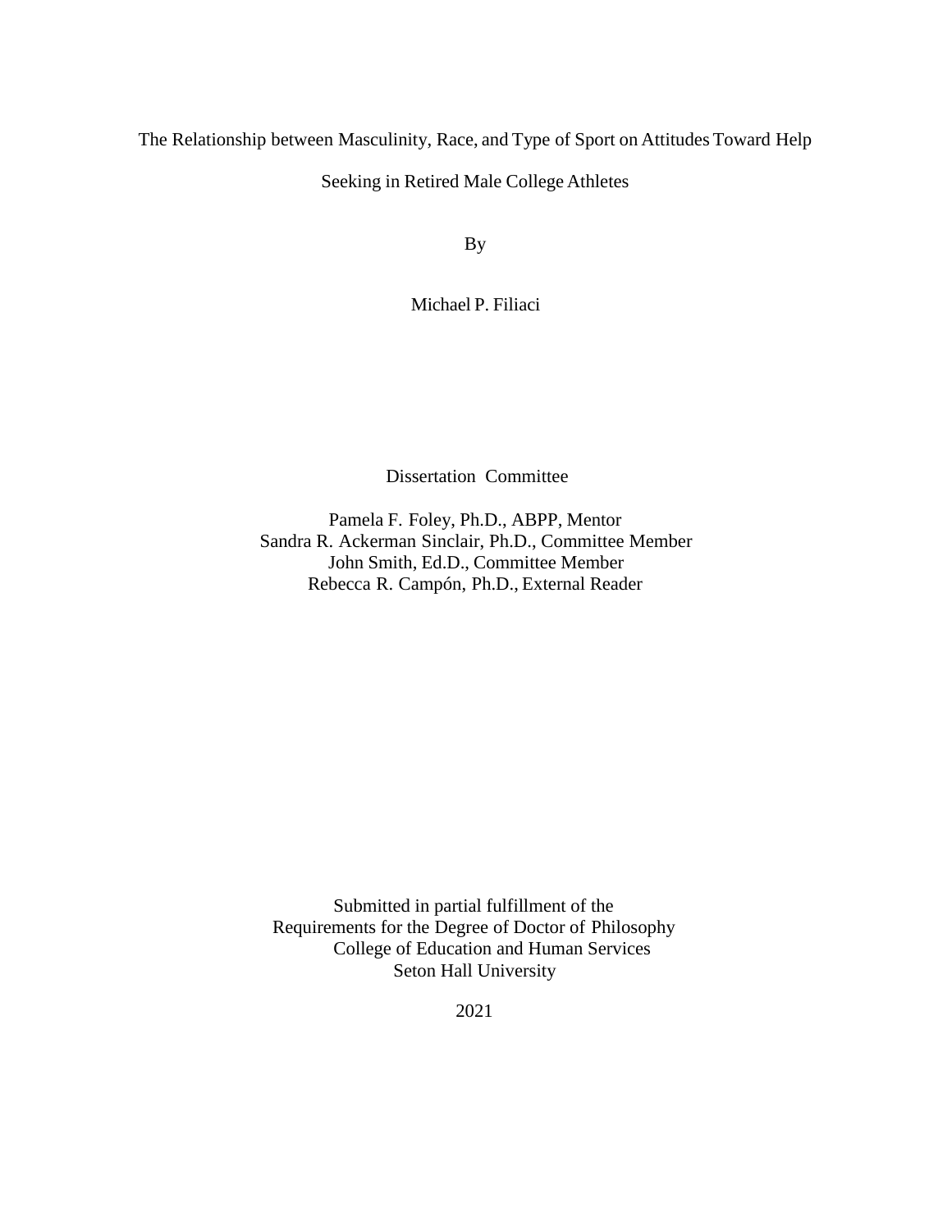# The Relationship between Masculinity, Race, and Type of Sport on Attitudes Toward Help Seeking in Retired Male College Athletes

By

Michael P. Filiaci

Dissertation Committee

Pamela F. Foley, Ph.D., ABPP, Mentor
Sandra R. Ackerman Sinclair, Ph.D., Committee Member
John Smith, Ed.D., Committee Member
Rebecca R. Campón, Ph.D., External Reader

Submitted in partial fulfillment of the
Requirements for the Degree of Doctor of Philosophy
College of Education and Human Services
Seton Hall University

2021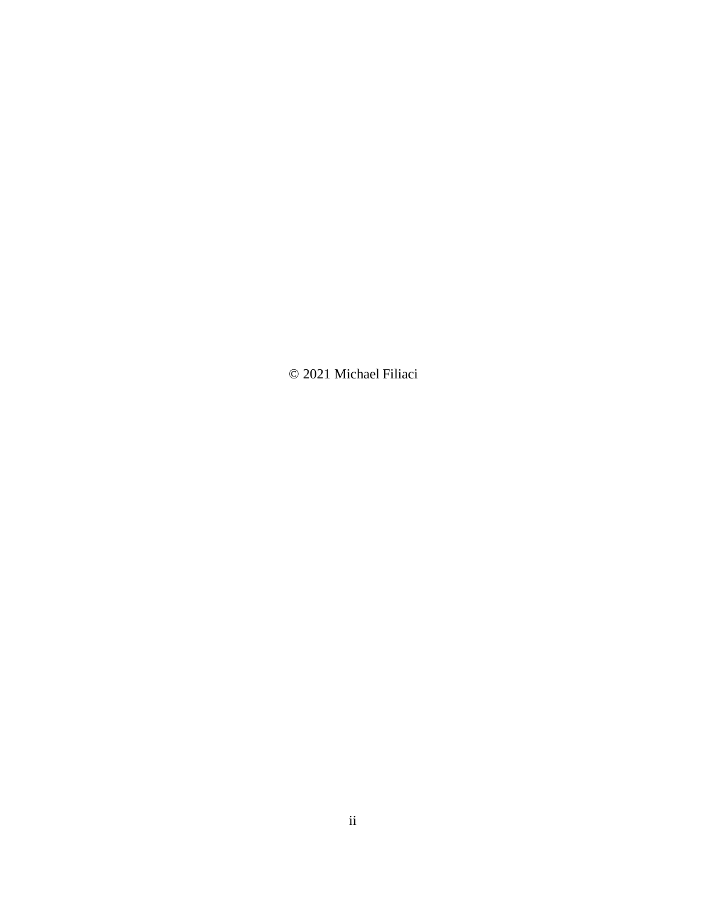© 2021 Michael Filiaci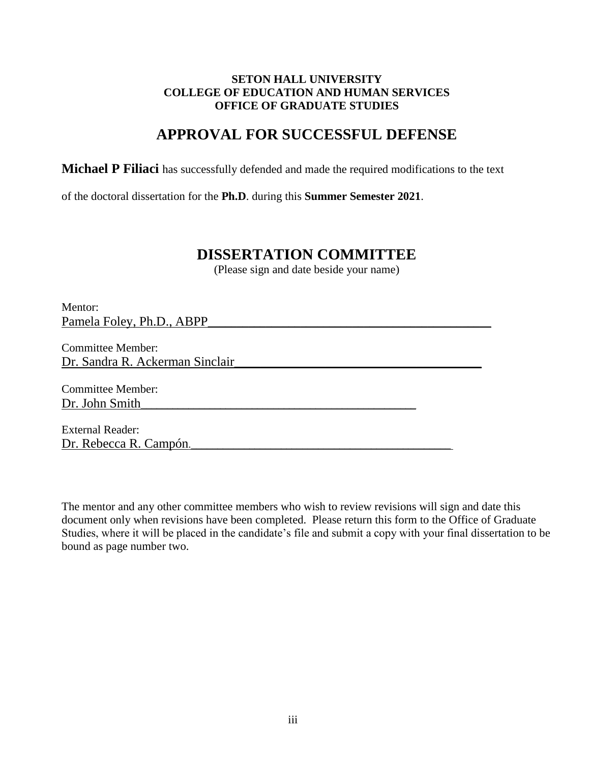**SETON HALL UNIVERSITY**
**COLLEGE OF EDUCATION AND HUMAN SERVICES**
**OFFICE OF GRADUATE STUDIES**

# APPROVAL FOR SUCCESSFUL DEFENSE

**Michael P Filiaci** has successfully defended and made the required modifications to the text of the doctoral dissertation for the **Ph.D**. during this **Summer Semester 2021**.

## DISSERTATION COMMITTEE

(Please sign and date beside your name)

Mentor:
Pamela Foley, Ph.D., ABPP_____________________________________________

Committee Member:
Dr. Sandra R. Ackerman Sinclair______________________________________

Committee Member:
Dr. John Smith____________________________________________

External Reader:
Dr. Rebecca R. Campón.________________________________________

The mentor and any other committee members who wish to review revisions will sign and date this document only when revisions have been completed. Please return this form to the Office of Graduate Studies, where it will be placed in the candidate's file and submit a copy with your final dissertation to be bound as page number two.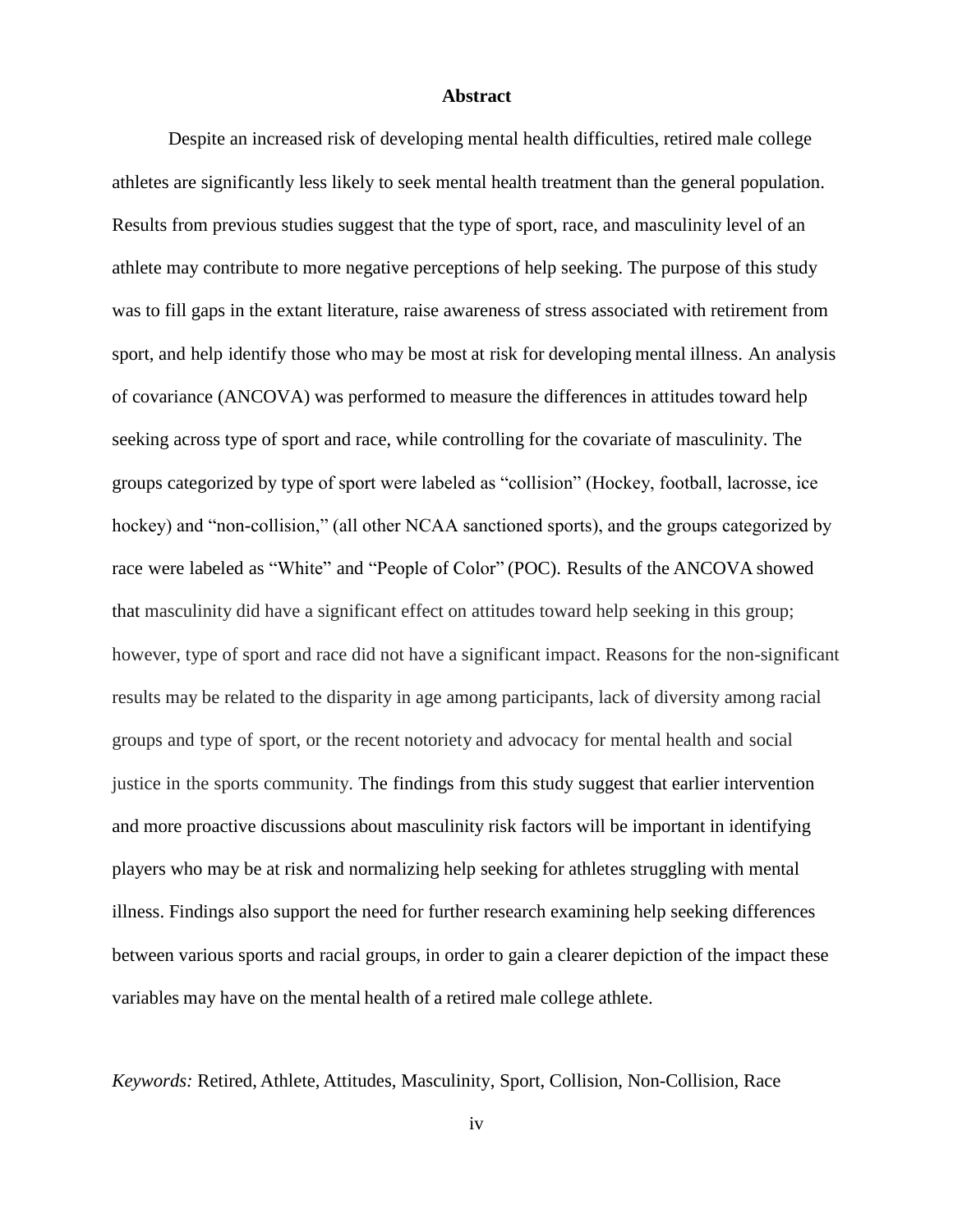## Abstract

Despite an increased risk of developing mental health difficulties, retired male college athletes are significantly less likely to seek mental health treatment than the general population. Results from previous studies suggest that the type of sport, race, and masculinity level of an athlete may contribute to more negative perceptions of help seeking. The purpose of this study was to fill gaps in the extant literature, raise awareness of stress associated with retirement from sport, and help identify those who may be most at risk for developing mental illness. An analysis of covariance (ANCOVA) was performed to measure the differences in attitudes toward help seeking across type of sport and race, while controlling for the covariate of masculinity. The groups categorized by type of sport were labeled as "collision" (Hockey, football, lacrosse, ice hockey) and "non-collision," (all other NCAA sanctioned sports), and the groups categorized by race were labeled as "White" and "People of Color" (POC). Results of the ANCOVA showed that masculinity did have a significant effect on attitudes toward help seeking in this group; however, type of sport and race did not have a significant impact. Reasons for the non-significant results may be related to the disparity in age among participants, lack of diversity among racial groups and type of sport, or the recent notoriety and advocacy for mental health and social justice in the sports community. The findings from this study suggest that earlier intervention and more proactive discussions about masculinity risk factors will be important in identifying players who may be at risk and normalizing help seeking for athletes struggling with mental illness. Findings also support the need for further research examining help seeking differences between various sports and racial groups, in order to gain a clearer depiction of the impact these variables may have on the mental health of a retired male college athlete.

*Keywords:* Retired, Athlete, Attitudes, Masculinity, Sport, Collision, Non-Collision, Race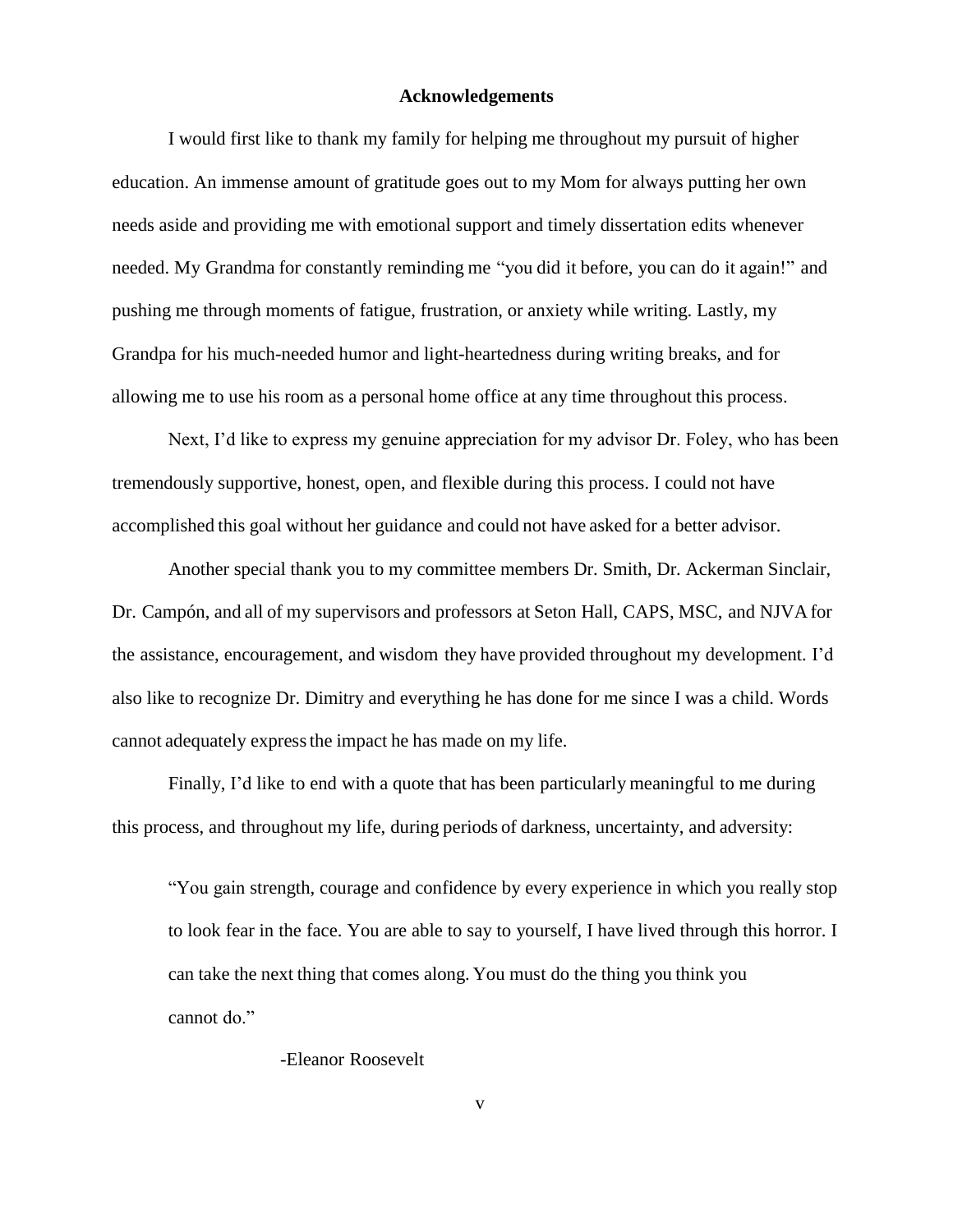# Acknowledgements

I would first like to thank my family for helping me throughout my pursuit of higher education. An immense amount of gratitude goes out to my Mom for always putting her own needs aside and providing me with emotional support and timely dissertation edits whenever needed. My Grandma for constantly reminding me "you did it before, you can do it again!" and pushing me through moments of fatigue, frustration, or anxiety while writing. Lastly, my Grandpa for his much-needed humor and light-heartedness during writing breaks, and for allowing me to use his room as a personal home office at any time throughout this process.

Next, I'd like to express my genuine appreciation for my advisor Dr. Foley, who has been tremendously supportive, honest, open, and flexible during this process. I could not have accomplished this goal without her guidance and could not have asked for a better advisor.

Another special thank you to my committee members Dr. Smith, Dr. Ackerman Sinclair, Dr. Campón, and all of my supervisors and professors at Seton Hall, CAPS, MSC, and NJVA for the assistance, encouragement, and wisdom they have provided throughout my development. I'd also like to recognize Dr. Dimitry and everything he has done for me since I was a child. Words cannot adequately express the impact he has made on my life.

Finally, I'd like to end with a quote that has been particularly meaningful to me during this process, and throughout my life, during periods of darkness, uncertainty, and adversity:

> "You gain strength, courage and confidence by every experience in which you really stop to look fear in the face. You are able to say to yourself, I have lived through this horror. I can take the next thing that comes along. You must do the thing you think you cannot do."
>
> -Eleanor Roosevelt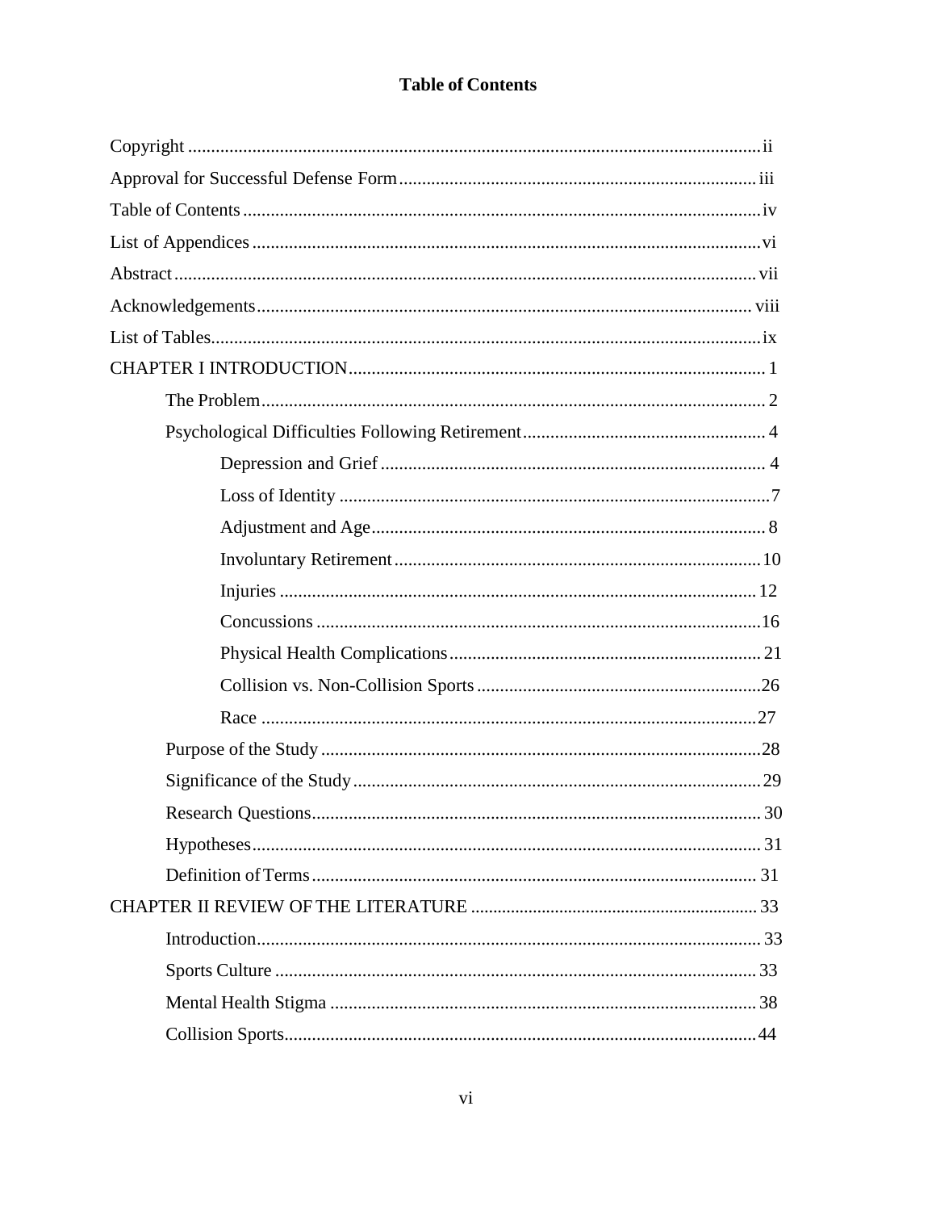## Table of Contents

Copyright ........................................................................................................................ ii

Approval for Successful Defense Form ............................................................................ iii

Table of Contents ............................................................................................................. iv

List of Appendices ........................................................................................................... vi

Abstract ........................................................................................................................... vii

Acknowledgements ........................................................................................................ viii

List of Tables ................................................................................................................... ix

CHAPTER I INTRODUCTION ......................................................................................... 1

- The Problem ............................................................................................................. 2
- Psychological Difficulties Following Retirement ..................................................... 4
    - Depression and Grief ....................................................................................... 4
    - Loss of Identity ................................................................................................ 7
    - Adjustment and Age ......................................................................................... 8
    - Involuntary Retirement .................................................................................. 10
    - Injuries ........................................................................................................... 12
    - Concussions ................................................................................................... 16
    - Physical Health Complications ....................................................................... 21
    - Collision vs. Non-Collision Sports .................................................................. 26
    - Race ............................................................................................................... 27
- Purpose of the Study ............................................................................................... 28
- Significance of the Study ......................................................................................... 29
- Research Questions ................................................................................................. 30
- Hypotheses .............................................................................................................. 31
- Definition of Terms ................................................................................................. 31

CHAPTER II REVIEW OF THE LITERATURE ............................................................... 33

- Introduction ............................................................................................................. 33
- Sports Culture ......................................................................................................... 33
- Mental Health Stigma .............................................................................................. 38
- Collision Sports ....................................................................................................... 44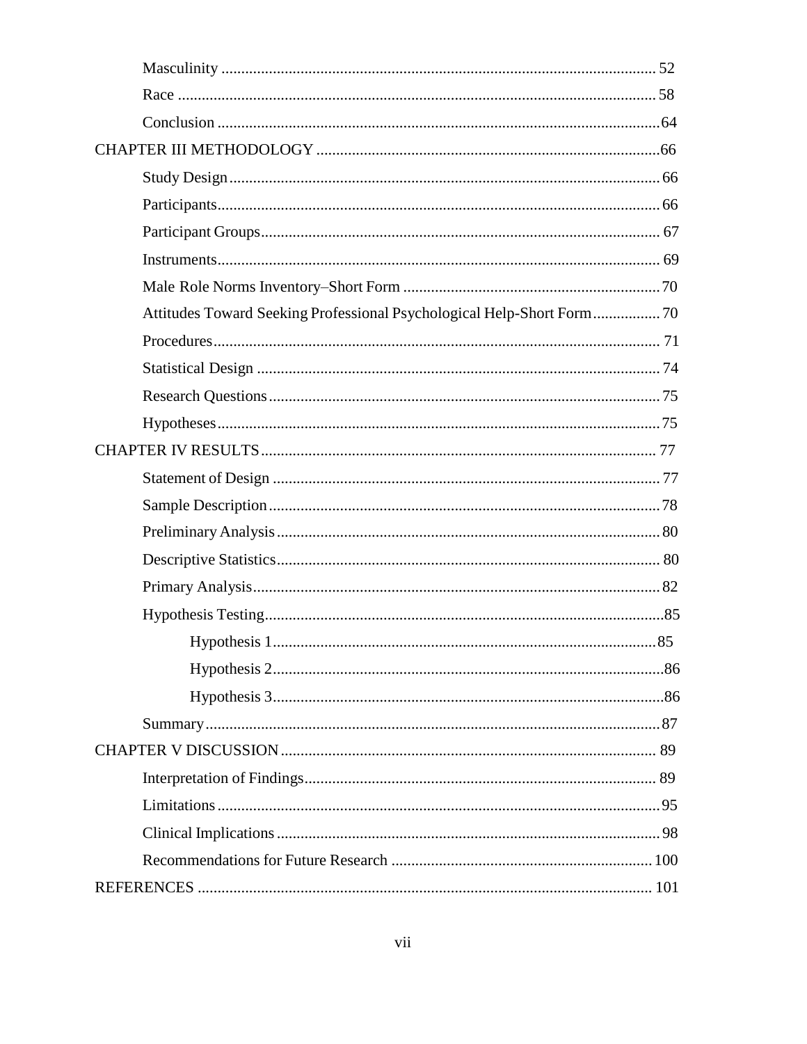Masculinity ............................................................................................................ 52

Race ...................................................................................................................... 58

Conclusion ...........................................................................................................64

CHAPTER III METHODOLOGY ...........................................................................66

Study Design.......................................................................................................... 66

Participants............................................................................................................ 66

Participant Groups................................................................................................. 67

Instruments............................................................................................................ 69

Male Role Norms Inventory–Short Form ............................................................ 70

Attitudes Toward Seeking Professional Psychological Help-Short Form................ 70

Procedures............................................................................................................. 71

Statistical Design ................................................................................................... 74

Research Questions ............................................................................................... 75

Hypotheses............................................................................................................. 75

CHAPTER IV RESULTS............................................................................................ 77

Statement of Design ............................................................................................... 77

Sample Description................................................................................................ 78

Preliminary Analysis.............................................................................................. 80

Descriptive Statistics.............................................................................................. 80

Primary Analysis.................................................................................................... 82

Hypothesis Testing..................................................................................................85

Hypothesis 1............................................................................................85

Hypothesis 2.............................................................................................86

Hypothesis 3.............................................................................................86

Summary................................................................................................................ 87

CHAPTER V DISCUSSION......................................................................................... 89

Interpretation of Findings....................................................................................... 89

Limitations.............................................................................................................. 95

Clinical Implications............................................................................................... 98

Recommendations for Future Research ................................................................ 100

REFERENCES ........................................................................................................... 101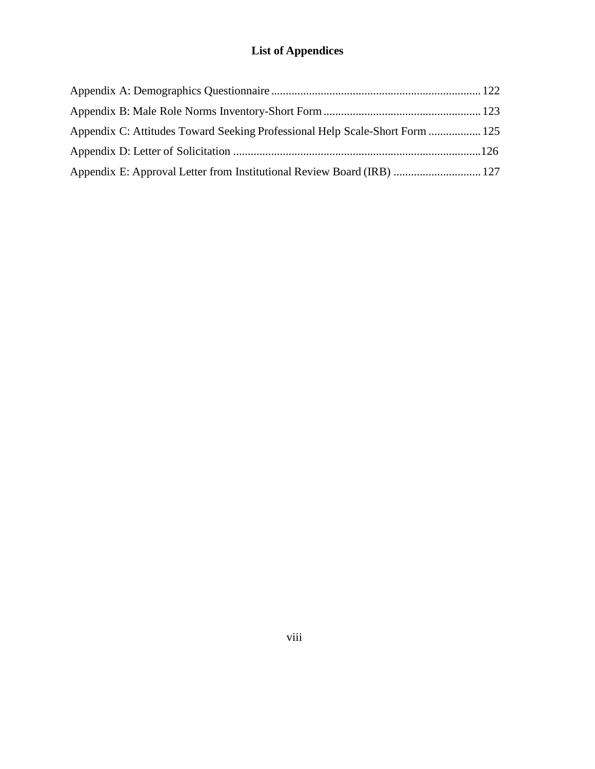# List of Appendices

Appendix A: Demographics Questionnaire ........................................................................ 122

Appendix B: Male Role Norms Inventory-Short Form ...................................................... 123

Appendix C: Attitudes Toward Seeking Professional Help Scale-Short Form .................. 125

Appendix D: Letter of Solicitation .....................................................................................126

Appendix E: Approval Letter from Institutional Review Board (IRB) .............................. 127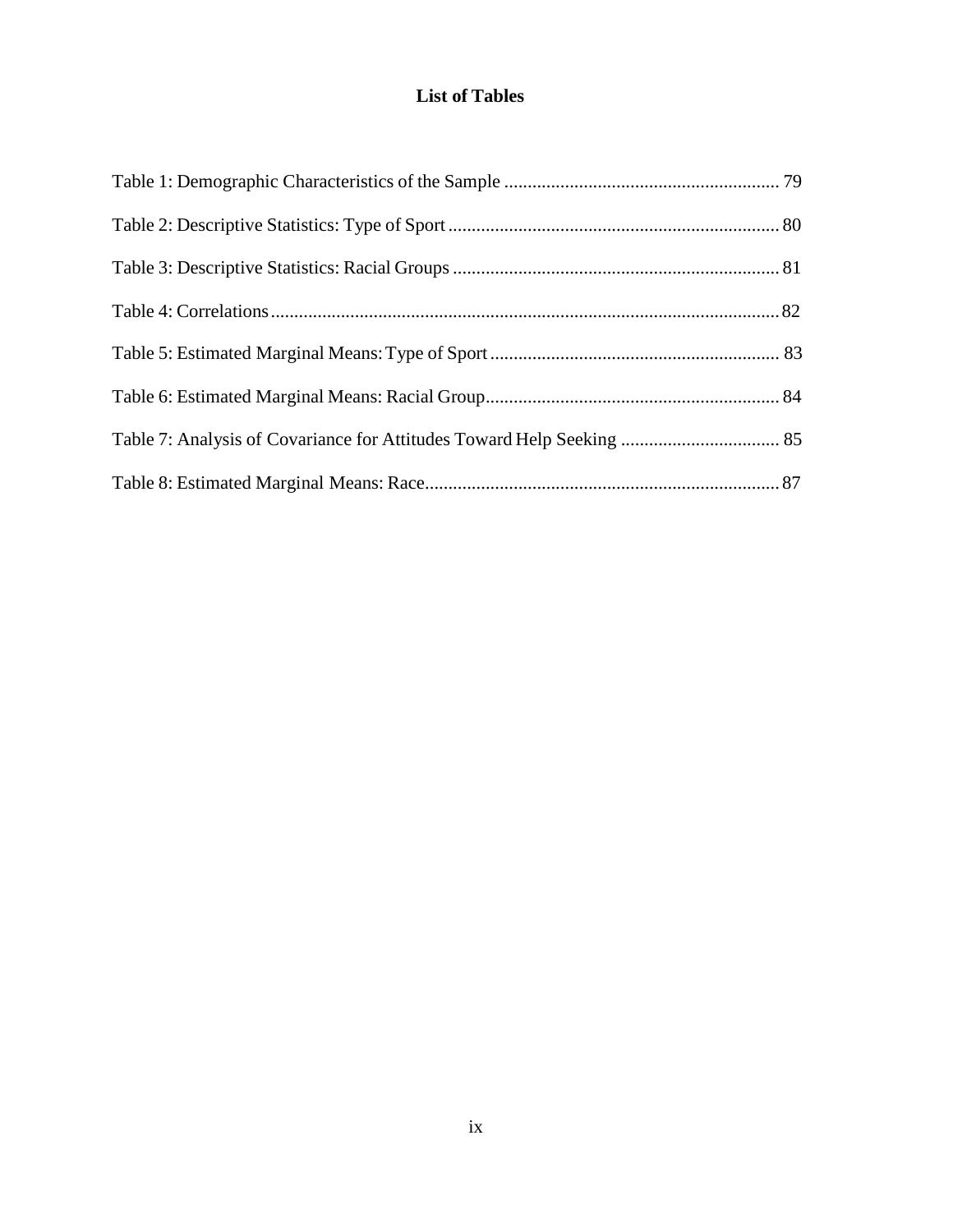# List of Tables

Table 1: Demographic Characteristics of the Sample .......................................................... 79

Table 2: Descriptive Statistics: Type of Sport ...................................................................... 80

Table 3: Descriptive Statistics: Racial Groups ..................................................................... 81

Table 4: Correlations ........................................................................................................... 82

Table 5: Estimated Marginal Means: Type of Sport ............................................................. 83

Table 6: Estimated Marginal Means: Racial Group .............................................................. 84

Table 7: Analysis of Covariance for Attitudes Toward Help Seeking .................................. 85

Table 8: Estimated Marginal Means: Race ........................................................................... 87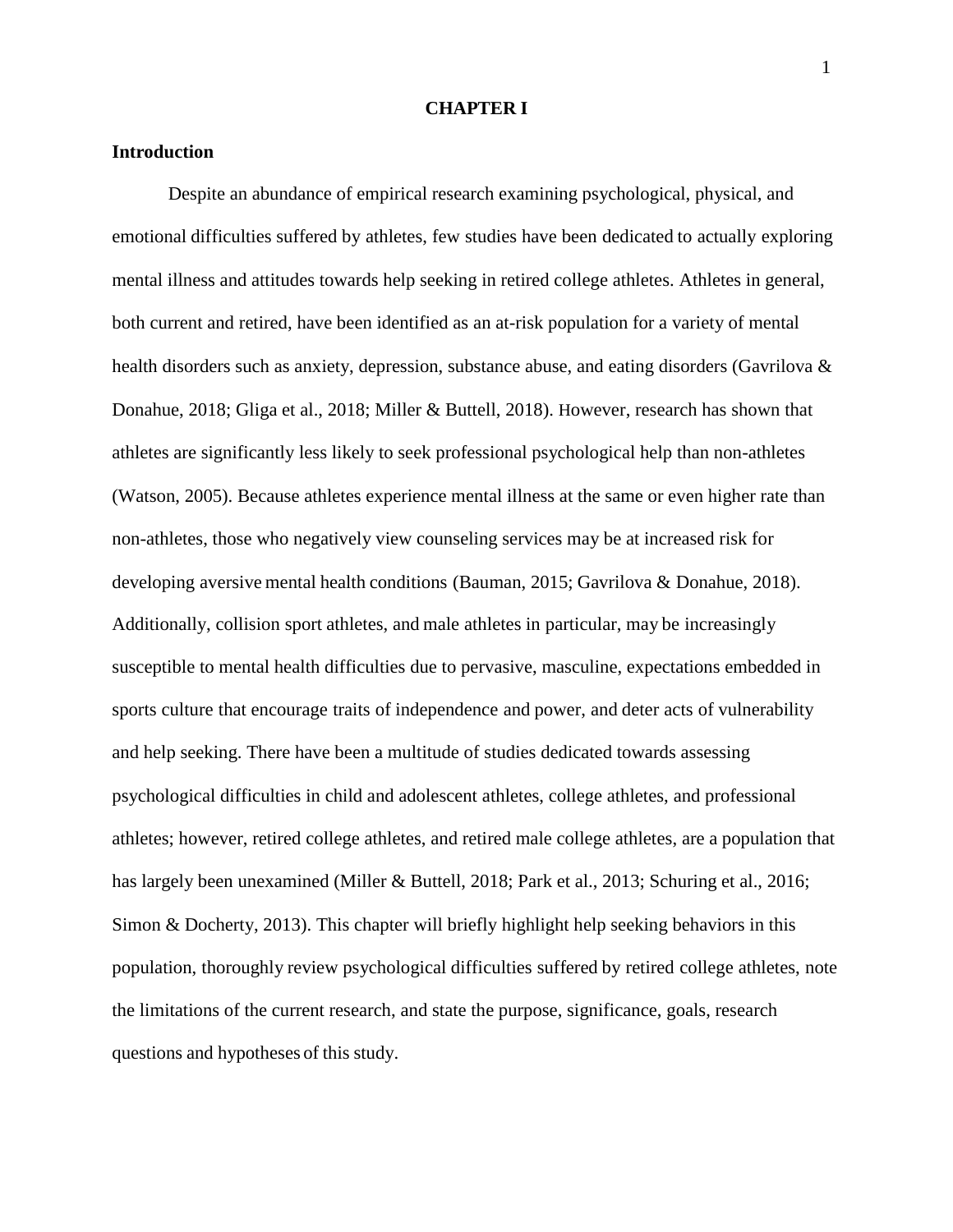# CHAPTER I

## Introduction

Despite an abundance of empirical research examining psychological, physical, and emotional difficulties suffered by athletes, few studies have been dedicated to actually exploring mental illness and attitudes towards help seeking in retired college athletes. Athletes in general, both current and retired, have been identified as an at-risk population for a variety of mental health disorders such as anxiety, depression, substance abuse, and eating disorders (Gavrilova & Donahue, 2018; Gliga et al., 2018; Miller & Buttell, 2018). However, research has shown that athletes are significantly less likely to seek professional psychological help than non-athletes (Watson, 2005). Because athletes experience mental illness at the same or even higher rate than non-athletes, those who negatively view counseling services may be at increased risk for developing aversive mental health conditions (Bauman, 2015; Gavrilova & Donahue, 2018). Additionally, collision sport athletes, and male athletes in particular, may be increasingly susceptible to mental health difficulties due to pervasive, masculine, expectations embedded in sports culture that encourage traits of independence and power, and deter acts of vulnerability and help seeking. There have been a multitude of studies dedicated towards assessing psychological difficulties in child and adolescent athletes, college athletes, and professional athletes; however, retired college athletes, and retired male college athletes, are a population that has largely been unexamined (Miller & Buttell, 2018; Park et al., 2013; Schuring et al., 2016; Simon & Docherty, 2013). This chapter will briefly highlight help seeking behaviors in this population, thoroughly review psychological difficulties suffered by retired college athletes, note the limitations of the current research, and state the purpose, significance, goals, research questions and hypotheses of this study.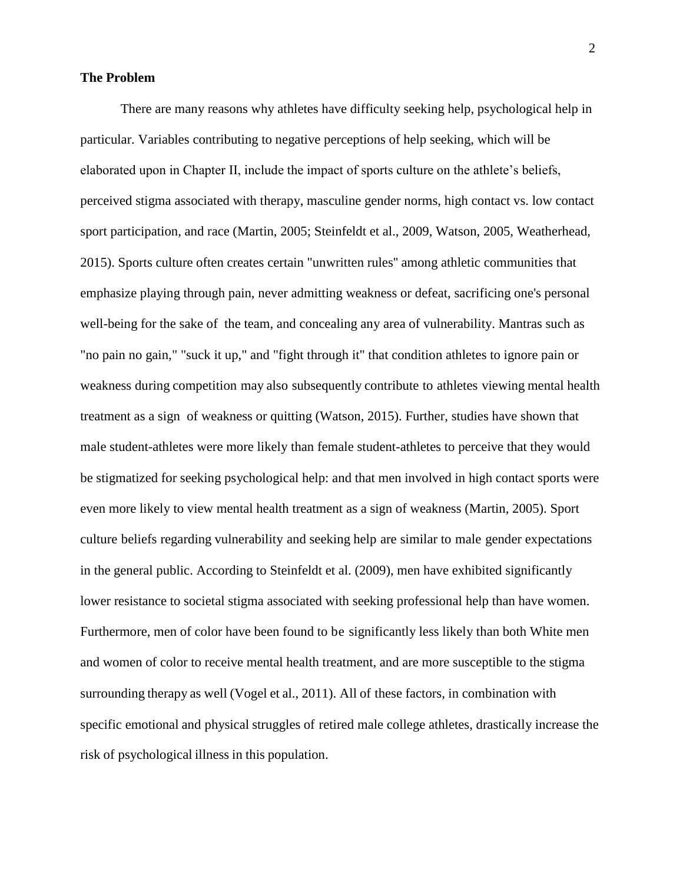**The Problem**

There are many reasons why athletes have difficulty seeking help, psychological help in particular. Variables contributing to negative perceptions of help seeking, which will be elaborated upon in Chapter II, include the impact of sports culture on the athlete's beliefs, perceived stigma associated with therapy, masculine gender norms, high contact vs. low contact sport participation, and race (Martin, 2005; Steinfeldt et al., 2009, Watson, 2005, Weatherhead, 2015). Sports culture often creates certain "unwritten rules" among athletic communities that emphasize playing through pain, never admitting weakness or defeat, sacrificing one's personal well-being for the sake of the team, and concealing any area of vulnerability. Mantras such as "no pain no gain," "suck it up," and "fight through it" that condition athletes to ignore pain or weakness during competition may also subsequently contribute to athletes viewing mental health treatment as a sign of weakness or quitting (Watson, 2015). Further, studies have shown that male student-athletes were more likely than female student-athletes to perceive that they would be stigmatized for seeking psychological help: and that men involved in high contact sports were even more likely to view mental health treatment as a sign of weakness (Martin, 2005). Sport culture beliefs regarding vulnerability and seeking help are similar to male gender expectations in the general public. According to Steinfeldt et al. (2009), men have exhibited significantly lower resistance to societal stigma associated with seeking professional help than have women. Furthermore, men of color have been found to be significantly less likely than both White men and women of color to receive mental health treatment, and are more susceptible to the stigma surrounding therapy as well (Vogel et al., 2011). All of these factors, in combination with specific emotional and physical struggles of retired male college athletes, drastically increase the risk of psychological illness in this population.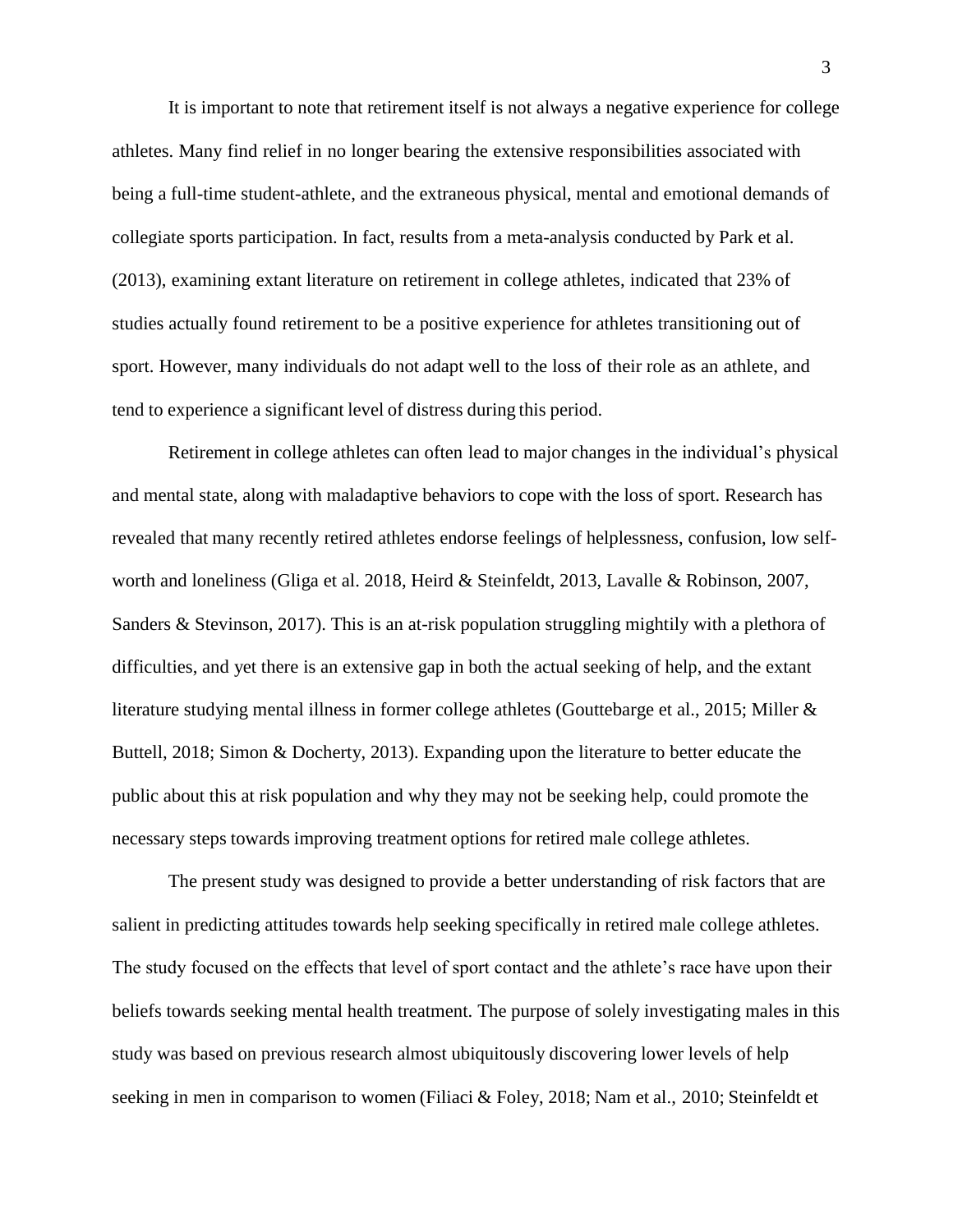It is important to note that retirement itself is not always a negative experience for college athletes. Many find relief in no longer bearing the extensive responsibilities associated with being a full-time student-athlete, and the extraneous physical, mental and emotional demands of collegiate sports participation. In fact, results from a meta-analysis conducted by Park et al. (2013), examining extant literature on retirement in college athletes, indicated that 23% of studies actually found retirement to be a positive experience for athletes transitioning out of sport. However, many individuals do not adapt well to the loss of their role as an athlete, and tend to experience a significant level of distress during this period.

Retirement in college athletes can often lead to major changes in the individual's physical and mental state, along with maladaptive behaviors to cope with the loss of sport. Research has revealed that many recently retired athletes endorse feelings of helplessness, confusion, low self-worth and loneliness (Gliga et al. 2018, Heird & Steinfeldt, 2013, Lavalle & Robinson, 2007, Sanders & Stevinson, 2017). This is an at-risk population struggling mightily with a plethora of difficulties, and yet there is an extensive gap in both the actual seeking of help, and the extant literature studying mental illness in former college athletes (Gouttebarge et al., 2015; Miller & Buttell, 2018; Simon & Docherty, 2013). Expanding upon the literature to better educate the public about this at risk population and why they may not be seeking help, could promote the necessary steps towards improving treatment options for retired male college athletes.

The present study was designed to provide a better understanding of risk factors that are salient in predicting attitudes towards help seeking specifically in retired male college athletes. The study focused on the effects that level of sport contact and the athlete's race have upon their beliefs towards seeking mental health treatment. The purpose of solely investigating males in this study was based on previous research almost ubiquitously discovering lower levels of help seeking in men in comparison to women (Filiaci & Foley, 2018; Nam et al., 2010; Steinfeldt et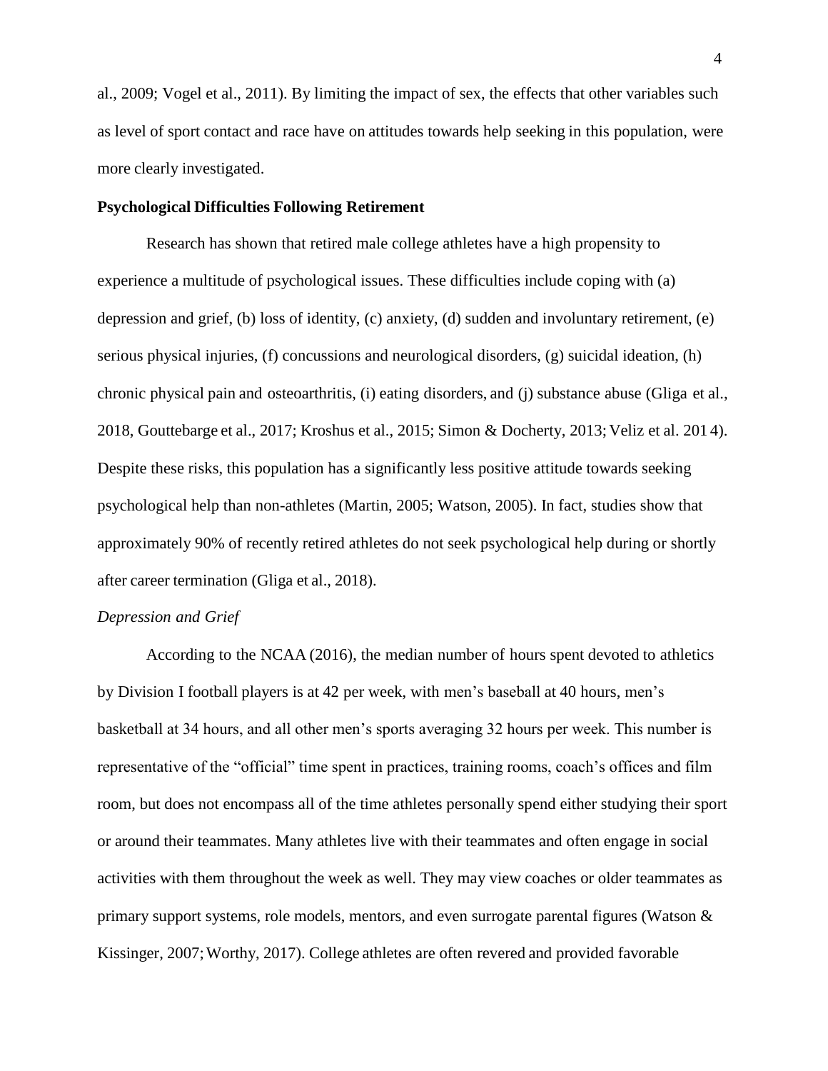al., 2009; Vogel et al., 2011). By limiting the impact of sex, the effects that other variables such as level of sport contact and race have on attitudes towards help seeking in this population, were more clearly investigated.

## Psychological Difficulties Following Retirement

Research has shown that retired male college athletes have a high propensity to experience a multitude of psychological issues. These difficulties include coping with (a) depression and grief, (b) loss of identity, (c) anxiety, (d) sudden and involuntary retirement, (e) serious physical injuries, (f) concussions and neurological disorders, (g) suicidal ideation, (h) chronic physical pain and osteoarthritis, (i) eating disorders, and (j) substance abuse (Gliga et al., 2018, Gouttebarge et al., 2017; Kroshus et al., 2015; Simon & Docherty, 2013; Veliz et al. 2014). Despite these risks, this population has a significantly less positive attitude towards seeking psychological help than non-athletes (Martin, 2005; Watson, 2005). In fact, studies show that approximately 90% of recently retired athletes do not seek psychological help during or shortly after career termination (Gliga et al., 2018).

### *Depression and Grief*

According to the NCAA (2016), the median number of hours spent devoted to athletics by Division I football players is at 42 per week, with men's baseball at 40 hours, men's basketball at 34 hours, and all other men's sports averaging 32 hours per week. This number is representative of the "official" time spent in practices, training rooms, coach's offices and film room, but does not encompass all of the time athletes personally spend either studying their sport or around their teammates. Many athletes live with their teammates and often engage in social activities with them throughout the week as well. They may view coaches or older teammates as primary support systems, role models, mentors, and even surrogate parental figures (Watson & Kissinger, 2007; Worthy, 2017). College athletes are often revered and provided favorable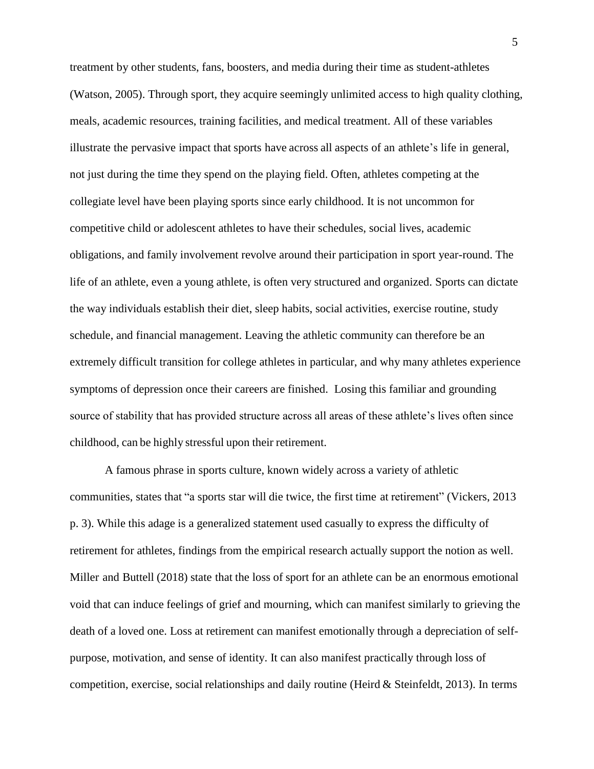treatment by other students, fans, boosters, and media during their time as student-athletes (Watson, 2005). Through sport, they acquire seemingly unlimited access to high quality clothing, meals, academic resources, training facilities, and medical treatment. All of these variables illustrate the pervasive impact that sports have across all aspects of an athlete's life in general, not just during the time they spend on the playing field. Often, athletes competing at the collegiate level have been playing sports since early childhood. It is not uncommon for competitive child or adolescent athletes to have their schedules, social lives, academic obligations, and family involvement revolve around their participation in sport year-round. The life of an athlete, even a young athlete, is often very structured and organized. Sports can dictate the way individuals establish their diet, sleep habits, social activities, exercise routine, study schedule, and financial management. Leaving the athletic community can therefore be an extremely difficult transition for college athletes in particular, and why many athletes experience symptoms of depression once their careers are finished. Losing this familiar and grounding source of stability that has provided structure across all areas of these athlete's lives often since childhood, can be highly stressful upon their retirement.

A famous phrase in sports culture, known widely across a variety of athletic communities, states that "a sports star will die twice, the first time at retirement" (Vickers, 2013 p. 3). While this adage is a generalized statement used casually to express the difficulty of retirement for athletes, findings from the empirical research actually support the notion as well. Miller and Buttell (2018) state that the loss of sport for an athlete can be an enormous emotional void that can induce feelings of grief and mourning, which can manifest similarly to grieving the death of a loved one. Loss at retirement can manifest emotionally through a depreciation of self-purpose, motivation, and sense of identity. It can also manifest practically through loss of competition, exercise, social relationships and daily routine (Heird & Steinfeldt, 2013). In terms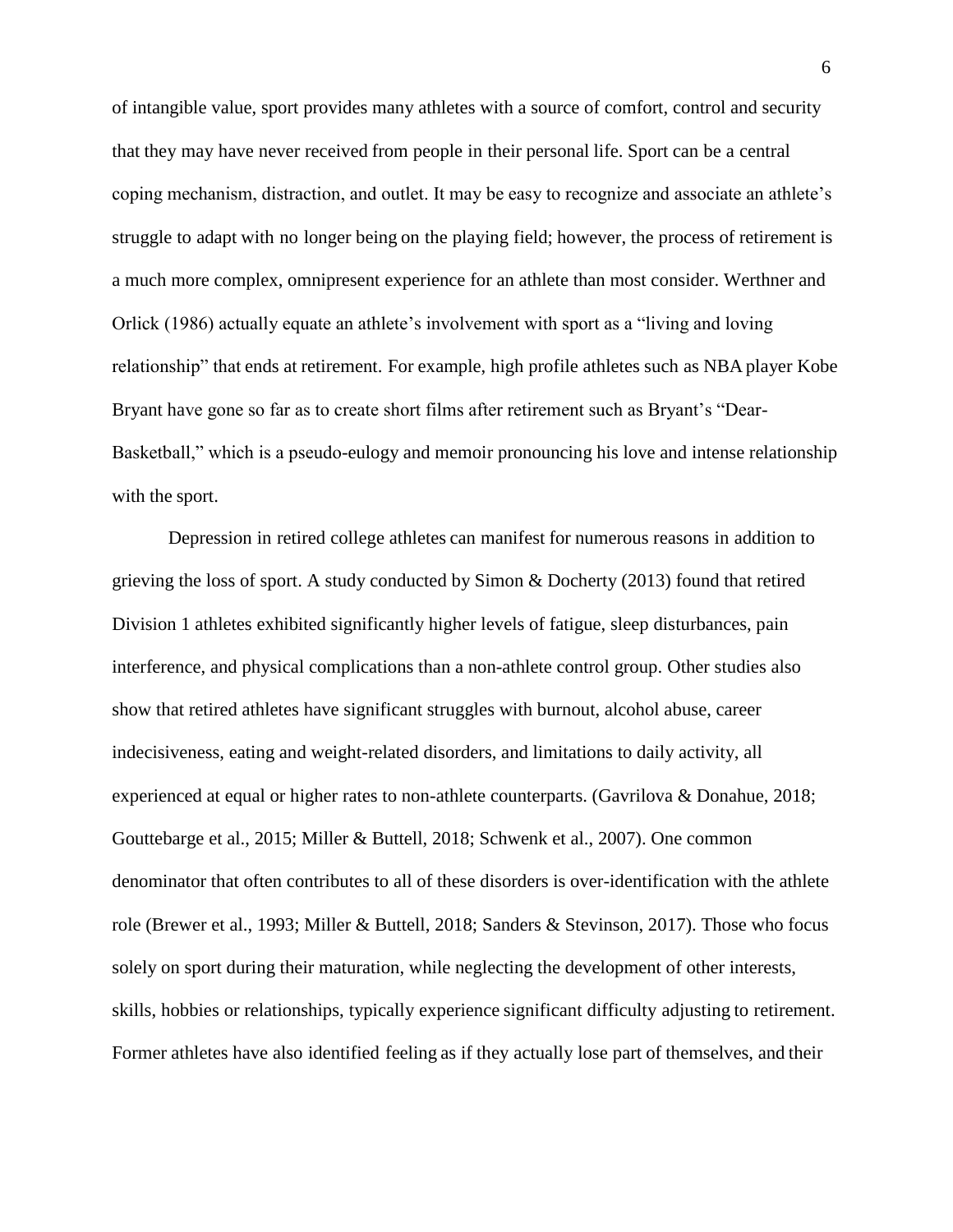of intangible value, sport provides many athletes with a source of comfort, control and security that they may have never received from people in their personal life. Sport can be a central coping mechanism, distraction, and outlet. It may be easy to recognize and associate an athlete's struggle to adapt with no longer being on the playing field; however, the process of retirement is a much more complex, omnipresent experience for an athlete than most consider. Werthner and Orlick (1986) actually equate an athlete's involvement with sport as a "living and loving relationship" that ends at retirement. For example, high profile athletes such as NBA player Kobe Bryant have gone so far as to create short films after retirement such as Bryant's "Dear-Basketball," which is a pseudo-eulogy and memoir pronouncing his love and intense relationship with the sport.

Depression in retired college athletes can manifest for numerous reasons in addition to grieving the loss of sport. A study conducted by Simon & Docherty (2013) found that retired Division 1 athletes exhibited significantly higher levels of fatigue, sleep disturbances, pain interference, and physical complications than a non-athlete control group. Other studies also show that retired athletes have significant struggles with burnout, alcohol abuse, career indecisiveness, eating and weight-related disorders, and limitations to daily activity, all experienced at equal or higher rates to non-athlete counterparts. (Gavrilova & Donahue, 2018; Gouttebarge et al., 2015; Miller & Buttell, 2018; Schwenk et al., 2007). One common denominator that often contributes to all of these disorders is over-identification with the athlete role (Brewer et al., 1993; Miller & Buttell, 2018; Sanders & Stevinson, 2017). Those who focus solely on sport during their maturation, while neglecting the development of other interests, skills, hobbies or relationships, typically experience significant difficulty adjusting to retirement. Former athletes have also identified feeling as if they actually lose part of themselves, and their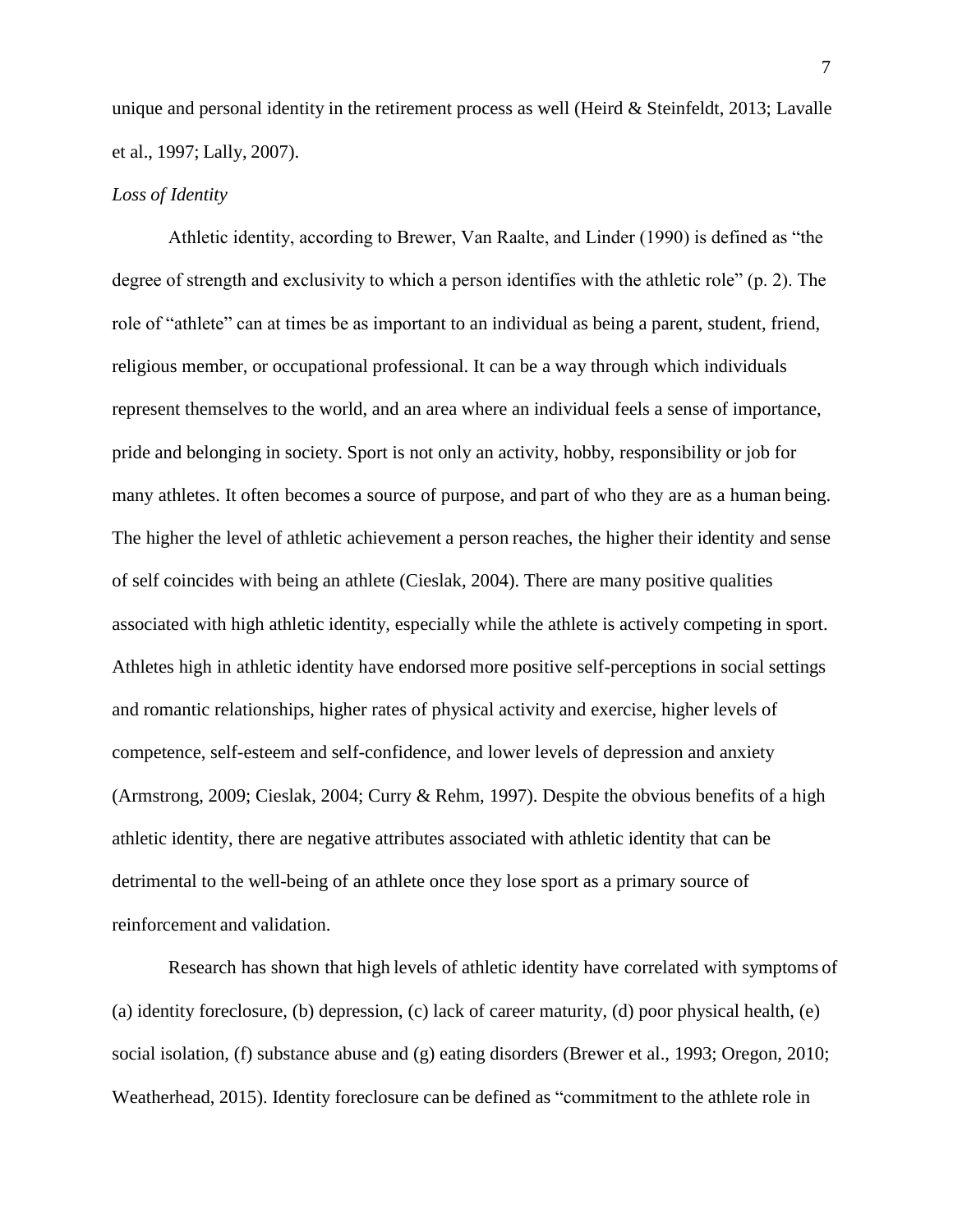unique and personal identity in the retirement process as well (Heird & Steinfeldt, 2013; Lavalle et al., 1997; Lally, 2007).

*Loss of Identity*

Athletic identity, according to Brewer, Van Raalte, and Linder (1990) is defined as "the degree of strength and exclusivity to which a person identifies with the athletic role" (p. 2). The role of "athlete" can at times be as important to an individual as being a parent, student, friend, religious member, or occupational professional. It can be a way through which individuals represent themselves to the world, and an area where an individual feels a sense of importance, pride and belonging in society. Sport is not only an activity, hobby, responsibility or job for many athletes. It often becomes a source of purpose, and part of who they are as a human being. The higher the level of athletic achievement a person reaches, the higher their identity and sense of self coincides with being an athlete (Cieslak, 2004). There are many positive qualities associated with high athletic identity, especially while the athlete is actively competing in sport. Athletes high in athletic identity have endorsed more positive self-perceptions in social settings and romantic relationships, higher rates of physical activity and exercise, higher levels of competence, self-esteem and self-confidence, and lower levels of depression and anxiety (Armstrong, 2009; Cieslak, 2004; Curry & Rehm, 1997). Despite the obvious benefits of a high athletic identity, there are negative attributes associated with athletic identity that can be detrimental to the well-being of an athlete once they lose sport as a primary source of reinforcement and validation.

Research has shown that high levels of athletic identity have correlated with symptoms of (a) identity foreclosure, (b) depression, (c) lack of career maturity, (d) poor physical health, (e) social isolation, (f) substance abuse and (g) eating disorders (Brewer et al., 1993; Oregon, 2010; Weatherhead, 2015). Identity foreclosure can be defined as "commitment to the athlete role in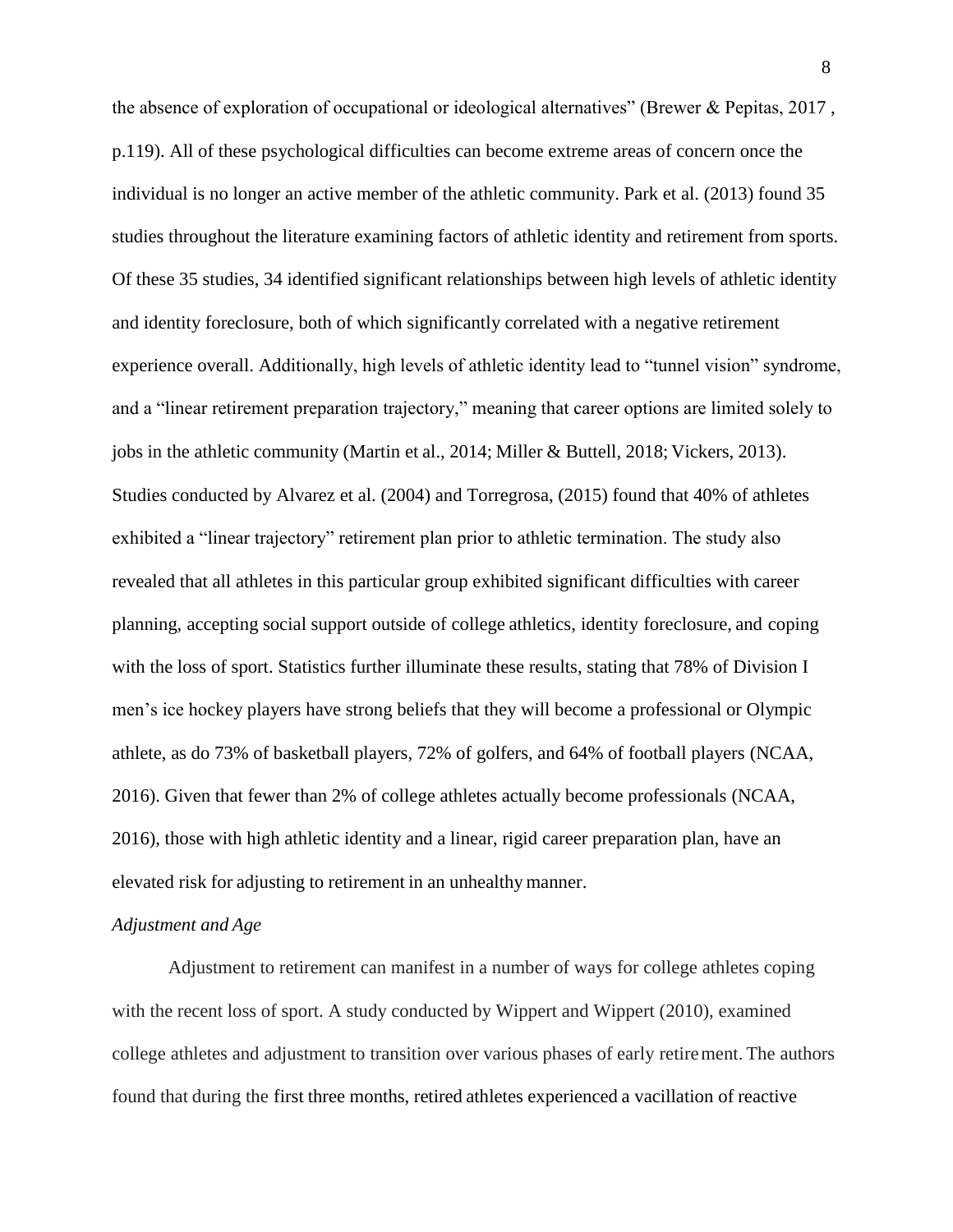the absence of exploration of occupational or ideological alternatives" (Brewer & Pepitas, 2017 , p.119). All of these psychological difficulties can become extreme areas of concern once the individual is no longer an active member of the athletic community. Park et al. (2013) found 35 studies throughout the literature examining factors of athletic identity and retirement from sports. Of these 35 studies, 34 identified significant relationships between high levels of athletic identity and identity foreclosure, both of which significantly correlated with a negative retirement experience overall. Additionally, high levels of athletic identity lead to "tunnel vision" syndrome, and a "linear retirement preparation trajectory," meaning that career options are limited solely to jobs in the athletic community (Martin et al., 2014; Miller & Buttell, 2018; Vickers, 2013). Studies conducted by Alvarez et al. (2004) and Torregrosa, (2015) found that 40% of athletes exhibited a "linear trajectory" retirement plan prior to athletic termination. The study also revealed that all athletes in this particular group exhibited significant difficulties with career planning, accepting social support outside of college athletics, identity foreclosure, and coping with the loss of sport. Statistics further illuminate these results, stating that 78% of Division I men's ice hockey players have strong beliefs that they will become a professional or Olympic athlete, as do 73% of basketball players, 72% of golfers, and 64% of football players (NCAA, 2016). Given that fewer than 2% of college athletes actually become professionals (NCAA, 2016), those with high athletic identity and a linear, rigid career preparation plan, have an elevated risk for adjusting to retirement in an unhealthy manner.

### *Adjustment and Age*

Adjustment to retirement can manifest in a number of ways for college athletes coping with the recent loss of sport. A study conducted by Wippert and Wippert (2010), examined college athletes and adjustment to transition over various phases of early retirement. The authors found that during the first three months, retired athletes experienced a vacillation of reactive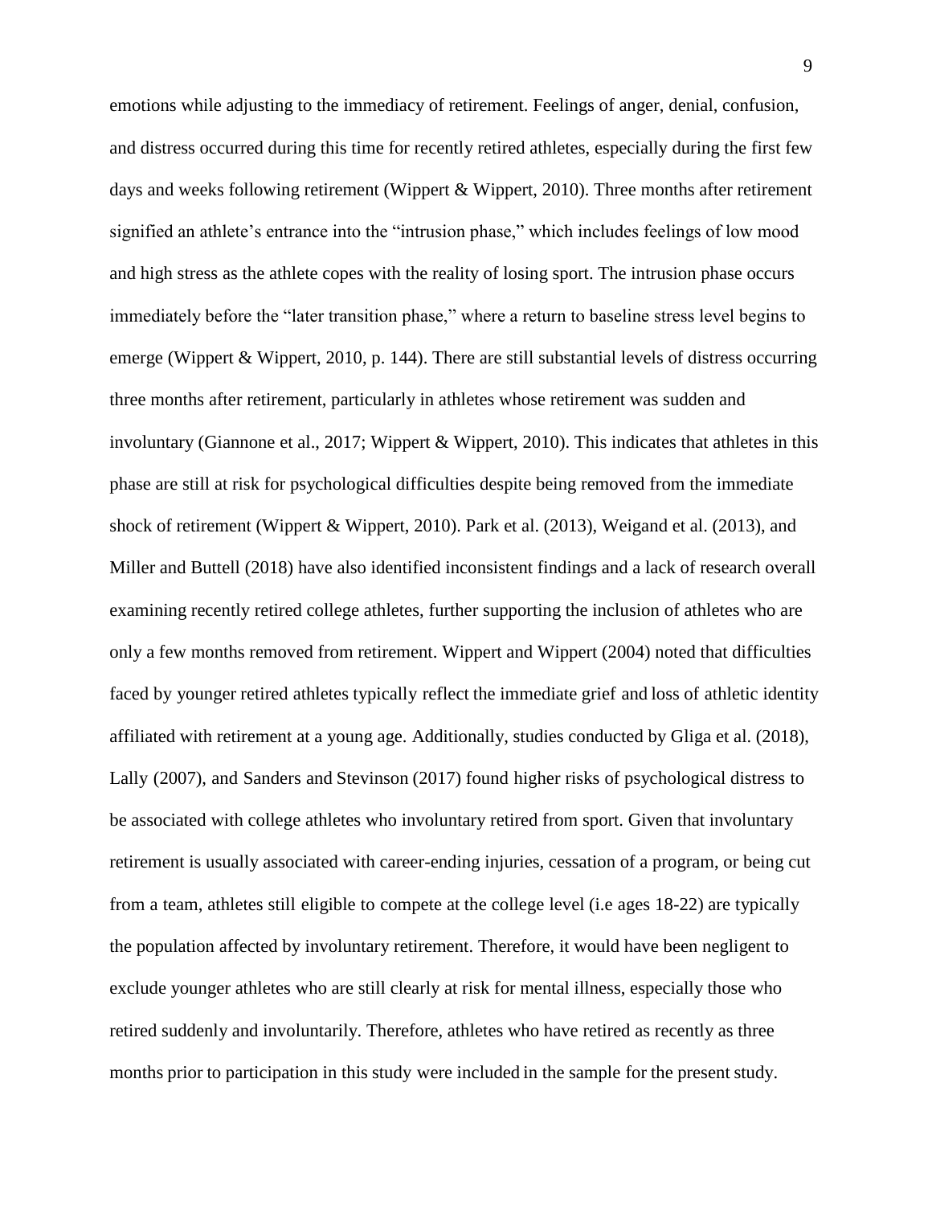emotions while adjusting to the immediacy of retirement. Feelings of anger, denial, confusion, and distress occurred during this time for recently retired athletes, especially during the first few days and weeks following retirement (Wippert & Wippert, 2010). Three months after retirement signified an athlete's entrance into the "intrusion phase," which includes feelings of low mood and high stress as the athlete copes with the reality of losing sport. The intrusion phase occurs immediately before the "later transition phase," where a return to baseline stress level begins to emerge (Wippert & Wippert, 2010, p. 144). There are still substantial levels of distress occurring three months after retirement, particularly in athletes whose retirement was sudden and involuntary (Giannone et al., 2017; Wippert & Wippert, 2010). This indicates that athletes in this phase are still at risk for psychological difficulties despite being removed from the immediate shock of retirement (Wippert & Wippert, 2010). Park et al. (2013), Weigand et al. (2013), and Miller and Buttell (2018) have also identified inconsistent findings and a lack of research overall examining recently retired college athletes, further supporting the inclusion of athletes who are only a few months removed from retirement. Wippert and Wippert (2004) noted that difficulties faced by younger retired athletes typically reflect the immediate grief and loss of athletic identity affiliated with retirement at a young age. Additionally, studies conducted by Gliga et al. (2018), Lally (2007), and Sanders and Stevinson (2017) found higher risks of psychological distress to be associated with college athletes who involuntary retired from sport. Given that involuntary retirement is usually associated with career-ending injuries, cessation of a program, or being cut from a team, athletes still eligible to compete at the college level (i.e ages 18-22) are typically the population affected by involuntary retirement. Therefore, it would have been negligent to exclude younger athletes who are still clearly at risk for mental illness, especially those who retired suddenly and involuntarily. Therefore, athletes who have retired as recently as three months prior to participation in this study were included in the sample for the present study.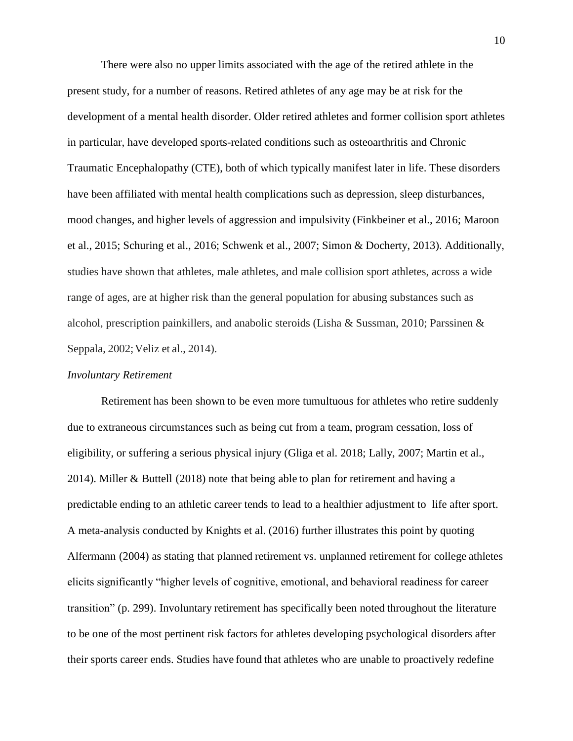There were also no upper limits associated with the age of the retired athlete in the present study, for a number of reasons. Retired athletes of any age may be at risk for the development of a mental health disorder. Older retired athletes and former collision sport athletes in particular, have developed sports-related conditions such as osteoarthritis and Chronic Traumatic Encephalopathy (CTE), both of which typically manifest later in life. These disorders have been affiliated with mental health complications such as depression, sleep disturbances, mood changes, and higher levels of aggression and impulsivity (Finkbeiner et al., 2016; Maroon et al., 2015; Schuring et al., 2016; Schwenk et al., 2007; Simon & Docherty, 2013). Additionally, studies have shown that athletes, male athletes, and male collision sport athletes, across a wide range of ages, are at higher risk than the general population for abusing substances such as alcohol, prescription painkillers, and anabolic steroids (Lisha & Sussman, 2010; Parssinen & Seppala, 2002; Veliz et al., 2014).

*Involuntary Retirement*

Retirement has been shown to be even more tumultuous for athletes who retire suddenly due to extraneous circumstances such as being cut from a team, program cessation, loss of eligibility, or suffering a serious physical injury (Gliga et al. 2018; Lally, 2007; Martin et al., 2014). Miller & Buttell (2018) note that being able to plan for retirement and having a predictable ending to an athletic career tends to lead to a healthier adjustment to life after sport. A meta-analysis conducted by Knights et al. (2016) further illustrates this point by quoting Alfermann (2004) as stating that planned retirement vs. unplanned retirement for college athletes elicits significantly "higher levels of cognitive, emotional, and behavioral readiness for career transition" (p. 299). Involuntary retirement has specifically been noted throughout the literature to be one of the most pertinent risk factors for athletes developing psychological disorders after their sports career ends. Studies have found that athletes who are unable to proactively redefine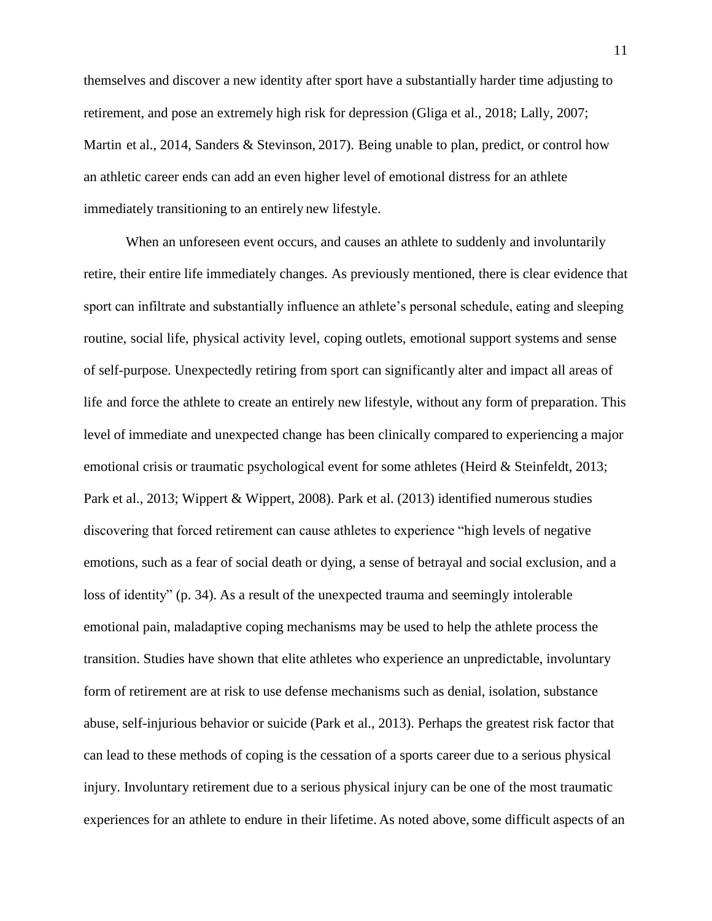themselves and discover a new identity after sport have a substantially harder time adjusting to retirement, and pose an extremely high risk for depression (Gliga et al., 2018; Lally, 2007; Martin et al., 2014, Sanders & Stevinson, 2017). Being unable to plan, predict, or control how an athletic career ends can add an even higher level of emotional distress for an athlete immediately transitioning to an entirely new lifestyle.

When an unforeseen event occurs, and causes an athlete to suddenly and involuntarily retire, their entire life immediately changes. As previously mentioned, there is clear evidence that sport can infiltrate and substantially influence an athlete's personal schedule, eating and sleeping routine, social life, physical activity level, coping outlets, emotional support systems and sense of self-purpose. Unexpectedly retiring from sport can significantly alter and impact all areas of life and force the athlete to create an entirely new lifestyle, without any form of preparation. This level of immediate and unexpected change has been clinically compared to experiencing a major emotional crisis or traumatic psychological event for some athletes (Heird & Steinfeldt, 2013; Park et al., 2013; Wippert & Wippert, 2008). Park et al. (2013) identified numerous studies discovering that forced retirement can cause athletes to experience "high levels of negative emotions, such as a fear of social death or dying, a sense of betrayal and social exclusion, and a loss of identity" (p. 34). As a result of the unexpected trauma and seemingly intolerable emotional pain, maladaptive coping mechanisms may be used to help the athlete process the transition. Studies have shown that elite athletes who experience an unpredictable, involuntary form of retirement are at risk to use defense mechanisms such as denial, isolation, substance abuse, self-injurious behavior or suicide (Park et al., 2013). Perhaps the greatest risk factor that can lead to these methods of coping is the cessation of a sports career due to a serious physical injury. Involuntary retirement due to a serious physical injury can be one of the most traumatic experiences for an athlete to endure in their lifetime. As noted above, some difficult aspects of an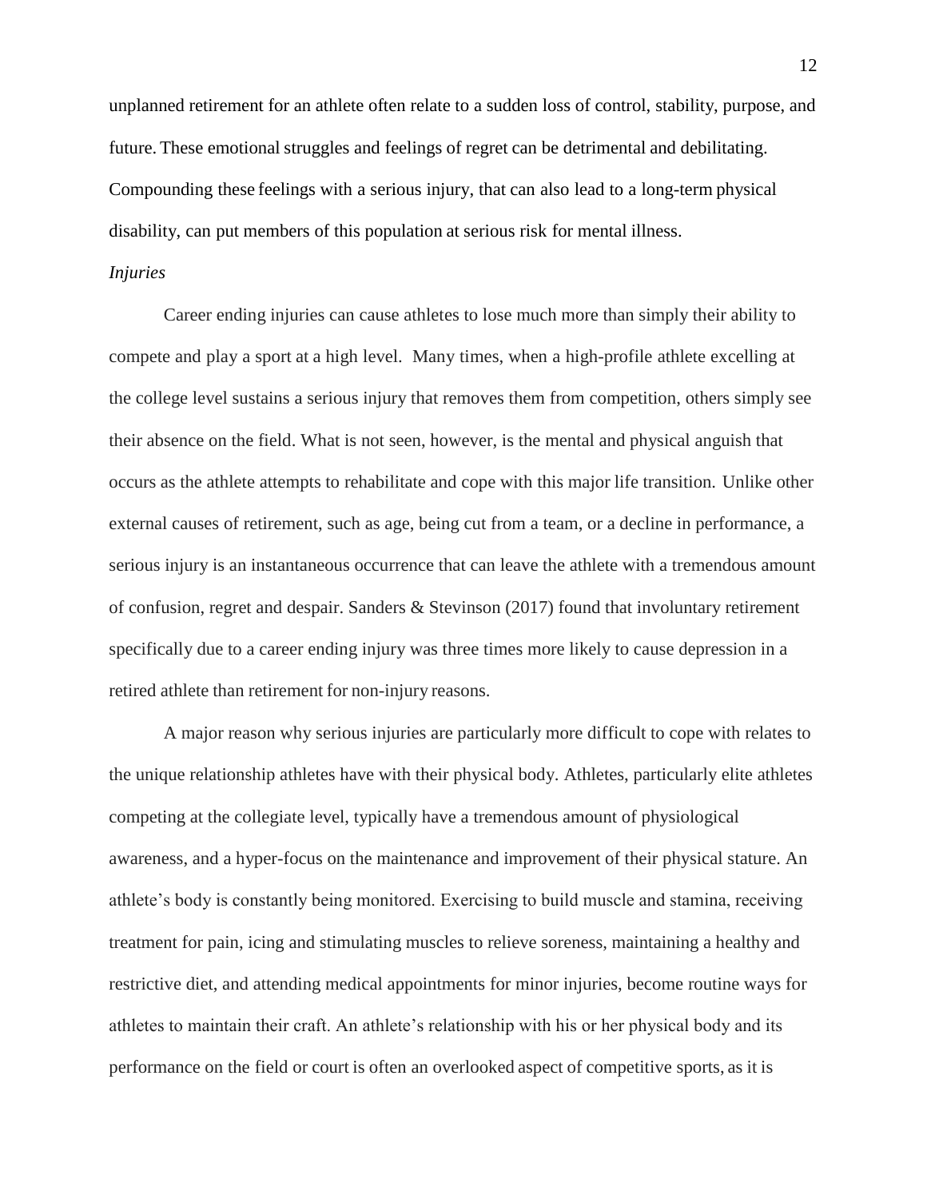unplanned retirement for an athlete often relate to a sudden loss of control, stability, purpose, and future. These emotional struggles and feelings of regret can be detrimental and debilitating. Compounding these feelings with a serious injury, that can also lead to a long-term physical disability, can put members of this population at serious risk for mental illness.

*Injuries*

Career ending injuries can cause athletes to lose much more than simply their ability to compete and play a sport at a high level. Many times, when a high-profile athlete excelling at the college level sustains a serious injury that removes them from competition, others simply see their absence on the field. What is not seen, however, is the mental and physical anguish that occurs as the athlete attempts to rehabilitate and cope with this major life transition. Unlike other external causes of retirement, such as age, being cut from a team, or a decline in performance, a serious injury is an instantaneous occurrence that can leave the athlete with a tremendous amount of confusion, regret and despair. Sanders & Stevinson (2017) found that involuntary retirement specifically due to a career ending injury was three times more likely to cause depression in a retired athlete than retirement for non-injury reasons.

A major reason why serious injuries are particularly more difficult to cope with relates to the unique relationship athletes have with their physical body. Athletes, particularly elite athletes competing at the collegiate level, typically have a tremendous amount of physiological awareness, and a hyper-focus on the maintenance and improvement of their physical stature. An athlete's body is constantly being monitored. Exercising to build muscle and stamina, receiving treatment for pain, icing and stimulating muscles to relieve soreness, maintaining a healthy and restrictive diet, and attending medical appointments for minor injuries, become routine ways for athletes to maintain their craft. An athlete's relationship with his or her physical body and its performance on the field or court is often an overlooked aspect of competitive sports, as it is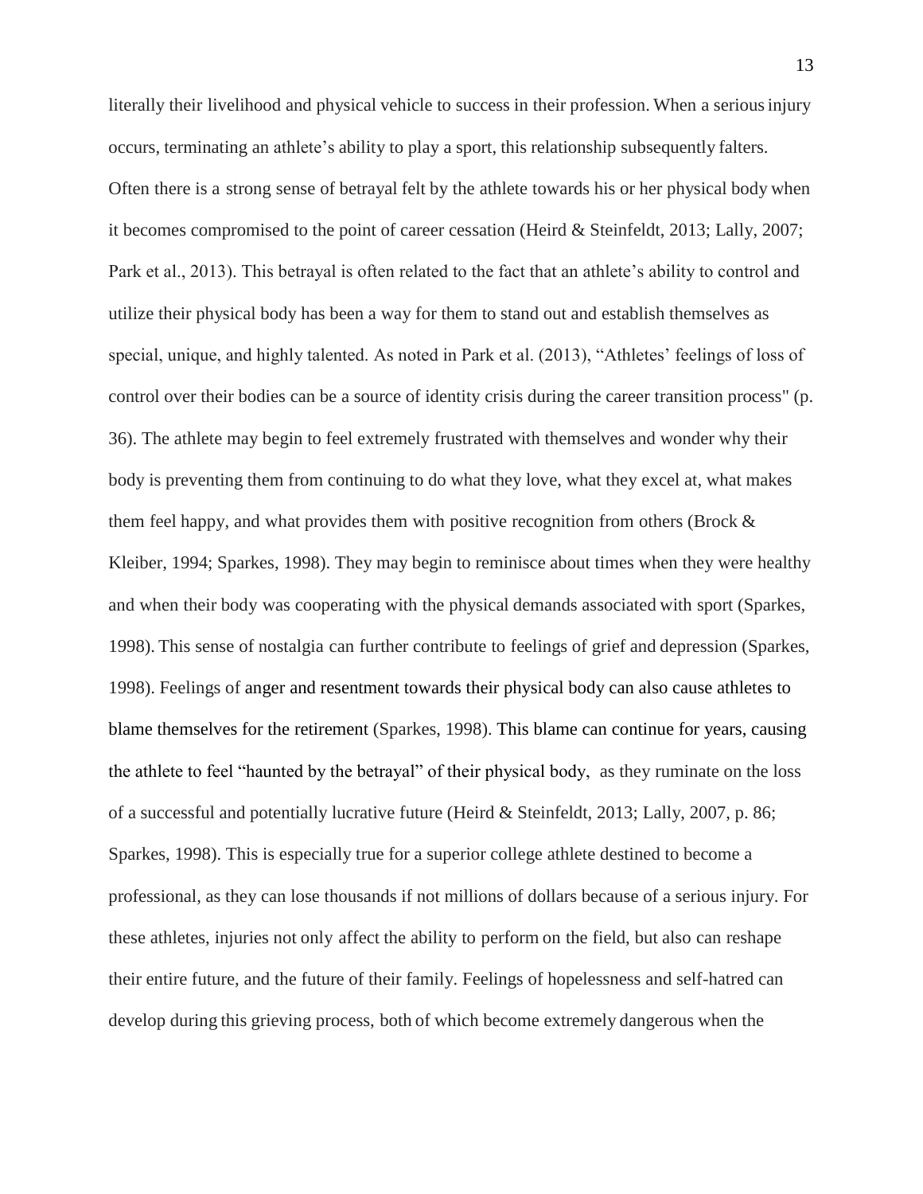literally their livelihood and physical vehicle to success in their profession. When a serious injury occurs, terminating an athlete's ability to play a sport, this relationship subsequently falters. Often there is a strong sense of betrayal felt by the athlete towards his or her physical body when it becomes compromised to the point of career cessation (Heird & Steinfeldt, 2013; Lally, 2007; Park et al., 2013). This betrayal is often related to the fact that an athlete's ability to control and utilize their physical body has been a way for them to stand out and establish themselves as special, unique, and highly talented. As noted in Park et al. (2013), "Athletes' feelings of loss of control over their bodies can be a source of identity crisis during the career transition process" (p. 36). The athlete may begin to feel extremely frustrated with themselves and wonder why their body is preventing them from continuing to do what they love, what they excel at, what makes them feel happy, and what provides them with positive recognition from others (Brock & Kleiber, 1994; Sparkes, 1998). They may begin to reminisce about times when they were healthy and when their body was cooperating with the physical demands associated with sport (Sparkes, 1998). This sense of nostalgia can further contribute to feelings of grief and depression (Sparkes, 1998). Feelings of anger and resentment towards their physical body can also cause athletes to blame themselves for the retirement (Sparkes, 1998). This blame can continue for years, causing the athlete to feel "haunted by the betrayal" of their physical body, as they ruminate on the loss of a successful and potentially lucrative future (Heird & Steinfeldt, 2013; Lally, 2007, p. 86; Sparkes, 1998). This is especially true for a superior college athlete destined to become a professional, as they can lose thousands if not millions of dollars because of a serious injury. For these athletes, injuries not only affect the ability to perform on the field, but also can reshape their entire future, and the future of their family. Feelings of hopelessness and self-hatred can develop during this grieving process, both of which become extremely dangerous when the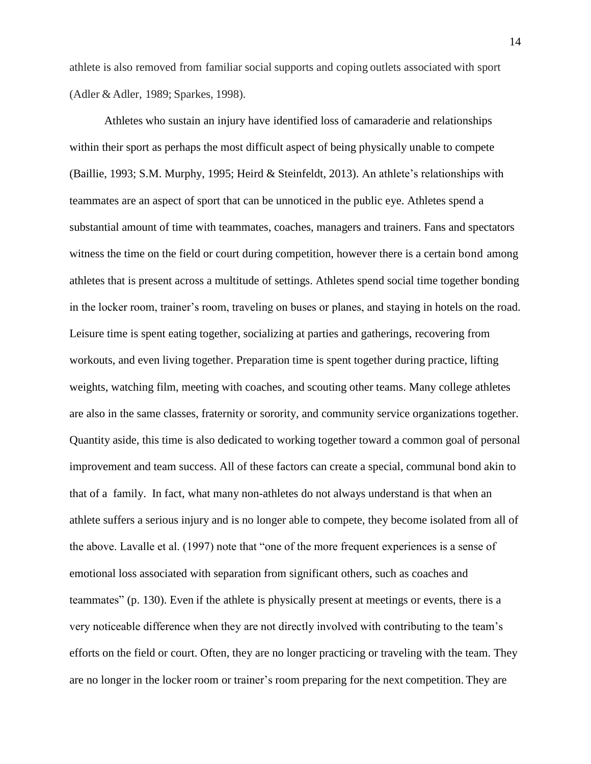athlete is also removed from familiar social supports and coping outlets associated with sport (Adler & Adler, 1989; Sparkes, 1998).

Athletes who sustain an injury have identified loss of camaraderie and relationships within their sport as perhaps the most difficult aspect of being physically unable to compete (Baillie, 1993; S.M. Murphy, 1995; Heird & Steinfeldt, 2013). An athlete's relationships with teammates are an aspect of sport that can be unnoticed in the public eye. Athletes spend a substantial amount of time with teammates, coaches, managers and trainers. Fans and spectators witness the time on the field or court during competition, however there is a certain bond among athletes that is present across a multitude of settings. Athletes spend social time together bonding in the locker room, trainer's room, traveling on buses or planes, and staying in hotels on the road. Leisure time is spent eating together, socializing at parties and gatherings, recovering from workouts, and even living together. Preparation time is spent together during practice, lifting weights, watching film, meeting with coaches, and scouting other teams. Many college athletes are also in the same classes, fraternity or sorority, and community service organizations together. Quantity aside, this time is also dedicated to working together toward a common goal of personal improvement and team success. All of these factors can create a special, communal bond akin to that of a family. In fact, what many non-athletes do not always understand is that when an athlete suffers a serious injury and is no longer able to compete, they become isolated from all of the above. Lavalle et al. (1997) note that "one of the more frequent experiences is a sense of emotional loss associated with separation from significant others, such as coaches and teammates" (p. 130). Even if the athlete is physically present at meetings or events, there is a very noticeable difference when they are not directly involved with contributing to the team's efforts on the field or court. Often, they are no longer practicing or traveling with the team. They are no longer in the locker room or trainer's room preparing for the next competition. They are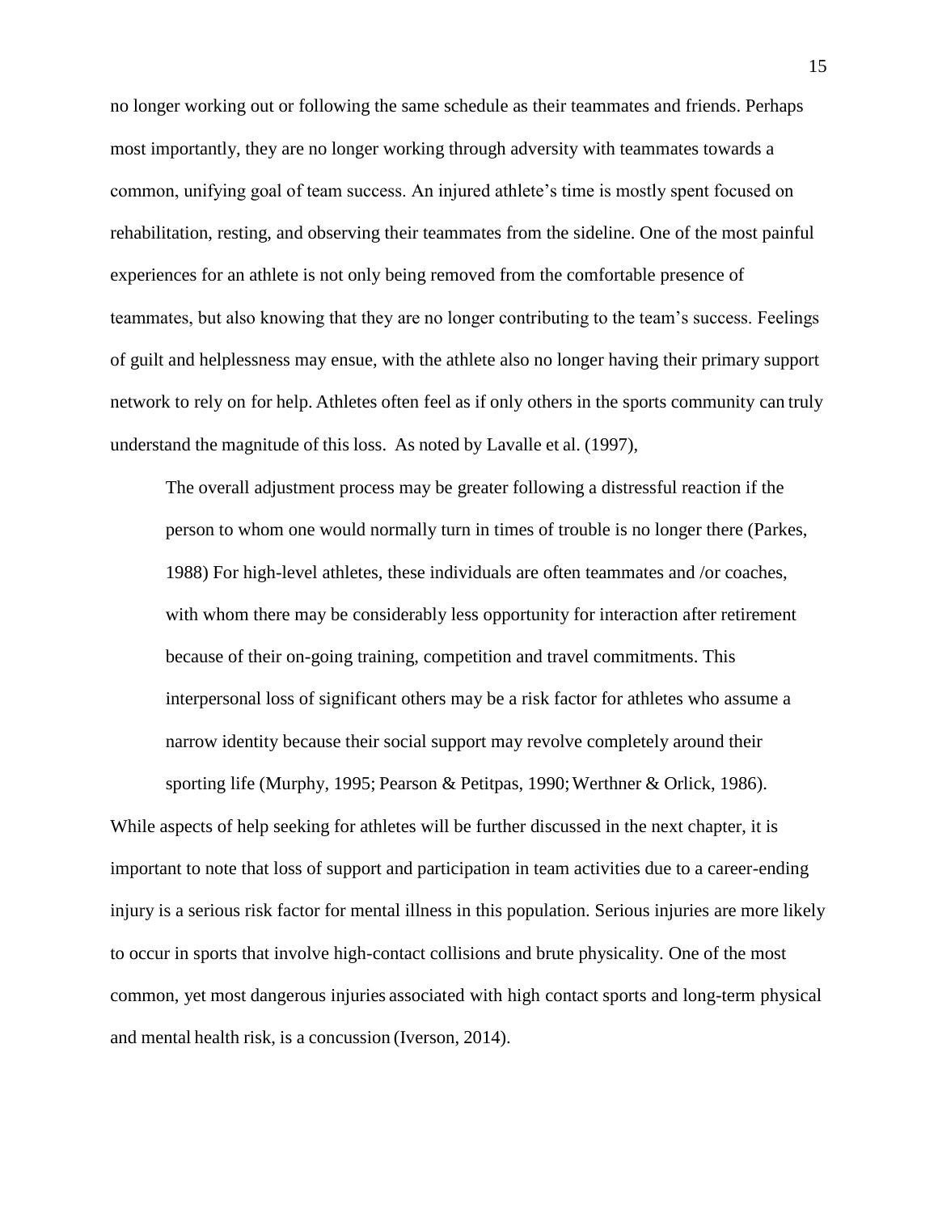no longer working out or following the same schedule as their teammates and friends. Perhaps most importantly, they are no longer working through adversity with teammates towards a common, unifying goal of team success. An injured athlete's time is mostly spent focused on rehabilitation, resting, and observing their teammates from the sideline. One of the most painful experiences for an athlete is not only being removed from the comfortable presence of teammates, but also knowing that they are no longer contributing to the team's success. Feelings of guilt and helplessness may ensue, with the athlete also no longer having their primary support network to rely on for help. Athletes often feel as if only others in the sports community can truly understand the magnitude of this loss. As noted by Lavalle et al. (1997),

> The overall adjustment process may be greater following a distressful reaction if the person to whom one would normally turn in times of trouble is no longer there (Parkes, 1988) For high-level athletes, these individuals are often teammates and /or coaches, with whom there may be considerably less opportunity for interaction after retirement because of their on-going training, competition and travel commitments. This interpersonal loss of significant others may be a risk factor for athletes who assume a narrow identity because their social support may revolve completely around their sporting life (Murphy, 1995; Pearson & Petitpas, 1990; Werthner & Orlick, 1986).

While aspects of help seeking for athletes will be further discussed in the next chapter, it is important to note that loss of support and participation in team activities due to a career-ending injury is a serious risk factor for mental illness in this population. Serious injuries are more likely to occur in sports that involve high-contact collisions and brute physicality. One of the most common, yet most dangerous injuries associated with high contact sports and long-term physical and mental health risk, is a concussion (Iverson, 2014).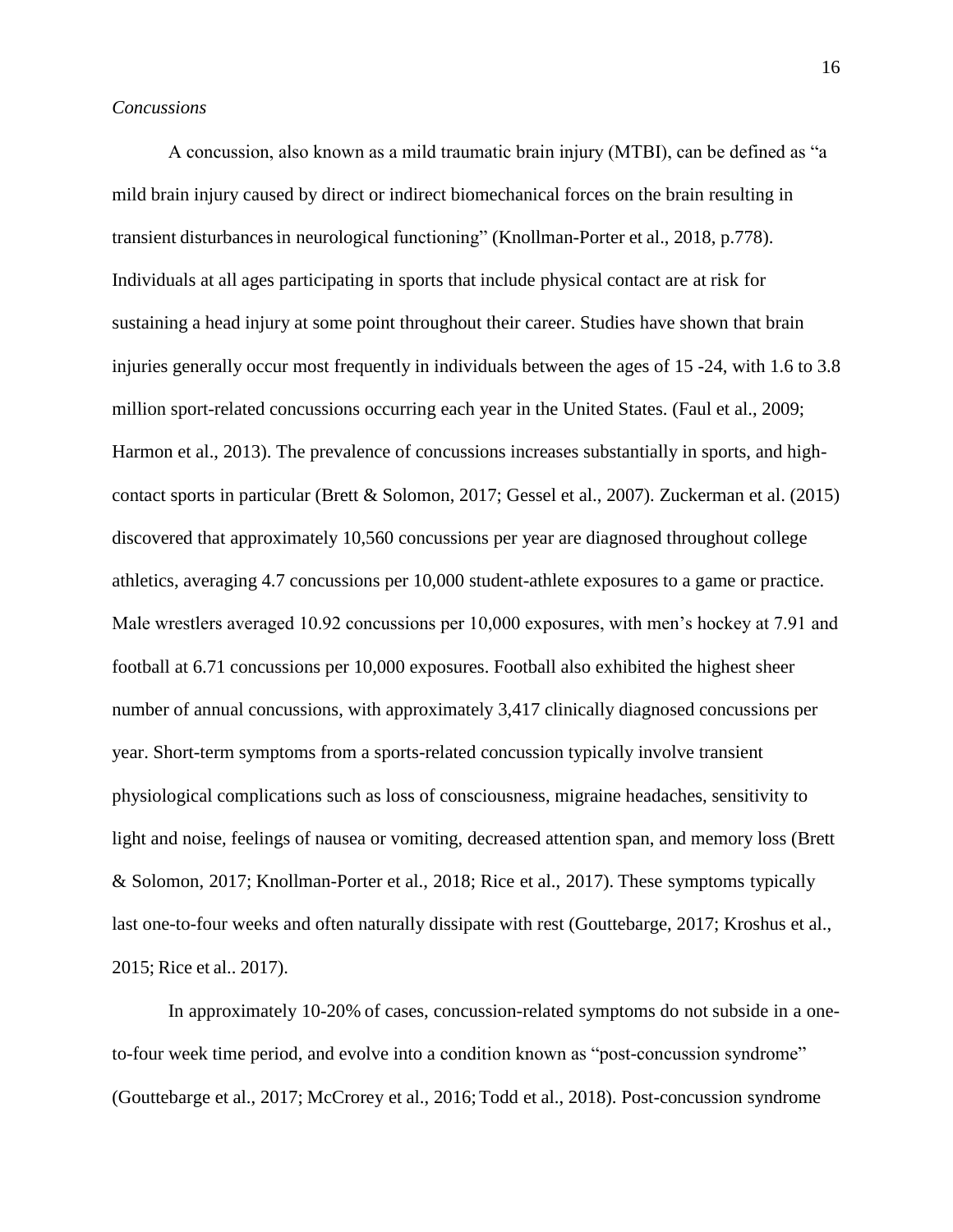*Concussions*

A concussion, also known as a mild traumatic brain injury (MTBI), can be defined as "a mild brain injury caused by direct or indirect biomechanical forces on the brain resulting in transient disturbances in neurological functioning" (Knollman-Porter et al., 2018, p.778). Individuals at all ages participating in sports that include physical contact are at risk for sustaining a head injury at some point throughout their career. Studies have shown that brain injuries generally occur most frequently in individuals between the ages of 15 -24, with 1.6 to 3.8 million sport-related concussions occurring each year in the United States. (Faul et al., 2009; Harmon et al., 2013). The prevalence of concussions increases substantially in sports, and high-contact sports in particular (Brett & Solomon, 2017; Gessel et al., 2007). Zuckerman et al. (2015) discovered that approximately 10,560 concussions per year are diagnosed throughout college athletics, averaging 4.7 concussions per 10,000 student-athlete exposures to a game or practice. Male wrestlers averaged 10.92 concussions per 10,000 exposures, with men's hockey at 7.91 and football at 6.71 concussions per 10,000 exposures. Football also exhibited the highest sheer number of annual concussions, with approximately 3,417 clinically diagnosed concussions per year. Short-term symptoms from a sports-related concussion typically involve transient physiological complications such as loss of consciousness, migraine headaches, sensitivity to light and noise, feelings of nausea or vomiting, decreased attention span, and memory loss (Brett & Solomon, 2017; Knollman-Porter et al., 2018; Rice et al., 2017). These symptoms typically last one-to-four weeks and often naturally dissipate with rest (Gouttebarge, 2017; Kroshus et al., 2015; Rice et al.. 2017).

In approximately 10-20% of cases, concussion-related symptoms do not subside in a one-to-four week time period, and evolve into a condition known as "post-concussion syndrome" (Gouttebarge et al., 2017; McCrorey et al., 2016; Todd et al., 2018). Post-concussion syndrome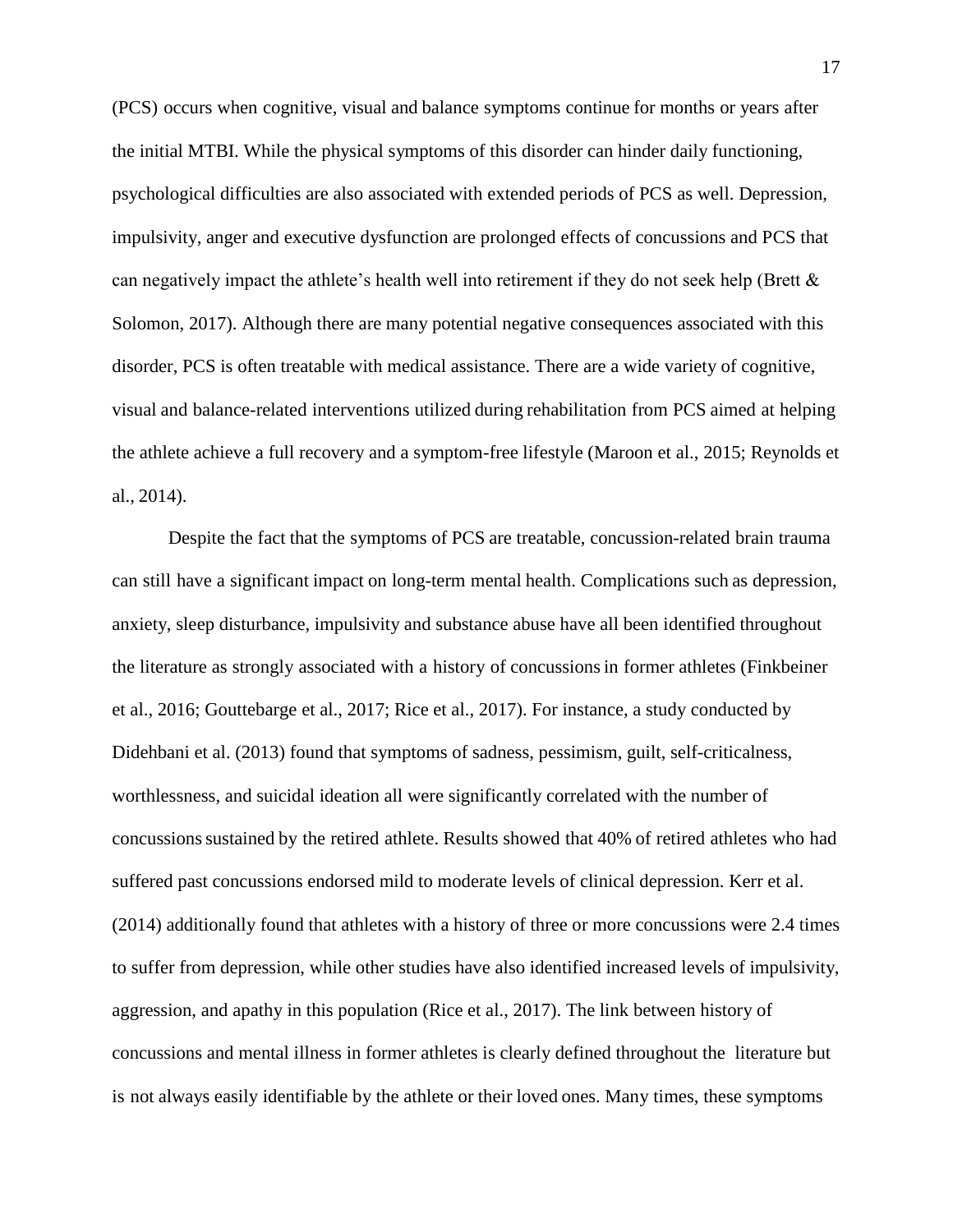(PCS) occurs when cognitive, visual and balance symptoms continue for months or years after the initial MTBI. While the physical symptoms of this disorder can hinder daily functioning, psychological difficulties are also associated with extended periods of PCS as well. Depression, impulsivity, anger and executive dysfunction are prolonged effects of concussions and PCS that can negatively impact the athlete's health well into retirement if they do not seek help (Brett & Solomon, 2017). Although there are many potential negative consequences associated with this disorder, PCS is often treatable with medical assistance. There are a wide variety of cognitive, visual and balance-related interventions utilized during rehabilitation from PCS aimed at helping the athlete achieve a full recovery and a symptom-free lifestyle (Maroon et al., 2015; Reynolds et al., 2014).

Despite the fact that the symptoms of PCS are treatable, concussion-related brain trauma can still have a significant impact on long-term mental health. Complications such as depression, anxiety, sleep disturbance, impulsivity and substance abuse have all been identified throughout the literature as strongly associated with a history of concussions in former athletes (Finkbeiner et al., 2016; Gouttebarge et al., 2017; Rice et al., 2017). For instance, a study conducted by Didehbani et al. (2013) found that symptoms of sadness, pessimism, guilt, self-criticalness, worthlessness, and suicidal ideation all were significantly correlated with the number of concussions sustained by the retired athlete. Results showed that 40% of retired athletes who had suffered past concussions endorsed mild to moderate levels of clinical depression. Kerr et al. (2014) additionally found that athletes with a history of three or more concussions were 2.4 times to suffer from depression, while other studies have also identified increased levels of impulsivity, aggression, and apathy in this population (Rice et al., 2017). The link between history of concussions and mental illness in former athletes is clearly defined throughout the literature but is not always easily identifiable by the athlete or their loved ones. Many times, these symptoms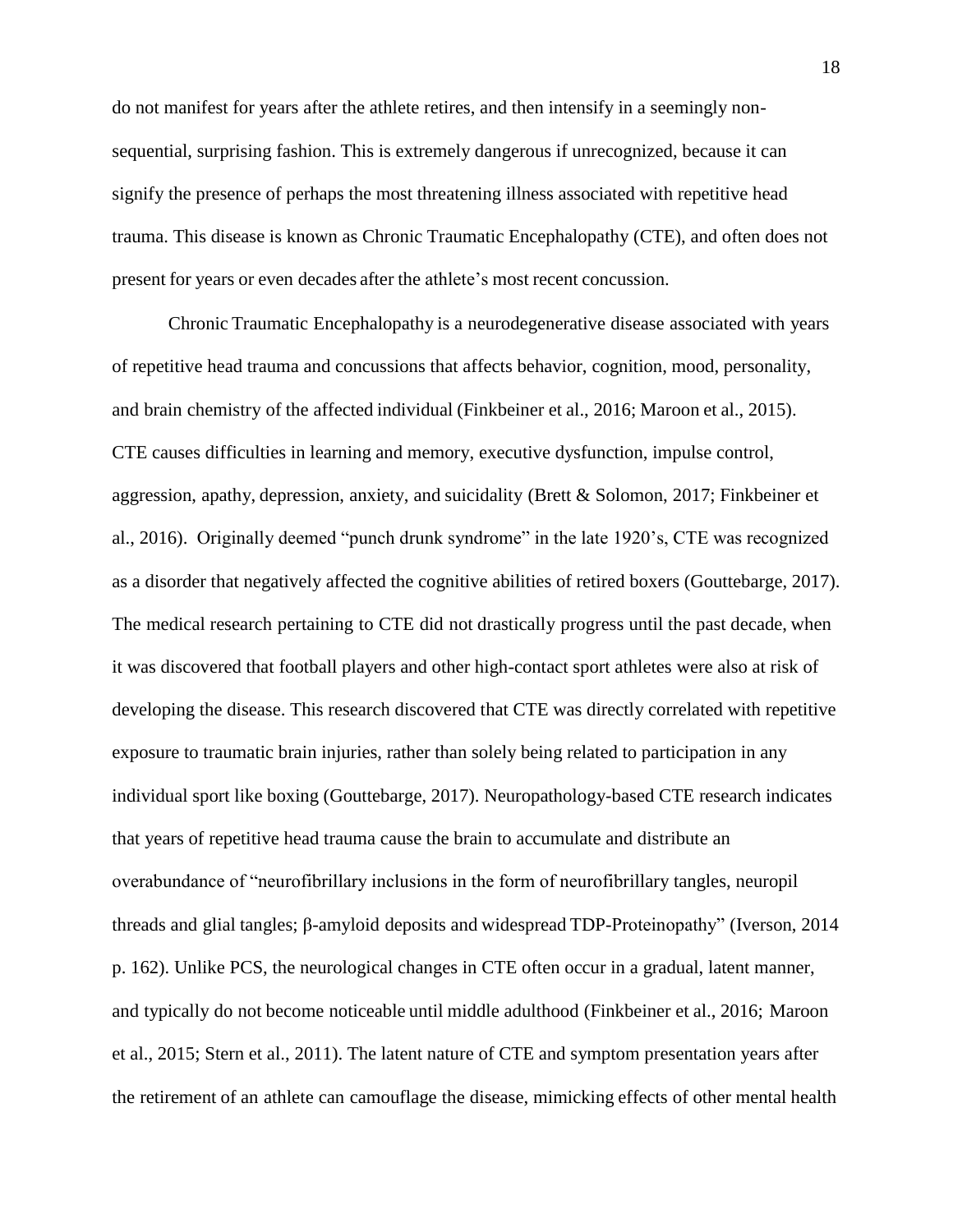do not manifest for years after the athlete retires, and then intensify in a seemingly non-sequential, surprising fashion. This is extremely dangerous if unrecognized, because it can signify the presence of perhaps the most threatening illness associated with repetitive head trauma. This disease is known as Chronic Traumatic Encephalopathy (CTE), and often does not present for years or even decades after the athlete's most recent concussion.

Chronic Traumatic Encephalopathy is a neurodegenerative disease associated with years of repetitive head trauma and concussions that affects behavior, cognition, mood, personality, and brain chemistry of the affected individual (Finkbeiner et al., 2016; Maroon et al., 2015). CTE causes difficulties in learning and memory, executive dysfunction, impulse control, aggression, apathy, depression, anxiety, and suicidality (Brett & Solomon, 2017; Finkbeiner et al., 2016). Originally deemed "punch drunk syndrome" in the late 1920's, CTE was recognized as a disorder that negatively affected the cognitive abilities of retired boxers (Gouttebarge, 2017). The medical research pertaining to CTE did not drastically progress until the past decade, when it was discovered that football players and other high-contact sport athletes were also at risk of developing the disease. This research discovered that CTE was directly correlated with repetitive exposure to traumatic brain injuries, rather than solely being related to participation in any individual sport like boxing (Gouttebarge, 2017). Neuropathology-based CTE research indicates that years of repetitive head trauma cause the brain to accumulate and distribute an overabundance of "neurofibrillary inclusions in the form of neurofibrillary tangles, neuropil threads and glial tangles; β-amyloid deposits and widespread TDP-Proteinopathy" (Iverson, 2014 p. 162). Unlike PCS, the neurological changes in CTE often occur in a gradual, latent manner, and typically do not become noticeable until middle adulthood (Finkbeiner et al., 2016; Maroon et al., 2015; Stern et al., 2011). The latent nature of CTE and symptom presentation years after the retirement of an athlete can camouflage the disease, mimicking effects of other mental health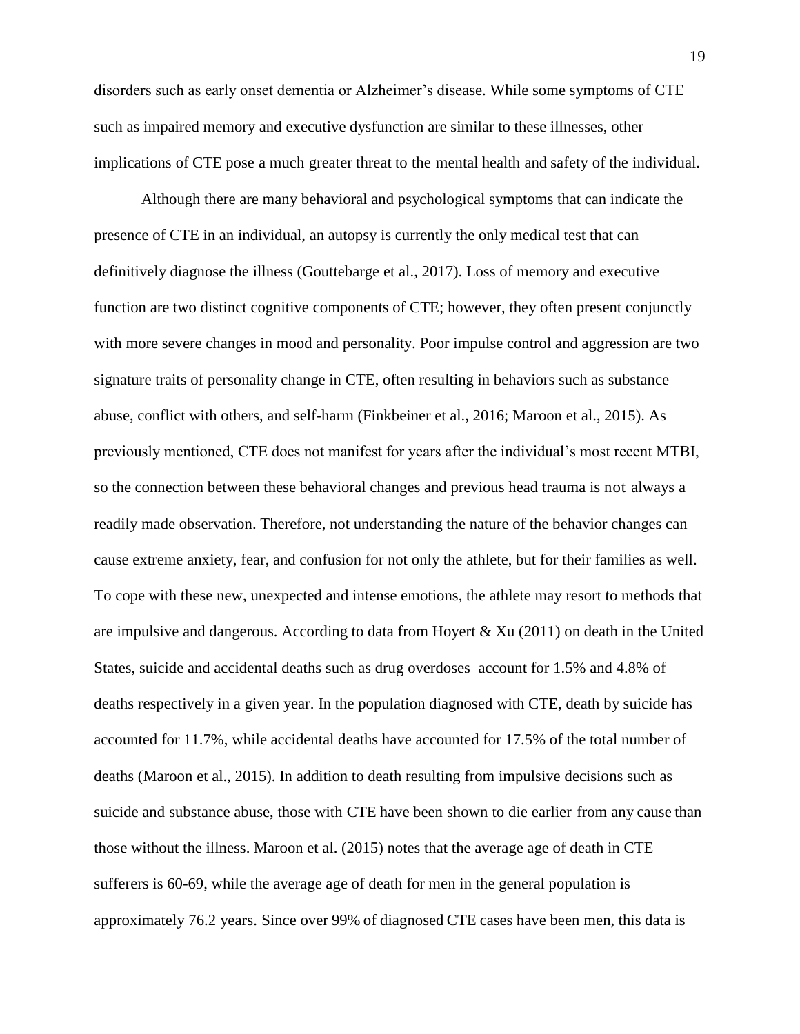disorders such as early onset dementia or Alzheimer's disease. While some symptoms of CTE such as impaired memory and executive dysfunction are similar to these illnesses, other implications of CTE pose a much greater threat to the mental health and safety of the individual.

Although there are many behavioral and psychological symptoms that can indicate the presence of CTE in an individual, an autopsy is currently the only medical test that can definitively diagnose the illness (Gouttebarge et al., 2017). Loss of memory and executive function are two distinct cognitive components of CTE; however, they often present conjunctly with more severe changes in mood and personality. Poor impulse control and aggression are two signature traits of personality change in CTE, often resulting in behaviors such as substance abuse, conflict with others, and self-harm (Finkbeiner et al., 2016; Maroon et al., 2015). As previously mentioned, CTE does not manifest for years after the individual's most recent MTBI, so the connection between these behavioral changes and previous head trauma is not always a readily made observation. Therefore, not understanding the nature of the behavior changes can cause extreme anxiety, fear, and confusion for not only the athlete, but for their families as well. To cope with these new, unexpected and intense emotions, the athlete may resort to methods that are impulsive and dangerous. According to data from Hoyert & Xu (2011) on death in the United States, suicide and accidental deaths such as drug overdoses account for 1.5% and 4.8% of deaths respectively in a given year. In the population diagnosed with CTE, death by suicide has accounted for 11.7%, while accidental deaths have accounted for 17.5% of the total number of deaths (Maroon et al., 2015). In addition to death resulting from impulsive decisions such as suicide and substance abuse, those with CTE have been shown to die earlier from any cause than those without the illness. Maroon et al. (2015) notes that the average age of death in CTE sufferers is 60-69, while the average age of death for men in the general population is approximately 76.2 years. Since over 99% of diagnosed CTE cases have been men, this data is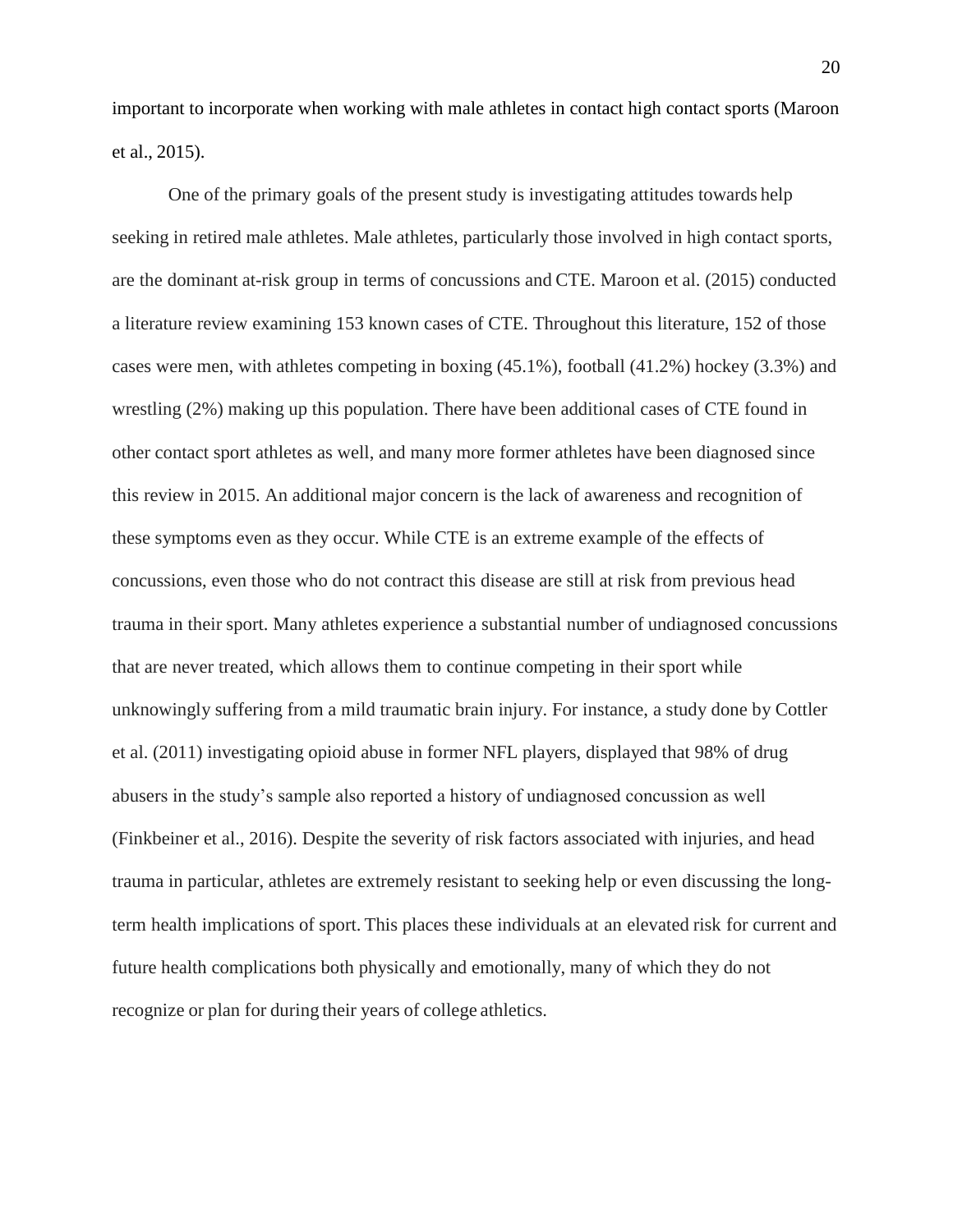important to incorporate when working with male athletes in contact high contact sports (Maroon et al., 2015).

One of the primary goals of the present study is investigating attitudes towards help seeking in retired male athletes. Male athletes, particularly those involved in high contact sports, are the dominant at-risk group in terms of concussions and CTE. Maroon et al. (2015) conducted a literature review examining 153 known cases of CTE. Throughout this literature, 152 of those cases were men, with athletes competing in boxing (45.1%), football (41.2%) hockey (3.3%) and wrestling (2%) making up this population. There have been additional cases of CTE found in other contact sport athletes as well, and many more former athletes have been diagnosed since this review in 2015. An additional major concern is the lack of awareness and recognition of these symptoms even as they occur. While CTE is an extreme example of the effects of concussions, even those who do not contract this disease are still at risk from previous head trauma in their sport. Many athletes experience a substantial number of undiagnosed concussions that are never treated, which allows them to continue competing in their sport while unknowingly suffering from a mild traumatic brain injury. For instance, a study done by Cottler et al. (2011) investigating opioid abuse in former NFL players, displayed that 98% of drug abusers in the study's sample also reported a history of undiagnosed concussion as well (Finkbeiner et al., 2016). Despite the severity of risk factors associated with injuries, and head trauma in particular, athletes are extremely resistant to seeking help or even discussing the long-term health implications of sport. This places these individuals at an elevated risk for current and future health complications both physically and emotionally, many of which they do not recognize or plan for during their years of college athletics.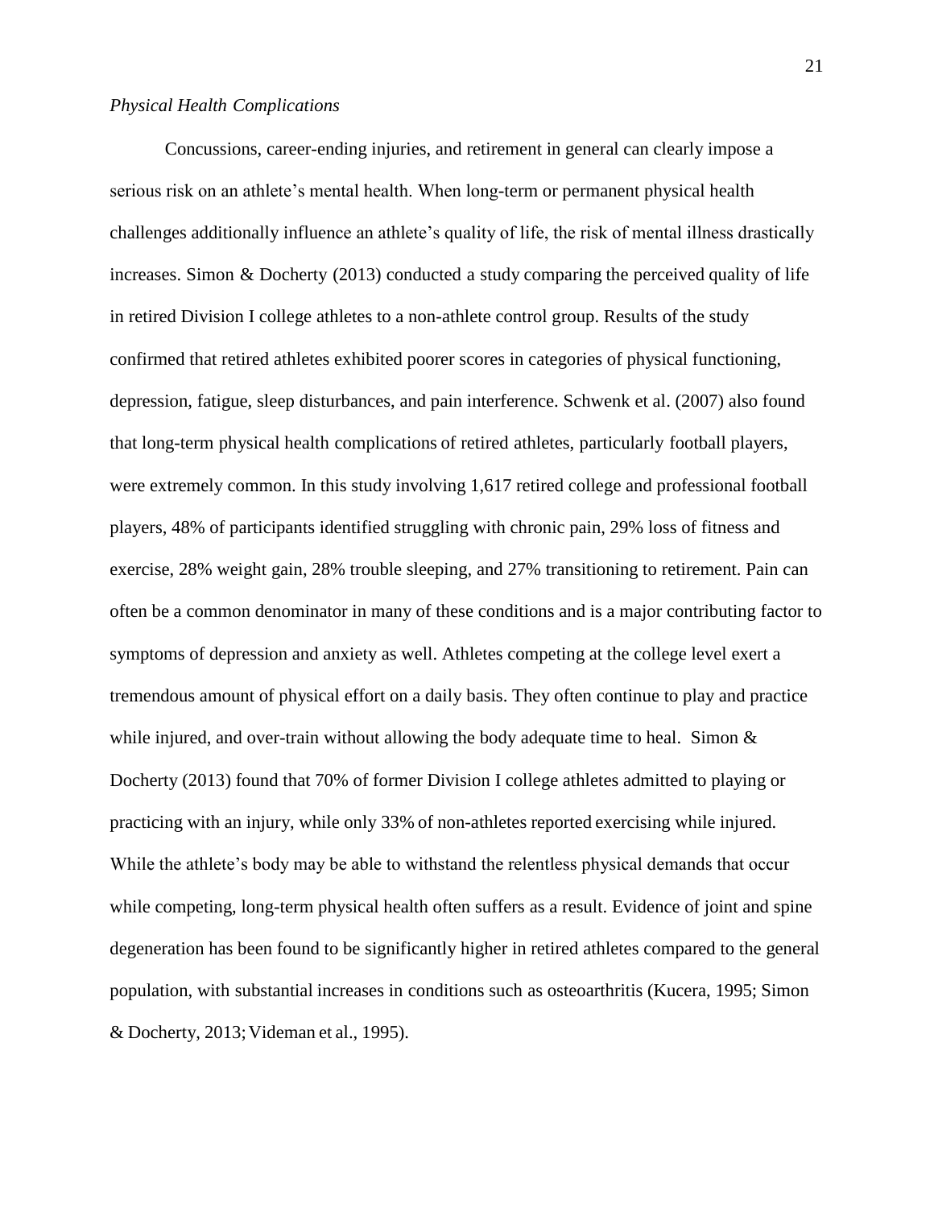*Physical Health Complications*

Concussions, career-ending injuries, and retirement in general can clearly impose a serious risk on an athlete's mental health. When long-term or permanent physical health challenges additionally influence an athlete's quality of life, the risk of mental illness drastically increases. Simon & Docherty (2013) conducted a study comparing the perceived quality of life in retired Division I college athletes to a non-athlete control group. Results of the study confirmed that retired athletes exhibited poorer scores in categories of physical functioning, depression, fatigue, sleep disturbances, and pain interference. Schwenk et al. (2007) also found that long-term physical health complications of retired athletes, particularly football players, were extremely common. In this study involving 1,617 retired college and professional football players, 48% of participants identified struggling with chronic pain, 29% loss of fitness and exercise, 28% weight gain, 28% trouble sleeping, and 27% transitioning to retirement. Pain can often be a common denominator in many of these conditions and is a major contributing factor to symptoms of depression and anxiety as well. Athletes competing at the college level exert a tremendous amount of physical effort on a daily basis. They often continue to play and practice while injured, and over-train without allowing the body adequate time to heal. Simon & Docherty (2013) found that 70% of former Division I college athletes admitted to playing or practicing with an injury, while only 33% of non-athletes reported exercising while injured. While the athlete's body may be able to withstand the relentless physical demands that occur while competing, long-term physical health often suffers as a result. Evidence of joint and spine degeneration has been found to be significantly higher in retired athletes compared to the general population, with substantial increases in conditions such as osteoarthritis (Kucera, 1995; Simon & Docherty, 2013; Videman et al., 1995).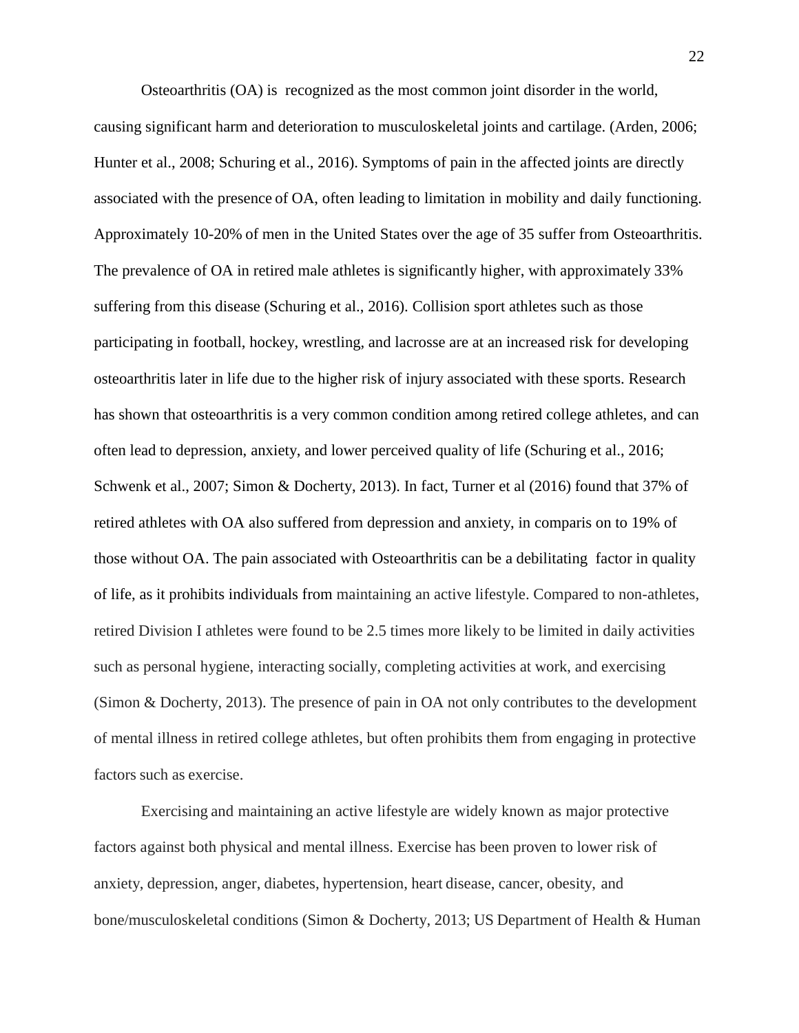Osteoarthritis (OA) is  recognized as the most common joint disorder in the world, causing significant harm and deterioration to musculoskeletal joints and cartilage. (Arden, 2006; Hunter et al., 2008; Schuring et al., 2016). Symptoms of pain in the affected joints are directly associated with the presence of OA, often leading to limitation in mobility and daily functioning. Approximately 10-20% of men in the United States over the age of 35 suffer from Osteoarthritis. The prevalence of OA in retired male athletes is significantly higher, with approximately 33% suffering from this disease (Schuring et al., 2016). Collision sport athletes such as those participating in football, hockey, wrestling, and lacrosse are at an increased risk for developing osteoarthritis later in life due to the higher risk of injury associated with these sports. Research has shown that osteoarthritis is a very common condition among retired college athletes, and can often lead to depression, anxiety, and lower perceived quality of life (Schuring et al., 2016; Schwenk et al., 2007; Simon & Docherty, 2013). In fact, Turner et al (2016) found that 37% of retired athletes with OA also suffered from depression and anxiety, in comparis on to 19% of those without OA. The pain associated with Osteoarthritis can be a debilitating  factor in quality of life, as it prohibits individuals from maintaining an active lifestyle. Compared to non-athletes, retired Division I athletes were found to be 2.5 times more likely to be limited in daily activities such as personal hygiene, interacting socially, completing activities at work, and exercising (Simon & Docherty, 2013). The presence of pain in OA not only contributes to the development of mental illness in retired college athletes, but often prohibits them from engaging in protective factors such as exercise.

Exercising and maintaining an active lifestyle are widely known as major protective factors against both physical and mental illness. Exercise has been proven to lower risk of anxiety, depression, anger, diabetes, hypertension, heart disease, cancer, obesity, and bone/musculoskeletal conditions (Simon & Docherty, 2013; US Department of Health & Human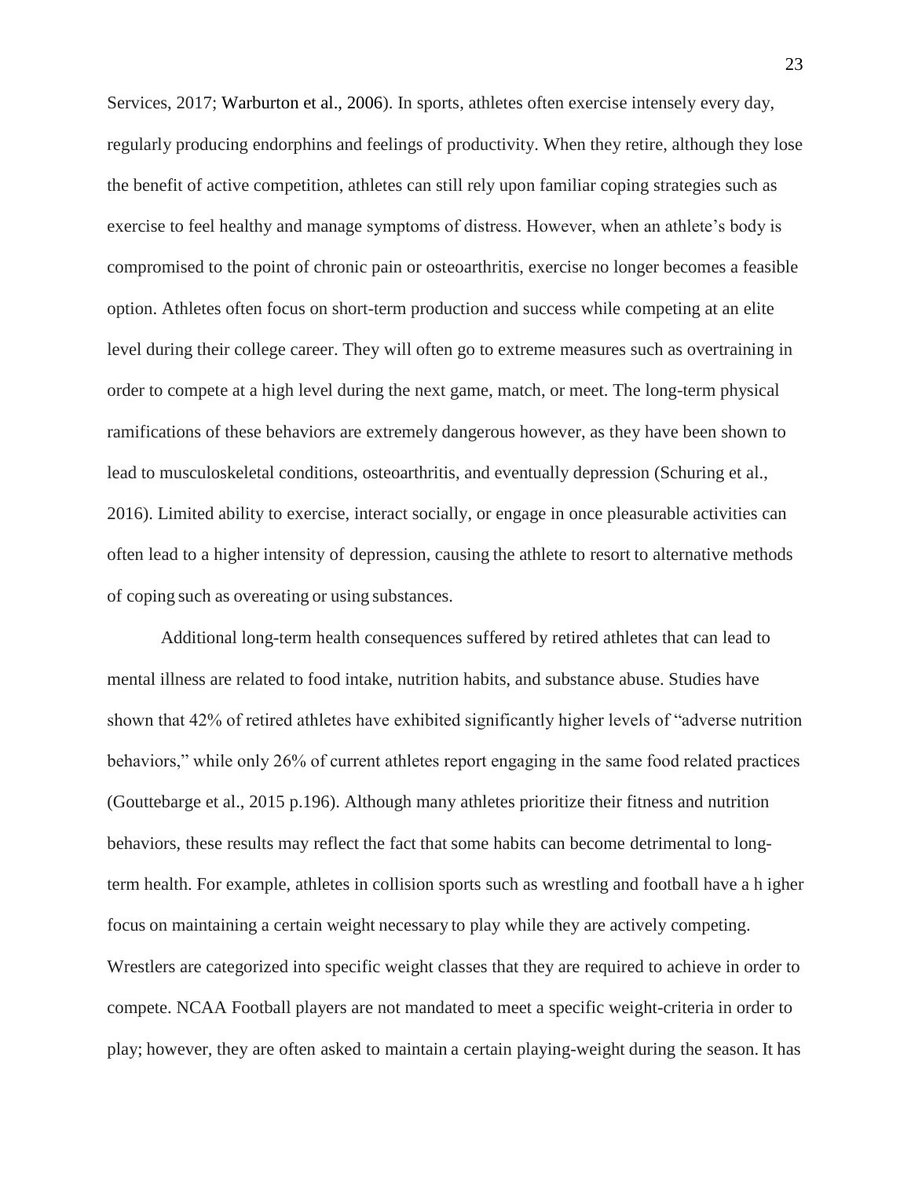Services, 2017; Warburton et al., 2006). In sports, athletes often exercise intensely every day, regularly producing endorphins and feelings of productivity. When they retire, although they lose the benefit of active competition, athletes can still rely upon familiar coping strategies such as exercise to feel healthy and manage symptoms of distress. However, when an athlete's body is compromised to the point of chronic pain or osteoarthritis, exercise no longer becomes a feasible option. Athletes often focus on short-term production and success while competing at an elite level during their college career. They will often go to extreme measures such as overtraining in order to compete at a high level during the next game, match, or meet. The long-term physical ramifications of these behaviors are extremely dangerous however, as they have been shown to lead to musculoskeletal conditions, osteoarthritis, and eventually depression (Schuring et al., 2016). Limited ability to exercise, interact socially, or engage in once pleasurable activities can often lead to a higher intensity of depression, causing the athlete to resort to alternative methods of coping such as overeating or using substances.

Additional long-term health consequences suffered by retired athletes that can lead to mental illness are related to food intake, nutrition habits, and substance abuse. Studies have shown that 42% of retired athletes have exhibited significantly higher levels of "adverse nutrition behaviors," while only 26% of current athletes report engaging in the same food related practices (Gouttebarge et al., 2015 p.196). Although many athletes prioritize their fitness and nutrition behaviors, these results may reflect the fact that some habits can become detrimental to long-term health. For example, athletes in collision sports such as wrestling and football have a h igher focus on maintaining a certain weight necessary to play while they are actively competing. Wrestlers are categorized into specific weight classes that they are required to achieve in order to compete. NCAA Football players are not mandated to meet a specific weight-criteria in order to play; however, they are often asked to maintain a certain playing-weight during the season. It has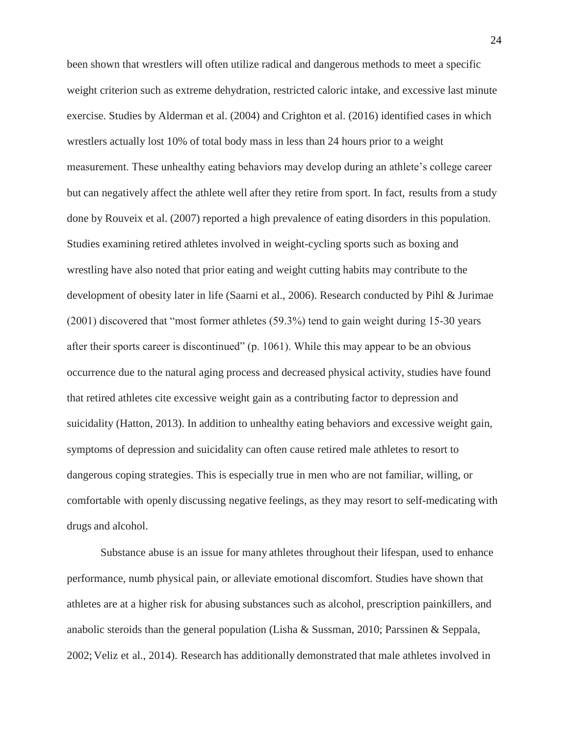been shown that wrestlers will often utilize radical and dangerous methods to meet a specific weight criterion such as extreme dehydration, restricted caloric intake, and excessive last minute exercise. Studies by Alderman et al. (2004) and Crighton et al. (2016) identified cases in which wrestlers actually lost 10% of total body mass in less than 24 hours prior to a weight measurement. These unhealthy eating behaviors may develop during an athlete's college career but can negatively affect the athlete well after they retire from sport. In fact, results from a study done by Rouveix et al. (2007) reported a high prevalence of eating disorders in this population. Studies examining retired athletes involved in weight-cycling sports such as boxing and wrestling have also noted that prior eating and weight cutting habits may contribute to the development of obesity later in life (Saarni et al., 2006). Research conducted by Pihl & Jurimae (2001) discovered that "most former athletes (59.3%) tend to gain weight during 15-30 years after their sports career is discontinued" (p. 1061). While this may appear to be an obvious occurrence due to the natural aging process and decreased physical activity, studies have found that retired athletes cite excessive weight gain as a contributing factor to depression and suicidality (Hatton, 2013). In addition to unhealthy eating behaviors and excessive weight gain, symptoms of depression and suicidality can often cause retired male athletes to resort to dangerous coping strategies. This is especially true in men who are not familiar, willing, or comfortable with openly discussing negative feelings, as they may resort to self-medicating with drugs and alcohol.

Substance abuse is an issue for many athletes throughout their lifespan, used to enhance performance, numb physical pain, or alleviate emotional discomfort. Studies have shown that athletes are at a higher risk for abusing substances such as alcohol, prescription painkillers, and anabolic steroids than the general population (Lisha & Sussman, 2010; Parssinen & Seppala, 2002; Veliz et al., 2014). Research has additionally demonstrated that male athletes involved in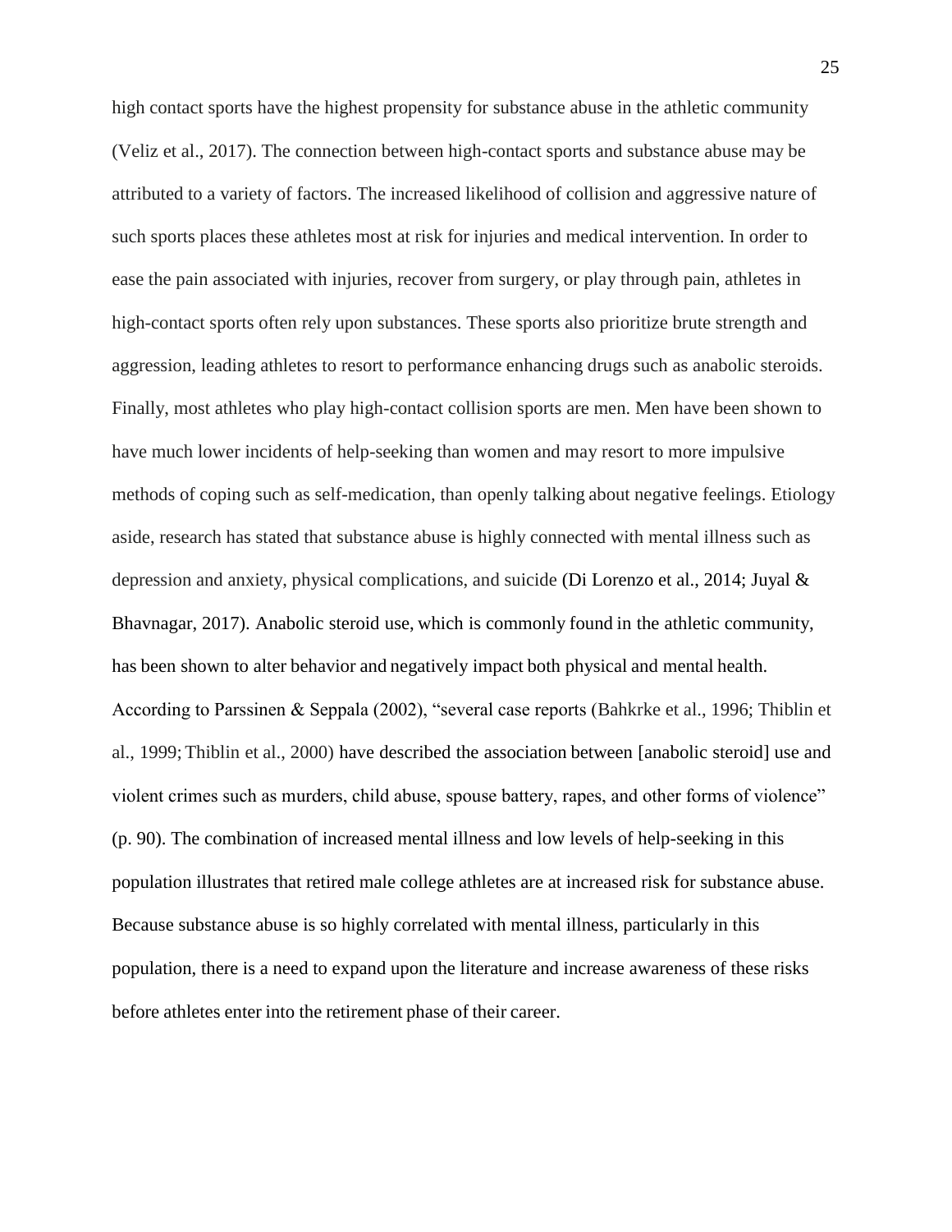high contact sports have the highest propensity for substance abuse in the athletic community (Veliz et al., 2017). The connection between high-contact sports and substance abuse may be attributed to a variety of factors. The increased likelihood of collision and aggressive nature of such sports places these athletes most at risk for injuries and medical intervention. In order to ease the pain associated with injuries, recover from surgery, or play through pain, athletes in high-contact sports often rely upon substances. These sports also prioritize brute strength and aggression, leading athletes to resort to performance enhancing drugs such as anabolic steroids. Finally, most athletes who play high-contact collision sports are men. Men have been shown to have much lower incidents of help-seeking than women and may resort to more impulsive methods of coping such as self-medication, than openly talking about negative feelings. Etiology aside, research has stated that substance abuse is highly connected with mental illness such as depression and anxiety, physical complications, and suicide (Di Lorenzo et al., 2014; Juyal & Bhavnagar, 2017). Anabolic steroid use, which is commonly found in the athletic community, has been shown to alter behavior and negatively impact both physical and mental health. According to Parssinen & Seppala (2002), "several case reports (Bahkrke et al., 1996; Thiblin et al., 1999; Thiblin et al., 2000) have described the association between [anabolic steroid] use and violent crimes such as murders, child abuse, spouse battery, rapes, and other forms of violence" (p. 90). The combination of increased mental illness and low levels of help-seeking in this population illustrates that retired male college athletes are at increased risk for substance abuse. Because substance abuse is so highly correlated with mental illness, particularly in this population, there is a need to expand upon the literature and increase awareness of these risks before athletes enter into the retirement phase of their career.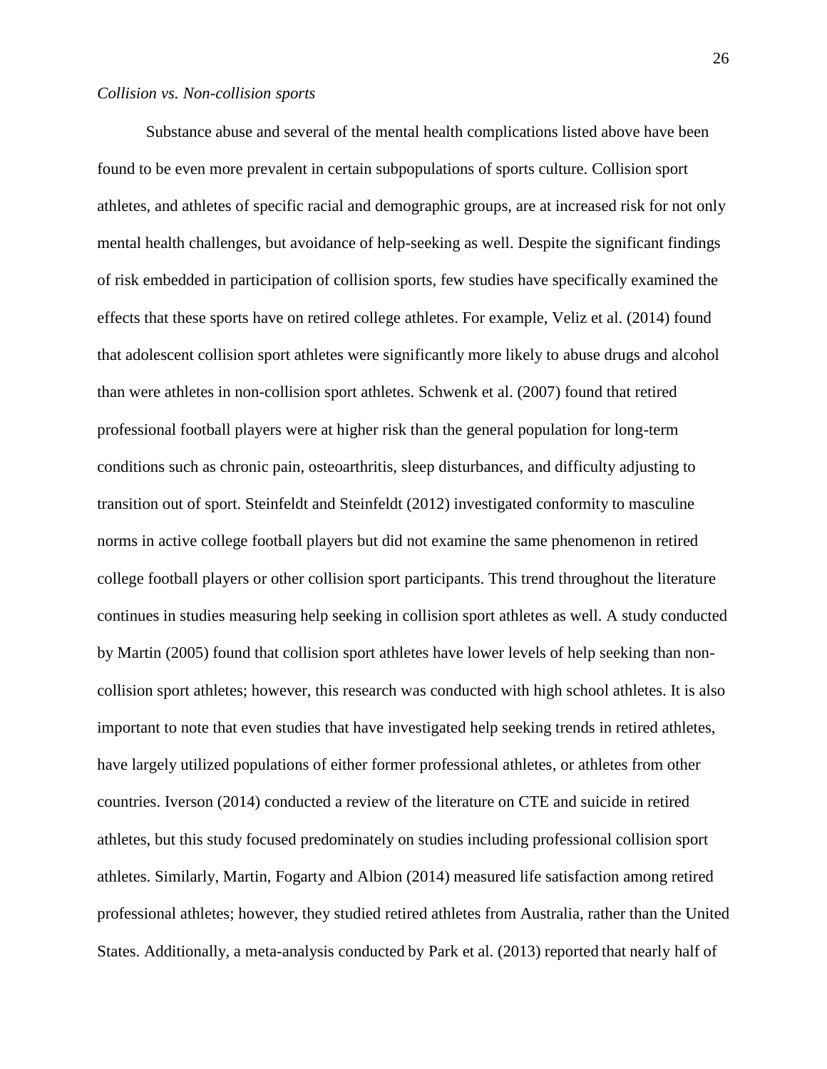*Collision vs. Non-collision sports*

Substance abuse and several of the mental health complications listed above have been found to be even more prevalent in certain subpopulations of sports culture. Collision sport athletes, and athletes of specific racial and demographic groups, are at increased risk for not only mental health challenges, but avoidance of help-seeking as well. Despite the significant findings of risk embedded in participation of collision sports, few studies have specifically examined the effects that these sports have on retired college athletes. For example, Veliz et al. (2014) found that adolescent collision sport athletes were significantly more likely to abuse drugs and alcohol than were athletes in non-collision sport athletes. Schwenk et al. (2007) found that retired professional football players were at higher risk than the general population for long-term conditions such as chronic pain, osteoarthritis, sleep disturbances, and difficulty adjusting to transition out of sport. Steinfeldt and Steinfeldt (2012) investigated conformity to masculine norms in active college football players but did not examine the same phenomenon in retired college football players or other collision sport participants. This trend throughout the literature continues in studies measuring help seeking in collision sport athletes as well. A study conducted by Martin (2005) found that collision sport athletes have lower levels of help seeking than non-collision sport athletes; however, this research was conducted with high school athletes. It is also important to note that even studies that have investigated help seeking trends in retired athletes, have largely utilized populations of either former professional athletes, or athletes from other countries. Iverson (2014) conducted a review of the literature on CTE and suicide in retired athletes, but this study focused predominately on studies including professional collision sport athletes. Similarly, Martin, Fogarty and Albion (2014) measured life satisfaction among retired professional athletes; however, they studied retired athletes from Australia, rather than the United States. Additionally, a meta-analysis conducted by Park et al. (2013) reported that nearly half of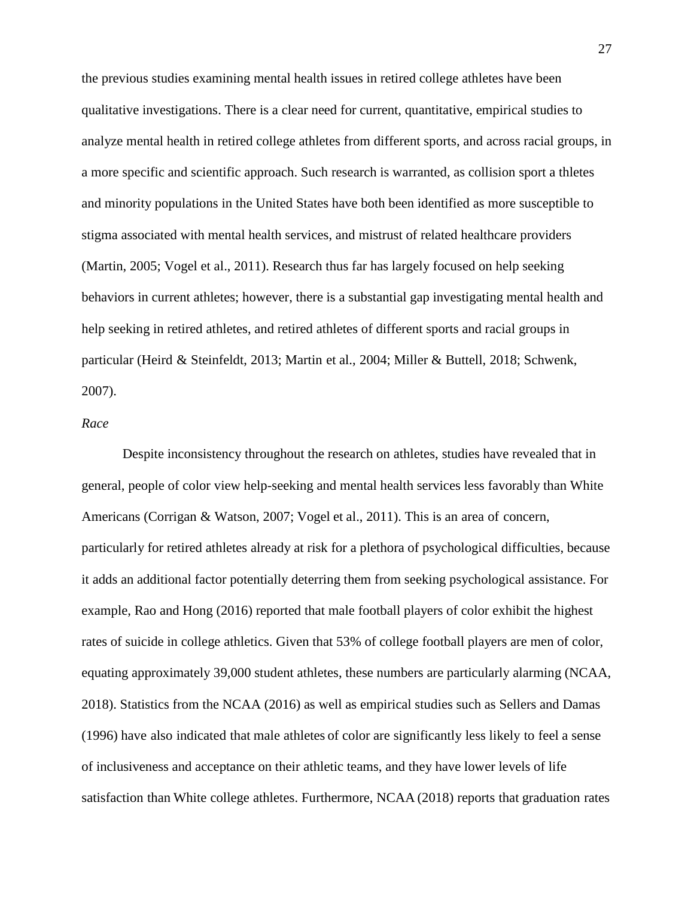the previous studies examining mental health issues in retired college athletes have been qualitative investigations. There is a clear need for current, quantitative, empirical studies to analyze mental health in retired college athletes from different sports, and across racial groups, in a more specific and scientific approach. Such research is warranted, as collision sport a thletes and minority populations in the United States have both been identified as more susceptible to stigma associated with mental health services, and mistrust of related healthcare providers (Martin, 2005; Vogel et al., 2011). Research thus far has largely focused on help seeking behaviors in current athletes; however, there is a substantial gap investigating mental health and help seeking in retired athletes, and retired athletes of different sports and racial groups in particular (Heird & Steinfeldt, 2013; Martin et al., 2004; Miller & Buttell, 2018; Schwenk, 2007).

### *Race*

Despite inconsistency throughout the research on athletes, studies have revealed that in general, people of color view help-seeking and mental health services less favorably than White Americans (Corrigan & Watson, 2007; Vogel et al., 2011). This is an area of concern, particularly for retired athletes already at risk for a plethora of psychological difficulties, because it adds an additional factor potentially deterring them from seeking psychological assistance. For example, Rao and Hong (2016) reported that male football players of color exhibit the highest rates of suicide in college athletics. Given that 53% of college football players are men of color, equating approximately 39,000 student athletes, these numbers are particularly alarming (NCAA, 2018). Statistics from the NCAA (2016) as well as empirical studies such as Sellers and Damas (1996) have also indicated that male athletes of color are significantly less likely to feel a sense of inclusiveness and acceptance on their athletic teams, and they have lower levels of life satisfaction than White college athletes. Furthermore, NCAA (2018) reports that graduation rates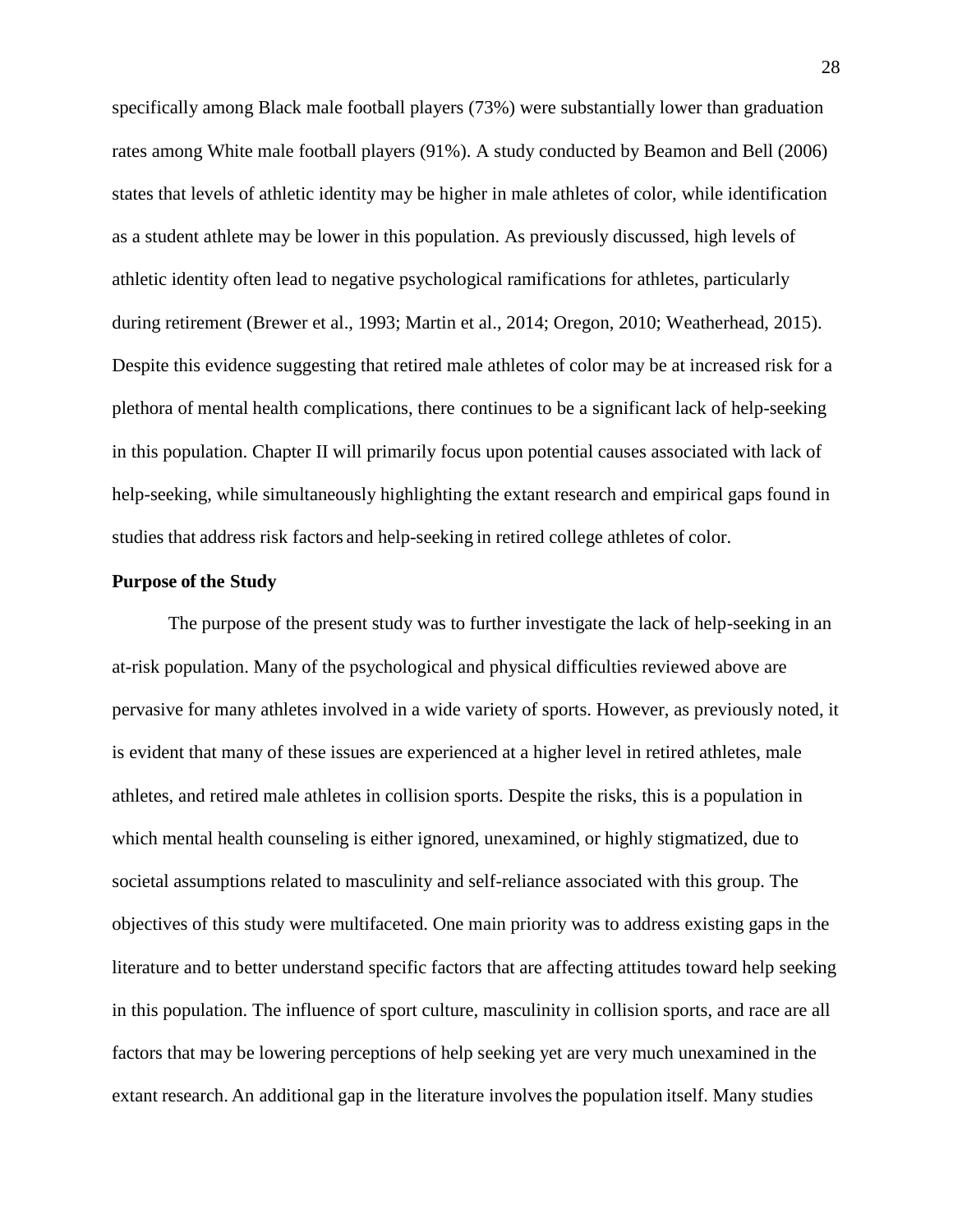specifically among Black male football players (73%) were substantially lower than graduation rates among White male football players (91%). A study conducted by Beamon and Bell (2006) states that levels of athletic identity may be higher in male athletes of color, while identification as a student athlete may be lower in this population. As previously discussed, high levels of athletic identity often lead to negative psychological ramifications for athletes, particularly during retirement (Brewer et al., 1993; Martin et al., 2014; Oregon, 2010; Weatherhead, 2015). Despite this evidence suggesting that retired male athletes of color may be at increased risk for a plethora of mental health complications, there continues to be a significant lack of help-seeking in this population. Chapter II will primarily focus upon potential causes associated with lack of help-seeking, while simultaneously highlighting the extant research and empirical gaps found in studies that address risk factors and help-seeking in retired college athletes of color.

**Purpose of the Study**

The purpose of the present study was to further investigate the lack of help-seeking in an at-risk population. Many of the psychological and physical difficulties reviewed above are pervasive for many athletes involved in a wide variety of sports. However, as previously noted, it is evident that many of these issues are experienced at a higher level in retired athletes, male athletes, and retired male athletes in collision sports. Despite the risks, this is a population in which mental health counseling is either ignored, unexamined, or highly stigmatized, due to societal assumptions related to masculinity and self-reliance associated with this group. The objectives of this study were multifaceted. One main priority was to address existing gaps in the literature and to better understand specific factors that are affecting attitudes toward help seeking in this population. The influence of sport culture, masculinity in collision sports, and race are all factors that may be lowering perceptions of help seeking yet are very much unexamined in the extant research. An additional gap in the literature involves the population itself. Many studies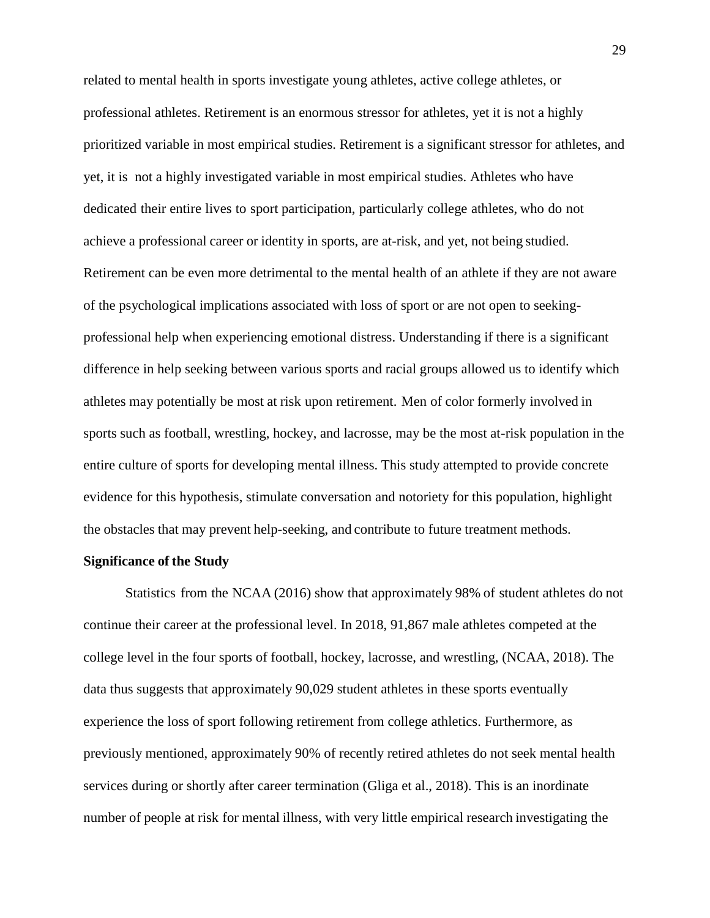related to mental health in sports investigate young athletes, active college athletes, or professional athletes. Retirement is an enormous stressor for athletes, yet it is not a highly prioritized variable in most empirical studies. Retirement is a significant stressor for athletes, and yet, it is not a highly investigated variable in most empirical studies. Athletes who have dedicated their entire lives to sport participation, particularly college athletes, who do not achieve a professional career or identity in sports, are at-risk, and yet, not being studied. Retirement can be even more detrimental to the mental health of an athlete if they are not aware of the psychological implications associated with loss of sport or are not open to seeking-professional help when experiencing emotional distress. Understanding if there is a significant difference in help seeking between various sports and racial groups allowed us to identify which athletes may potentially be most at risk upon retirement. Men of color formerly involved in sports such as football, wrestling, hockey, and lacrosse, may be the most at-risk population in the entire culture of sports for developing mental illness. This study attempted to provide concrete evidence for this hypothesis, stimulate conversation and notoriety for this population, highlight the obstacles that may prevent help-seeking, and contribute to future treatment methods.

**Significance of the Study**

Statistics from the NCAA (2016) show that approximately 98% of student athletes do not continue their career at the professional level. In 2018, 91,867 male athletes competed at the college level in the four sports of football, hockey, lacrosse, and wrestling, (NCAA, 2018). The data thus suggests that approximately 90,029 student athletes in these sports eventually experience the loss of sport following retirement from college athletics. Furthermore, as previously mentioned, approximately 90% of recently retired athletes do not seek mental health services during or shortly after career termination (Gliga et al., 2018). This is an inordinate number of people at risk for mental illness, with very little empirical research investigating the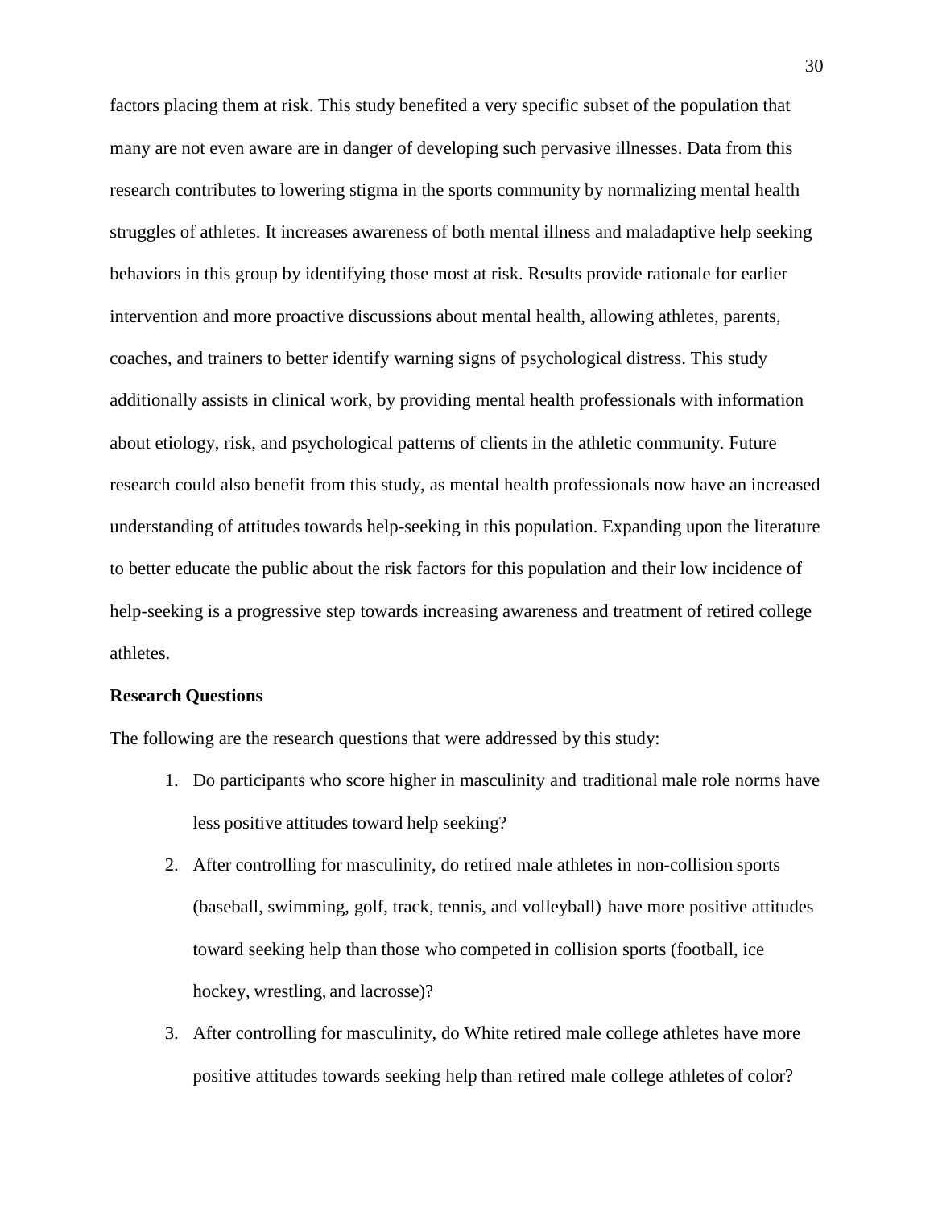factors placing them at risk. This study benefited a very specific subset of the population that many are not even aware are in danger of developing such pervasive illnesses. Data from this research contributes to lowering stigma in the sports community by normalizing mental health struggles of athletes. It increases awareness of both mental illness and maladaptive help seeking behaviors in this group by identifying those most at risk. Results provide rationale for earlier intervention and more proactive discussions about mental health, allowing athletes, parents, coaches, and trainers to better identify warning signs of psychological distress. This study additionally assists in clinical work, by providing mental health professionals with information about etiology, risk, and psychological patterns of clients in the athletic community. Future research could also benefit from this study, as mental health professionals now have an increased understanding of attitudes towards help-seeking in this population. Expanding upon the literature to better educate the public about the risk factors for this population and their low incidence of help-seeking is a progressive step towards increasing awareness and treatment of retired college athletes.

**Research Questions**

The following are the research questions that were addressed by this study:

1. Do participants who score higher in masculinity and traditional male role norms have less positive attitudes toward help seeking?
2. After controlling for masculinity, do retired male athletes in non-collision sports (baseball, swimming, golf, track, tennis, and volleyball) have more positive attitudes toward seeking help than those who competed in collision sports (football, ice hockey, wrestling, and lacrosse)?
3. After controlling for masculinity, do White retired male college athletes have more positive attitudes towards seeking help than retired male college athletes of color?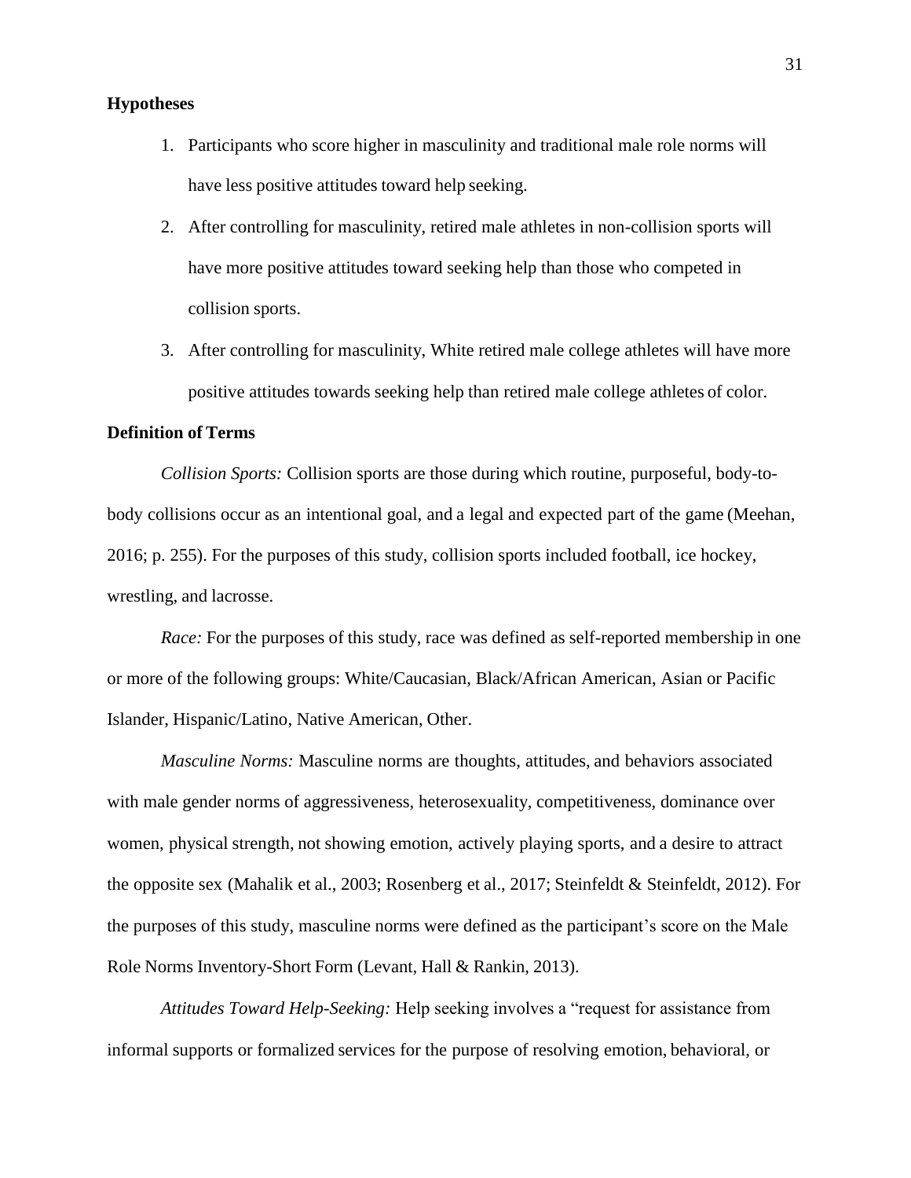**Hypotheses**

1. Participants who score higher in masculinity and traditional male role norms will have less positive attitudes toward help seeking.
2. After controlling for masculinity, retired male athletes in non-collision sports will have more positive attitudes toward seeking help than those who competed in collision sports.
3. After controlling for masculinity, White retired male college athletes will have more positive attitudes towards seeking help than retired male college athletes of color.

**Definition of Terms**

*Collision Sports:* Collision sports are those during which routine, purposeful, body-to-body collisions occur as an intentional goal, and a legal and expected part of the game (Meehan, 2016; p. 255). For the purposes of this study, collision sports included football, ice hockey, wrestling, and lacrosse.

*Race:* For the purposes of this study, race was defined as self-reported membership in one or more of the following groups: White/Caucasian, Black/African American, Asian or Pacific Islander, Hispanic/Latino, Native American, Other.

*Masculine Norms:* Masculine norms are thoughts, attitudes, and behaviors associated with male gender norms of aggressiveness, heterosexuality, competitiveness, dominance over women, physical strength, not showing emotion, actively playing sports, and a desire to attract the opposite sex (Mahalik et al., 2003; Rosenberg et al., 2017; Steinfeldt & Steinfeldt, 2012). For the purposes of this study, masculine norms were defined as the participant's score on the Male Role Norms Inventory-Short Form (Levant, Hall & Rankin, 2013).

*Attitudes Toward Help-Seeking:* Help seeking involves a "request for assistance from informal supports or formalized services for the purpose of resolving emotion, behavioral, or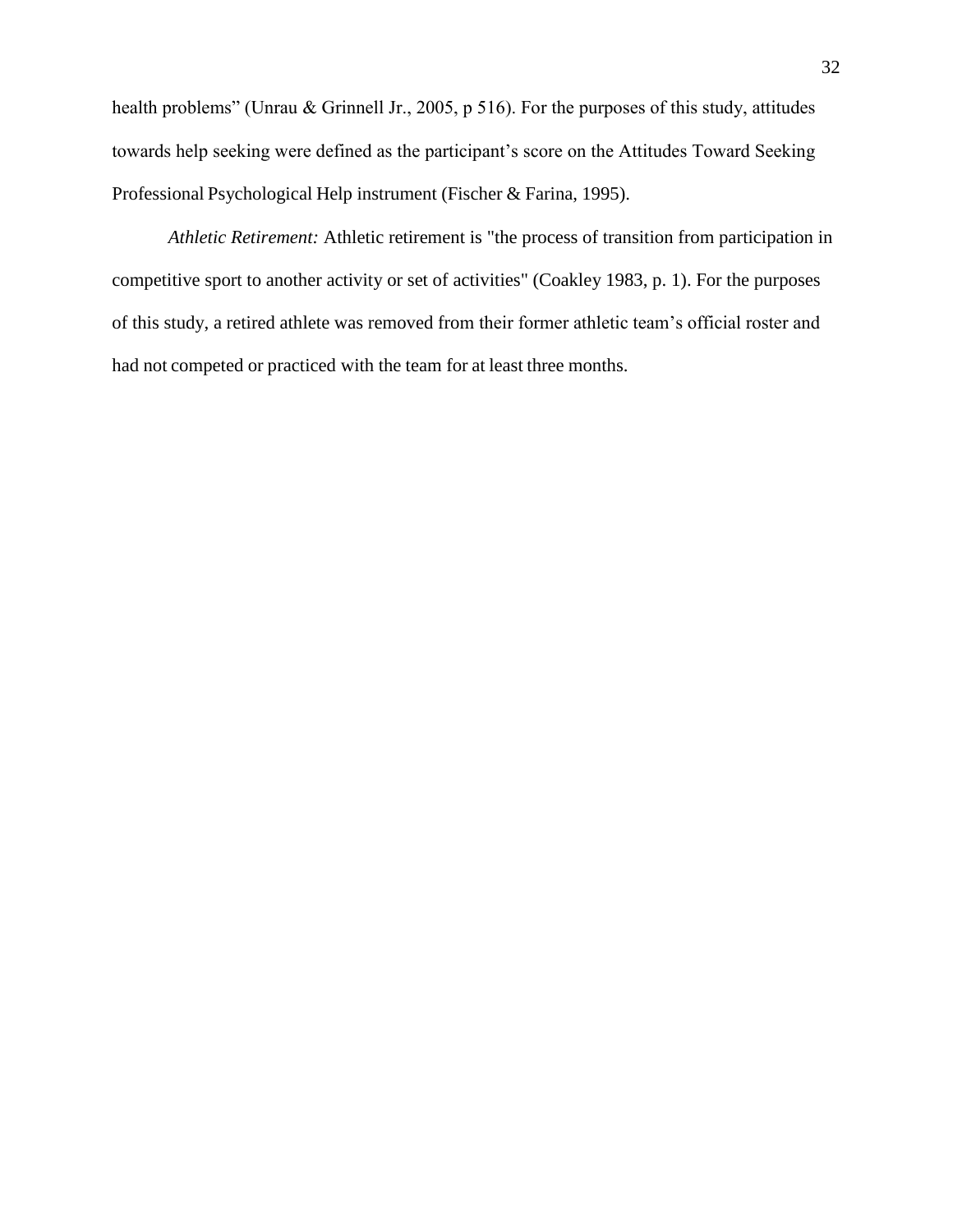health problems” (Unrau & Grinnell Jr., 2005, p 516). For the purposes of this study, attitudes towards help seeking were defined as the participant’s score on the Attitudes Toward Seeking Professional Psychological Help instrument (Fischer & Farina, 1995).

*Athletic Retirement:* Athletic retirement is "the process of transition from participation in competitive sport to another activity or set of activities" (Coakley 1983, p. 1). For the purposes of this study, a retired athlete was removed from their former athletic team’s official roster and had not competed or practiced with the team for at least three months.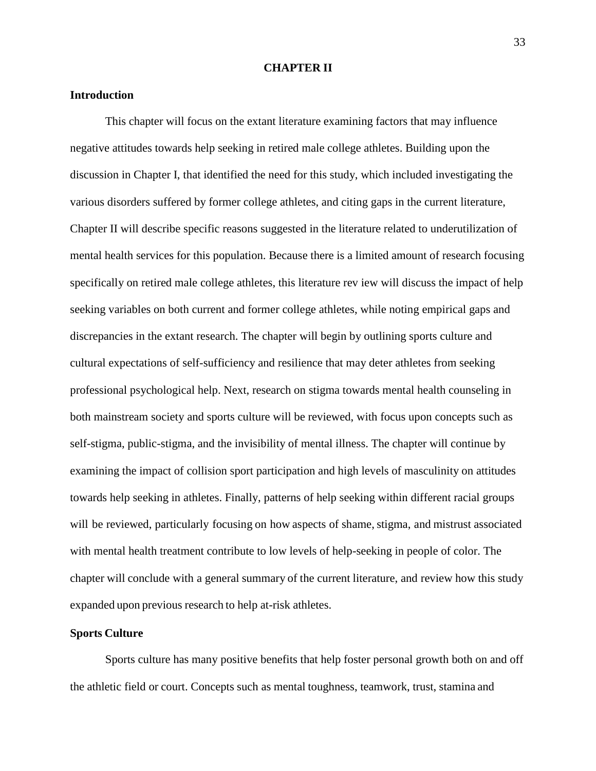# CHAPTER II

## Introduction

This chapter will focus on the extant literature examining factors that may influence negative attitudes towards help seeking in retired male college athletes. Building upon the discussion in Chapter I, that identified the need for this study, which included investigating the various disorders suffered by former college athletes, and citing gaps in the current literature, Chapter II will describe specific reasons suggested in the literature related to underutilization of mental health services for this population. Because there is a limited amount of research focusing specifically on retired male college athletes, this literature rev iew will discuss the impact of help seeking variables on both current and former college athletes, while noting empirical gaps and discrepancies in the extant research. The chapter will begin by outlining sports culture and cultural expectations of self-sufficiency and resilience that may deter athletes from seeking professional psychological help. Next, research on stigma towards mental health counseling in both mainstream society and sports culture will be reviewed, with focus upon concepts such as self-stigma, public-stigma, and the invisibility of mental illness. The chapter will continue by examining the impact of collision sport participation and high levels of masculinity on attitudes towards help seeking in athletes. Finally, patterns of help seeking within different racial groups will be reviewed, particularly focusing on how aspects of shame, stigma, and mistrust associated with mental health treatment contribute to low levels of help-seeking in people of color. The chapter will conclude with a general summary of the current literature, and review how this study expanded upon previous research to help at-risk athletes.

## Sports Culture

Sports culture has many positive benefits that help foster personal growth both on and off the athletic field or court. Concepts such as mental toughness, teamwork, trust, stamina and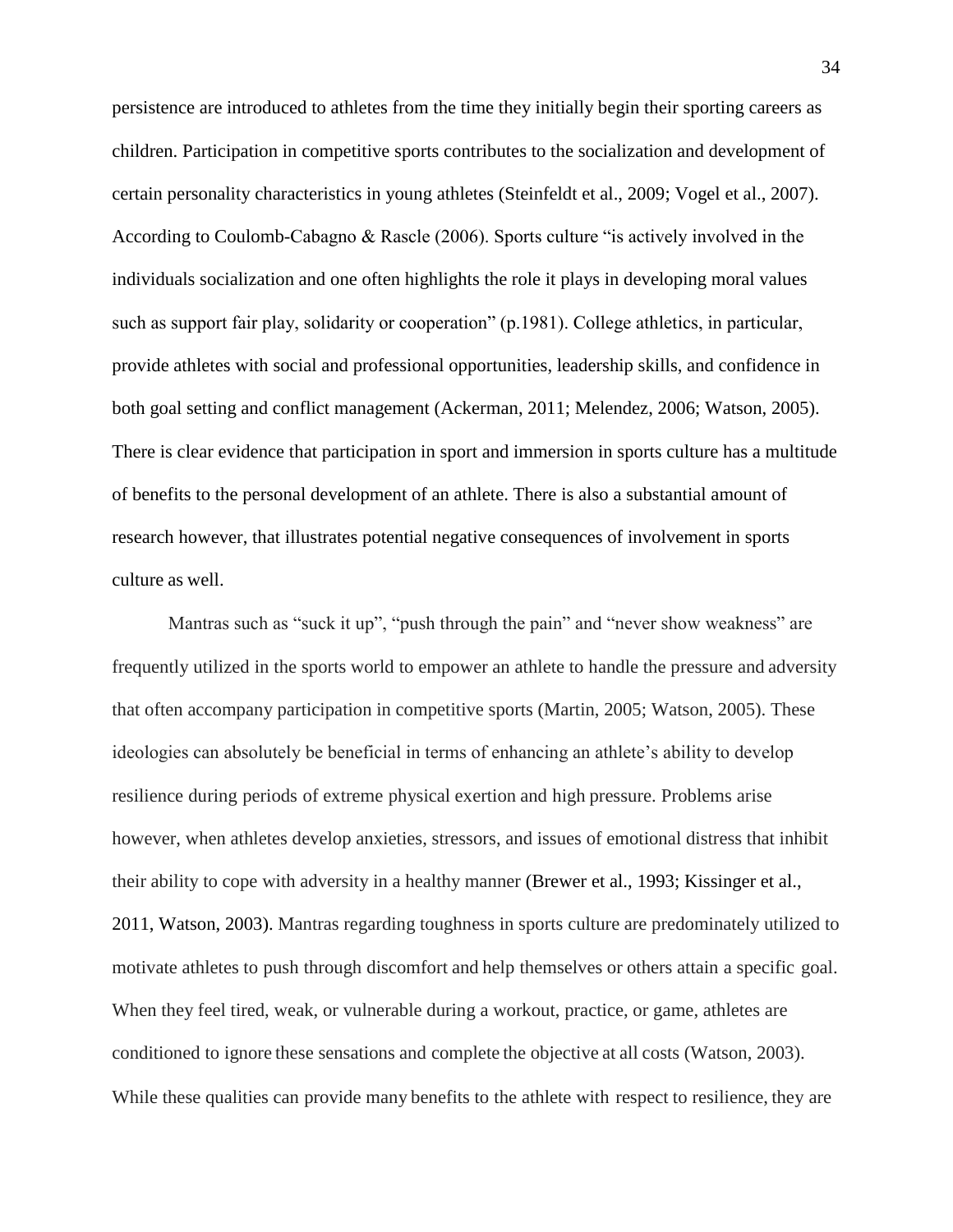persistence are introduced to athletes from the time they initially begin their sporting careers as children. Participation in competitive sports contributes to the socialization and development of certain personality characteristics in young athletes (Steinfeldt et al., 2009; Vogel et al., 2007). According to Coulomb-Cabagno & Rascle (2006). Sports culture "is actively involved in the individuals socialization and one often highlights the role it plays in developing moral values such as support fair play, solidarity or cooperation" (p.1981). College athletics, in particular, provide athletes with social and professional opportunities, leadership skills, and confidence in both goal setting and conflict management (Ackerman, 2011; Melendez, 2006; Watson, 2005). There is clear evidence that participation in sport and immersion in sports culture has a multitude of benefits to the personal development of an athlete. There is also a substantial amount of research however, that illustrates potential negative consequences of involvement in sports culture as well.

Mantras such as "suck it up", "push through the pain" and "never show weakness" are frequently utilized in the sports world to empower an athlete to handle the pressure and adversity that often accompany participation in competitive sports (Martin, 2005; Watson, 2005). These ideologies can absolutely be beneficial in terms of enhancing an athlete's ability to develop resilience during periods of extreme physical exertion and high pressure. Problems arise however, when athletes develop anxieties, stressors, and issues of emotional distress that inhibit their ability to cope with adversity in a healthy manner (Brewer et al., 1993; Kissinger et al., 2011, Watson, 2003). Mantras regarding toughness in sports culture are predominately utilized to motivate athletes to push through discomfort and help themselves or others attain a specific goal. When they feel tired, weak, or vulnerable during a workout, practice, or game, athletes are conditioned to ignore these sensations and complete the objective at all costs (Watson, 2003). While these qualities can provide many benefits to the athlete with respect to resilience, they are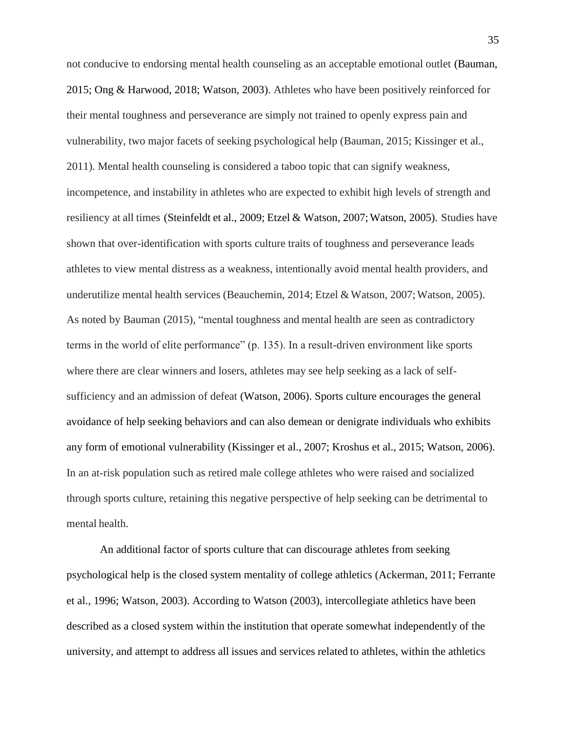not conducive to endorsing mental health counseling as an acceptable emotional outlet (Bauman, 2015; Ong & Harwood, 2018; Watson, 2003). Athletes who have been positively reinforced for their mental toughness and perseverance are simply not trained to openly express pain and vulnerability, two major facets of seeking psychological help (Bauman, 2015; Kissinger et al., 2011). Mental health counseling is considered a taboo topic that can signify weakness, incompetence, and instability in athletes who are expected to exhibit high levels of strength and resiliency at all times (Steinfeldt et al., 2009; Etzel & Watson, 2007; Watson, 2005). Studies have shown that over-identification with sports culture traits of toughness and perseverance leads athletes to view mental distress as a weakness, intentionally avoid mental health providers, and underutilize mental health services (Beauchemin, 2014; Etzel & Watson, 2007; Watson, 2005). As noted by Bauman (2015), "mental toughness and mental health are seen as contradictory terms in the world of elite performance" (p. 135). In a result-driven environment like sports where there are clear winners and losers, athletes may see help seeking as a lack of self-sufficiency and an admission of defeat (Watson, 2006). Sports culture encourages the general avoidance of help seeking behaviors and can also demean or denigrate individuals who exhibits any form of emotional vulnerability (Kissinger et al., 2007; Kroshus et al., 2015; Watson, 2006). In an at-risk population such as retired male college athletes who were raised and socialized through sports culture, retaining this negative perspective of help seeking can be detrimental to mental health.

An additional factor of sports culture that can discourage athletes from seeking psychological help is the closed system mentality of college athletics (Ackerman, 2011; Ferrante et al., 1996; Watson, 2003). According to Watson (2003), intercollegiate athletics have been described as a closed system within the institution that operate somewhat independently of the university, and attempt to address all issues and services related to athletes, within the athletics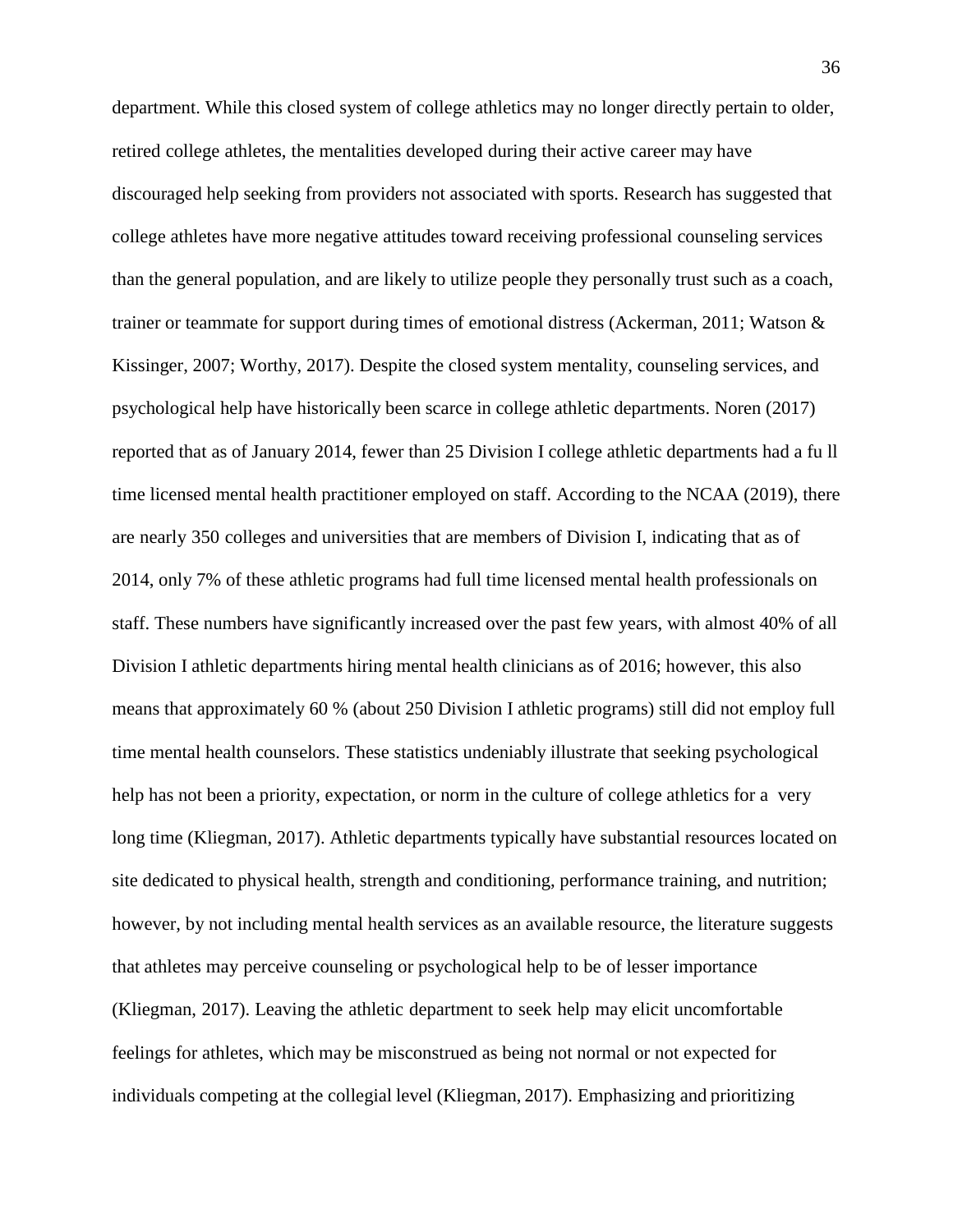department. While this closed system of college athletics may no longer directly pertain to older, retired college athletes, the mentalities developed during their active career may have discouraged help seeking from providers not associated with sports. Research has suggested that college athletes have more negative attitudes toward receiving professional counseling services than the general population, and are likely to utilize people they personally trust such as a coach, trainer or teammate for support during times of emotional distress (Ackerman, 2011; Watson & Kissinger, 2007; Worthy, 2017). Despite the closed system mentality, counseling services, and psychological help have historically been scarce in college athletic departments. Noren (2017) reported that as of January 2014, fewer than 25 Division I college athletic departments had a fu ll time licensed mental health practitioner employed on staff. According to the NCAA (2019), there are nearly 350 colleges and universities that are members of Division I, indicating that as of 2014, only 7% of these athletic programs had full time licensed mental health professionals on staff. These numbers have significantly increased over the past few years, with almost 40% of all Division I athletic departments hiring mental health clinicians as of 2016; however, this also means that approximately 60 % (about 250 Division I athletic programs) still did not employ full time mental health counselors. These statistics undeniably illustrate that seeking psychological help has not been a priority, expectation, or norm in the culture of college athletics for a very long time (Kliegman, 2017). Athletic departments typically have substantial resources located on site dedicated to physical health, strength and conditioning, performance training, and nutrition; however, by not including mental health services as an available resource, the literature suggests that athletes may perceive counseling or psychological help to be of lesser importance (Kliegman, 2017). Leaving the athletic department to seek help may elicit uncomfortable feelings for athletes, which may be misconstrued as being not normal or not expected for individuals competing at the collegial level (Kliegman, 2017). Emphasizing and prioritizing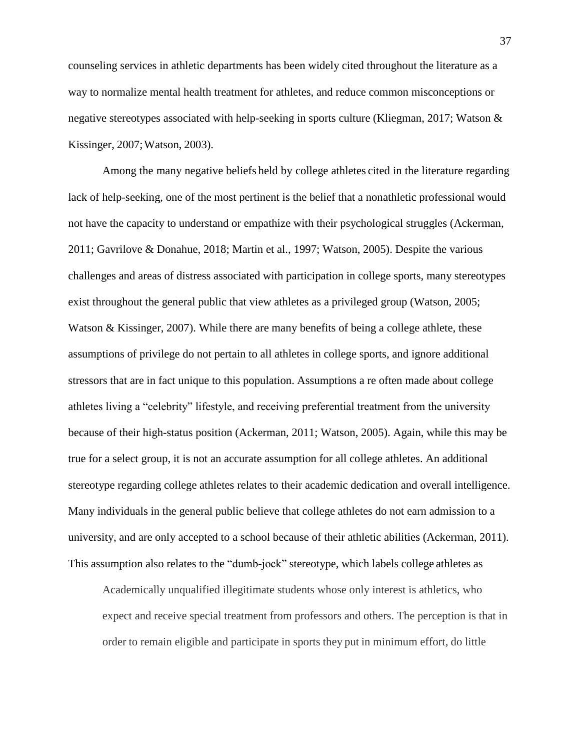counseling services in athletic departments has been widely cited throughout the literature as a way to normalize mental health treatment for athletes, and reduce common misconceptions or negative stereotypes associated with help-seeking in sports culture (Kliegman, 2017; Watson & Kissinger, 2007; Watson, 2003).

Among the many negative beliefs held by college athletes cited in the literature regarding lack of help-seeking, one of the most pertinent is the belief that a nonathletic professional would not have the capacity to understand or empathize with their psychological struggles (Ackerman, 2011; Gavrilove & Donahue, 2018; Martin et al., 1997; Watson, 2005). Despite the various challenges and areas of distress associated with participation in college sports, many stereotypes exist throughout the general public that view athletes as a privileged group (Watson, 2005; Watson & Kissinger, 2007). While there are many benefits of being a college athlete, these assumptions of privilege do not pertain to all athletes in college sports, and ignore additional stressors that are in fact unique to this population. Assumptions a re often made about college athletes living a "celebrity" lifestyle, and receiving preferential treatment from the university because of their high-status position (Ackerman, 2011; Watson, 2005). Again, while this may be true for a select group, it is not an accurate assumption for all college athletes. An additional stereotype regarding college athletes relates to their academic dedication and overall intelligence. Many individuals in the general public believe that college athletes do not earn admission to a university, and are only accepted to a school because of their athletic abilities (Ackerman, 2011). This assumption also relates to the "dumb-jock" stereotype, which labels college athletes as

> Academically unqualified illegitimate students whose only interest is athletics, who expect and receive special treatment from professors and others. The perception is that in order to remain eligible and participate in sports they put in minimum effort, do little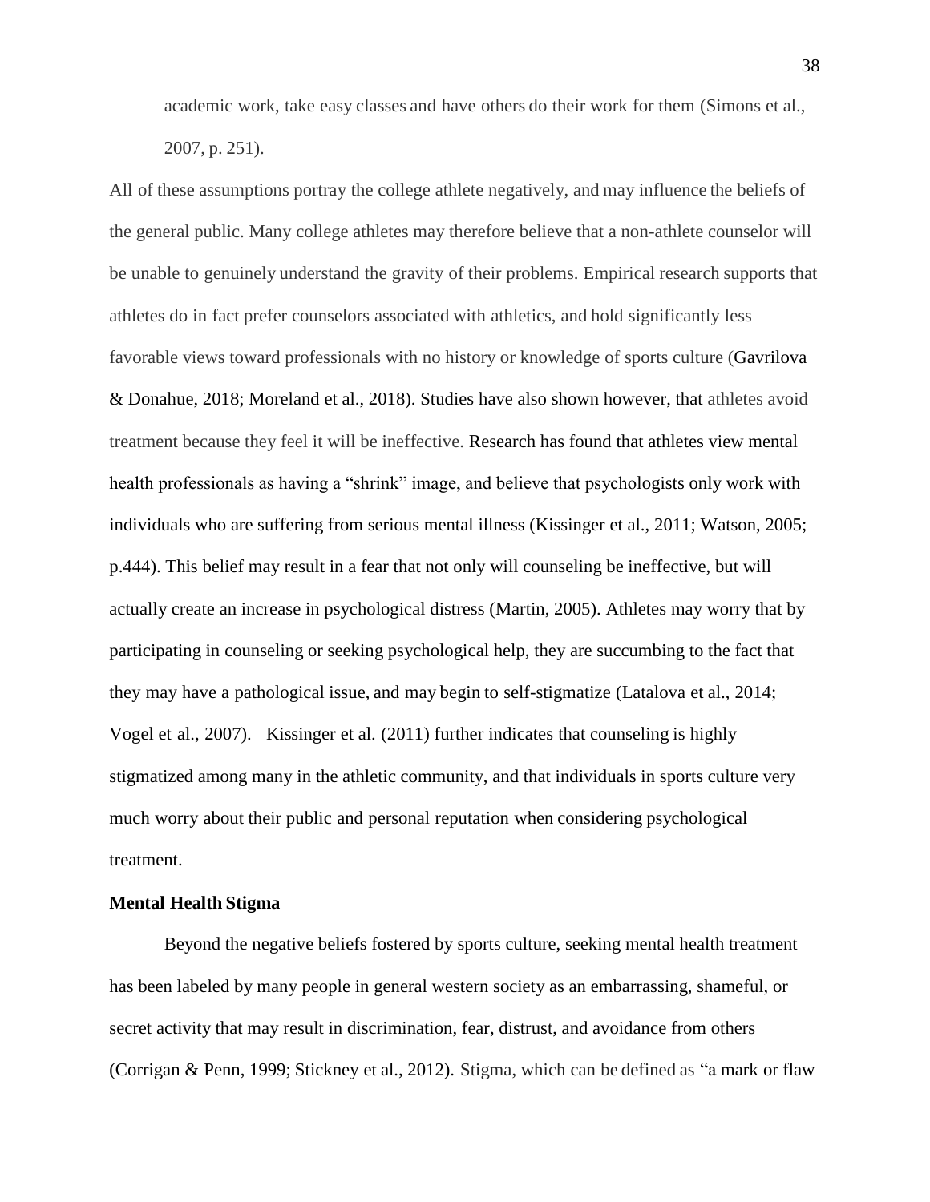academic work, take easy classes and have others do their work for them (Simons et al., 2007, p. 251).

All of these assumptions portray the college athlete negatively, and may influence the beliefs of the general public. Many college athletes may therefore believe that a non-athlete counselor will be unable to genuinely understand the gravity of their problems. Empirical research supports that athletes do in fact prefer counselors associated with athletics, and hold significantly less favorable views toward professionals with no history or knowledge of sports culture (Gavrilova & Donahue, 2018; Moreland et al., 2018). Studies have also shown however, that athletes avoid treatment because they feel it will be ineffective. Research has found that athletes view mental health professionals as having a "shrink" image, and believe that psychologists only work with individuals who are suffering from serious mental illness (Kissinger et al., 2011; Watson, 2005; p.444). This belief may result in a fear that not only will counseling be ineffective, but will actually create an increase in psychological distress (Martin, 2005). Athletes may worry that by participating in counseling or seeking psychological help, they are succumbing to the fact that they may have a pathological issue, and may begin to self-stigmatize (Latalova et al., 2014; Vogel et al., 2007). Kissinger et al. (2011) further indicates that counseling is highly stigmatized among many in the athletic community, and that individuals in sports culture very much worry about their public and personal reputation when considering psychological treatment.

**Mental Health Stigma**

Beyond the negative beliefs fostered by sports culture, seeking mental health treatment has been labeled by many people in general western society as an embarrassing, shameful, or secret activity that may result in discrimination, fear, distrust, and avoidance from others (Corrigan & Penn, 1999; Stickney et al., 2012). Stigma, which can be defined as "a mark or flaw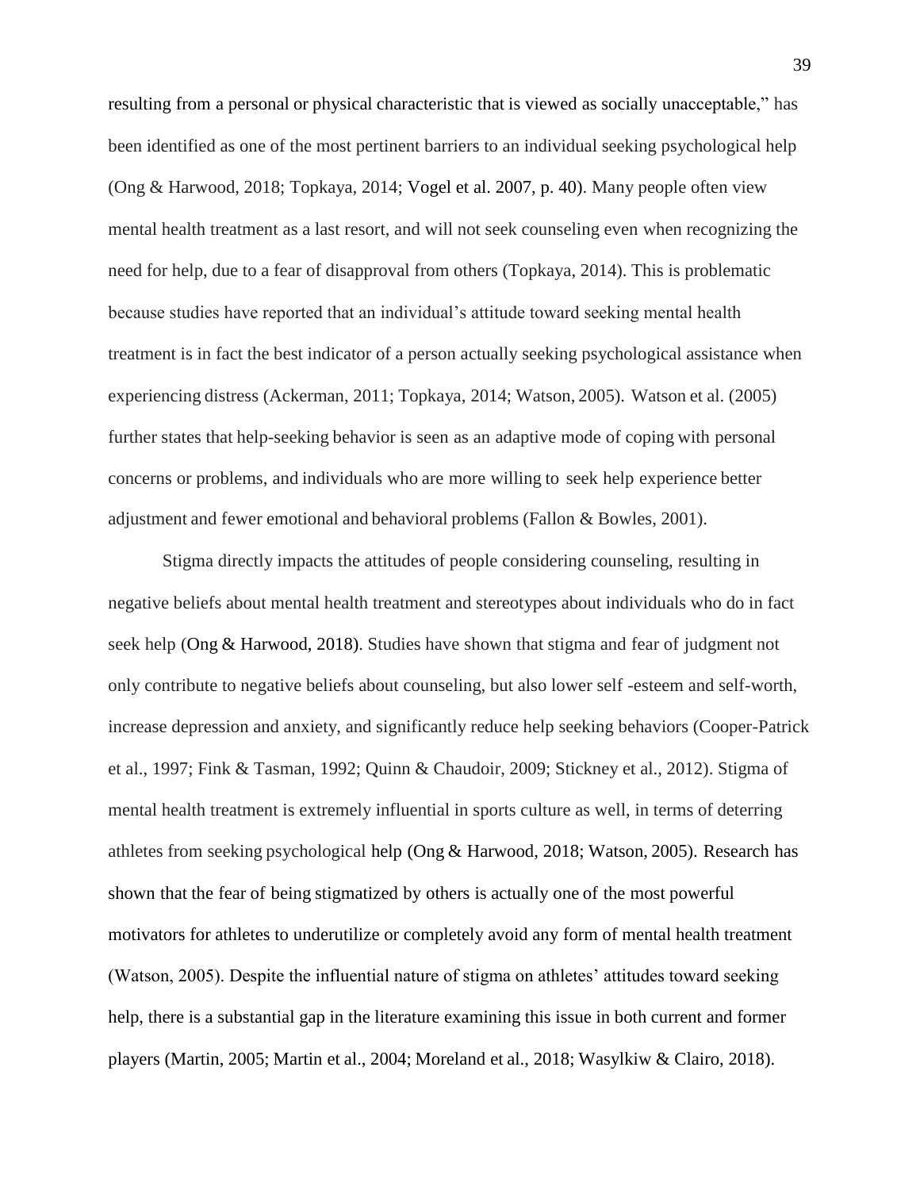resulting from a personal or physical characteristic that is viewed as socially unacceptable," has been identified as one of the most pertinent barriers to an individual seeking psychological help (Ong & Harwood, 2018; Topkaya, 2014; Vogel et al. 2007, p. 40). Many people often view mental health treatment as a last resort, and will not seek counseling even when recognizing the need for help, due to a fear of disapproval from others (Topkaya, 2014). This is problematic because studies have reported that an individual's attitude toward seeking mental health treatment is in fact the best indicator of a person actually seeking psychological assistance when experiencing distress (Ackerman, 2011; Topkaya, 2014; Watson, 2005). Watson et al. (2005) further states that help-seeking behavior is seen as an adaptive mode of coping with personal concerns or problems, and individuals who are more willing to seek help experience better adjustment and fewer emotional and behavioral problems (Fallon & Bowles, 2001).

Stigma directly impacts the attitudes of people considering counseling, resulting in negative beliefs about mental health treatment and stereotypes about individuals who do in fact seek help (Ong & Harwood, 2018). Studies have shown that stigma and fear of judgment not only contribute to negative beliefs about counseling, but also lower self -esteem and self-worth, increase depression and anxiety, and significantly reduce help seeking behaviors (Cooper-Patrick et al., 1997; Fink & Tasman, 1992; Quinn & Chaudoir, 2009; Stickney et al., 2012). Stigma of mental health treatment is extremely influential in sports culture as well, in terms of deterring athletes from seeking psychological help (Ong & Harwood, 2018; Watson, 2005). Research has shown that the fear of being stigmatized by others is actually one of the most powerful motivators for athletes to underutilize or completely avoid any form of mental health treatment (Watson, 2005). Despite the influential nature of stigma on athletes' attitudes toward seeking help, there is a substantial gap in the literature examining this issue in both current and former players (Martin, 2005; Martin et al., 2004; Moreland et al., 2018; Wasylkiw & Clairo, 2018).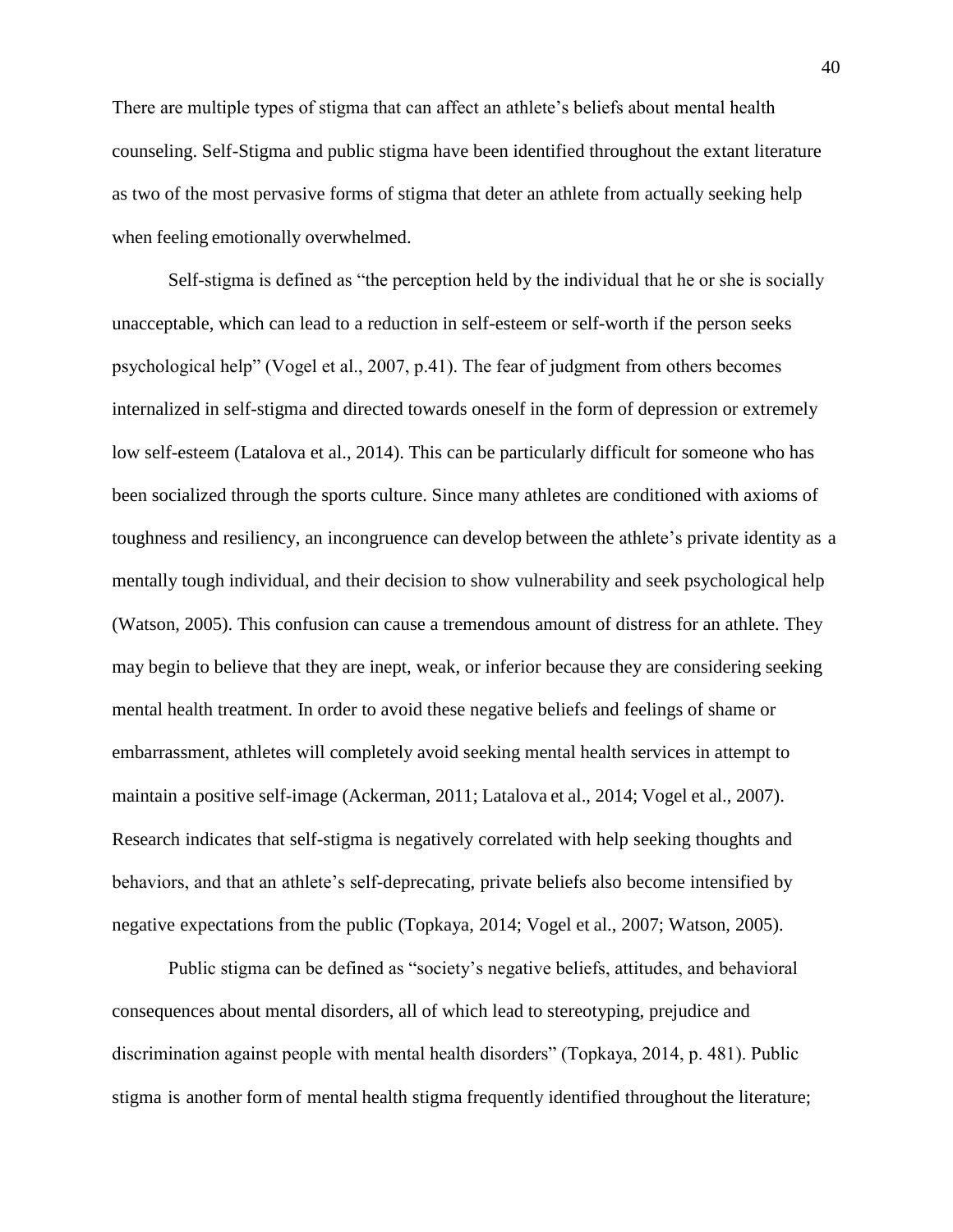There are multiple types of stigma that can affect an athlete's beliefs about mental health counseling. Self-Stigma and public stigma have been identified throughout the extant literature as two of the most pervasive forms of stigma that deter an athlete from actually seeking help when feeling emotionally overwhelmed.

Self-stigma is defined as "the perception held by the individual that he or she is socially unacceptable, which can lead to a reduction in self-esteem or self-worth if the person seeks psychological help" (Vogel et al., 2007, p.41). The fear of judgment from others becomes internalized in self-stigma and directed towards oneself in the form of depression or extremely low self-esteem (Latalova et al., 2014). This can be particularly difficult for someone who has been socialized through the sports culture. Since many athletes are conditioned with axioms of toughness and resiliency, an incongruence can develop between the athlete's private identity as a mentally tough individual, and their decision to show vulnerability and seek psychological help (Watson, 2005). This confusion can cause a tremendous amount of distress for an athlete. They may begin to believe that they are inept, weak, or inferior because they are considering seeking mental health treatment. In order to avoid these negative beliefs and feelings of shame or embarrassment, athletes will completely avoid seeking mental health services in attempt to maintain a positive self-image (Ackerman, 2011; Latalova et al., 2014; Vogel et al., 2007). Research indicates that self-stigma is negatively correlated with help seeking thoughts and behaviors, and that an athlete's self-deprecating, private beliefs also become intensified by negative expectations from the public (Topkaya, 2014; Vogel et al., 2007; Watson, 2005).

Public stigma can be defined as "society's negative beliefs, attitudes, and behavioral consequences about mental disorders, all of which lead to stereotyping, prejudice and discrimination against people with mental health disorders" (Topkaya, 2014, p. 481). Public stigma is another form of mental health stigma frequently identified throughout the literature;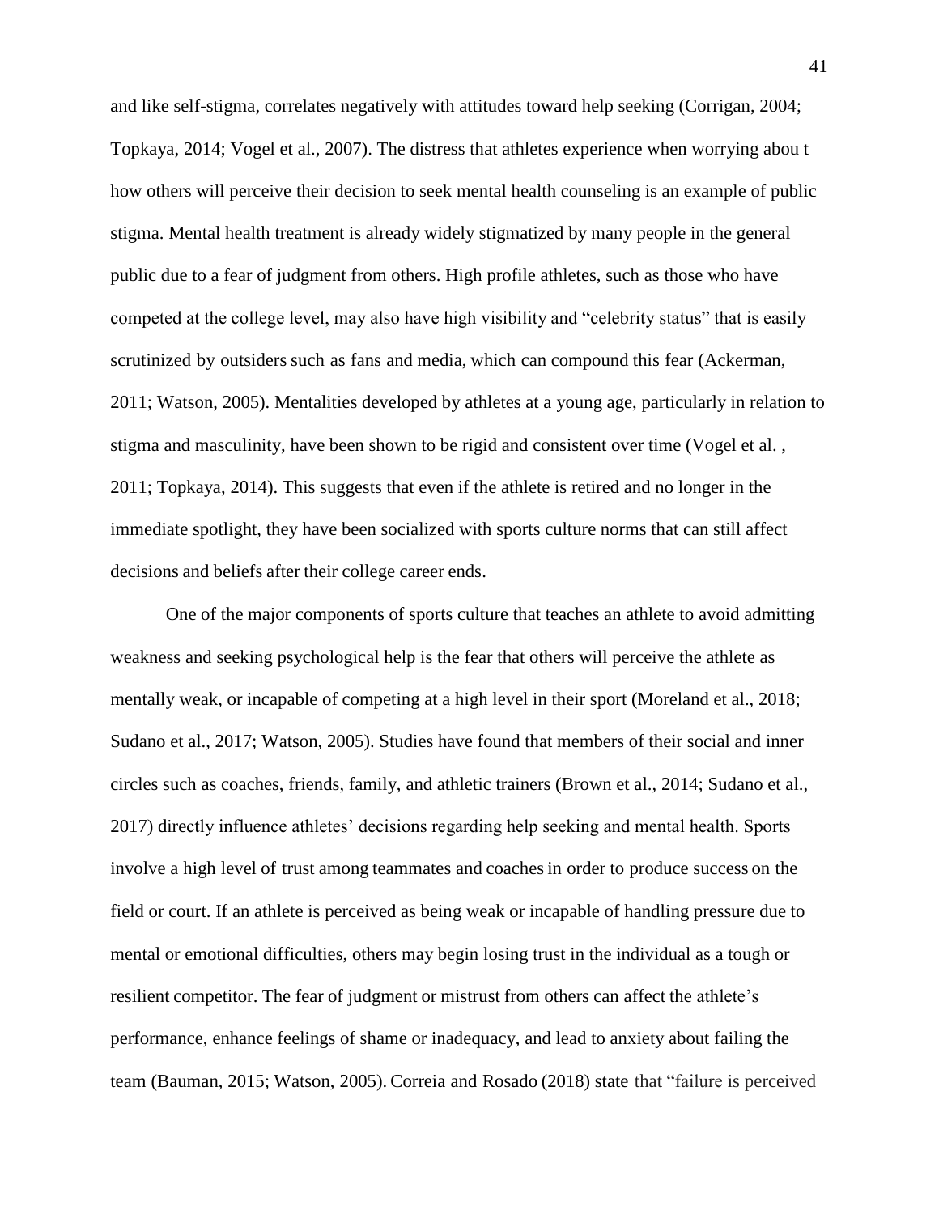and like self-stigma, correlates negatively with attitudes toward help seeking (Corrigan, 2004; Topkaya, 2014; Vogel et al., 2007). The distress that athletes experience when worrying abou t how others will perceive their decision to seek mental health counseling is an example of public stigma. Mental health treatment is already widely stigmatized by many people in the general public due to a fear of judgment from others. High profile athletes, such as those who have competed at the college level, may also have high visibility and "celebrity status" that is easily scrutinized by outsiders such as fans and media, which can compound this fear (Ackerman, 2011; Watson, 2005). Mentalities developed by athletes at a young age, particularly in relation to stigma and masculinity, have been shown to be rigid and consistent over time (Vogel et al. , 2011; Topkaya, 2014). This suggests that even if the athlete is retired and no longer in the immediate spotlight, they have been socialized with sports culture norms that can still affect decisions and beliefs after their college career ends.

One of the major components of sports culture that teaches an athlete to avoid admitting weakness and seeking psychological help is the fear that others will perceive the athlete as mentally weak, or incapable of competing at a high level in their sport (Moreland et al., 2018; Sudano et al., 2017; Watson, 2005). Studies have found that members of their social and inner circles such as coaches, friends, family, and athletic trainers (Brown et al., 2014; Sudano et al., 2017) directly influence athletes' decisions regarding help seeking and mental health. Sports involve a high level of trust among teammates and coaches in order to produce success on the field or court. If an athlete is perceived as being weak or incapable of handling pressure due to mental or emotional difficulties, others may begin losing trust in the individual as a tough or resilient competitor. The fear of judgment or mistrust from others can affect the athlete's performance, enhance feelings of shame or inadequacy, and lead to anxiety about failing the team (Bauman, 2015; Watson, 2005). Correia and Rosado (2018) state that "failure is perceived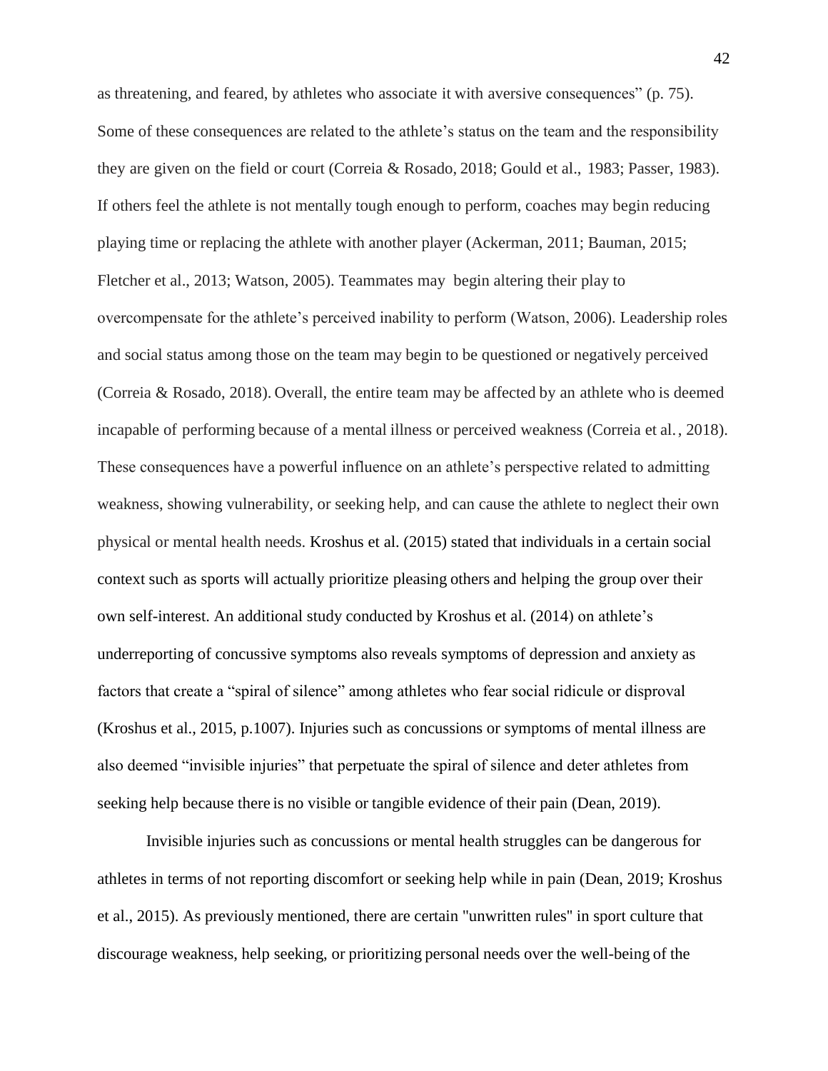as threatening, and feared, by athletes who associate it with aversive consequences" (p. 75). Some of these consequences are related to the athlete's status on the team and the responsibility they are given on the field or court (Correia & Rosado, 2018; Gould et al., 1983; Passer, 1983). If others feel the athlete is not mentally tough enough to perform, coaches may begin reducing playing time or replacing the athlete with another player (Ackerman, 2011; Bauman, 2015; Fletcher et al., 2013; Watson, 2005). Teammates may begin altering their play to overcompensate for the athlete's perceived inability to perform (Watson, 2006). Leadership roles and social status among those on the team may begin to be questioned or negatively perceived (Correia & Rosado, 2018). Overall, the entire team may be affected by an athlete who is deemed incapable of performing because of a mental illness or perceived weakness (Correia et al., 2018). These consequences have a powerful influence on an athlete's perspective related to admitting weakness, showing vulnerability, or seeking help, and can cause the athlete to neglect their own physical or mental health needs. Kroshus et al. (2015) stated that individuals in a certain social context such as sports will actually prioritize pleasing others and helping the group over their own self-interest. An additional study conducted by Kroshus et al. (2014) on athlete's underreporting of concussive symptoms also reveals symptoms of depression and anxiety as factors that create a "spiral of silence" among athletes who fear social ridicule or disproval (Kroshus et al., 2015, p.1007). Injuries such as concussions or symptoms of mental illness are also deemed "invisible injuries" that perpetuate the spiral of silence and deter athletes from seeking help because there is no visible or tangible evidence of their pain (Dean, 2019).

Invisible injuries such as concussions or mental health struggles can be dangerous for athletes in terms of not reporting discomfort or seeking help while in pain (Dean, 2019; Kroshus et al., 2015). As previously mentioned, there are certain "unwritten rules" in sport culture that discourage weakness, help seeking, or prioritizing personal needs over the well-being of the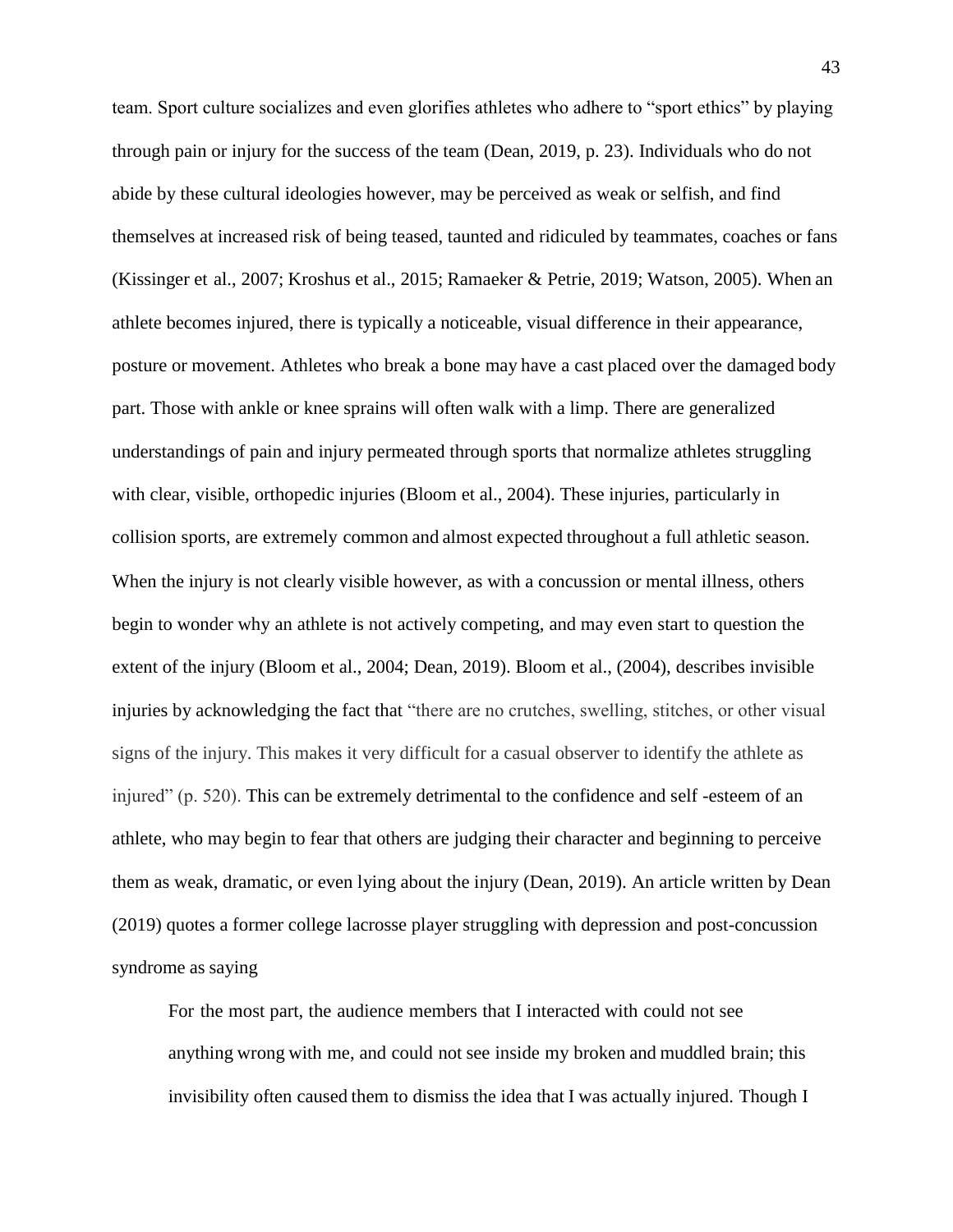team. Sport culture socializes and even glorifies athletes who adhere to "sport ethics" by playing through pain or injury for the success of the team (Dean, 2019, p. 23). Individuals who do not abide by these cultural ideologies however, may be perceived as weak or selfish, and find themselves at increased risk of being teased, taunted and ridiculed by teammates, coaches or fans (Kissinger et al., 2007; Kroshus et al., 2015; Ramaeker & Petrie, 2019; Watson, 2005). When an athlete becomes injured, there is typically a noticeable, visual difference in their appearance, posture or movement. Athletes who break a bone may have a cast placed over the damaged body part. Those with ankle or knee sprains will often walk with a limp. There are generalized understandings of pain and injury permeated through sports that normalize athletes struggling with clear, visible, orthopedic injuries (Bloom et al., 2004). These injuries, particularly in collision sports, are extremely common and almost expected throughout a full athletic season. When the injury is not clearly visible however, as with a concussion or mental illness, others begin to wonder why an athlete is not actively competing, and may even start to question the extent of the injury (Bloom et al., 2004; Dean, 2019). Bloom et al., (2004), describes invisible injuries by acknowledging the fact that "there are no crutches, swelling, stitches, or other visual signs of the injury. This makes it very difficult for a casual observer to identify the athlete as injured" (p. 520). This can be extremely detrimental to the confidence and self -esteem of an athlete, who may begin to fear that others are judging their character and beginning to perceive them as weak, dramatic, or even lying about the injury (Dean, 2019). An article written by Dean (2019) quotes a former college lacrosse player struggling with depression and post-concussion syndrome as saying

> For the most part, the audience members that I interacted with could not see anything wrong with me, and could not see inside my broken and muddled brain; this invisibility often caused them to dismiss the idea that I was actually injured. Though I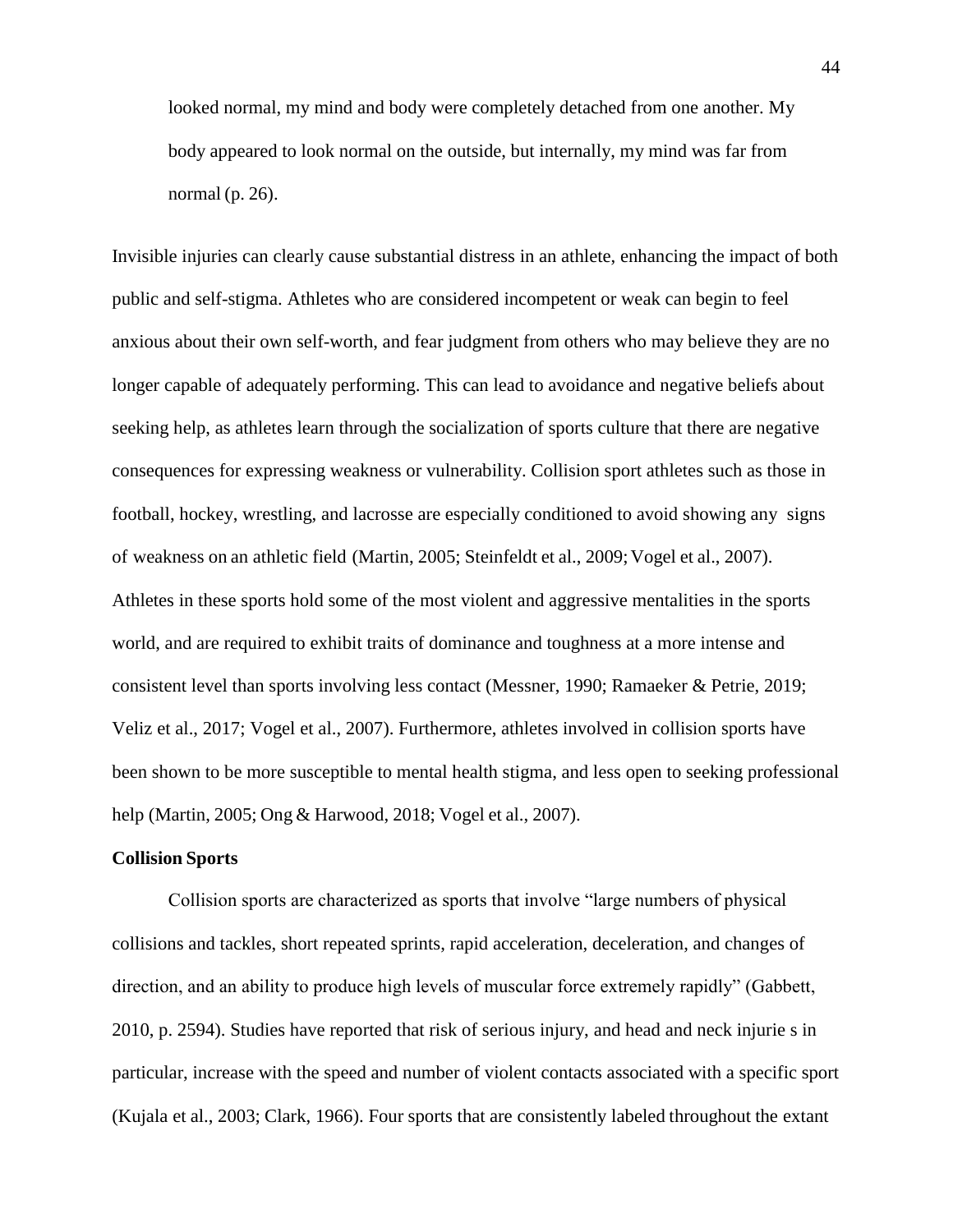> looked normal, my mind and body were completely detached from one another. My body appeared to look normal on the outside, but internally, my mind was far from normal (p. 26).

Invisible injuries can clearly cause substantial distress in an athlete, enhancing the impact of both public and self-stigma. Athletes who are considered incompetent or weak can begin to feel anxious about their own self-worth, and fear judgment from others who may believe they are no longer capable of adequately performing. This can lead to avoidance and negative beliefs about seeking help, as athletes learn through the socialization of sports culture that there are negative consequences for expressing weakness or vulnerability. Collision sport athletes such as those in football, hockey, wrestling, and lacrosse are especially conditioned to avoid showing any signs of weakness on an athletic field (Martin, 2005; Steinfeldt et al., 2009; Vogel et al., 2007). Athletes in these sports hold some of the most violent and aggressive mentalities in the sports world, and are required to exhibit traits of dominance and toughness at a more intense and consistent level than sports involving less contact (Messner, 1990; Ramaeker & Petrie, 2019; Veliz et al., 2017; Vogel et al., 2007). Furthermore, athletes involved in collision sports have been shown to be more susceptible to mental health stigma, and less open to seeking professional help (Martin, 2005; Ong & Harwood, 2018; Vogel et al., 2007).

**Collision Sports**

Collision sports are characterized as sports that involve "large numbers of physical collisions and tackles, short repeated sprints, rapid acceleration, deceleration, and changes of direction, and an ability to produce high levels of muscular force extremely rapidly" (Gabbett, 2010, p. 2594). Studies have reported that risk of serious injury, and head and neck injurie s in particular, increase with the speed and number of violent contacts associated with a specific sport (Kujala et al., 2003; Clark, 1966). Four sports that are consistently labeled throughout the extant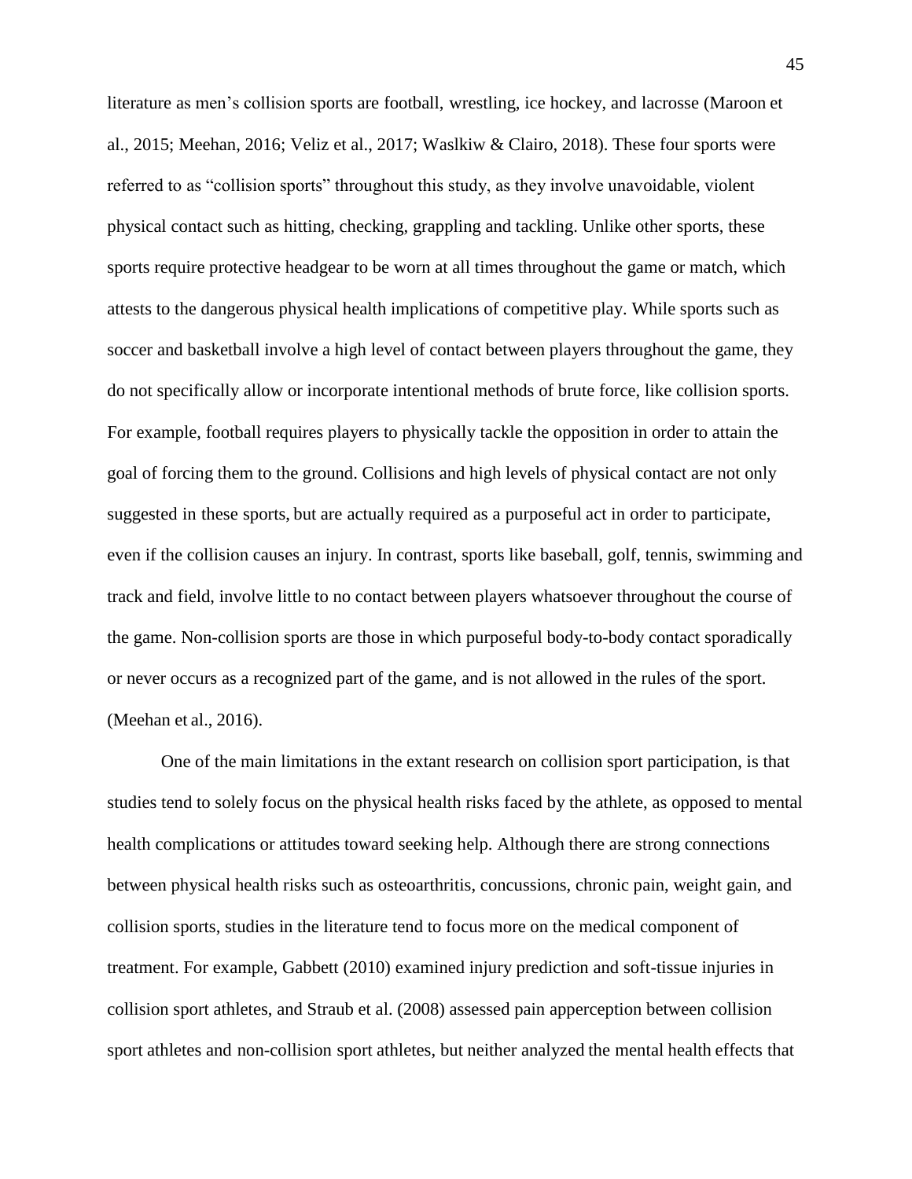literature as men's collision sports are football, wrestling, ice hockey, and lacrosse (Maroon et al., 2015; Meehan, 2016; Veliz et al., 2017; Waslkiw & Clairo, 2018). These four sports were referred to as "collision sports" throughout this study, as they involve unavoidable, violent physical contact such as hitting, checking, grappling and tackling. Unlike other sports, these sports require protective headgear to be worn at all times throughout the game or match, which attests to the dangerous physical health implications of competitive play. While sports such as soccer and basketball involve a high level of contact between players throughout the game, they do not specifically allow or incorporate intentional methods of brute force, like collision sports. For example, football requires players to physically tackle the opposition in order to attain the goal of forcing them to the ground. Collisions and high levels of physical contact are not only suggested in these sports, but are actually required as a purposeful act in order to participate, even if the collision causes an injury. In contrast, sports like baseball, golf, tennis, swimming and track and field, involve little to no contact between players whatsoever throughout the course of the game. Non-collision sports are those in which purposeful body-to-body contact sporadically or never occurs as a recognized part of the game, and is not allowed in the rules of the sport. (Meehan et al., 2016).

One of the main limitations in the extant research on collision sport participation, is that studies tend to solely focus on the physical health risks faced by the athlete, as opposed to mental health complications or attitudes toward seeking help. Although there are strong connections between physical health risks such as osteoarthritis, concussions, chronic pain, weight gain, and collision sports, studies in the literature tend to focus more on the medical component of treatment. For example, Gabbett (2010) examined injury prediction and soft-tissue injuries in collision sport athletes, and Straub et al. (2008) assessed pain apperception between collision sport athletes and non-collision sport athletes, but neither analyzed the mental health effects that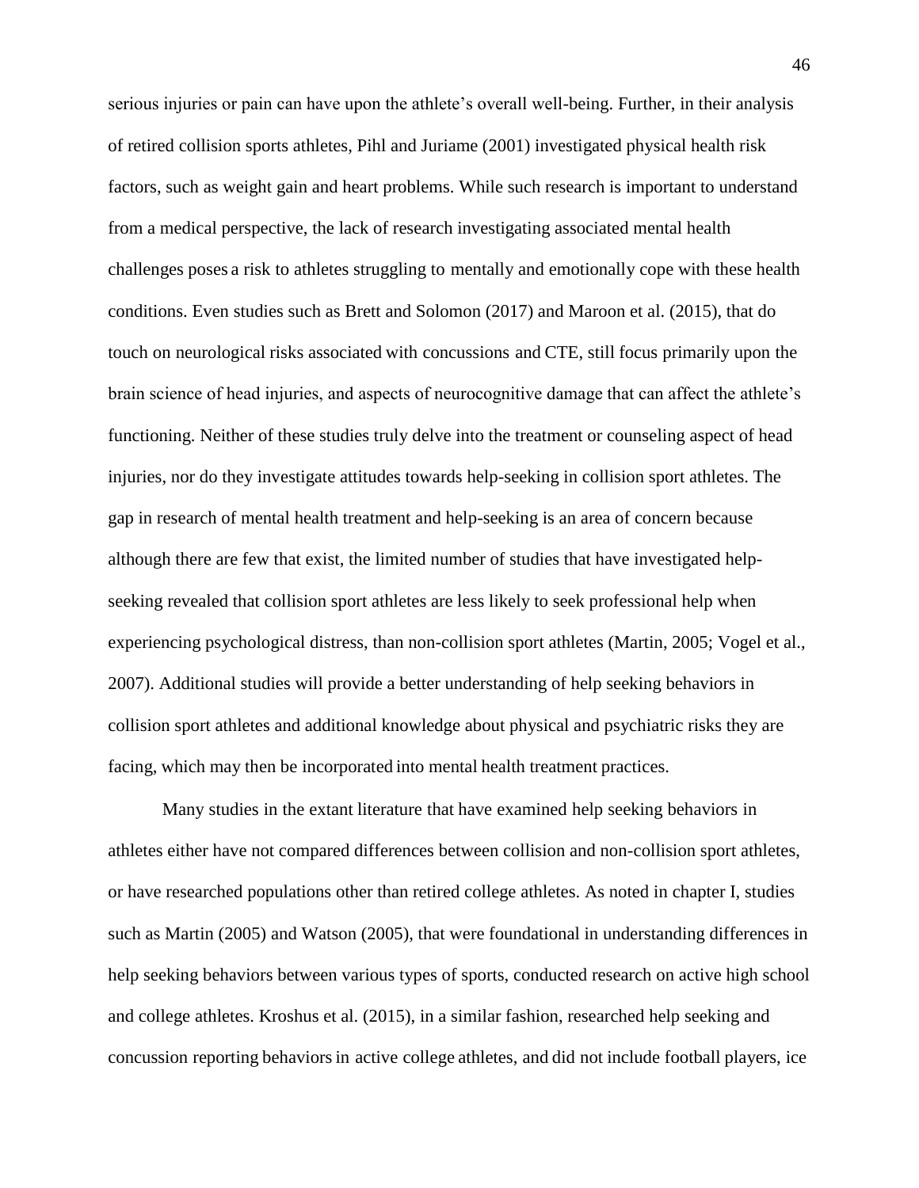serious injuries or pain can have upon the athlete's overall well-being. Further, in their analysis of retired collision sports athletes, Pihl and Juriame (2001) investigated physical health risk factors, such as weight gain and heart problems. While such research is important to understand from a medical perspective, the lack of research investigating associated mental health challenges poses a risk to athletes struggling to mentally and emotionally cope with these health conditions. Even studies such as Brett and Solomon (2017) and Maroon et al. (2015), that do touch on neurological risks associated with concussions and CTE, still focus primarily upon the brain science of head injuries, and aspects of neurocognitive damage that can affect the athlete's functioning. Neither of these studies truly delve into the treatment or counseling aspect of head injuries, nor do they investigate attitudes towards help-seeking in collision sport athletes. The gap in research of mental health treatment and help-seeking is an area of concern because although there are few that exist, the limited number of studies that have investigated help-seeking revealed that collision sport athletes are less likely to seek professional help when experiencing psychological distress, than non-collision sport athletes (Martin, 2005; Vogel et al., 2007). Additional studies will provide a better understanding of help seeking behaviors in collision sport athletes and additional knowledge about physical and psychiatric risks they are facing, which may then be incorporated into mental health treatment practices.

Many studies in the extant literature that have examined help seeking behaviors in athletes either have not compared differences between collision and non-collision sport athletes, or have researched populations other than retired college athletes. As noted in chapter I, studies such as Martin (2005) and Watson (2005), that were foundational in understanding differences in help seeking behaviors between various types of sports, conducted research on active high school and college athletes. Kroshus et al. (2015), in a similar fashion, researched help seeking and concussion reporting behaviors in active college athletes, and did not include football players, ice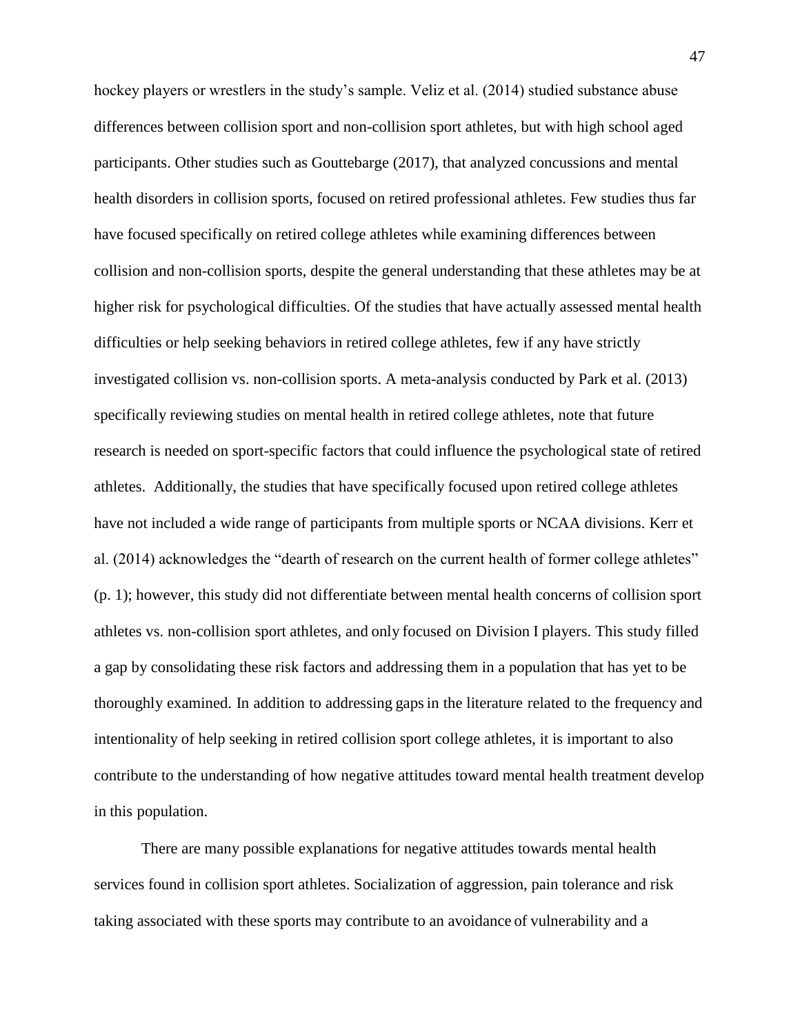hockey players or wrestlers in the study's sample. Veliz et al. (2014) studied substance abuse differences between collision sport and non-collision sport athletes, but with high school aged participants. Other studies such as Gouttebarge (2017), that analyzed concussions and mental health disorders in collision sports, focused on retired professional athletes. Few studies thus far have focused specifically on retired college athletes while examining differences between collision and non-collision sports, despite the general understanding that these athletes may be at higher risk for psychological difficulties. Of the studies that have actually assessed mental health difficulties or help seeking behaviors in retired college athletes, few if any have strictly investigated collision vs. non-collision sports. A meta-analysis conducted by Park et al. (2013) specifically reviewing studies on mental health in retired college athletes, note that future research is needed on sport-specific factors that could influence the psychological state of retired athletes. Additionally, the studies that have specifically focused upon retired college athletes have not included a wide range of participants from multiple sports or NCAA divisions. Kerr et al. (2014) acknowledges the "dearth of research on the current health of former college athletes" (p. 1); however, this study did not differentiate between mental health concerns of collision sport athletes vs. non-collision sport athletes, and only focused on Division I players. This study filled a gap by consolidating these risk factors and addressing them in a population that has yet to be thoroughly examined. In addition to addressing gaps in the literature related to the frequency and intentionality of help seeking in retired collision sport college athletes, it is important to also contribute to the understanding of how negative attitudes toward mental health treatment develop in this population.

There are many possible explanations for negative attitudes towards mental health services found in collision sport athletes. Socialization of aggression, pain tolerance and risk taking associated with these sports may contribute to an avoidance of vulnerability and a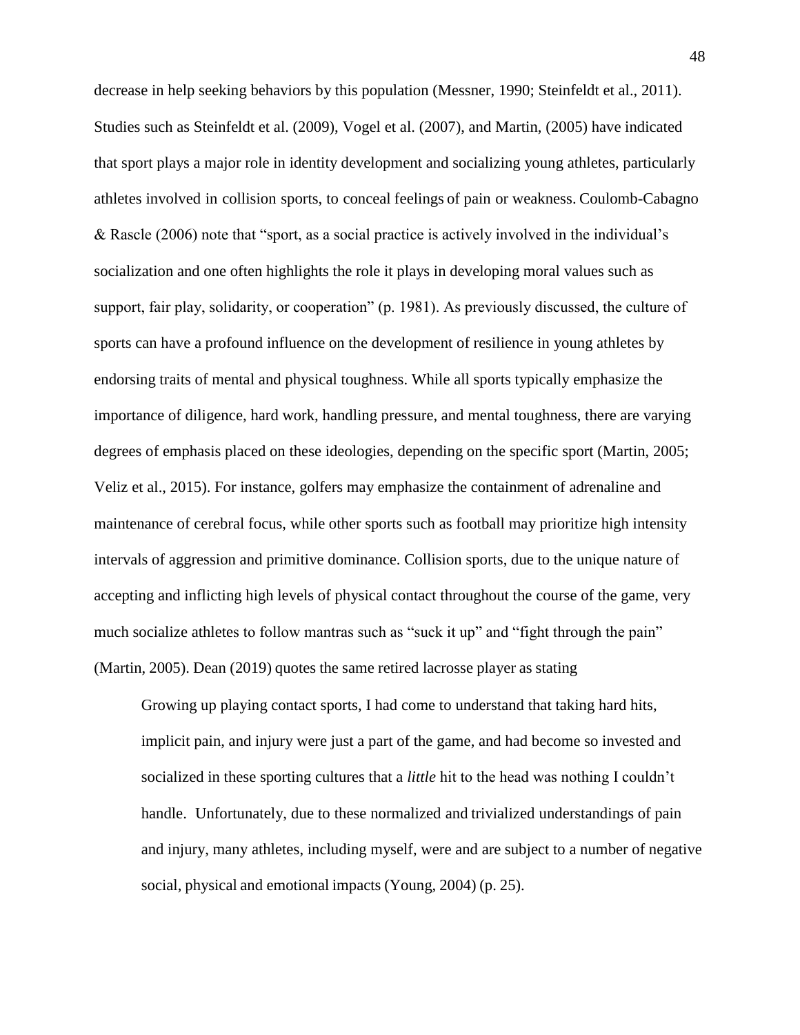decrease in help seeking behaviors by this population (Messner, 1990; Steinfeldt et al., 2011). Studies such as Steinfeldt et al. (2009), Vogel et al. (2007), and Martin, (2005) have indicated that sport plays a major role in identity development and socializing young athletes, particularly athletes involved in collision sports, to conceal feelings of pain or weakness. Coulomb-Cabagno & Rascle (2006) note that "sport, as a social practice is actively involved in the individual's socialization and one often highlights the role it plays in developing moral values such as support, fair play, solidarity, or cooperation" (p. 1981). As previously discussed, the culture of sports can have a profound influence on the development of resilience in young athletes by endorsing traits of mental and physical toughness. While all sports typically emphasize the importance of diligence, hard work, handling pressure, and mental toughness, there are varying degrees of emphasis placed on these ideologies, depending on the specific sport (Martin, 2005; Veliz et al., 2015). For instance, golfers may emphasize the containment of adrenaline and maintenance of cerebral focus, while other sports such as football may prioritize high intensity intervals of aggression and primitive dominance. Collision sports, due to the unique nature of accepting and inflicting high levels of physical contact throughout the course of the game, very much socialize athletes to follow mantras such as "suck it up" and "fight through the pain" (Martin, 2005). Dean (2019) quotes the same retired lacrosse player as stating

> Growing up playing contact sports, I had come to understand that taking hard hits, implicit pain, and injury were just a part of the game, and had become so invested and socialized in these sporting cultures that a *little* hit to the head was nothing I couldn't handle. Unfortunately, due to these normalized and trivialized understandings of pain and injury, many athletes, including myself, were and are subject to a number of negative social, physical and emotional impacts (Young, 2004) (p. 25).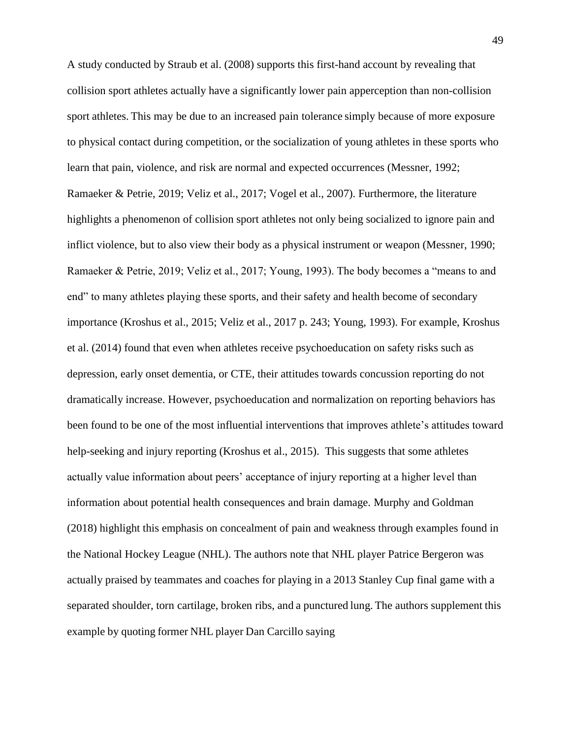A study conducted by Straub et al. (2008) supports this first-hand account by revealing that collision sport athletes actually have a significantly lower pain apperception than non-collision sport athletes. This may be due to an increased pain tolerance simply because of more exposure to physical contact during competition, or the socialization of young athletes in these sports who learn that pain, violence, and risk are normal and expected occurrences (Messner, 1992; Ramaeker & Petrie, 2019; Veliz et al., 2017; Vogel et al., 2007). Furthermore, the literature highlights a phenomenon of collision sport athletes not only being socialized to ignore pain and inflict violence, but to also view their body as a physical instrument or weapon (Messner, 1990; Ramaeker & Petrie, 2019; Veliz et al., 2017; Young, 1993). The body becomes a "means to and end" to many athletes playing these sports, and their safety and health become of secondary importance (Kroshus et al., 2015; Veliz et al., 2017 p. 243; Young, 1993). For example, Kroshus et al. (2014) found that even when athletes receive psychoeducation on safety risks such as depression, early onset dementia, or CTE, their attitudes towards concussion reporting do not dramatically increase. However, psychoeducation and normalization on reporting behaviors has been found to be one of the most influential interventions that improves athlete's attitudes toward help-seeking and injury reporting (Kroshus et al., 2015). This suggests that some athletes actually value information about peers' acceptance of injury reporting at a higher level than information about potential health consequences and brain damage. Murphy and Goldman (2018) highlight this emphasis on concealment of pain and weakness through examples found in the National Hockey League (NHL). The authors note that NHL player Patrice Bergeron was actually praised by teammates and coaches for playing in a 2013 Stanley Cup final game with a separated shoulder, torn cartilage, broken ribs, and a punctured lung. The authors supplement this example by quoting former NHL player Dan Carcillo saying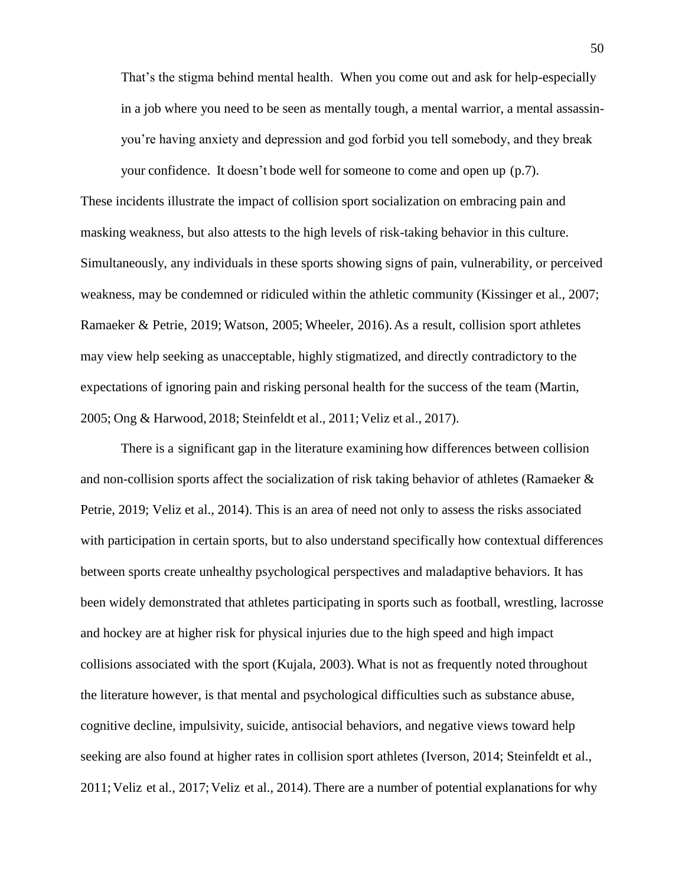> That's the stigma behind mental health. When you come out and ask for help-especially in a job where you need to be seen as mentally tough, a mental warrior, a mental assassin-you're having anxiety and depression and god forbid you tell somebody, and they break your confidence. It doesn't bode well for someone to come and open up (p.7).

These incidents illustrate the impact of collision sport socialization on embracing pain and masking weakness, but also attests to the high levels of risk-taking behavior in this culture. Simultaneously, any individuals in these sports showing signs of pain, vulnerability, or perceived weakness, may be condemned or ridiculed within the athletic community (Kissinger et al., 2007; Ramaeker & Petrie, 2019; Watson, 2005; Wheeler, 2016). As a result, collision sport athletes may view help seeking as unacceptable, highly stigmatized, and directly contradictory to the expectations of ignoring pain and risking personal health for the success of the team (Martin, 2005; Ong & Harwood, 2018; Steinfeldt et al., 2011; Veliz et al., 2017).

There is a significant gap in the literature examining how differences between collision and non-collision sports affect the socialization of risk taking behavior of athletes (Ramaeker & Petrie, 2019; Veliz et al., 2014). This is an area of need not only to assess the risks associated with participation in certain sports, but to also understand specifically how contextual differences between sports create unhealthy psychological perspectives and maladaptive behaviors. It has been widely demonstrated that athletes participating in sports such as football, wrestling, lacrosse and hockey are at higher risk for physical injuries due to the high speed and high impact collisions associated with the sport (Kujala, 2003). What is not as frequently noted throughout the literature however, is that mental and psychological difficulties such as substance abuse, cognitive decline, impulsivity, suicide, antisocial behaviors, and negative views toward help seeking are also found at higher rates in collision sport athletes (Iverson, 2014; Steinfeldt et al., 2011; Veliz et al., 2017; Veliz et al., 2014). There are a number of potential explanations for why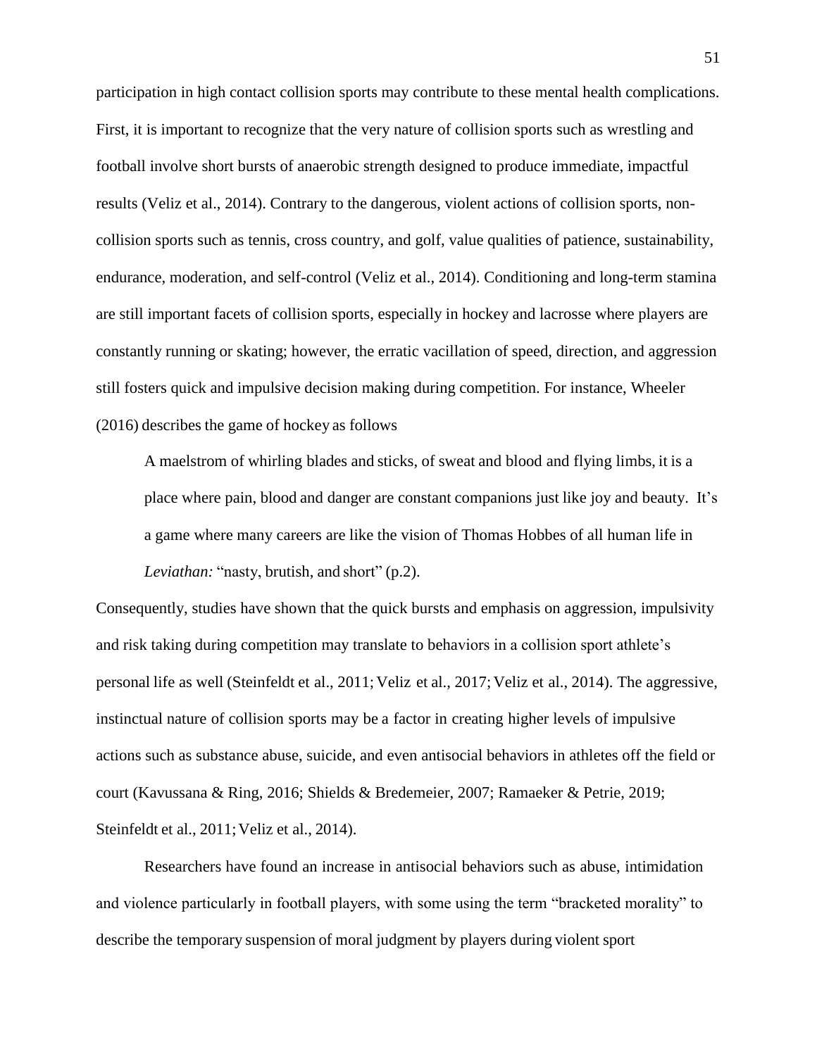participation in high contact collision sports may contribute to these mental health complications. First, it is important to recognize that the very nature of collision sports such as wrestling and football involve short bursts of anaerobic strength designed to produce immediate, impactful results (Veliz et al., 2014). Contrary to the dangerous, violent actions of collision sports, non-collision sports such as tennis, cross country, and golf, value qualities of patience, sustainability, endurance, moderation, and self-control (Veliz et al., 2014). Conditioning and long-term stamina are still important facets of collision sports, especially in hockey and lacrosse where players are constantly running or skating; however, the erratic vacillation of speed, direction, and aggression still fosters quick and impulsive decision making during competition. For instance, Wheeler (2016) describes the game of hockey as follows

> A maelstrom of whirling blades and sticks, of sweat and blood and flying limbs, it is a place where pain, blood and danger are constant companions just like joy and beauty. It's a game where many careers are like the vision of Thomas Hobbes of all human life in *Leviathan:* "nasty, brutish, and short" (p.2).

Consequently, studies have shown that the quick bursts and emphasis on aggression, impulsivity and risk taking during competition may translate to behaviors in a collision sport athlete's personal life as well (Steinfeldt et al., 2011; Veliz et al., 2017; Veliz et al., 2014). The aggressive, instinctual nature of collision sports may be a factor in creating higher levels of impulsive actions such as substance abuse, suicide, and even antisocial behaviors in athletes off the field or court (Kavussana & Ring, 2016; Shields & Bredemeier, 2007; Ramaeker & Petrie, 2019; Steinfeldt et al., 2011; Veliz et al., 2014).

Researchers have found an increase in antisocial behaviors such as abuse, intimidation and violence particularly in football players, with some using the term "bracketed morality" to describe the temporary suspension of moral judgment by players during violent sport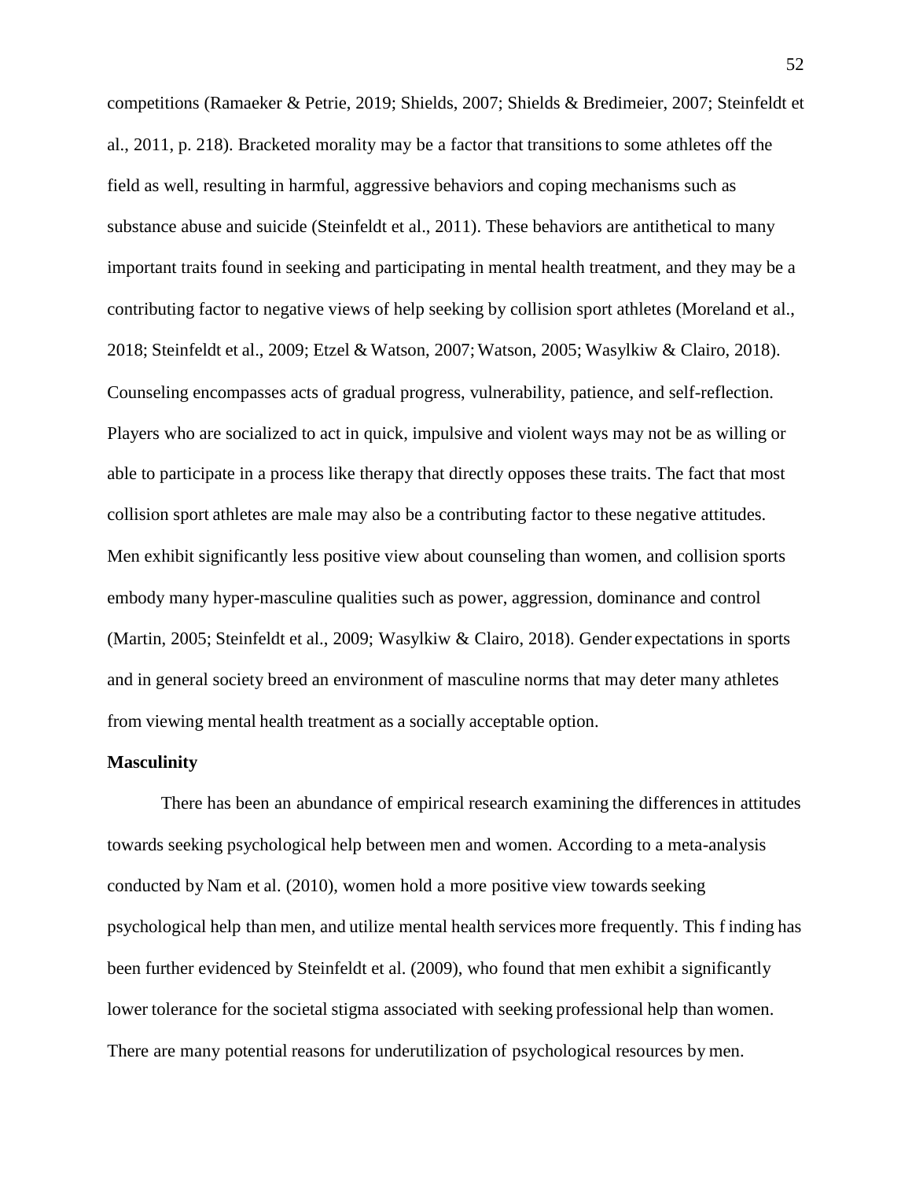competitions (Ramaeker & Petrie, 2019; Shields, 2007; Shields & Bredimeier, 2007; Steinfeldt et al., 2011, p. 218). Bracketed morality may be a factor that transitions to some athletes off the field as well, resulting in harmful, aggressive behaviors and coping mechanisms such as substance abuse and suicide (Steinfeldt et al., 2011). These behaviors are antithetical to many important traits found in seeking and participating in mental health treatment, and they may be a contributing factor to negative views of help seeking by collision sport athletes (Moreland et al., 2018; Steinfeldt et al., 2009; Etzel & Watson, 2007; Watson, 2005; Wasylkiw & Clairo, 2018). Counseling encompasses acts of gradual progress, vulnerability, patience, and self-reflection. Players who are socialized to act in quick, impulsive and violent ways may not be as willing or able to participate in a process like therapy that directly opposes these traits. The fact that most collision sport athletes are male may also be a contributing factor to these negative attitudes. Men exhibit significantly less positive view about counseling than women, and collision sports embody many hyper-masculine qualities such as power, aggression, dominance and control (Martin, 2005; Steinfeldt et al., 2009; Wasylkiw & Clairo, 2018). Gender expectations in sports and in general society breed an environment of masculine norms that may deter many athletes from viewing mental health treatment as a socially acceptable option.

**Masculinity**

There has been an abundance of empirical research examining the differences in attitudes towards seeking psychological help between men and women. According to a meta-analysis conducted by Nam et al. (2010), women hold a more positive view towards seeking psychological help than men, and utilize mental health services more frequently. This finding has been further evidenced by Steinfeldt et al. (2009), who found that men exhibit a significantly lower tolerance for the societal stigma associated with seeking professional help than women. There are many potential reasons for underutilization of psychological resources by men.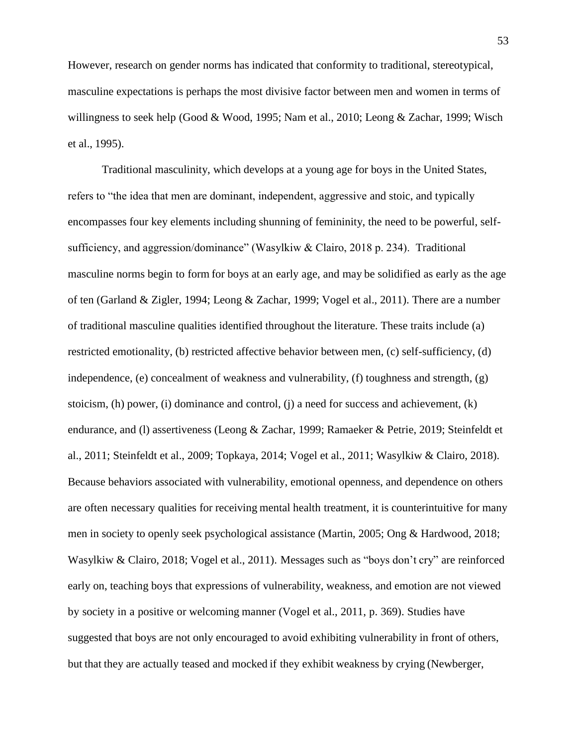However, research on gender norms has indicated that conformity to traditional, stereotypical, masculine expectations is perhaps the most divisive factor between men and women in terms of willingness to seek help (Good & Wood, 1995; Nam et al., 2010; Leong & Zachar, 1999; Wisch et al., 1995).

Traditional masculinity, which develops at a young age for boys in the United States, refers to "the idea that men are dominant, independent, aggressive and stoic, and typically encompasses four key elements including shunning of femininity, the need to be powerful, self-sufficiency, and aggression/dominance" (Wasylkiw & Clairo, 2018 p. 234). Traditional masculine norms begin to form for boys at an early age, and may be solidified as early as the age of ten (Garland & Zigler, 1994; Leong & Zachar, 1999; Vogel et al., 2011). There are a number of traditional masculine qualities identified throughout the literature. These traits include (a) restricted emotionality, (b) restricted affective behavior between men, (c) self-sufficiency, (d) independence, (e) concealment of weakness and vulnerability, (f) toughness and strength, (g) stoicism, (h) power, (i) dominance and control, (j) a need for success and achievement, (k) endurance, and (l) assertiveness (Leong & Zachar, 1999; Ramaeker & Petrie, 2019; Steinfeldt et al., 2011; Steinfeldt et al., 2009; Topkaya, 2014; Vogel et al., 2011; Wasylkiw & Clairo, 2018). Because behaviors associated with vulnerability, emotional openness, and dependence on others are often necessary qualities for receiving mental health treatment, it is counterintuitive for many men in society to openly seek psychological assistance (Martin, 2005; Ong & Hardwood, 2018; Wasylkiw & Clairo, 2018; Vogel et al., 2011). Messages such as "boys don't cry" are reinforced early on, teaching boys that expressions of vulnerability, weakness, and emotion are not viewed by society in a positive or welcoming manner (Vogel et al., 2011, p. 369). Studies have suggested that boys are not only encouraged to avoid exhibiting vulnerability in front of others, but that they are actually teased and mocked if they exhibit weakness by crying (Newberger,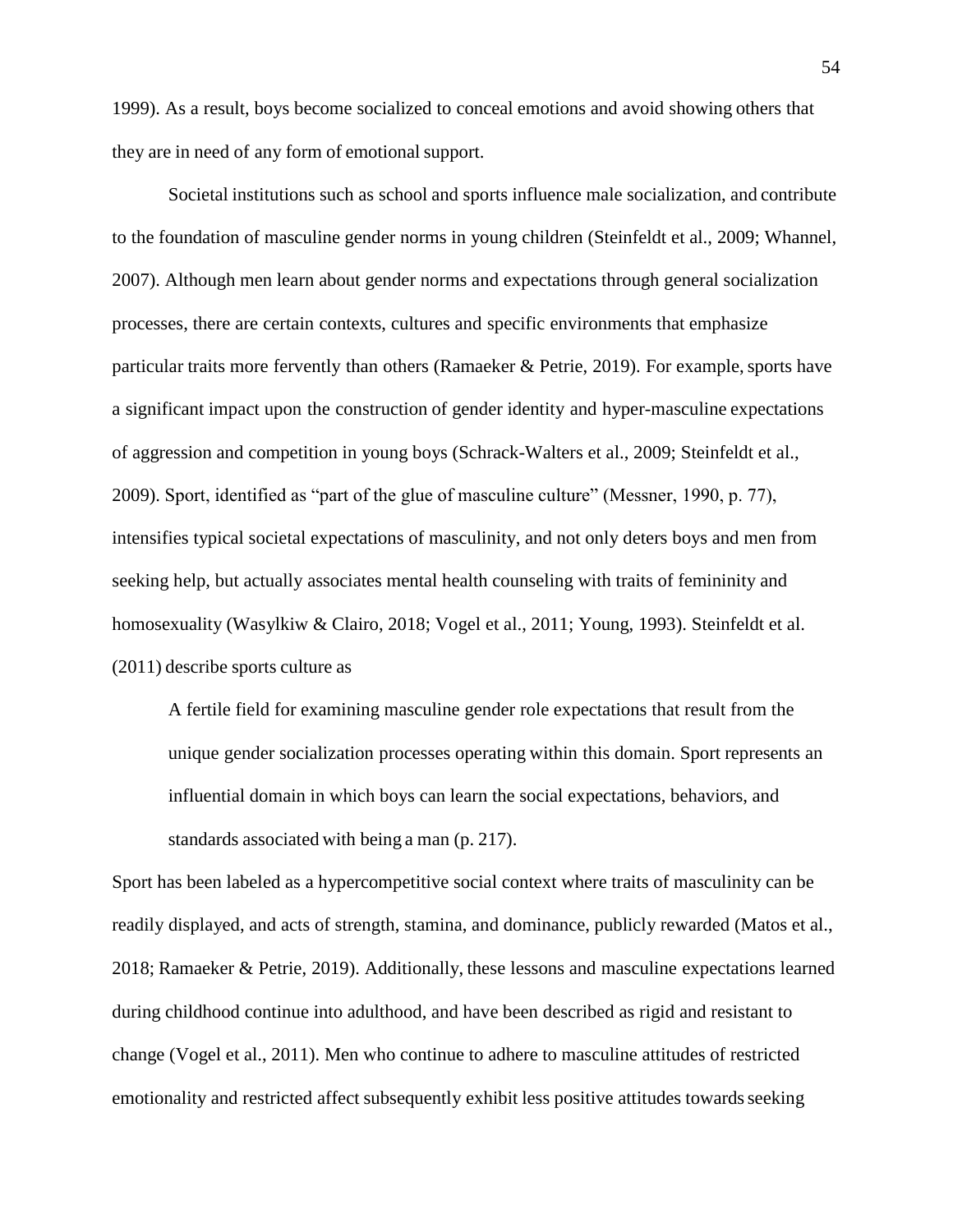1999). As a result, boys become socialized to conceal emotions and avoid showing others that they are in need of any form of emotional support.

Societal institutions such as school and sports influence male socialization, and contribute to the foundation of masculine gender norms in young children (Steinfeldt et al., 2009; Whannel, 2007). Although men learn about gender norms and expectations through general socialization processes, there are certain contexts, cultures and specific environments that emphasize particular traits more fervently than others (Ramaeker & Petrie, 2019). For example, sports have a significant impact upon the construction of gender identity and hyper-masculine expectations of aggression and competition in young boys (Schrack-Walters et al., 2009; Steinfeldt et al., 2009). Sport, identified as "part of the glue of masculine culture" (Messner, 1990, p. 77), intensifies typical societal expectations of masculinity, and not only deters boys and men from seeking help, but actually associates mental health counseling with traits of femininity and homosexuality (Wasylkiw & Clairo, 2018; Vogel et al., 2011; Young, 1993). Steinfeldt et al. (2011) describe sports culture as

> A fertile field for examining masculine gender role expectations that result from the unique gender socialization processes operating within this domain. Sport represents an influential domain in which boys can learn the social expectations, behaviors, and standards associated with being a man (p. 217).

Sport has been labeled as a hypercompetitive social context where traits of masculinity can be readily displayed, and acts of strength, stamina, and dominance, publicly rewarded (Matos et al., 2018; Ramaeker & Petrie, 2019). Additionally, these lessons and masculine expectations learned during childhood continue into adulthood, and have been described as rigid and resistant to change (Vogel et al., 2011). Men who continue to adhere to masculine attitudes of restricted emotionality and restricted affect subsequently exhibit less positive attitudes towards seeking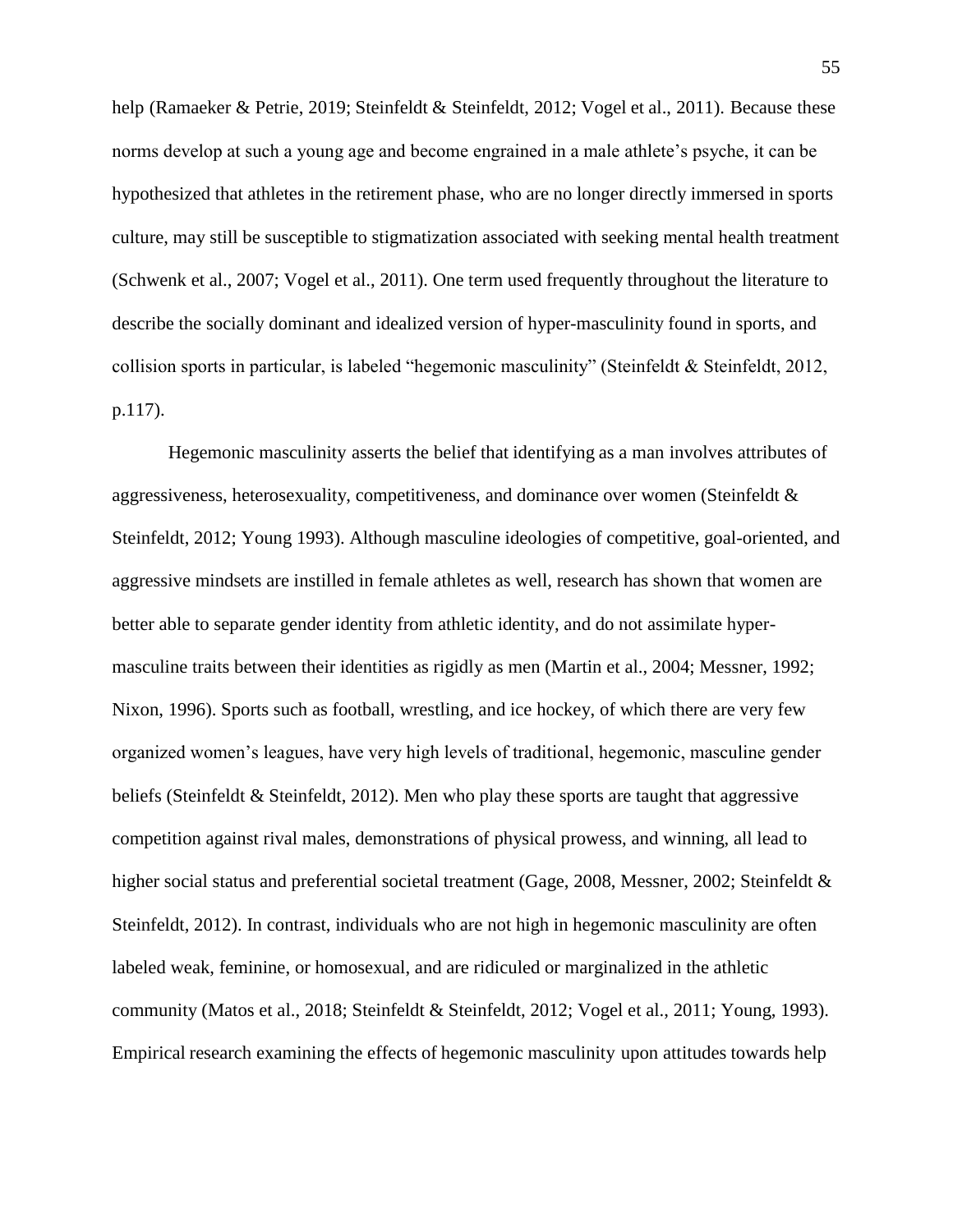help (Ramaeker & Petrie, 2019; Steinfeldt & Steinfeldt, 2012; Vogel et al., 2011). Because these norms develop at such a young age and become engrained in a male athlete's psyche, it can be hypothesized that athletes in the retirement phase, who are no longer directly immersed in sports culture, may still be susceptible to stigmatization associated with seeking mental health treatment (Schwenk et al., 2007; Vogel et al., 2011). One term used frequently throughout the literature to describe the socially dominant and idealized version of hyper-masculinity found in sports, and collision sports in particular, is labeled "hegemonic masculinity" (Steinfeldt & Steinfeldt, 2012, p.117).

Hegemonic masculinity asserts the belief that identifying as a man involves attributes of aggressiveness, heterosexuality, competitiveness, and dominance over women (Steinfeldt & Steinfeldt, 2012; Young 1993). Although masculine ideologies of competitive, goal-oriented, and aggressive mindsets are instilled in female athletes as well, research has shown that women are better able to separate gender identity from athletic identity, and do not assimilate hyper-masculine traits between their identities as rigidly as men (Martin et al., 2004; Messner, 1992; Nixon, 1996). Sports such as football, wrestling, and ice hockey, of which there are very few organized women's leagues, have very high levels of traditional, hegemonic, masculine gender beliefs (Steinfeldt & Steinfeldt, 2012). Men who play these sports are taught that aggressive competition against rival males, demonstrations of physical prowess, and winning, all lead to higher social status and preferential societal treatment (Gage, 2008, Messner, 2002; Steinfeldt & Steinfeldt, 2012). In contrast, individuals who are not high in hegemonic masculinity are often labeled weak, feminine, or homosexual, and are ridiculed or marginalized in the athletic community (Matos et al., 2018; Steinfeldt & Steinfeldt, 2012; Vogel et al., 2011; Young, 1993). Empirical research examining the effects of hegemonic masculinity upon attitudes towards help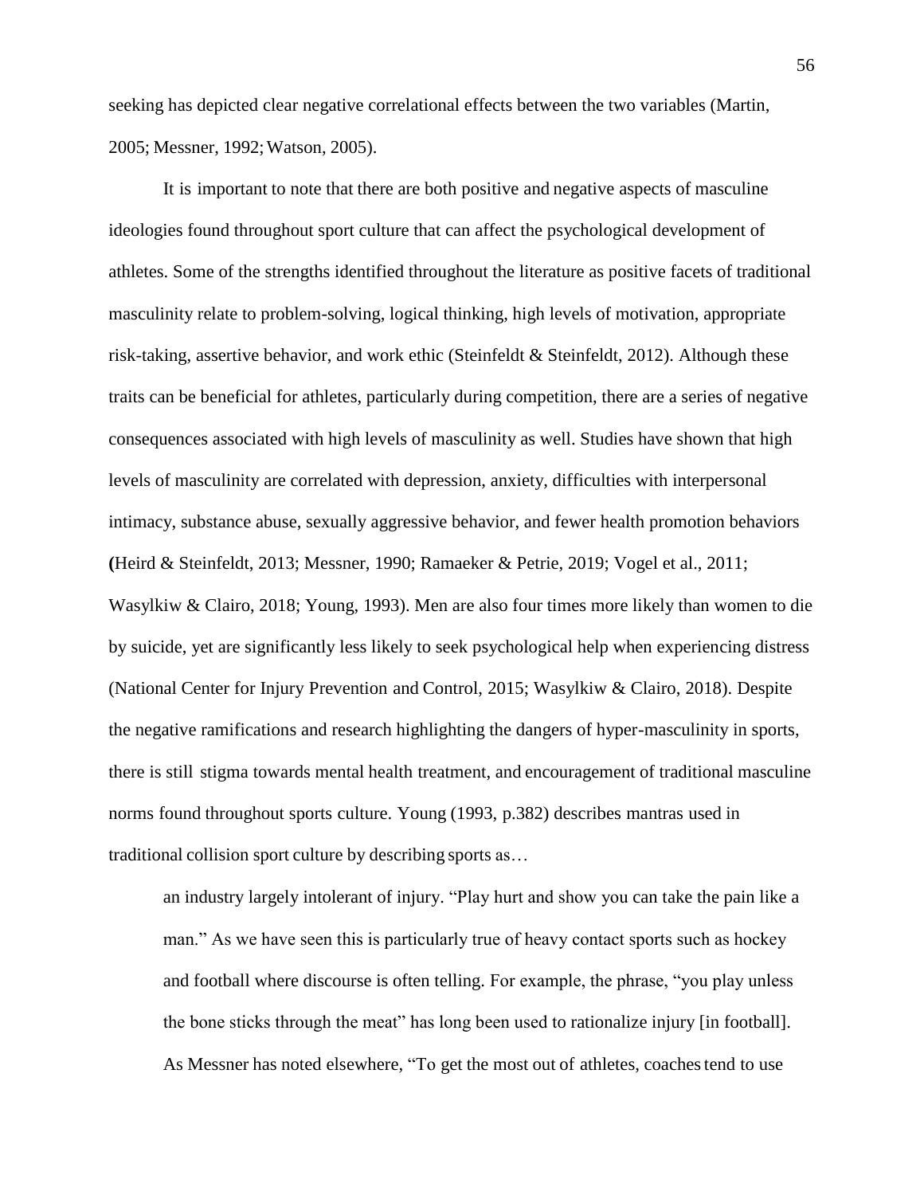seeking has depicted clear negative correlational effects between the two variables (Martin, 2005; Messner, 1992; Watson, 2005).

It is important to note that there are both positive and negative aspects of masculine ideologies found throughout sport culture that can affect the psychological development of athletes. Some of the strengths identified throughout the literature as positive facets of traditional masculinity relate to problem-solving, logical thinking, high levels of motivation, appropriate risk-taking, assertive behavior, and work ethic (Steinfeldt & Steinfeldt, 2012). Although these traits can be beneficial for athletes, particularly during competition, there are a series of negative consequences associated with high levels of masculinity as well. Studies have shown that high levels of masculinity are correlated with depression, anxiety, difficulties with interpersonal intimacy, substance abuse, sexually aggressive behavior, and fewer health promotion behaviors (Heird & Steinfeldt, 2013; Messner, 1990; Ramaeker & Petrie, 2019; Vogel et al., 2011; Wasylkiw & Clairo, 2018; Young, 1993). Men are also four times more likely than women to die by suicide, yet are significantly less likely to seek psychological help when experiencing distress (National Center for Injury Prevention and Control, 2015; Wasylkiw & Clairo, 2018). Despite the negative ramifications and research highlighting the dangers of hyper-masculinity in sports, there is still stigma towards mental health treatment, and encouragement of traditional masculine norms found throughout sports culture. Young (1993, p.382) describes mantras used in traditional collision sport culture by describing sports as…

> an industry largely intolerant of injury. "Play hurt and show you can take the pain like a man." As we have seen this is particularly true of heavy contact sports such as hockey and football where discourse is often telling. For example, the phrase, "you play unless the bone sticks through the meat" has long been used to rationalize injury [in football]. As Messner has noted elsewhere, "To get the most out of athletes, coaches tend to use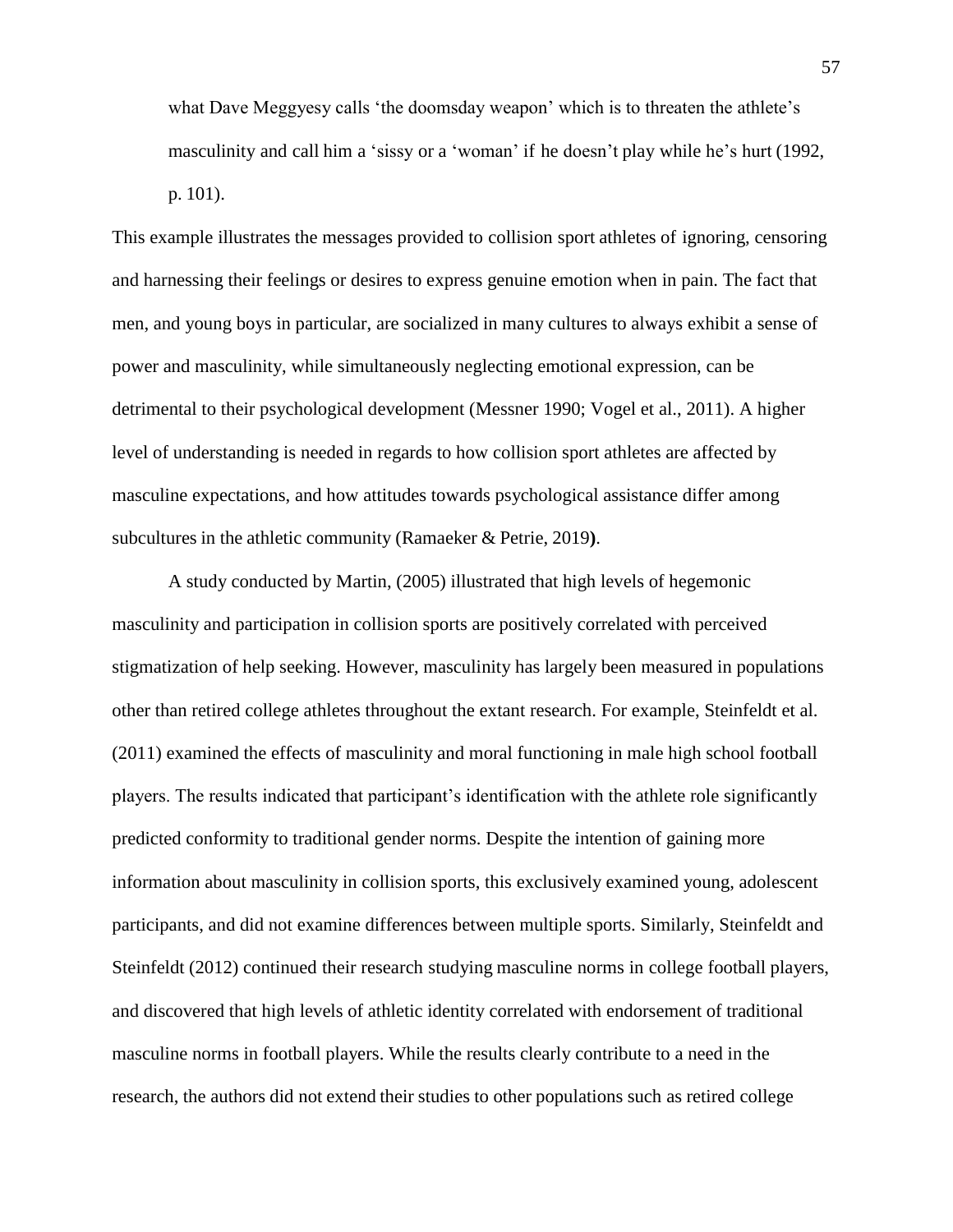> what Dave Meggyesy calls 'the doomsday weapon' which is to threaten the athlete's masculinity and call him a 'sissy or a 'woman' if he doesn't play while he's hurt (1992, p. 101).

This example illustrates the messages provided to collision sport athletes of ignoring, censoring and harnessing their feelings or desires to express genuine emotion when in pain. The fact that men, and young boys in particular, are socialized in many cultures to always exhibit a sense of power and masculinity, while simultaneously neglecting emotional expression, can be detrimental to their psychological development (Messner 1990; Vogel et al., 2011). A higher level of understanding is needed in regards to how collision sport athletes are affected by masculine expectations, and how attitudes towards psychological assistance differ among subcultures in the athletic community (Ramaeker & Petrie, 2019**)**.

A study conducted by Martin, (2005) illustrated that high levels of hegemonic masculinity and participation in collision sports are positively correlated with perceived stigmatization of help seeking. However, masculinity has largely been measured in populations other than retired college athletes throughout the extant research. For example, Steinfeldt et al. (2011) examined the effects of masculinity and moral functioning in male high school football players. The results indicated that participant's identification with the athlete role significantly predicted conformity to traditional gender norms. Despite the intention of gaining more information about masculinity in collision sports, this exclusively examined young, adolescent participants, and did not examine differences between multiple sports. Similarly, Steinfeldt and Steinfeldt (2012) continued their research studying masculine norms in college football players, and discovered that high levels of athletic identity correlated with endorsement of traditional masculine norms in football players. While the results clearly contribute to a need in the research, the authors did not extend their studies to other populations such as retired college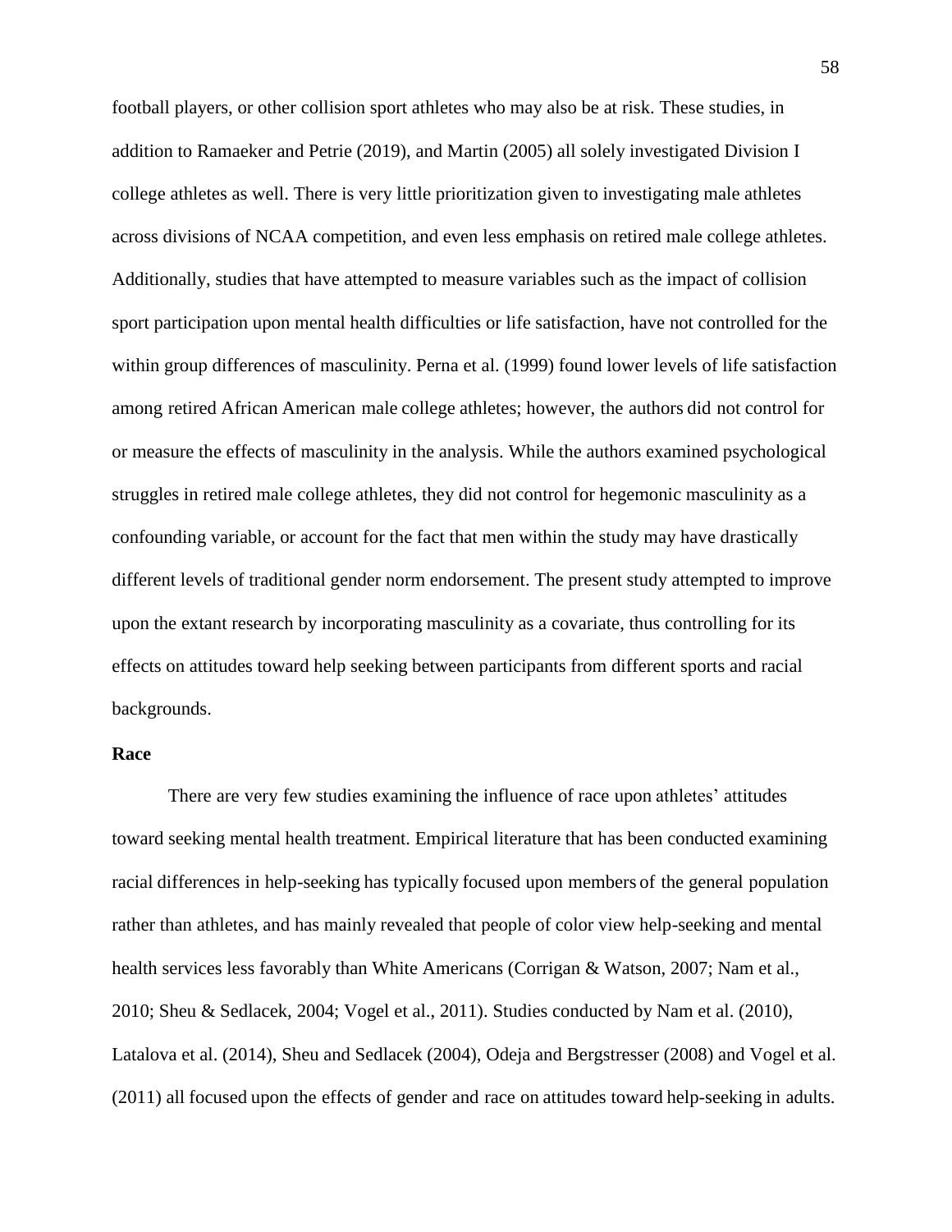football players, or other collision sport athletes who may also be at risk. These studies, in addition to Ramaeker and Petrie (2019), and Martin (2005) all solely investigated Division I college athletes as well. There is very little prioritization given to investigating male athletes across divisions of NCAA competition, and even less emphasis on retired male college athletes. Additionally, studies that have attempted to measure variables such as the impact of collision sport participation upon mental health difficulties or life satisfaction, have not controlled for the within group differences of masculinity. Perna et al. (1999) found lower levels of life satisfaction among retired African American male college athletes; however, the authors did not control for or measure the effects of masculinity in the analysis. While the authors examined psychological struggles in retired male college athletes, they did not control for hegemonic masculinity as a confounding variable, or account for the fact that men within the study may have drastically different levels of traditional gender norm endorsement. The present study attempted to improve upon the extant research by incorporating masculinity as a covariate, thus controlling for its effects on attitudes toward help seeking between participants from different sports and racial backgrounds.

**Race**

There are very few studies examining the influence of race upon athletes' attitudes toward seeking mental health treatment. Empirical literature that has been conducted examining racial differences in help-seeking has typically focused upon members of the general population rather than athletes, and has mainly revealed that people of color view help-seeking and mental health services less favorably than White Americans (Corrigan & Watson, 2007; Nam et al., 2010; Sheu & Sedlacek, 2004; Vogel et al., 2011). Studies conducted by Nam et al. (2010), Latalova et al. (2014), Sheu and Sedlacek (2004), Odeja and Bergstresser (2008) and Vogel et al. (2011) all focused upon the effects of gender and race on attitudes toward help-seeking in adults.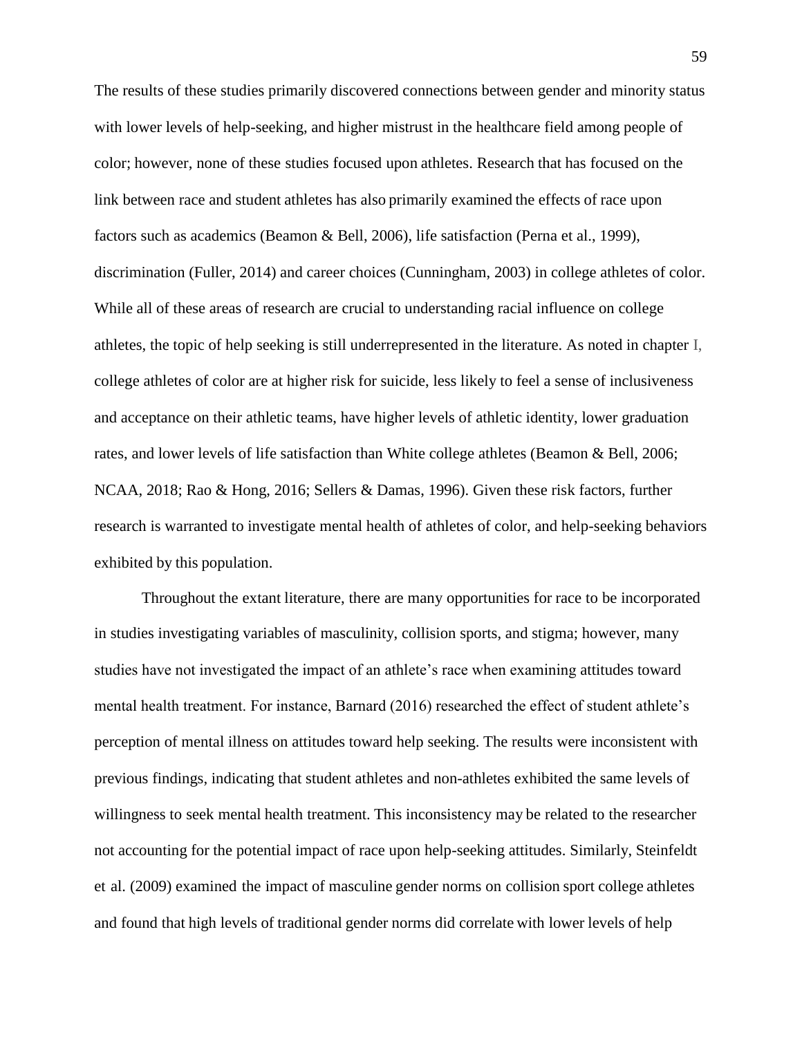The results of these studies primarily discovered connections between gender and minority status with lower levels of help-seeking, and higher mistrust in the healthcare field among people of color; however, none of these studies focused upon athletes. Research that has focused on the link between race and student athletes has also primarily examined the effects of race upon factors such as academics (Beamon & Bell, 2006), life satisfaction (Perna et al., 1999), discrimination (Fuller, 2014) and career choices (Cunningham, 2003) in college athletes of color. While all of these areas of research are crucial to understanding racial influence on college athletes, the topic of help seeking is still underrepresented in the literature. As noted in chapter I, college athletes of color are at higher risk for suicide, less likely to feel a sense of inclusiveness and acceptance on their athletic teams, have higher levels of athletic identity, lower graduation rates, and lower levels of life satisfaction than White college athletes (Beamon & Bell, 2006; NCAA, 2018; Rao & Hong, 2016; Sellers & Damas, 1996). Given these risk factors, further research is warranted to investigate mental health of athletes of color, and help-seeking behaviors exhibited by this population.

Throughout the extant literature, there are many opportunities for race to be incorporated in studies investigating variables of masculinity, collision sports, and stigma; however, many studies have not investigated the impact of an athlete's race when examining attitudes toward mental health treatment. For instance, Barnard (2016) researched the effect of student athlete's perception of mental illness on attitudes toward help seeking. The results were inconsistent with previous findings, indicating that student athletes and non-athletes exhibited the same levels of willingness to seek mental health treatment. This inconsistency may be related to the researcher not accounting for the potential impact of race upon help-seeking attitudes. Similarly, Steinfeldt et al. (2009) examined the impact of masculine gender norms on collision sport college athletes and found that high levels of traditional gender norms did correlate with lower levels of help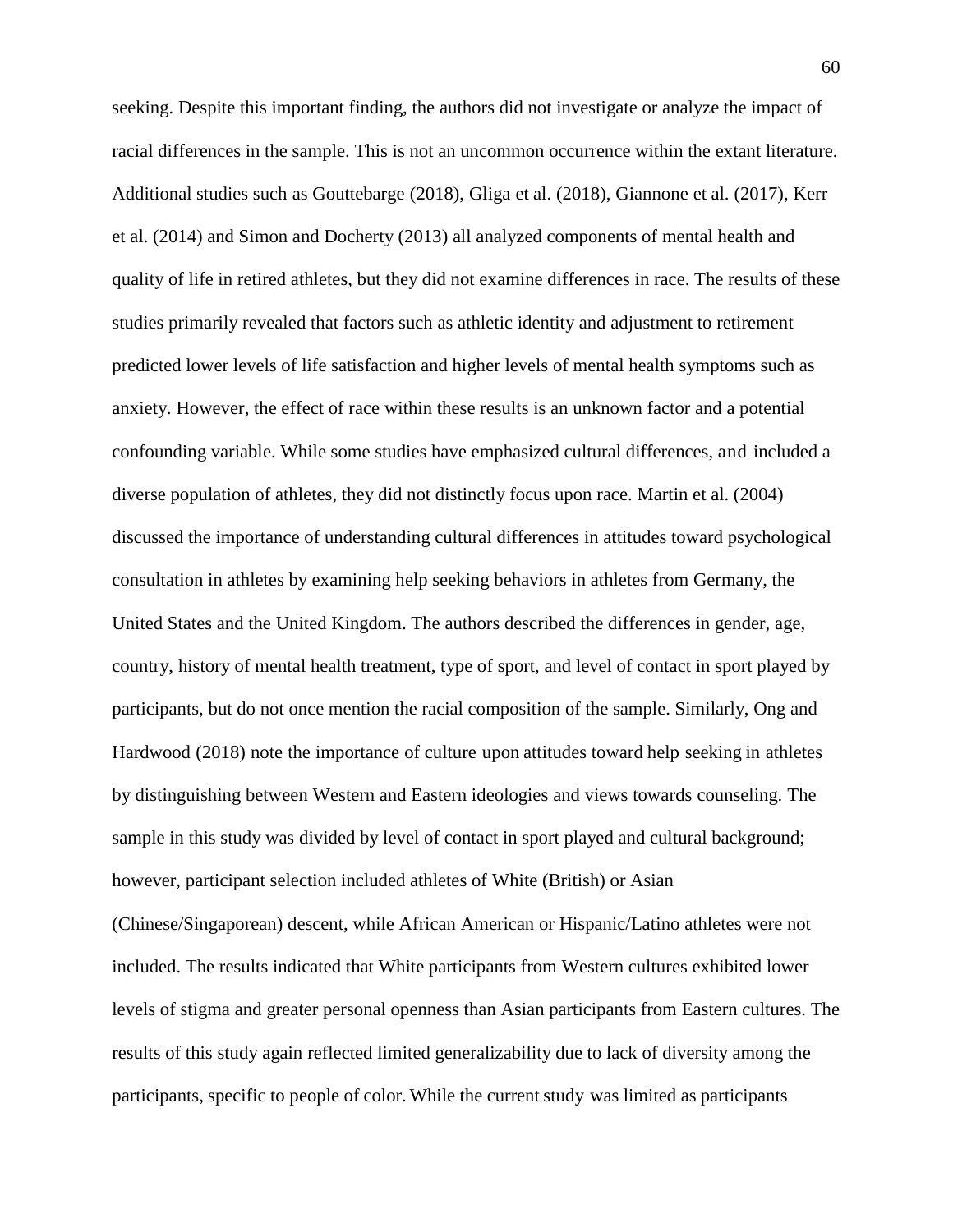seeking. Despite this important finding, the authors did not investigate or analyze the impact of racial differences in the sample. This is not an uncommon occurrence within the extant literature. Additional studies such as Gouttebarge (2018), Gliga et al. (2018), Giannone et al. (2017), Kerr et al. (2014) and Simon and Docherty (2013) all analyzed components of mental health and quality of life in retired athletes, but they did not examine differences in race. The results of these studies primarily revealed that factors such as athletic identity and adjustment to retirement predicted lower levels of life satisfaction and higher levels of mental health symptoms such as anxiety. However, the effect of race within these results is an unknown factor and a potential confounding variable. While some studies have emphasized cultural differences, and included a diverse population of athletes, they did not distinctly focus upon race. Martin et al. (2004) discussed the importance of understanding cultural differences in attitudes toward psychological consultation in athletes by examining help seeking behaviors in athletes from Germany, the United States and the United Kingdom. The authors described the differences in gender, age, country, history of mental health treatment, type of sport, and level of contact in sport played by participants, but do not once mention the racial composition of the sample. Similarly, Ong and Hardwood (2018) note the importance of culture upon attitudes toward help seeking in athletes by distinguishing between Western and Eastern ideologies and views towards counseling. The sample in this study was divided by level of contact in sport played and cultural background; however, participant selection included athletes of White (British) or Asian (Chinese/Singaporean) descent, while African American or Hispanic/Latino athletes were not included. The results indicated that White participants from Western cultures exhibited lower levels of stigma and greater personal openness than Asian participants from Eastern cultures. The results of this study again reflected limited generalizability due to lack of diversity among the participants, specific to people of color. While the current study was limited as participants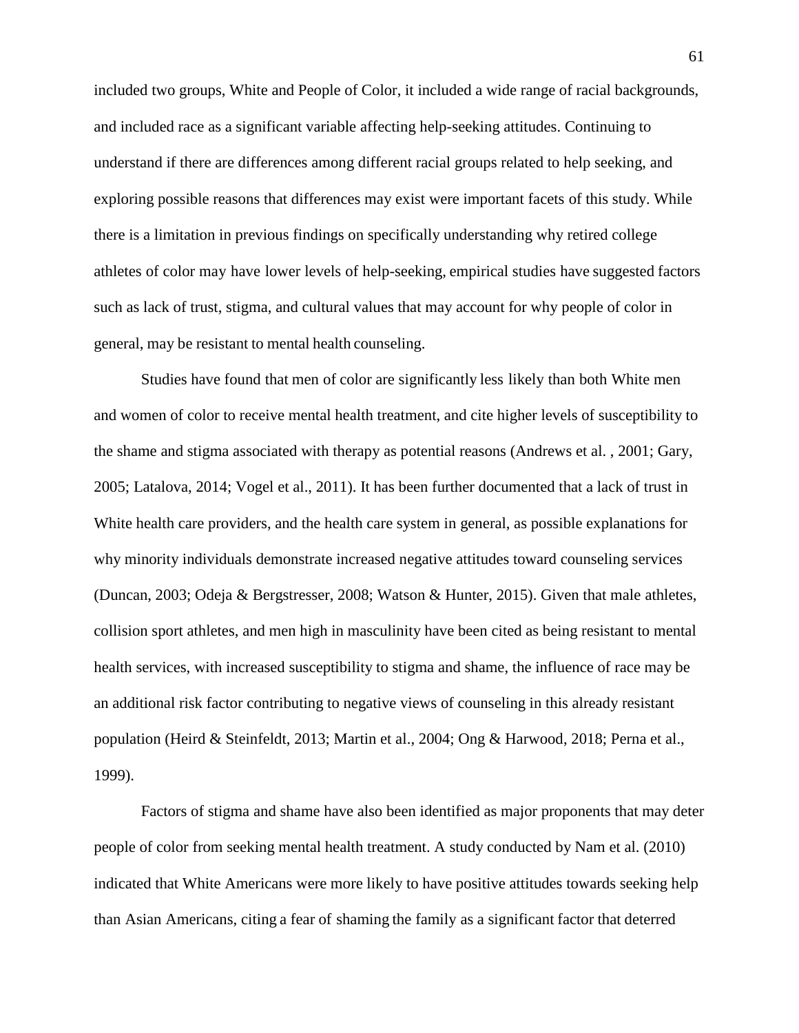included two groups, White and People of Color, it included a wide range of racial backgrounds, and included race as a significant variable affecting help-seeking attitudes. Continuing to understand if there are differences among different racial groups related to help seeking, and exploring possible reasons that differences may exist were important facets of this study. While there is a limitation in previous findings on specifically understanding why retired college athletes of color may have lower levels of help-seeking, empirical studies have suggested factors such as lack of trust, stigma, and cultural values that may account for why people of color in general, may be resistant to mental health counseling.

Studies have found that men of color are significantly less likely than both White men and women of color to receive mental health treatment, and cite higher levels of susceptibility to the shame and stigma associated with therapy as potential reasons (Andrews et al. , 2001; Gary, 2005; Latalova, 2014; Vogel et al., 2011). It has been further documented that a lack of trust in White health care providers, and the health care system in general, as possible explanations for why minority individuals demonstrate increased negative attitudes toward counseling services (Duncan, 2003; Odeja & Bergstresser, 2008; Watson & Hunter, 2015). Given that male athletes, collision sport athletes, and men high in masculinity have been cited as being resistant to mental health services, with increased susceptibility to stigma and shame, the influence of race may be an additional risk factor contributing to negative views of counseling in this already resistant population (Heird & Steinfeldt, 2013; Martin et al., 2004; Ong & Harwood, 2018; Perna et al., 1999).

Factors of stigma and shame have also been identified as major proponents that may deter people of color from seeking mental health treatment. A study conducted by Nam et al. (2010) indicated that White Americans were more likely to have positive attitudes towards seeking help than Asian Americans, citing a fear of shaming the family as a significant factor that deterred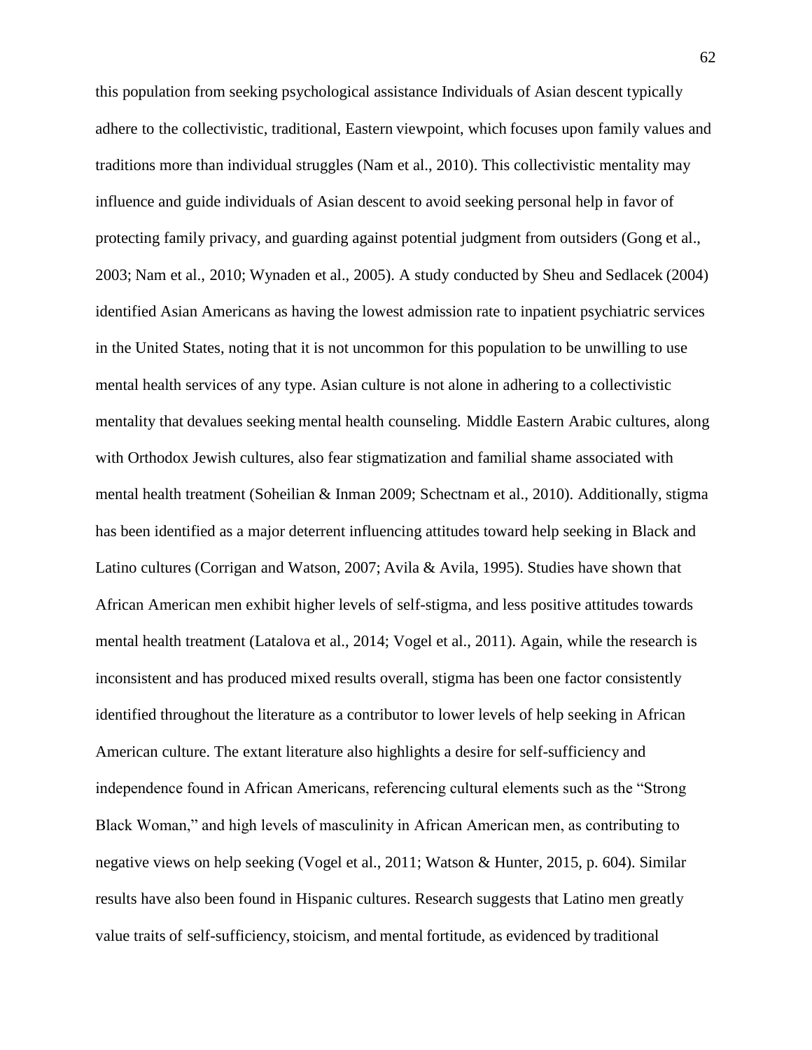this population from seeking psychological assistance Individuals of Asian descent typically adhere to the collectivistic, traditional, Eastern viewpoint, which focuses upon family values and traditions more than individual struggles (Nam et al., 2010). This collectivistic mentality may influence and guide individuals of Asian descent to avoid seeking personal help in favor of protecting family privacy, and guarding against potential judgment from outsiders (Gong et al., 2003; Nam et al., 2010; Wynaden et al., 2005). A study conducted by Sheu and Sedlacek (2004) identified Asian Americans as having the lowest admission rate to inpatient psychiatric services in the United States, noting that it is not uncommon for this population to be unwilling to use mental health services of any type. Asian culture is not alone in adhering to a collectivistic mentality that devalues seeking mental health counseling. Middle Eastern Arabic cultures, along with Orthodox Jewish cultures, also fear stigmatization and familial shame associated with mental health treatment (Soheilian & Inman 2009; Schectnam et al., 2010). Additionally, stigma has been identified as a major deterrent influencing attitudes toward help seeking in Black and Latino cultures (Corrigan and Watson, 2007; Avila & Avila, 1995). Studies have shown that African American men exhibit higher levels of self-stigma, and less positive attitudes towards mental health treatment (Latalova et al., 2014; Vogel et al., 2011). Again, while the research is inconsistent and has produced mixed results overall, stigma has been one factor consistently identified throughout the literature as a contributor to lower levels of help seeking in African American culture. The extant literature also highlights a desire for self-sufficiency and independence found in African Americans, referencing cultural elements such as the "Strong Black Woman," and high levels of masculinity in African American men, as contributing to negative views on help seeking (Vogel et al., 2011; Watson & Hunter, 2015, p. 604). Similar results have also been found in Hispanic cultures. Research suggests that Latino men greatly value traits of self-sufficiency, stoicism, and mental fortitude, as evidenced by traditional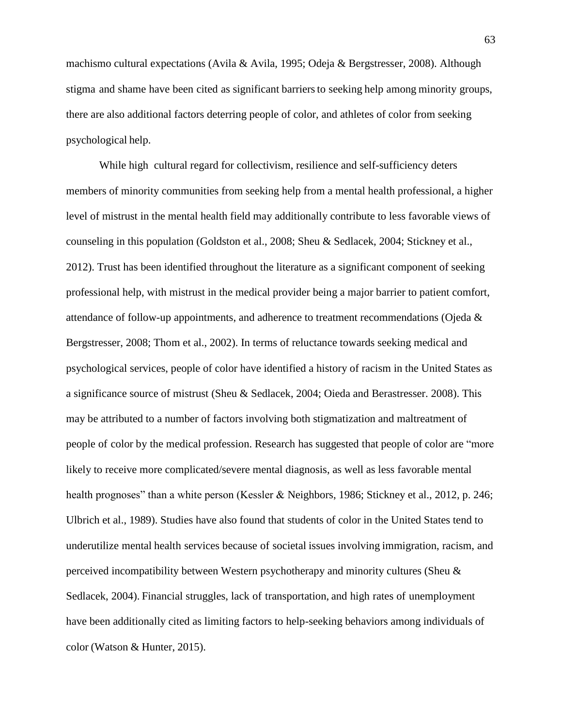machismo cultural expectations (Avila & Avila, 1995; Odeja & Bergstresser, 2008). Although stigma and shame have been cited as significant barriers to seeking help among minority groups, there are also additional factors deterring people of color, and athletes of color from seeking psychological help.

While high cultural regard for collectivism, resilience and self-sufficiency deters members of minority communities from seeking help from a mental health professional, a higher level of mistrust in the mental health field may additionally contribute to less favorable views of counseling in this population (Goldston et al., 2008; Sheu & Sedlacek, 2004; Stickney et al., 2012). Trust has been identified throughout the literature as a significant component of seeking professional help, with mistrust in the medical provider being a major barrier to patient comfort, attendance of follow-up appointments, and adherence to treatment recommendations (Ojeda & Bergstresser, 2008; Thom et al., 2002). In terms of reluctance towards seeking medical and psychological services, people of color have identified a history of racism in the United States as a significance source of mistrust (Sheu & Sedlacek, 2004; Oieda and Berastresser. 2008). This may be attributed to a number of factors involving both stigmatization and maltreatment of people of color by the medical profession. Research has suggested that people of color are "more likely to receive more complicated/severe mental diagnosis, as well as less favorable mental health prognoses" than a white person (Kessler & Neighbors, 1986; Stickney et al., 2012, p. 246; Ulbrich et al., 1989). Studies have also found that students of color in the United States tend to underutilize mental health services because of societal issues involving immigration, racism, and perceived incompatibility between Western psychotherapy and minority cultures (Sheu & Sedlacek, 2004). Financial struggles, lack of transportation, and high rates of unemployment have been additionally cited as limiting factors to help-seeking behaviors among individuals of color (Watson & Hunter, 2015).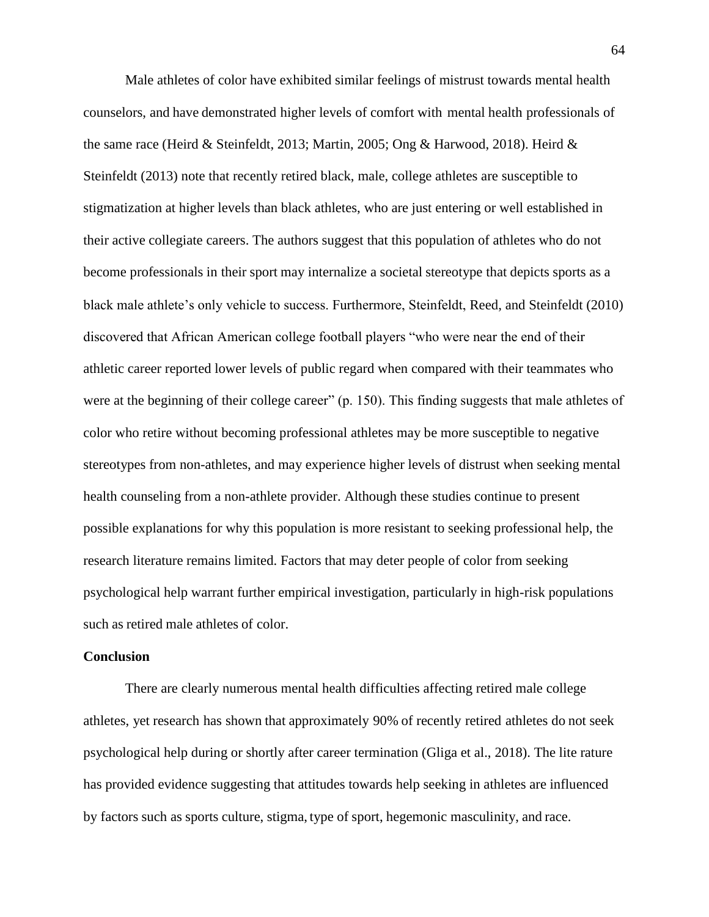Male athletes of color have exhibited similar feelings of mistrust towards mental health counselors, and have demonstrated higher levels of comfort with mental health professionals of the same race (Heird & Steinfeldt, 2013; Martin, 2005; Ong & Harwood, 2018). Heird & Steinfeldt (2013) note that recently retired black, male, college athletes are susceptible to stigmatization at higher levels than black athletes, who are just entering or well established in their active collegiate careers. The authors suggest that this population of athletes who do not become professionals in their sport may internalize a societal stereotype that depicts sports as a black male athlete's only vehicle to success. Furthermore, Steinfeldt, Reed, and Steinfeldt (2010) discovered that African American college football players "who were near the end of their athletic career reported lower levels of public regard when compared with their teammates who were at the beginning of their college career" (p. 150). This finding suggests that male athletes of color who retire without becoming professional athletes may be more susceptible to negative stereotypes from non-athletes, and may experience higher levels of distrust when seeking mental health counseling from a non-athlete provider. Although these studies continue to present possible explanations for why this population is more resistant to seeking professional help, the research literature remains limited. Factors that may deter people of color from seeking psychological help warrant further empirical investigation, particularly in high-risk populations such as retired male athletes of color.

**Conclusion**

There are clearly numerous mental health difficulties affecting retired male college athletes, yet research has shown that approximately 90% of recently retired athletes do not seek psychological help during or shortly after career termination (Gliga et al., 2018). The lite rature has provided evidence suggesting that attitudes towards help seeking in athletes are influenced by factors such as sports culture, stigma, type of sport, hegemonic masculinity, and race.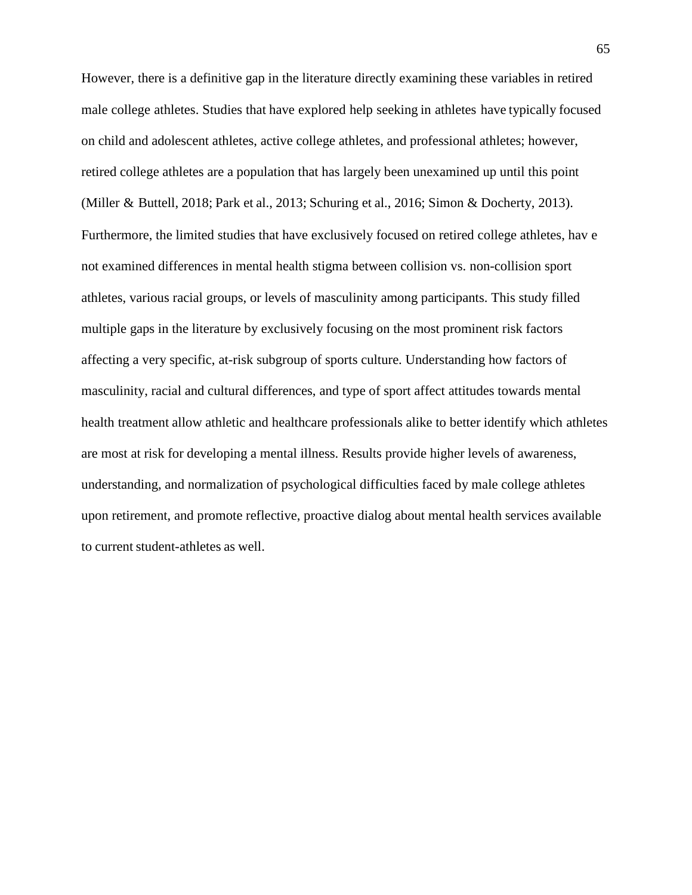However, there is a definitive gap in the literature directly examining these variables in retired male college athletes. Studies that have explored help seeking in athletes have typically focused on child and adolescent athletes, active college athletes, and professional athletes; however, retired college athletes are a population that has largely been unexamined up until this point (Miller & Buttell, 2018; Park et al., 2013; Schuring et al., 2016; Simon & Docherty, 2013). Furthermore, the limited studies that have exclusively focused on retired college athletes, hav e not examined differences in mental health stigma between collision vs. non-collision sport athletes, various racial groups, or levels of masculinity among participants. This study filled multiple gaps in the literature by exclusively focusing on the most prominent risk factors affecting a very specific, at-risk subgroup of sports culture. Understanding how factors of masculinity, racial and cultural differences, and type of sport affect attitudes towards mental health treatment allow athletic and healthcare professionals alike to better identify which athletes are most at risk for developing a mental illness. Results provide higher levels of awareness, understanding, and normalization of psychological difficulties faced by male college athletes upon retirement, and promote reflective, proactive dialog about mental health services available to current student-athletes as well.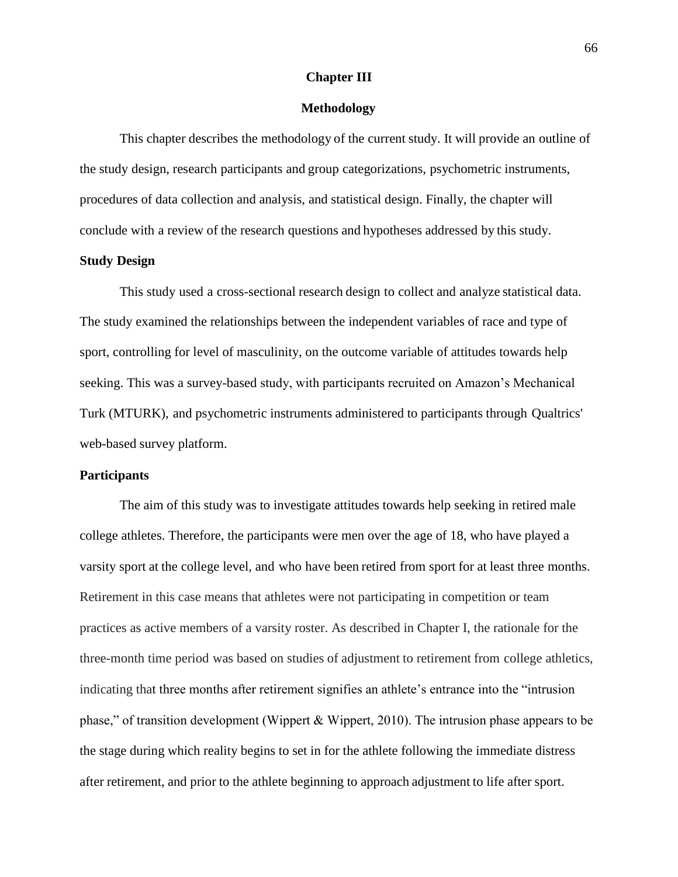# Chapter III

# Methodology

This chapter describes the methodology of the current study. It will provide an outline of the study design, research participants and group categorizations, psychometric instruments, procedures of data collection and analysis, and statistical design. Finally, the chapter will conclude with a review of the research questions and hypotheses addressed by this study.

## Study Design

This study used a cross-sectional research design to collect and analyze statistical data. The study examined the relationships between the independent variables of race and type of sport, controlling for level of masculinity, on the outcome variable of attitudes towards help seeking. This was a survey-based study, with participants recruited on Amazon's Mechanical Turk (MTURK), and psychometric instruments administered to participants through Qualtrics' web-based survey platform.

## Participants

The aim of this study was to investigate attitudes towards help seeking in retired male college athletes. Therefore, the participants were men over the age of 18, who have played a varsity sport at the college level, and who have been retired from sport for at least three months. Retirement in this case means that athletes were not participating in competition or team practices as active members of a varsity roster. As described in Chapter I, the rationale for the three-month time period was based on studies of adjustment to retirement from college athletics, indicating that three months after retirement signifies an athlete's entrance into the "intrusion phase," of transition development (Wippert & Wippert, 2010). The intrusion phase appears to be the stage during which reality begins to set in for the athlete following the immediate distress after retirement, and prior to the athlete beginning to approach adjustment to life after sport.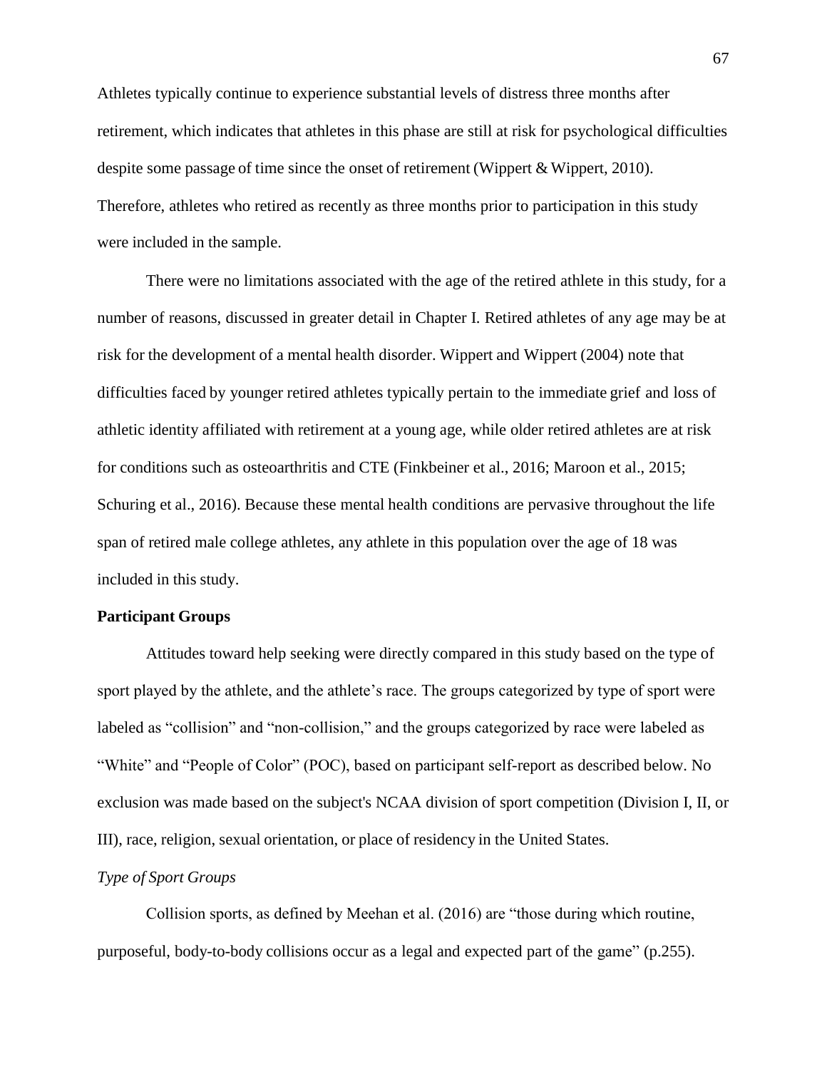Athletes typically continue to experience substantial levels of distress three months after retirement, which indicates that athletes in this phase are still at risk for psychological difficulties despite some passage of time since the onset of retirement (Wippert & Wippert, 2010). Therefore, athletes who retired as recently as three months prior to participation in this study were included in the sample.

There were no limitations associated with the age of the retired athlete in this study, for a number of reasons, discussed in greater detail in Chapter I. Retired athletes of any age may be at risk for the development of a mental health disorder. Wippert and Wippert (2004) note that difficulties faced by younger retired athletes typically pertain to the immediate grief and loss of athletic identity affiliated with retirement at a young age, while older retired athletes are at risk for conditions such as osteoarthritis and CTE (Finkbeiner et al., 2016; Maroon et al., 2015; Schuring et al., 2016). Because these mental health conditions are pervasive throughout the life span of retired male college athletes, any athlete in this population over the age of 18 was included in this study.

**Participant Groups**

Attitudes toward help seeking were directly compared in this study based on the type of sport played by the athlete, and the athlete's race. The groups categorized by type of sport were labeled as "collision" and "non-collision," and the groups categorized by race were labeled as "White" and "People of Color" (POC), based on participant self-report as described below. No exclusion was made based on the subject's NCAA division of sport competition (Division I, II, or III), race, religion, sexual orientation, or place of residency in the United States.

*Type of Sport Groups*

Collision sports, as defined by Meehan et al. (2016) are "those during which routine, purposeful, body-to-body collisions occur as a legal and expected part of the game" (p.255).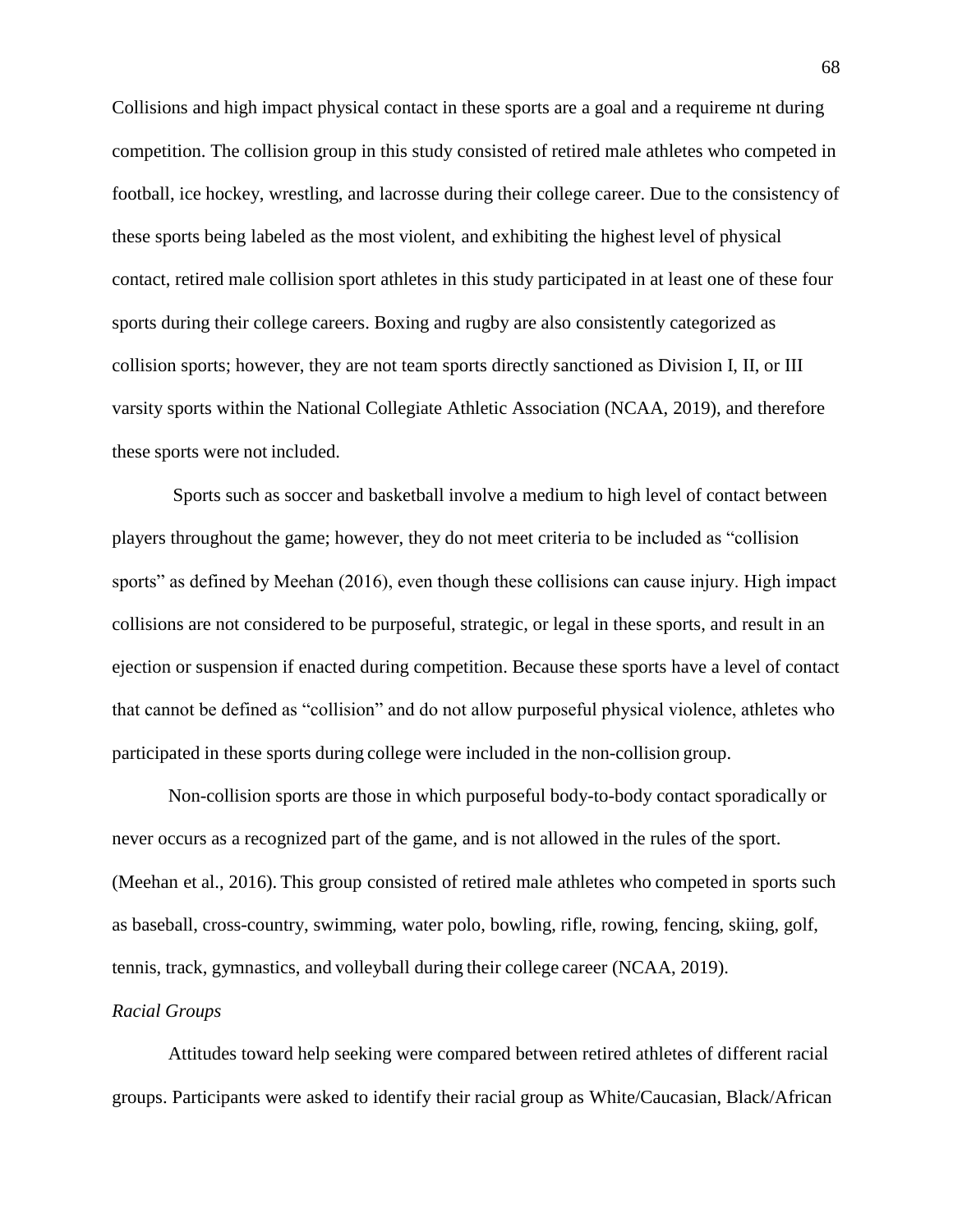Collisions and high impact physical contact in these sports are a goal and a requireme nt during competition. The collision group in this study consisted of retired male athletes who competed in football, ice hockey, wrestling, and lacrosse during their college career. Due to the consistency of these sports being labeled as the most violent, and exhibiting the highest level of physical contact, retired male collision sport athletes in this study participated in at least one of these four sports during their college careers. Boxing and rugby are also consistently categorized as collision sports; however, they are not team sports directly sanctioned as Division I, II, or III varsity sports within the National Collegiate Athletic Association (NCAA, 2019), and therefore these sports were not included.

Sports such as soccer and basketball involve a medium to high level of contact between players throughout the game; however, they do not meet criteria to be included as "collision sports" as defined by Meehan (2016), even though these collisions can cause injury. High impact collisions are not considered to be purposeful, strategic, or legal in these sports, and result in an ejection or suspension if enacted during competition. Because these sports have a level of contact that cannot be defined as "collision" and do not allow purposeful physical violence, athletes who participated in these sports during college were included in the non-collision group.

Non-collision sports are those in which purposeful body-to-body contact sporadically or never occurs as a recognized part of the game, and is not allowed in the rules of the sport. (Meehan et al., 2016). This group consisted of retired male athletes who competed in sports such as baseball, cross-country, swimming, water polo, bowling, rifle, rowing, fencing, skiing, golf, tennis, track, gymnastics, and volleyball during their college career (NCAA, 2019).

*Racial Groups*

Attitudes toward help seeking were compared between retired athletes of different racial groups. Participants were asked to identify their racial group as White/Caucasian, Black/African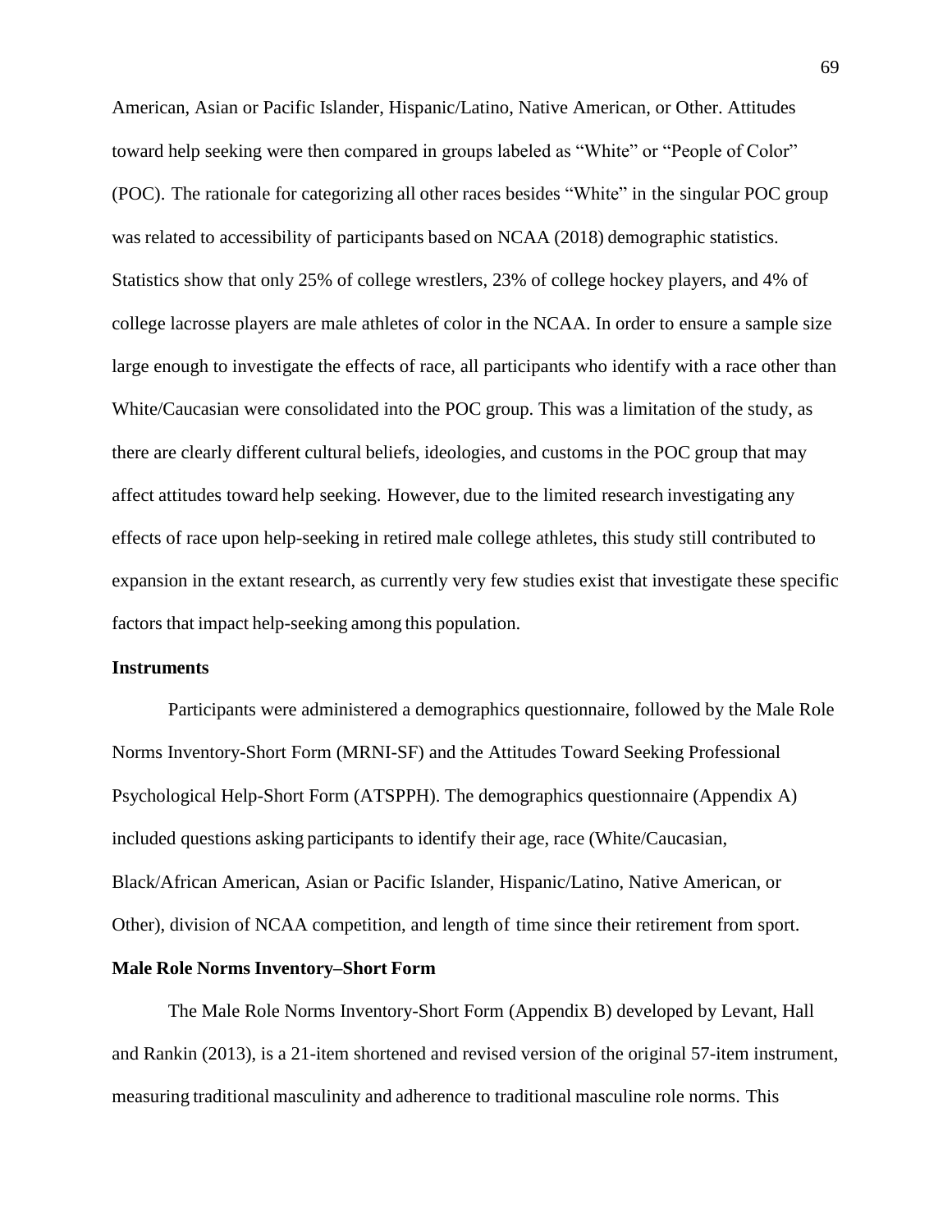American, Asian or Pacific Islander, Hispanic/Latino, Native American, or Other. Attitudes toward help seeking were then compared in groups labeled as "White" or "People of Color" (POC). The rationale for categorizing all other races besides "White" in the singular POC group was related to accessibility of participants based on NCAA (2018) demographic statistics. Statistics show that only 25% of college wrestlers, 23% of college hockey players, and 4% of college lacrosse players are male athletes of color in the NCAA. In order to ensure a sample size large enough to investigate the effects of race, all participants who identify with a race other than White/Caucasian were consolidated into the POC group. This was a limitation of the study, as there are clearly different cultural beliefs, ideologies, and customs in the POC group that may affect attitudes toward help seeking. However, due to the limited research investigating any effects of race upon help-seeking in retired male college athletes, this study still contributed to expansion in the extant research, as currently very few studies exist that investigate these specific factors that impact help-seeking among this population.

## Instruments

Participants were administered a demographics questionnaire, followed by the Male Role Norms Inventory-Short Form (MRNI-SF) and the Attitudes Toward Seeking Professional Psychological Help-Short Form (ATSPPH). The demographics questionnaire (Appendix A) included questions asking participants to identify their age, race (White/Caucasian, Black/African American, Asian or Pacific Islander, Hispanic/Latino, Native American, or Other), division of NCAA competition, and length of time since their retirement from sport.

## Male Role Norms Inventory–Short Form

The Male Role Norms Inventory-Short Form (Appendix B) developed by Levant, Hall and Rankin (2013), is a 21-item shortened and revised version of the original 57-item instrument, measuring traditional masculinity and adherence to traditional masculine role norms. This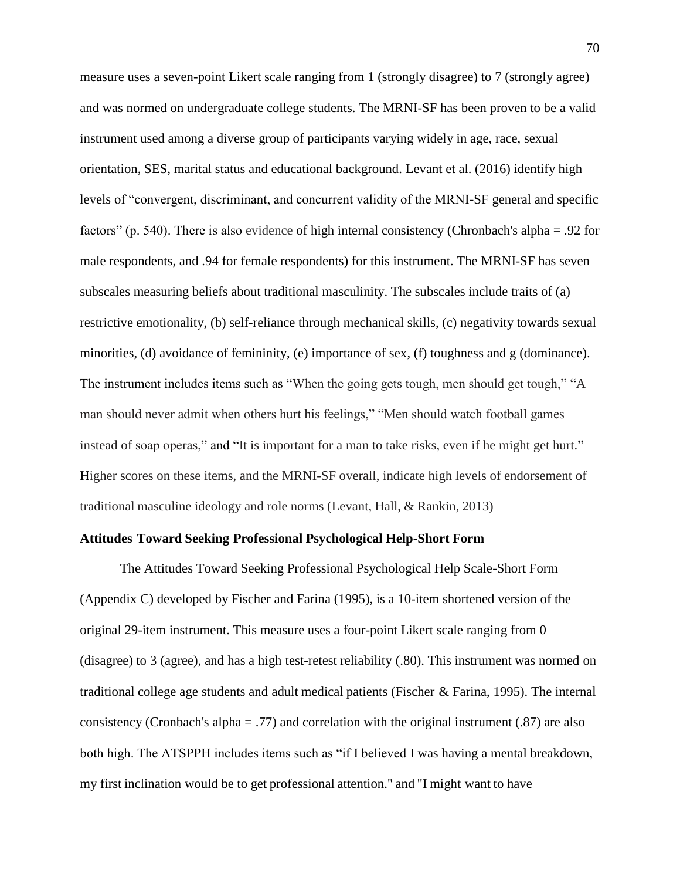measure uses a seven-point Likert scale ranging from 1 (strongly disagree) to 7 (strongly agree) and was normed on undergraduate college students. The MRNI-SF has been proven to be a valid instrument used among a diverse group of participants varying widely in age, race, sexual orientation, SES, marital status and educational background. Levant et al. (2016) identify high levels of "convergent, discriminant, and concurrent validity of the MRNI-SF general and specific factors" (p. 540). There is also evidence of high internal consistency (Chronbach's alpha = .92 for male respondents, and .94 for female respondents) for this instrument. The MRNI-SF has seven subscales measuring beliefs about traditional masculinity. The subscales include traits of (a) restrictive emotionality, (b) self-reliance through mechanical skills, (c) negativity towards sexual minorities, (d) avoidance of femininity, (e) importance of sex, (f) toughness and g (dominance). The instrument includes items such as "When the going gets tough, men should get tough," "A man should never admit when others hurt his feelings," "Men should watch football games instead of soap operas," and "It is important for a man to take risks, even if he might get hurt." Higher scores on these items, and the MRNI-SF overall, indicate high levels of endorsement of traditional masculine ideology and role norms (Levant, Hall, & Rankin, 2013)

**Attitudes Toward Seeking Professional Psychological Help-Short Form**

The Attitudes Toward Seeking Professional Psychological Help Scale-Short Form (Appendix C) developed by Fischer and Farina (1995), is a 10-item shortened version of the original 29-item instrument. This measure uses a four-point Likert scale ranging from 0 (disagree) to 3 (agree), and has a high test-retest reliability (.80). This instrument was normed on traditional college age students and adult medical patients (Fischer & Farina, 1995). The internal consistency (Cronbach's alpha = .77) and correlation with the original instrument (.87) are also both high. The ATSPPH includes items such as "if I believed I was having a mental breakdown, my first inclination would be to get professional attention." and "I might want to have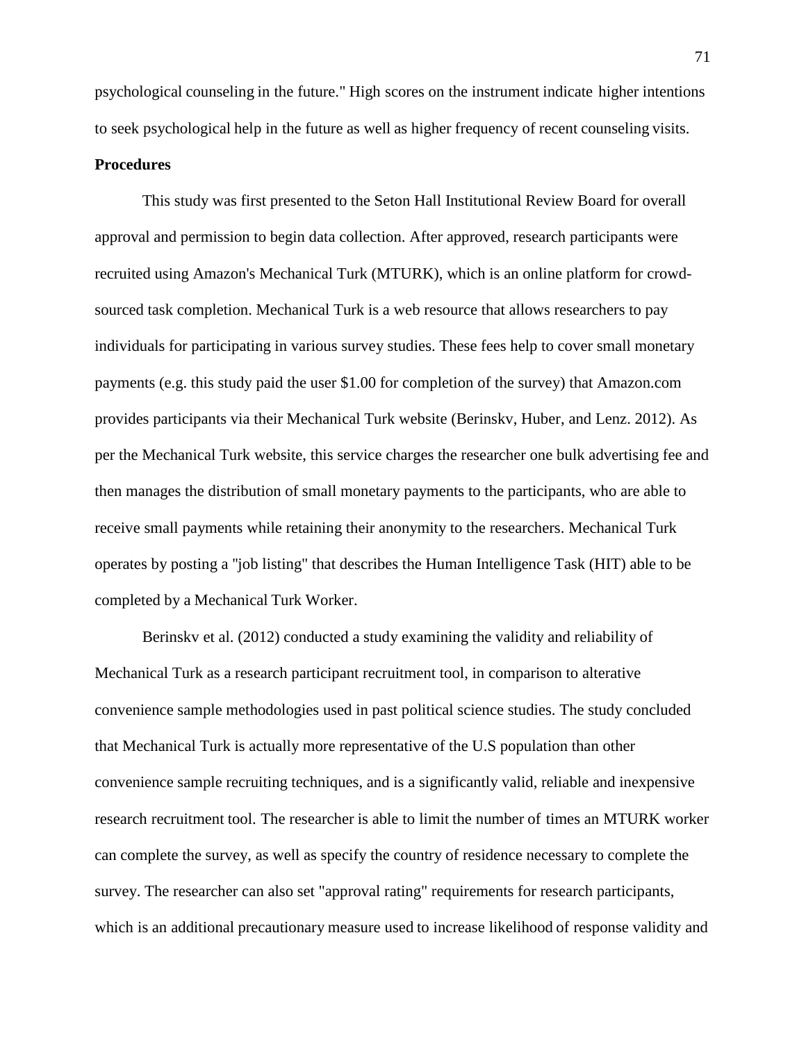psychological counseling in the future." High scores on the instrument indicate higher intentions to seek psychological help in the future as well as higher frequency of recent counseling visits.

**Procedures**

This study was first presented to the Seton Hall Institutional Review Board for overall approval and permission to begin data collection. After approved, research participants were recruited using Amazon's Mechanical Turk (MTURK), which is an online platform for crowd-sourced task completion. Mechanical Turk is a web resource that allows researchers to pay individuals for participating in various survey studies. These fees help to cover small monetary payments (e.g. this study paid the user $1.00 for completion of the survey) that Amazon.com provides participants via their Mechanical Turk website (Berinskv, Huber, and Lenz. 2012). As per the Mechanical Turk website, this service charges the researcher one bulk advertising fee and then manages the distribution of small monetary payments to the participants, who are able to receive small payments while retaining their anonymity to the researchers. Mechanical Turk operates by posting a "job listing" that describes the Human Intelligence Task (HIT) able to be completed by a Mechanical Turk Worker.

Berinskv et al. (2012) conducted a study examining the validity and reliability of Mechanical Turk as a research participant recruitment tool, in comparison to alterative convenience sample methodologies used in past political science studies. The study concluded that Mechanical Turk is actually more representative of the U.S population than other convenience sample recruiting techniques, and is a significantly valid, reliable and inexpensive research recruitment tool. The researcher is able to limit the number of times an MTURK worker can complete the survey, as well as specify the country of residence necessary to complete the survey. The researcher can also set "approval rating" requirements for research participants, which is an additional precautionary measure used to increase likelihood of response validity and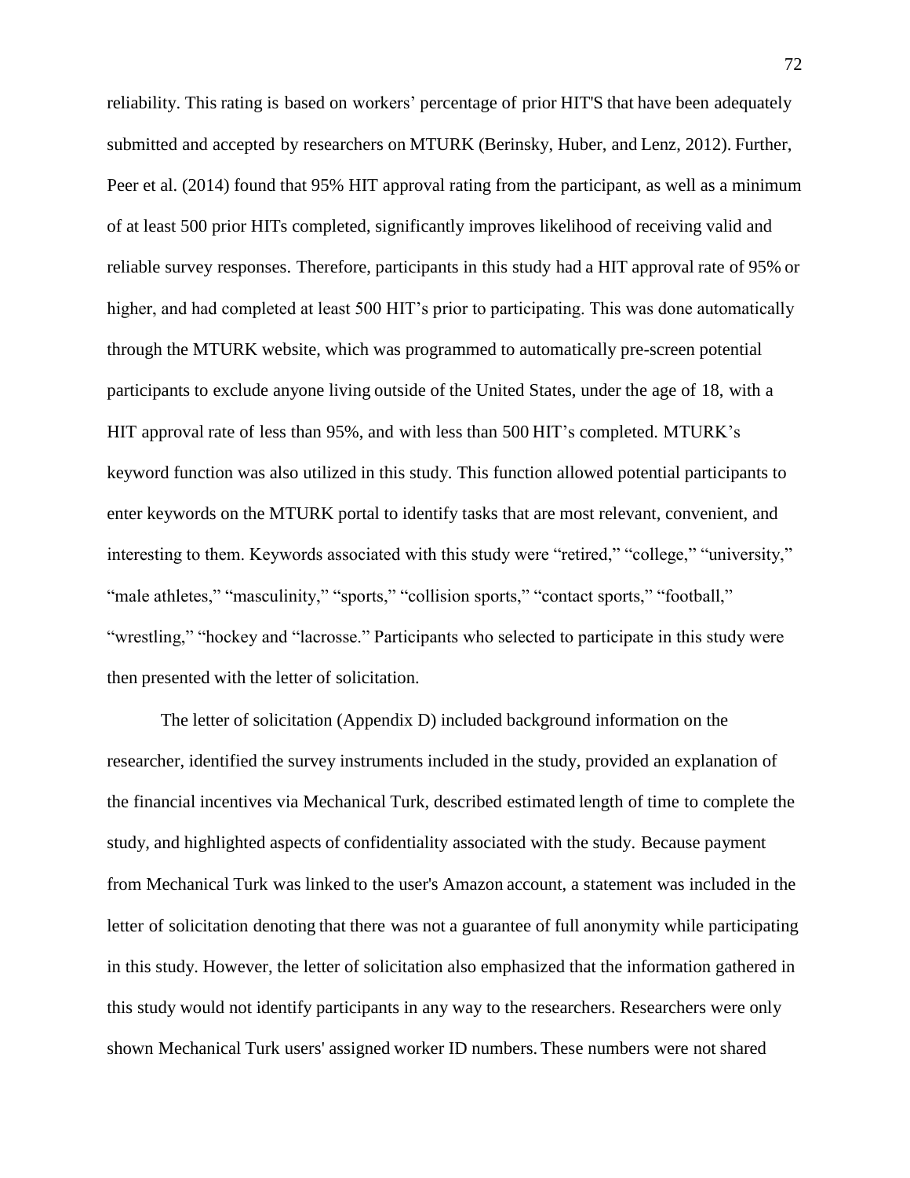reliability. This rating is based on workers' percentage of prior HIT'S that have been adequately submitted and accepted by researchers on MTURK (Berinsky, Huber, and Lenz, 2012). Further, Peer et al. (2014) found that 95% HIT approval rating from the participant, as well as a minimum of at least 500 prior HITs completed, significantly improves likelihood of receiving valid and reliable survey responses. Therefore, participants in this study had a HIT approval rate of 95% or higher, and had completed at least 500 HIT's prior to participating. This was done automatically through the MTURK website, which was programmed to automatically pre-screen potential participants to exclude anyone living outside of the United States, under the age of 18, with a HIT approval rate of less than 95%, and with less than 500 HIT's completed. MTURK's keyword function was also utilized in this study. This function allowed potential participants to enter keywords on the MTURK portal to identify tasks that are most relevant, convenient, and interesting to them. Keywords associated with this study were "retired," "college," "university," "male athletes," "masculinity," "sports," "collision sports," "contact sports," "football," "wrestling," "hockey and "lacrosse." Participants who selected to participate in this study were then presented with the letter of solicitation.

The letter of solicitation (Appendix D) included background information on the researcher, identified the survey instruments included in the study, provided an explanation of the financial incentives via Mechanical Turk, described estimated length of time to complete the study, and highlighted aspects of confidentiality associated with the study. Because payment from Mechanical Turk was linked to the user's Amazon account, a statement was included in the letter of solicitation denoting that there was not a guarantee of full anonymity while participating in this study. However, the letter of solicitation also emphasized that the information gathered in this study would not identify participants in any way to the researchers. Researchers were only shown Mechanical Turk users' assigned worker ID numbers. These numbers were not shared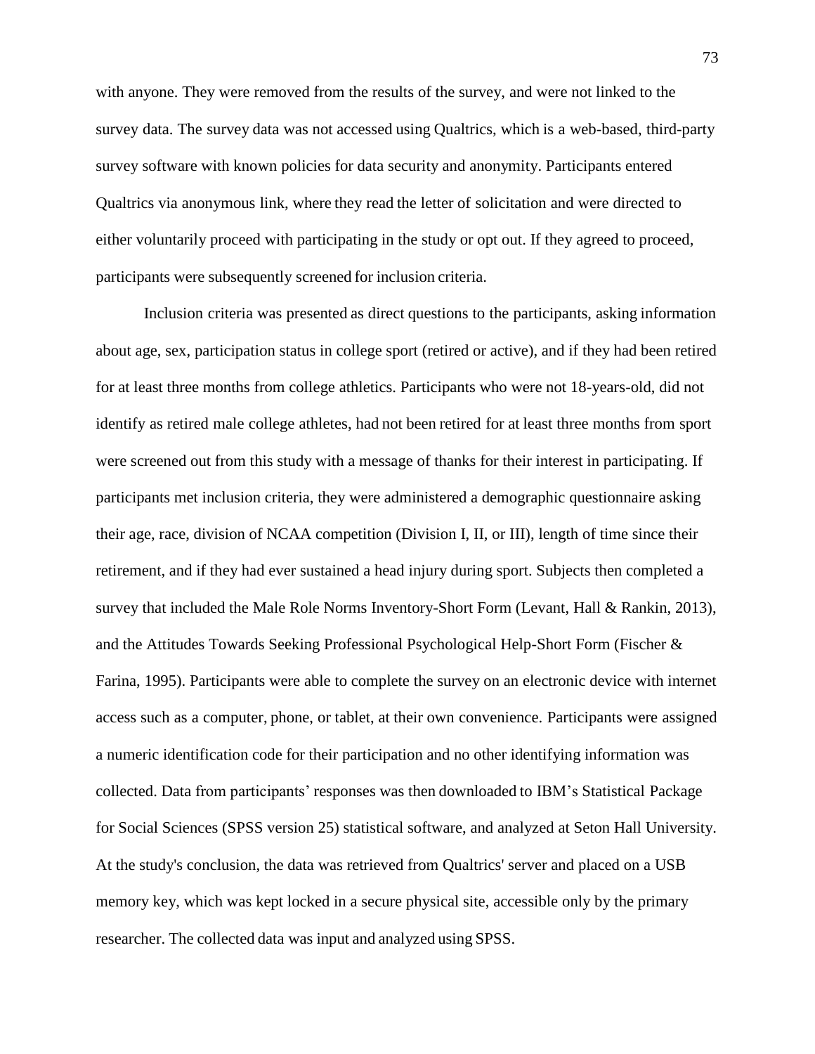with anyone. They were removed from the results of the survey, and were not linked to the survey data. The survey data was not accessed using Qualtrics, which is a web-based, third-party survey software with known policies for data security and anonymity. Participants entered Qualtrics via anonymous link, where they read the letter of solicitation and were directed to either voluntarily proceed with participating in the study or opt out. If they agreed to proceed, participants were subsequently screened for inclusion criteria.

Inclusion criteria was presented as direct questions to the participants, asking information about age, sex, participation status in college sport (retired or active), and if they had been retired for at least three months from college athletics. Participants who were not 18-years-old, did not identify as retired male college athletes, had not been retired for at least three months from sport were screened out from this study with a message of thanks for their interest in participating. If participants met inclusion criteria, they were administered a demographic questionnaire asking their age, race, division of NCAA competition (Division I, II, or III), length of time since their retirement, and if they had ever sustained a head injury during sport. Subjects then completed a survey that included the Male Role Norms Inventory-Short Form (Levant, Hall & Rankin, 2013), and the Attitudes Towards Seeking Professional Psychological Help-Short Form (Fischer & Farina, 1995). Participants were able to complete the survey on an electronic device with internet access such as a computer, phone, or tablet, at their own convenience. Participants were assigned a numeric identification code for their participation and no other identifying information was collected. Data from participants' responses was then downloaded to IBM's Statistical Package for Social Sciences (SPSS version 25) statistical software, and analyzed at Seton Hall University. At the study's conclusion, the data was retrieved from Qualtrics' server and placed on a USB memory key, which was kept locked in a secure physical site, accessible only by the primary researcher. The collected data was input and analyzed using SPSS.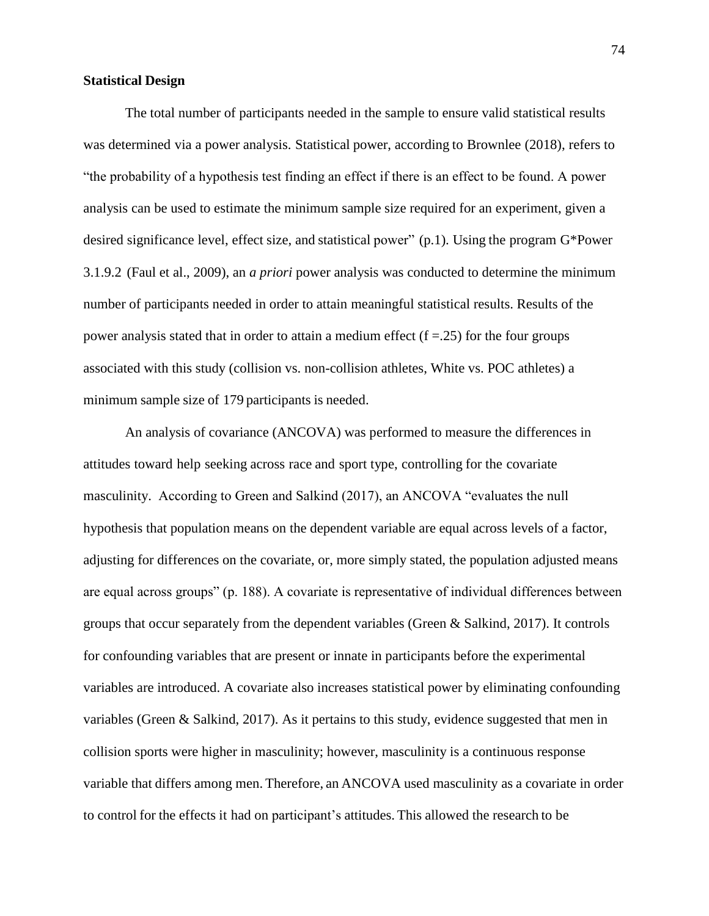**Statistical Design**

The total number of participants needed in the sample to ensure valid statistical results was determined via a power analysis. Statistical power, according to Brownlee (2018), refers to "the probability of a hypothesis test finding an effect if there is an effect to be found. A power analysis can be used to estimate the minimum sample size required for an experiment, given a desired significance level, effect size, and statistical power" (p.1). Using the program G*Power 3.1.9.2 (Faul et al., 2009), an *a priori* power analysis was conducted to determine the minimum number of participants needed in order to attain meaningful statistical results. Results of the power analysis stated that in order to attain a medium effect ($f = .25$) for the four groups associated with this study (collision vs. non-collision athletes, White vs. POC athletes) a minimum sample size of 179 participants is needed.

An analysis of covariance (ANCOVA) was performed to measure the differences in attitudes toward help seeking across race and sport type, controlling for the covariate masculinity. According to Green and Salkind (2017), an ANCOVA "evaluates the null hypothesis that population means on the dependent variable are equal across levels of a factor, adjusting for differences on the covariate, or, more simply stated, the population adjusted means are equal across groups" (p. 188). A covariate is representative of individual differences between groups that occur separately from the dependent variables (Green & Salkind, 2017). It controls for confounding variables that are present or innate in participants before the experimental variables are introduced. A covariate also increases statistical power by eliminating confounding variables (Green & Salkind, 2017). As it pertains to this study, evidence suggested that men in collision sports were higher in masculinity; however, masculinity is a continuous response variable that differs among men. Therefore, an ANCOVA used masculinity as a covariate in order to control for the effects it had on participant's attitudes. This allowed the research to be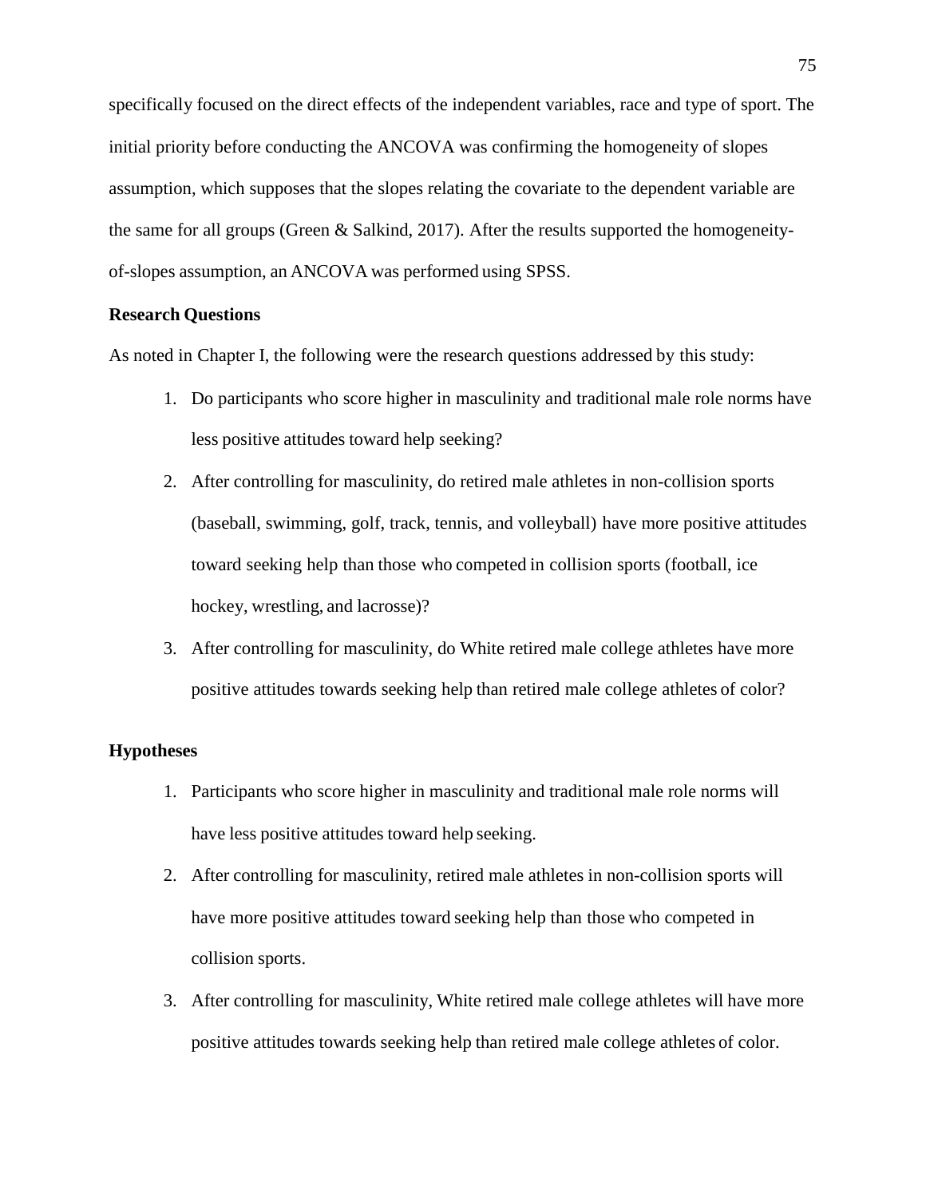specifically focused on the direct effects of the independent variables, race and type of sport. The initial priority before conducting the ANCOVA was confirming the homogeneity of slopes assumption, which supposes that the slopes relating the covariate to the dependent variable are the same for all groups (Green & Salkind, 2017). After the results supported the homogeneity-of-slopes assumption, an ANCOVA was performed using SPSS.

**Research Questions**

As noted in Chapter I, the following were the research questions addressed by this study:

1. Do participants who score higher in masculinity and traditional male role norms have less positive attitudes toward help seeking?
2. After controlling for masculinity, do retired male athletes in non-collision sports (baseball, swimming, golf, track, tennis, and volleyball) have more positive attitudes toward seeking help than those who competed in collision sports (football, ice hockey, wrestling, and lacrosse)?
3. After controlling for masculinity, do White retired male college athletes have more positive attitudes towards seeking help than retired male college athletes of color?

**Hypotheses**

1. Participants who score higher in masculinity and traditional male role norms will have less positive attitudes toward help seeking.
2. After controlling for masculinity, retired male athletes in non-collision sports will have more positive attitudes toward seeking help than those who competed in collision sports.
3. After controlling for masculinity, White retired male college athletes will have more positive attitudes towards seeking help than retired male college athletes of color.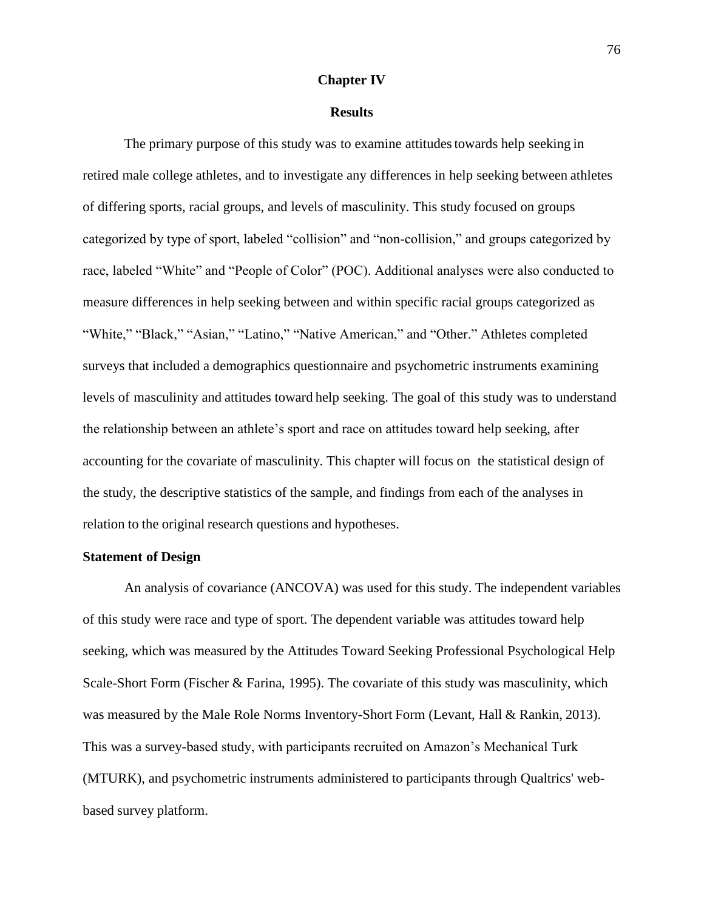# Chapter IV

# Results

The primary purpose of this study was to examine attitudes towards help seeking in retired male college athletes, and to investigate any differences in help seeking between athletes of differing sports, racial groups, and levels of masculinity. This study focused on groups categorized by type of sport, labeled "collision" and "non-collision," and groups categorized by race, labeled "White" and "People of Color" (POC). Additional analyses were also conducted to measure differences in help seeking between and within specific racial groups categorized as "White," "Black," "Asian," "Latino," "Native American," and "Other." Athletes completed surveys that included a demographics questionnaire and psychometric instruments examining levels of masculinity and attitudes toward help seeking. The goal of this study was to understand the relationship between an athlete's sport and race on attitudes toward help seeking, after accounting for the covariate of masculinity. This chapter will focus on the statistical design of the study, the descriptive statistics of the sample, and findings from each of the analyses in relation to the original research questions and hypotheses.

## Statement of Design

An analysis of covariance (ANCOVA) was used for this study. The independent variables of this study were race and type of sport. The dependent variable was attitudes toward help seeking, which was measured by the Attitudes Toward Seeking Professional Psychological Help Scale-Short Form (Fischer & Farina, 1995). The covariate of this study was masculinity, which was measured by the Male Role Norms Inventory-Short Form (Levant, Hall & Rankin, 2013). This was a survey-based study, with participants recruited on Amazon's Mechanical Turk (MTURK), and psychometric instruments administered to participants through Qualtrics' web-based survey platform.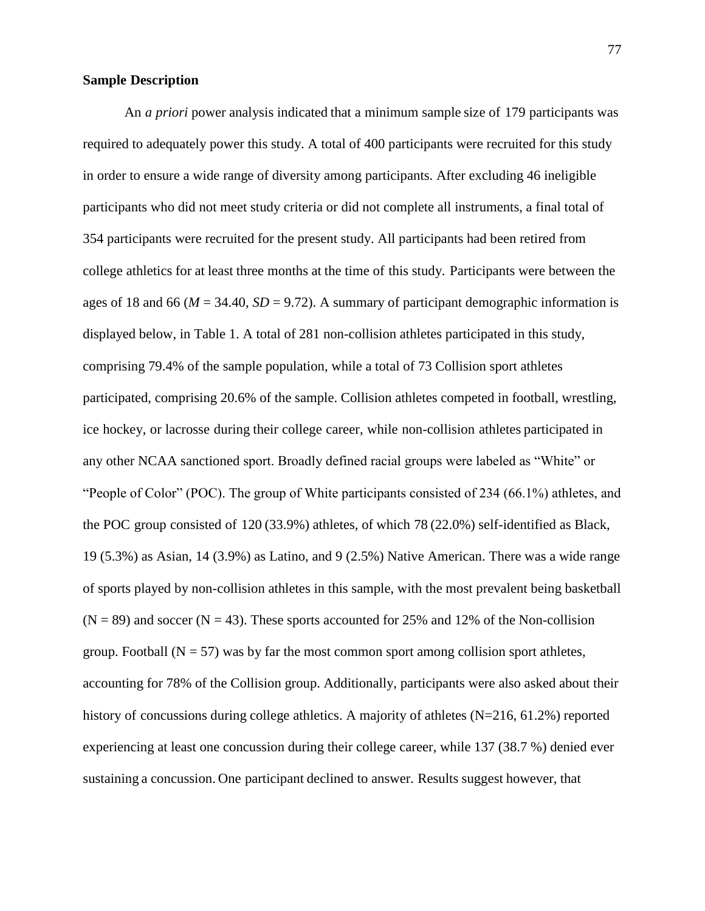**Sample Description**

An *a priori* power analysis indicated that a minimum sample size of 179 participants was required to adequately power this study. A total of 400 participants were recruited for this study in order to ensure a wide range of diversity among participants. After excluding 46 ineligible participants who did not meet study criteria or did not complete all instruments, a final total of 354 participants were recruited for the present study. All participants had been retired from college athletics for at least three months at the time of this study. Participants were between the ages of 18 and 66 ($M$ = 34.40, $SD$ = 9.72). A summary of participant demographic information is displayed below, in Table 1. A total of 281 non-collision athletes participated in this study, comprising 79.4% of the sample population, while a total of 73 Collision sport athletes participated, comprising 20.6% of the sample. Collision athletes competed in football, wrestling, ice hockey, or lacrosse during their college career, while non-collision athletes participated in any other NCAA sanctioned sport. Broadly defined racial groups were labeled as "White" or "People of Color" (POC). The group of White participants consisted of 234 (66.1%) athletes, and the POC group consisted of 120 (33.9%) athletes, of which 78 (22.0%) self-identified as Black, 19 (5.3%) as Asian, 14 (3.9%) as Latino, and 9 (2.5%) Native American. There was a wide range of sports played by non-collision athletes in this sample, with the most prevalent being basketball (N = 89) and soccer (N = 43). These sports accounted for 25% and 12% of the Non-collision group. Football (N = 57) was by far the most common sport among collision sport athletes, accounting for 78% of the Collision group. Additionally, participants were also asked about their history of concussions during college athletics. A majority of athletes (N=216, 61.2%) reported experiencing at least one concussion during their college career, while 137 (38.7 %) denied ever sustaining a concussion. One participant declined to answer. Results suggest however, that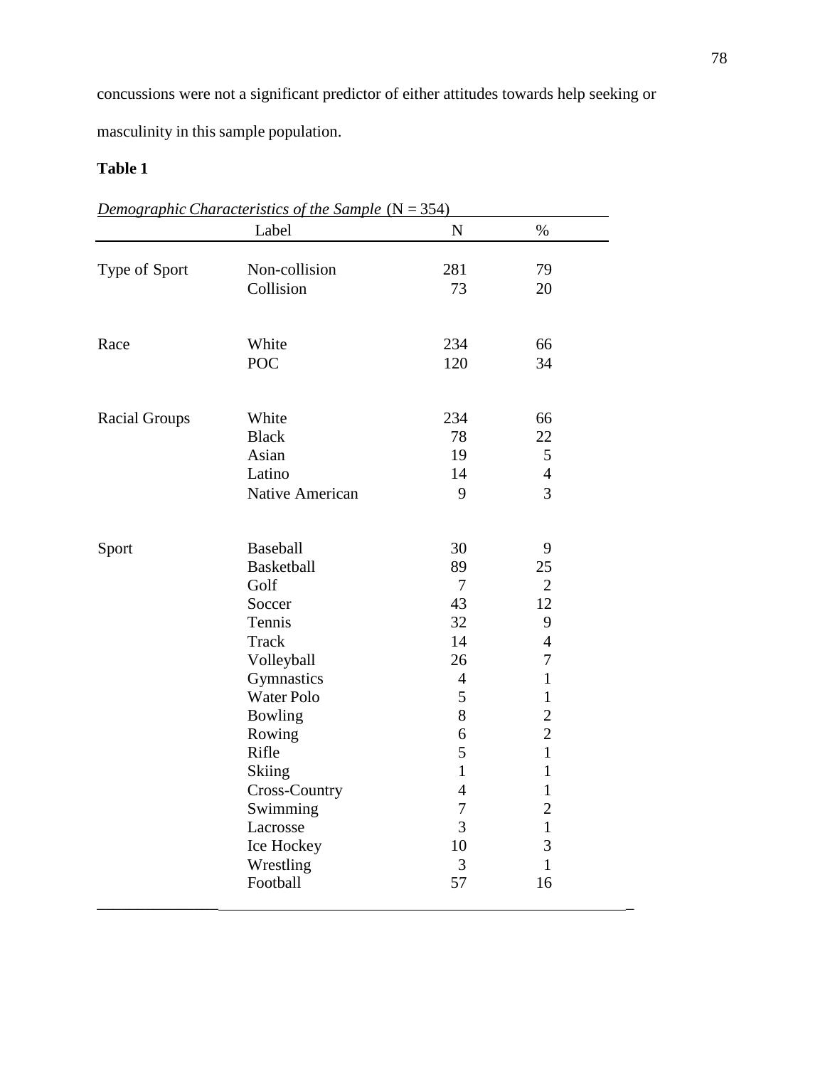concussions were not a significant predictor of either attitudes towards help seeking or masculinity in this sample population.

**Table 1**

*Demographic Characteristics of the Sample* (N = 354)

| | Label | N | % |
|---|---|---|---|
| Type of Sport | Non-collision | 281 | 79 |
| | Collision | 73 | 20 |
| Race | White | 234 | 66 |
| | POC | 120 | 34 |
| Racial Groups | White | 234 | 66 |
| | Black | 78 | 22 |
| | Asian | 19 | 5 |
| | Latino | 14 | 4 |
| | Native American | 9 | 3 |
| Sport | Baseball | 30 | 9 |
| | Basketball | 89 | 25 |
| | Golf | 7 | 2 |
| | Soccer | 43 | 12 |
| | Tennis | 32 | 9 |
| | Track | 14 | 4 |
| | Volleyball | 26 | 7 |
| | Gymnastics | 4 | 1 |
| | Water Polo | 5 | 1 |
| | Bowling | 8 | 2 |
| | Rowing | 6 | 2 |
| | Rifle | 5 | 1 |
| | Skiing | 1 | 1 |
| | Cross-Country | 4 | 1 |
| | Swimming | 7 | 2 |
| | Lacrosse | 3 | 1 |
| | Ice Hockey | 10 | 3 |
| | Wrestling | 3 | 1 |
| | Football | 57 | 16 |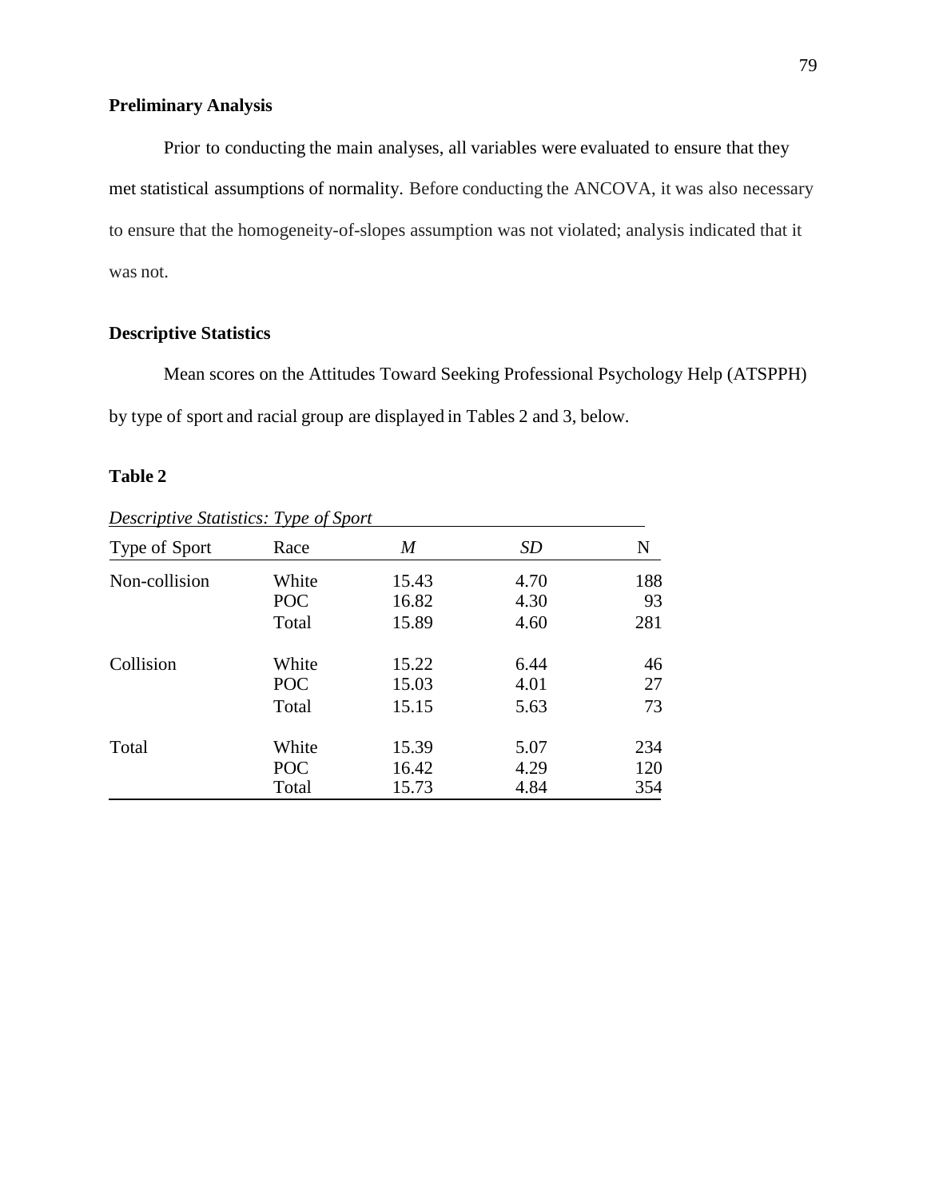## Preliminary Analysis

Prior to conducting the main analyses, all variables were evaluated to ensure that they met statistical assumptions of normality. Before conducting the ANCOVA, it was also necessary to ensure that the homogeneity-of-slopes assumption was not violated; analysis indicated that it was not.

## Descriptive Statistics

Mean scores on the Attitudes Toward Seeking Professional Psychology Help (ATSPPH) by type of sport and racial group are displayed in Tables 2 and 3, below.

**Table 2**

*Descriptive Statistics: Type of Sport*

| Type of Sport | Race | *M* | *SD* | N |
|---|---|---|---|---|
| Non-collision | White | 15.43 | 4.70 | 188 |
| | POC | 16.82 | 4.30 | 93 |
| | Total | 15.89 | 4.60 | 281 |
| Collision | White | 15.22 | 6.44 | 46 |
| | POC | 15.03 | 4.01 | 27 |
| | Total | 15.15 | 5.63 | 73 |
| Total | White | 15.39 | 5.07 | 234 |
| | POC | 16.42 | 4.29 | 120 |
| | Total | 15.73 | 4.84 | 354 |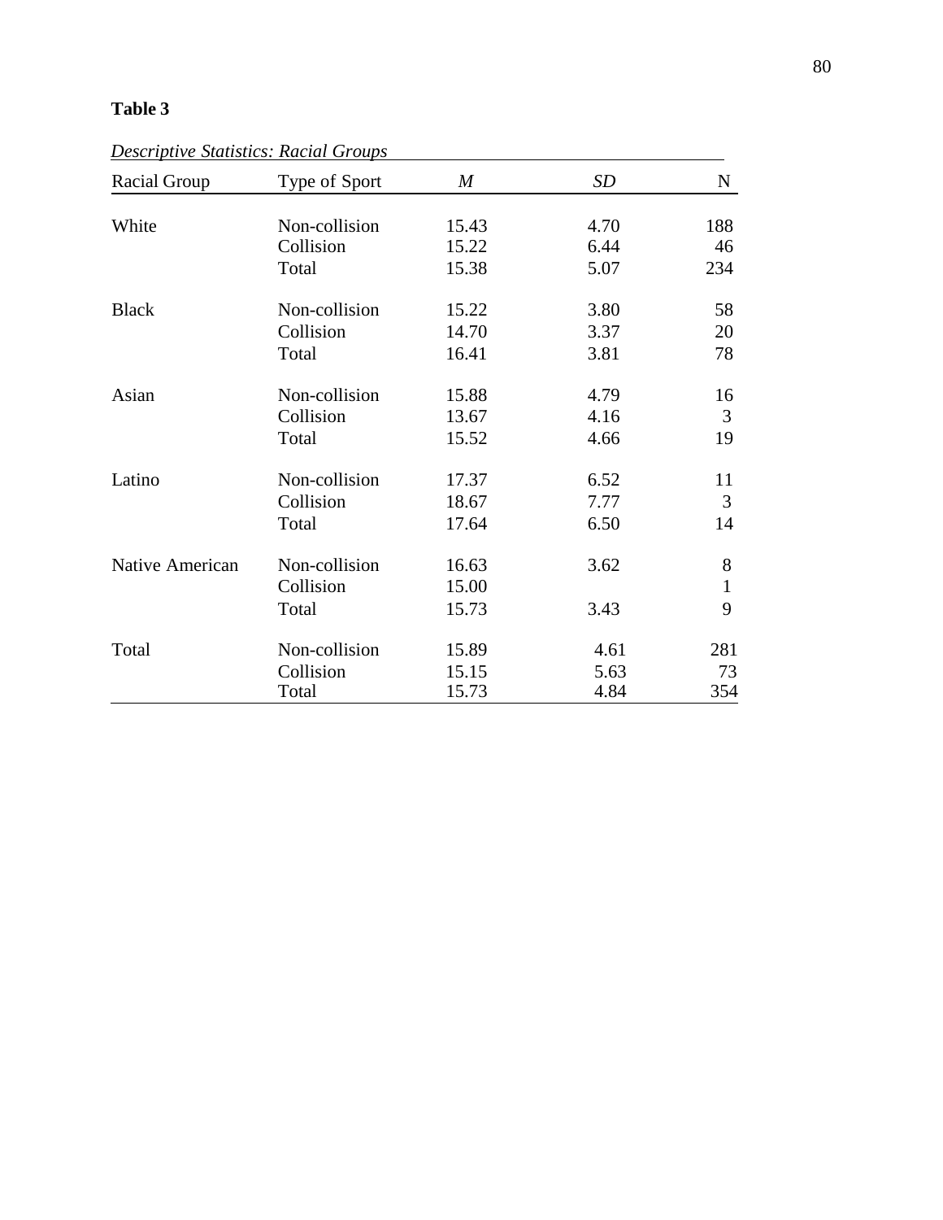**Table 3**

*Descriptive Statistics: Racial Groups*

| Racial Group | Type of Sport | *M* | *SD* | N |
|---|---|---|---|---|
| White | Non-collision | 15.43 | 4.70 | 188 |
| | Collision | 15.22 | 6.44 | 46 |
| | Total | 15.38 | 5.07 | 234 |
| Black | Non-collision | 15.22 | 3.80 | 58 |
| | Collision | 14.70 | 3.37 | 20 |
| | Total | 16.41 | 3.81 | 78 |
| Asian | Non-collision | 15.88 | 4.79 | 16 |
| | Collision | 13.67 | 4.16 | 3 |
| | Total | 15.52 | 4.66 | 19 |
| Latino | Non-collision | 17.37 | 6.52 | 11 |
| | Collision | 18.67 | 7.77 | 3 |
| | Total | 17.64 | 6.50 | 14 |
| Native American | Non-collision | 16.63 | 3.62 | 8 |
| | Collision | 15.00 | | 1 |
| | Total | 15.73 | 3.43 | 9 |
| Total | Non-collision | 15.89 | 4.61 | 281 |
| | Collision | 15.15 | 5.63 | 73 |
| | Total | 15.73 | 4.84 | 354 |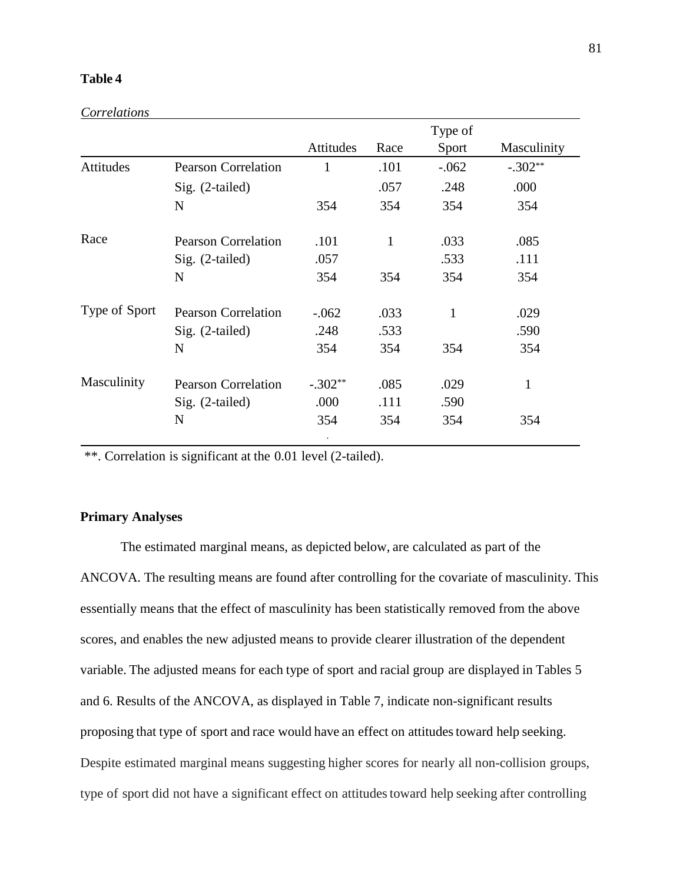**Table 4**

*Correlations*

| | | Attitudes | Race | Type of Sport | Masculinity |
|---|---|---|---|---|---|
| Attitudes | Pearson Correlation | 1 | .101 | -.062 | -.302** |
| | Sig. (2-tailed) | | .057 | .248 | .000 |
| | N | 354 | 354 | 354 | 354 |
| Race | Pearson Correlation | .101 | 1 | .033 | .085 |
| | Sig. (2-tailed) | .057 | | .533 | .111 |
| | N | 354 | 354 | 354 | 354 |
| Type of Sport | Pearson Correlation | -.062 | .033 | 1 | .029 |
| | Sig. (2-tailed) | .248 | .533 | | .590 |
| | N | 354 | 354 | 354 | 354 |
| Masculinity | Pearson Correlation | -.302** | .085 | .029 | 1 |
| | Sig. (2-tailed) | .000 | .111 | .590 | |
| | N | 354 | 354 | 354 | 354 |

**. Correlation is significant at the 0.01 level (2-tailed).

**Primary Analyses**

The estimated marginal means, as depicted below, are calculated as part of the ANCOVA. The resulting means are found after controlling for the covariate of masculinity. This essentially means that the effect of masculinity has been statistically removed from the above scores, and enables the new adjusted means to provide clearer illustration of the dependent variable. The adjusted means for each type of sport and racial group are displayed in Tables 5 and 6. Results of the ANCOVA, as displayed in Table 7, indicate non-significant results proposing that type of sport and race would have an effect on attitudes toward help seeking. Despite estimated marginal means suggesting higher scores for nearly all non-collision groups, type of sport did not have a significant effect on attitudes toward help seeking after controlling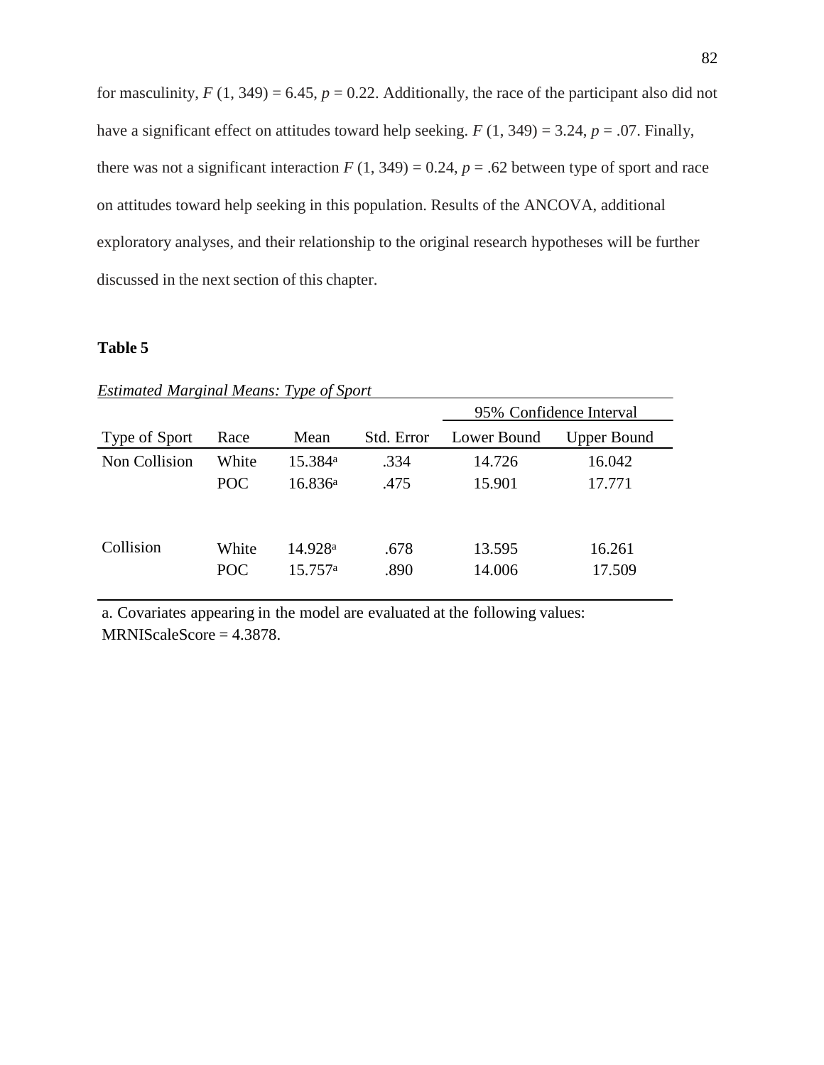for masculinity, $F$ (1, 349) = 6.45, $p$ = 0.22. Additionally, the race of the participant also did not have a significant effect on attitudes toward help seeking. $F$ (1, 349) = 3.24, $p$ = .07. Finally, there was not a significant interaction $F$ (1, 349) = 0.24, $p$ = .62 between type of sport and race on attitudes toward help seeking in this population. Results of the ANCOVA, additional exploratory analyses, and their relationship to the original research hypotheses will be further discussed in the next section of this chapter.

**Table 5**

*Estimated Marginal Means: Type of Sport*

| | | | | 95% Confidence Interval | |
|---|---|---|---|---|---|
| Type of Sport | Race | Mean | Std. Error | Lower Bound | Upper Bound |
| Non Collision | White | 15.384[a] | .334 | 14.726 | 16.042 |
| | POC | 16.836[a] | .475 | 15.901 | 17.771 |
| Collision | White | 14.928[a] | .678 | 13.595 | 16.261 |
| | POC | 15.757[a] | .890 | 14.006 | 17.509 |

a. Covariates appearing in the model are evaluated at the following values: MRNIScaleScore = 4.3878.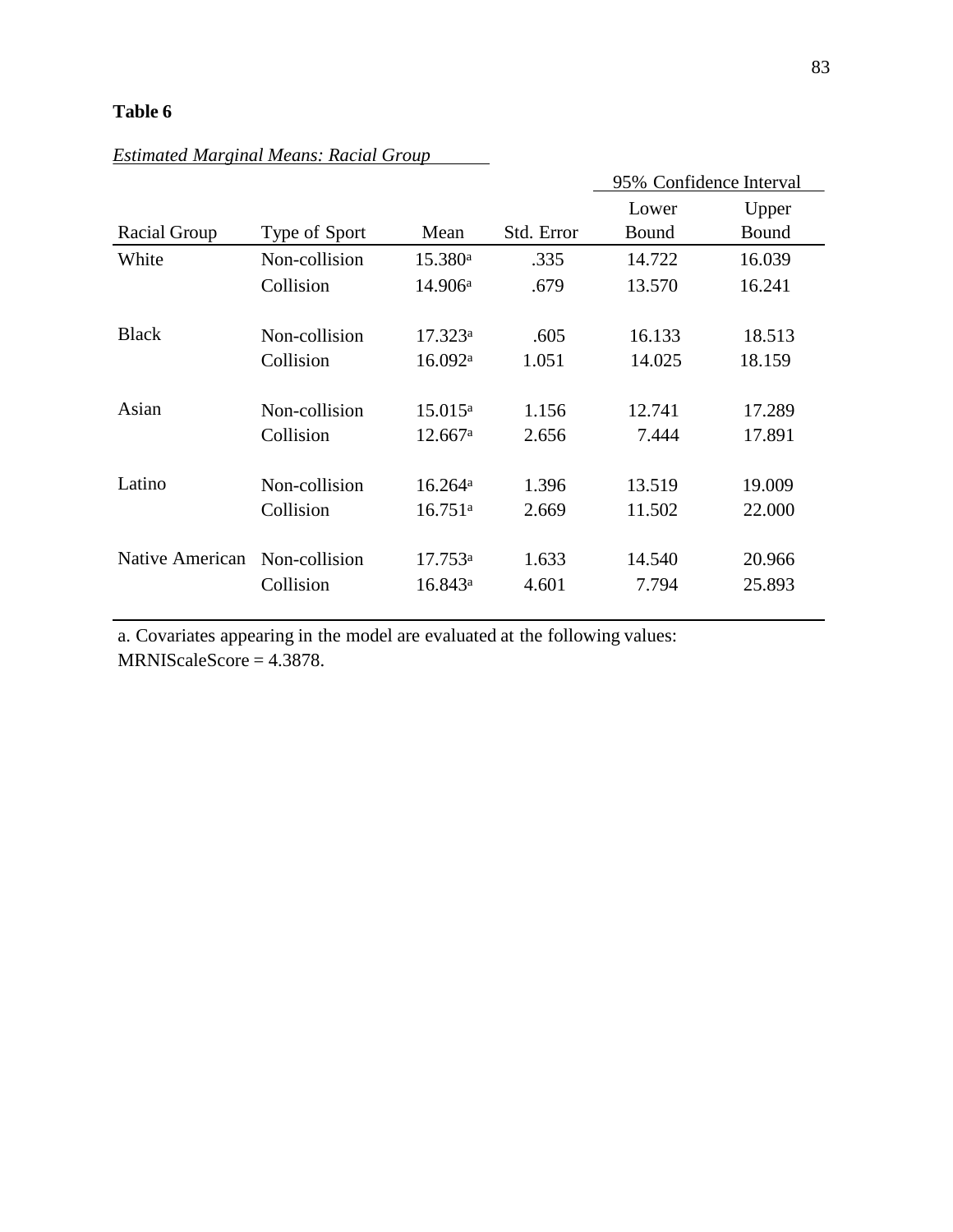**Table 6**

*Estimated Marginal Means: Racial Group*

| | | | | 95% Confidence Interval | |
|---|---|---|---|---|---|
| Racial Group | Type of Sport | Mean | Std. Error | Lower Bound | Upper Bound |
| White | Non-collision | 15.380[a] | .335 | 14.722 | 16.039 |
| | Collision | 14.906[a] | .679 | 13.570 | 16.241 |
| Black | Non-collision | 17.323[a] | .605 | 16.133 | 18.513 |
| | Collision | 16.092[a] | 1.051 | 14.025 | 18.159 |
| Asian | Non-collision | 15.015[a] | 1.156 | 12.741 | 17.289 |
| | Collision | 12.667[a] | 2.656 | 7.444 | 17.891 |
| Latino | Non-collision | 16.264[a] | 1.396 | 13.519 | 19.009 |
| | Collision | 16.751[a] | 2.669 | 11.502 | 22.000 |
| Native American | Non-collision | 17.753[a] | 1.633 | 14.540 | 20.966 |
| | Collision | 16.843[a] | 4.601 | 7.794 | 25.893 |

a. Covariates appearing in the model are evaluated at the following values: MRNIScaleScore = 4.3878.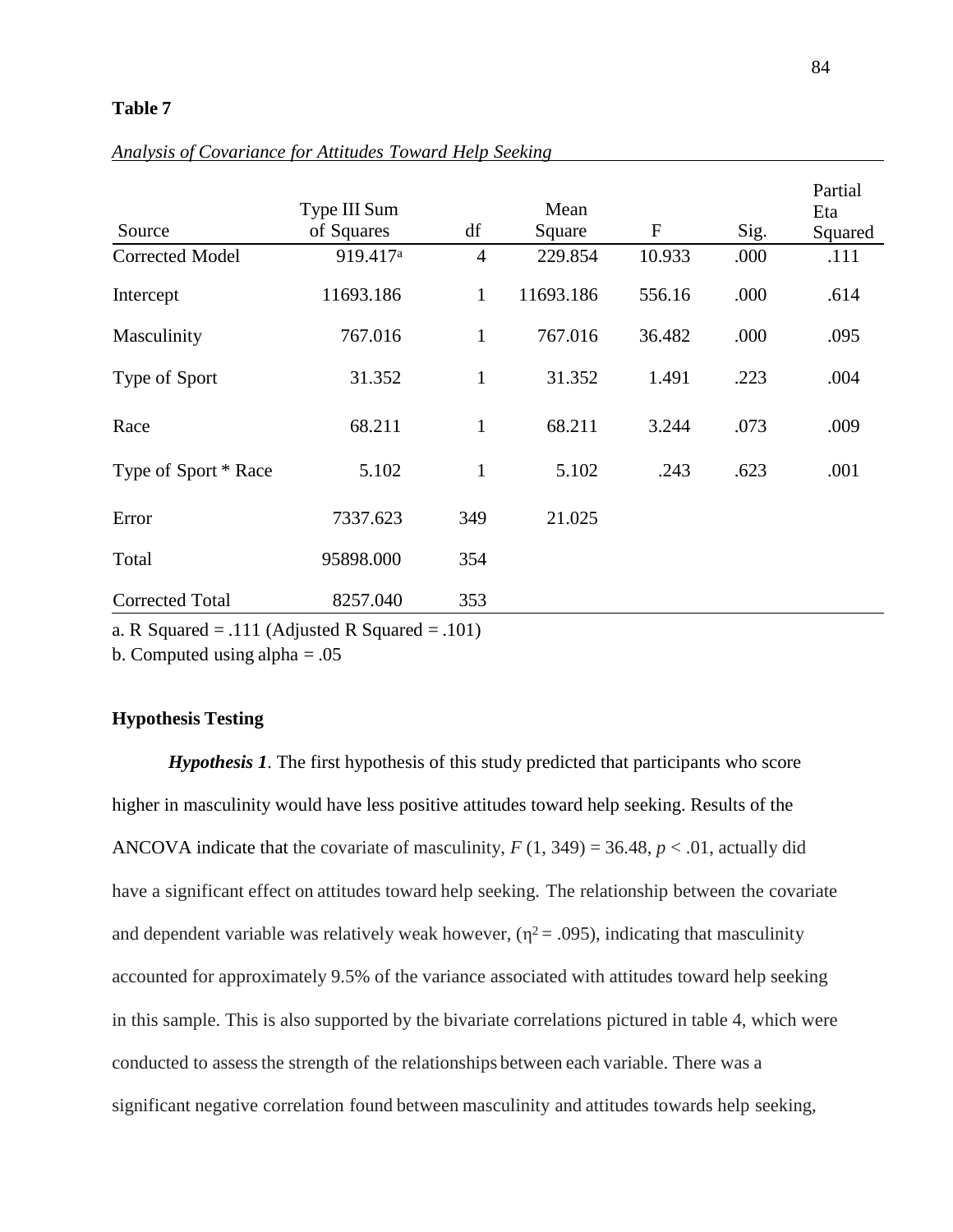**Table 7**

*Analysis of Covariance for Attitudes Toward Help Seeking*

| Source | Type III Sum of Squares | df | Mean Square | F | Sig. | Partial Eta Squared |
|---|---|---|---|---|---|---|
| Corrected Model | 919.417[a] | 4 | 229.854 | 10.933 | .000 | .111 |
| Intercept | 11693.186 | 1 | 11693.186 | 556.16 | .000 | .614 |
| Masculinity | 767.016 | 1 | 767.016 | 36.482 | .000 | .095 |
| Type of Sport | 31.352 | 1 | 31.352 | 1.491 | .223 | .004 |
| Race | 68.211 | 1 | 68.211 | 3.244 | .073 | .009 |
| Type of Sport * Race | 5.102 | 1 | 5.102 | .243 | .623 | .001 |
| Error | 7337.623 | 349 | 21.025 | | | |
| Total | 95898.000 | 354 | | | | |
| Corrected Total | 8257.040 | 353 | | | | |

a. R Squared = .111 (Adjusted R Squared = .101)

b. Computed using alpha = .05

### Hypothesis Testing

***Hypothesis 1***. The first hypothesis of this study predicted that participants who score higher in masculinity would have less positive attitudes toward help seeking. Results of the ANCOVA indicate that the covariate of masculinity, $F$ (1, 349) = 36.48, $p < .01$, actually did have a significant effect on attitudes toward help seeking. The relationship between the covariate and dependent variable was relatively weak however, ($\eta^2 = .095$), indicating that masculinity accounted for approximately 9.5% of the variance associated with attitudes toward help seeking in this sample. This is also supported by the bivariate correlations pictured in table 4, which were conducted to assess the strength of the relationships between each variable. There was a significant negative correlation found between masculinity and attitudes towards help seeking,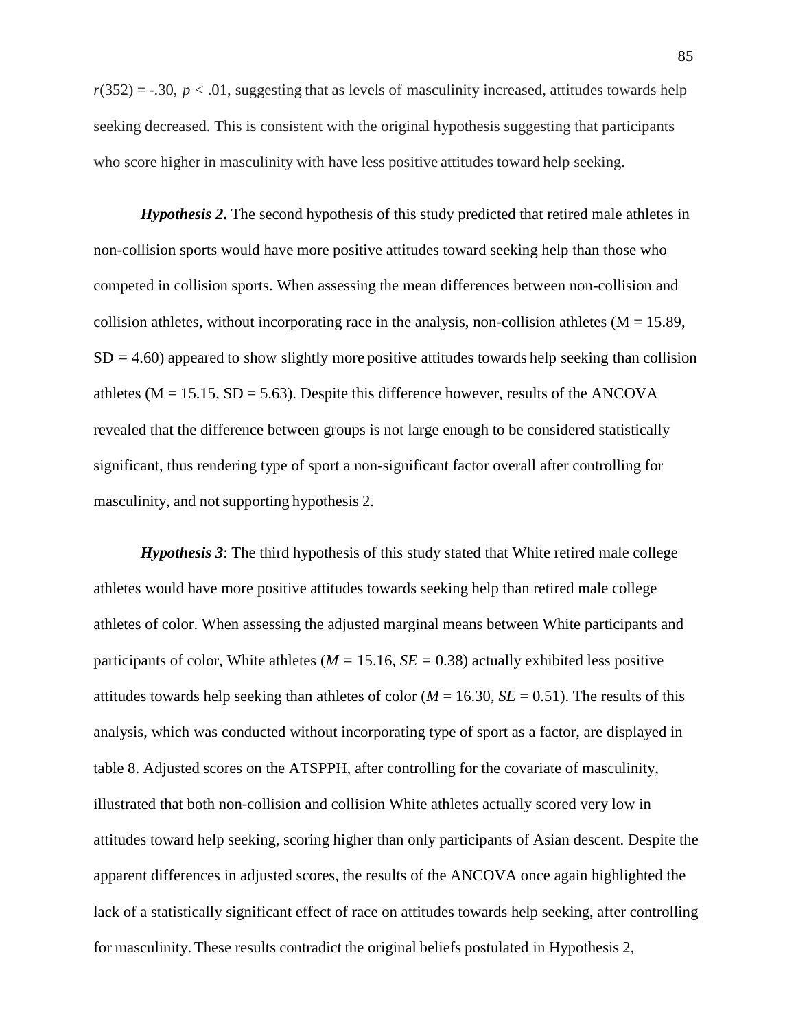$r(352) = -.30$, $p < .01$, suggesting that as levels of masculinity increased, attitudes towards help seeking decreased. This is consistent with the original hypothesis suggesting that participants who score higher in masculinity with have less positive attitudes toward help seeking.

***Hypothesis 2*.** The second hypothesis of this study predicted that retired male athletes in non-collision sports would have more positive attitudes toward seeking help than those who competed in collision sports. When assessing the mean differences between non-collision and collision athletes, without incorporating race in the analysis, non-collision athletes (M = 15.89, SD = 4.60) appeared to show slightly more positive attitudes towards help seeking than collision athletes (M = 15.15, SD = 5.63). Despite this difference however, results of the ANCOVA revealed that the difference between groups is not large enough to be considered statistically significant, thus rendering type of sport a non-significant factor overall after controlling for masculinity, and not supporting hypothesis 2.

***Hypothesis 3***: The third hypothesis of this study stated that White retired male college athletes would have more positive attitudes towards seeking help than retired male college athletes of color. When assessing the adjusted marginal means between White participants and participants of color, White athletes ($M = 15.16$, $SE = 0.38$) actually exhibited less positive attitudes towards help seeking than athletes of color ($M = 16.30$, $SE = 0.51$). The results of this analysis, which was conducted without incorporating type of sport as a factor, are displayed in table 8. Adjusted scores on the ATSPPH, after controlling for the covariate of masculinity, illustrated that both non-collision and collision White athletes actually scored very low in attitudes toward help seeking, scoring higher than only participants of Asian descent. Despite the apparent differences in adjusted scores, the results of the ANCOVA once again highlighted the lack of a statistically significant effect of race on attitudes towards help seeking, after controlling for masculinity. These results contradict the original beliefs postulated in Hypothesis 2,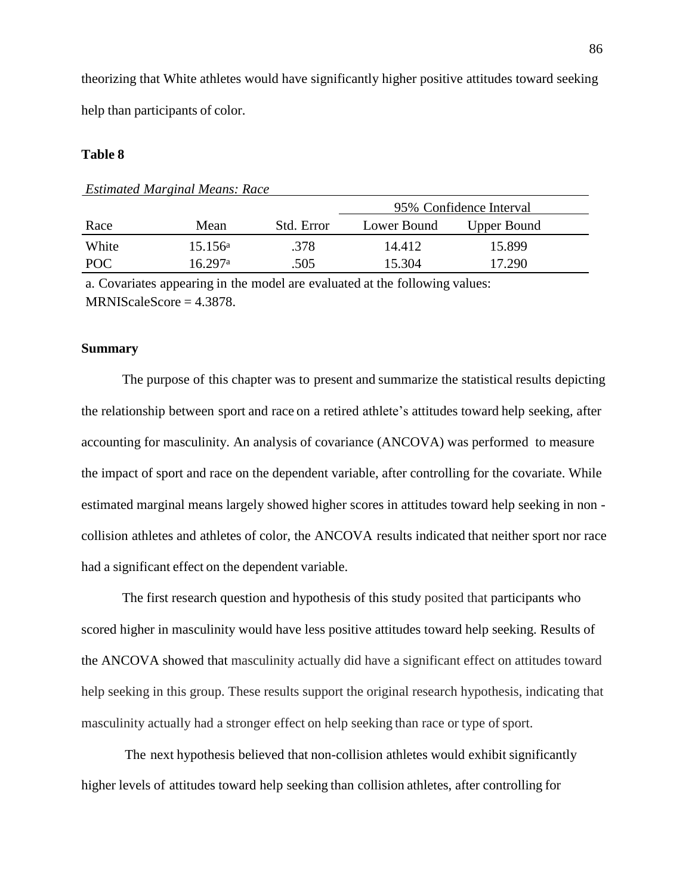theorizing that White athletes would have significantly higher positive attitudes toward seeking help than participants of color.

**Table 8**

*Estimated Marginal Means: Race*

| | | | 95% Confidence Interval | |
|---|---|---|---|---|
| Race | Mean | Std. Error | Lower Bound | Upper Bound |
| White | 15.156[a] | .378 | 14.412 | 15.899 |
| POC | 16.297[a] | .505 | 15.304 | 17.290 |

a. Covariates appearing in the model are evaluated at the following values: MRNIScaleScore = 4.3878.

### Summary

The purpose of this chapter was to present and summarize the statistical results depicting the relationship between sport and race on a retired athlete's attitudes toward help seeking, after accounting for masculinity. An analysis of covariance (ANCOVA) was performed to measure the impact of sport and race on the dependent variable, after controlling for the covariate. While estimated marginal means largely showed higher scores in attitudes toward help seeking in non-collision athletes and athletes of color, the ANCOVA results indicated that neither sport nor race had a significant effect on the dependent variable.

The first research question and hypothesis of this study posited that participants who scored higher in masculinity would have less positive attitudes toward help seeking. Results of the ANCOVA showed that masculinity actually did have a significant effect on attitudes toward help seeking in this group. These results support the original research hypothesis, indicating that masculinity actually had a stronger effect on help seeking than race or type of sport.

The next hypothesis believed that non-collision athletes would exhibit significantly higher levels of attitudes toward help seeking than collision athletes, after controlling for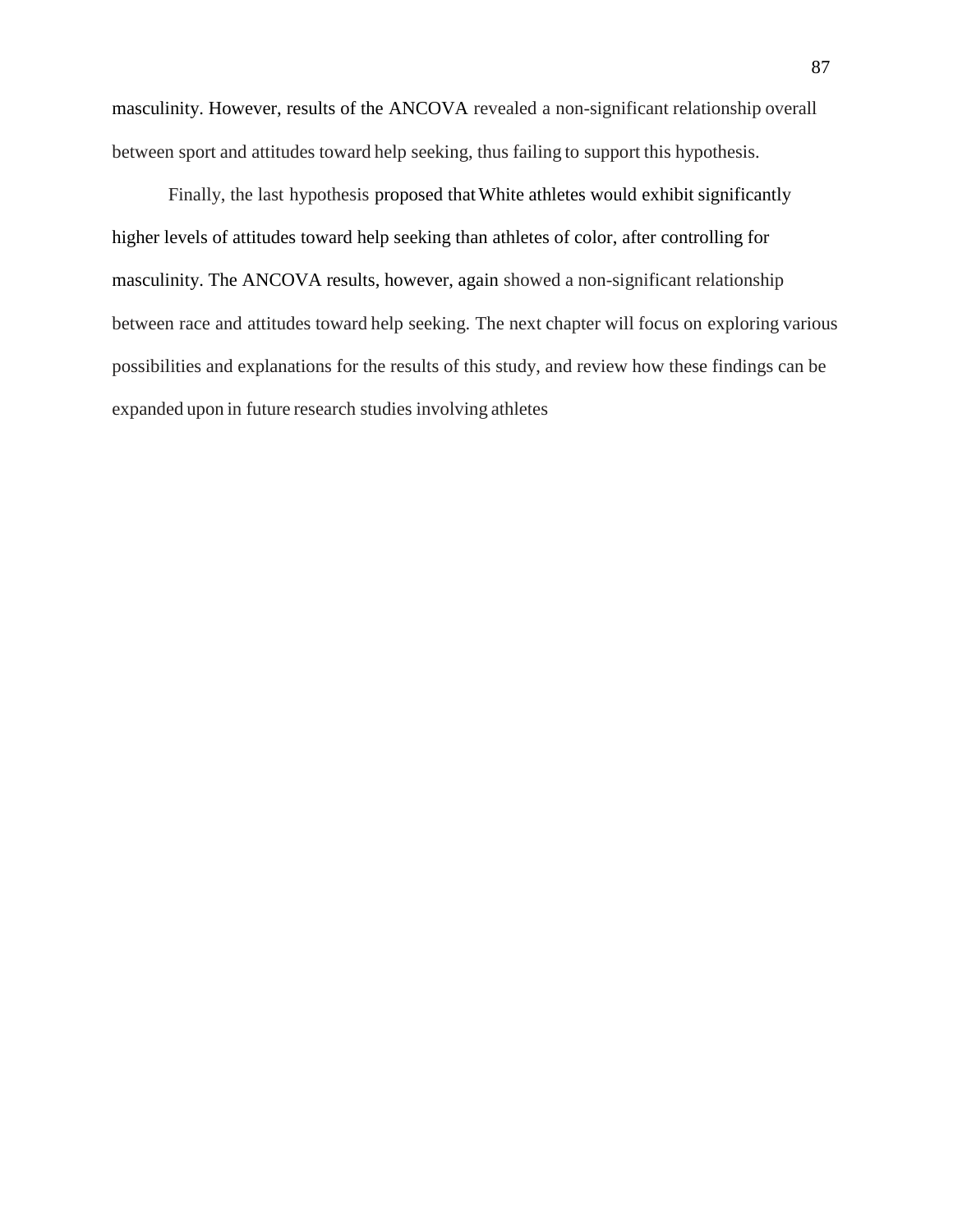masculinity. However, results of the ANCOVA revealed a non-significant relationship overall between sport and attitudes toward help seeking, thus failing to support this hypothesis.

Finally, the last hypothesis proposed that White athletes would exhibit significantly higher levels of attitudes toward help seeking than athletes of color, after controlling for masculinity. The ANCOVA results, however, again showed a non-significant relationship between race and attitudes toward help seeking. The next chapter will focus on exploring various possibilities and explanations for the results of this study, and review how these findings can be expanded upon in future research studies involving athletes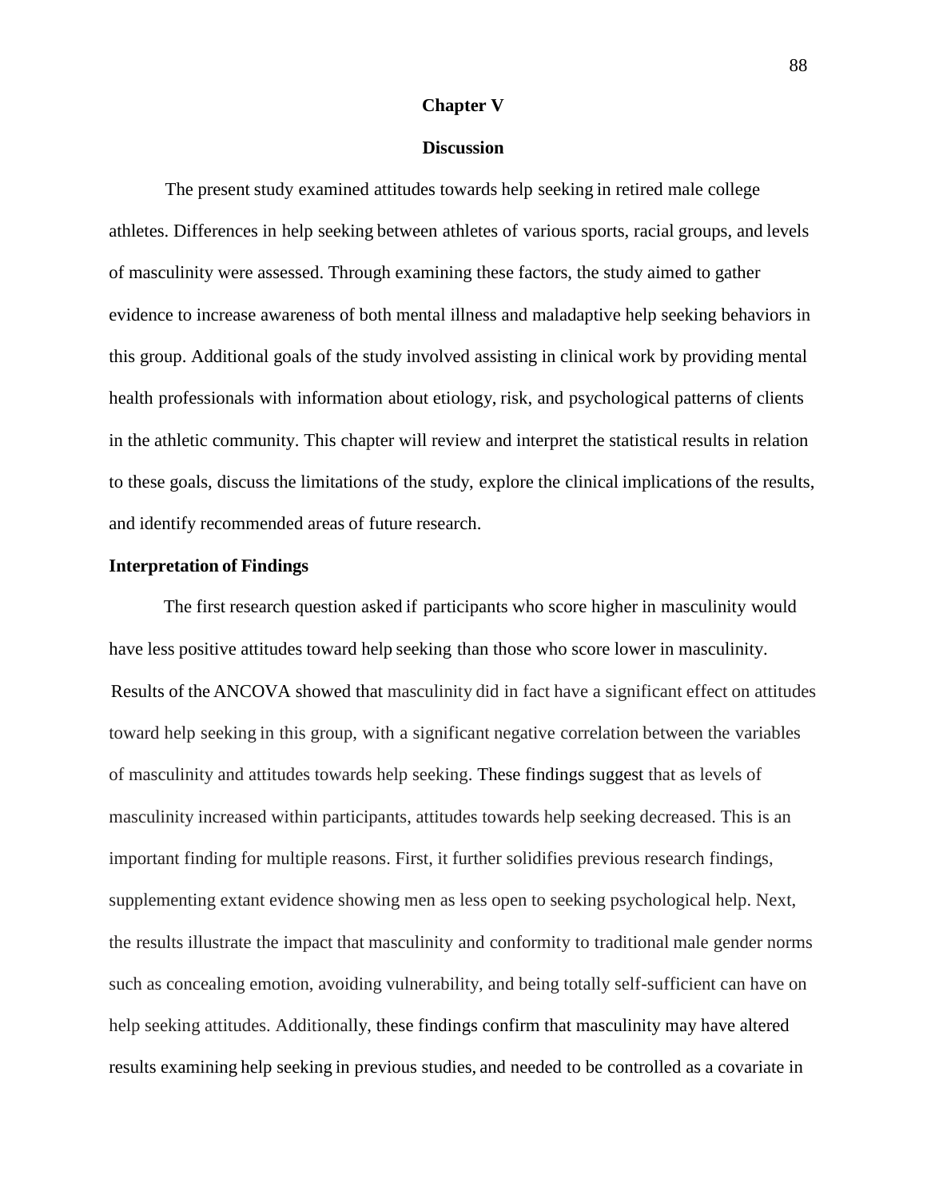# Chapter V

## Discussion

The present study examined attitudes towards help seeking in retired male college athletes. Differences in help seeking between athletes of various sports, racial groups, and levels of masculinity were assessed. Through examining these factors, the study aimed to gather evidence to increase awareness of both mental illness and maladaptive help seeking behaviors in this group. Additional goals of the study involved assisting in clinical work by providing mental health professionals with information about etiology, risk, and psychological patterns of clients in the athletic community. This chapter will review and interpret the statistical results in relation to these goals, discuss the limitations of the study, explore the clinical implications of the results, and identify recommended areas of future research.

### Interpretation of Findings

The first research question asked if participants who score higher in masculinity would have less positive attitudes toward help seeking than those who score lower in masculinity. Results of the ANCOVA showed that masculinity did in fact have a significant effect on attitudes toward help seeking in this group, with a significant negative correlation between the variables of masculinity and attitudes towards help seeking. These findings suggest that as levels of masculinity increased within participants, attitudes towards help seeking decreased. This is an important finding for multiple reasons. First, it further solidifies previous research findings, supplementing extant evidence showing men as less open to seeking psychological help. Next, the results illustrate the impact that masculinity and conformity to traditional male gender norms such as concealing emotion, avoiding vulnerability, and being totally self-sufficient can have on help seeking attitudes. Additionally, these findings confirm that masculinity may have altered results examining help seeking in previous studies, and needed to be controlled as a covariate in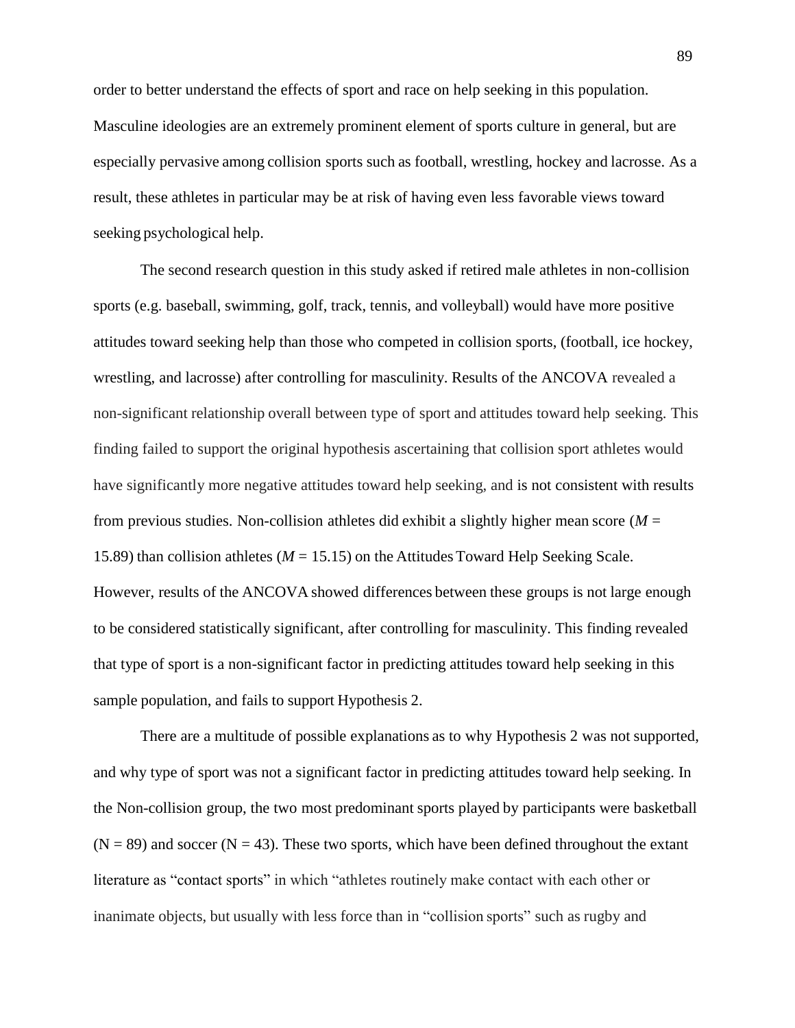order to better understand the effects of sport and race on help seeking in this population. Masculine ideologies are an extremely prominent element of sports culture in general, but are especially pervasive among collision sports such as football, wrestling, hockey and lacrosse. As a result, these athletes in particular may be at risk of having even less favorable views toward seeking psychological help.

The second research question in this study asked if retired male athletes in non-collision sports (e.g. baseball, swimming, golf, track, tennis, and volleyball) would have more positive attitudes toward seeking help than those who competed in collision sports, (football, ice hockey, wrestling, and lacrosse) after controlling for masculinity. Results of the ANCOVA revealed a non-significant relationship overall between type of sport and attitudes toward help seeking. This finding failed to support the original hypothesis ascertaining that collision sport athletes would have significantly more negative attitudes toward help seeking, and is not consistent with results from previous studies. Non-collision athletes did exhibit a slightly higher mean score ($M$ = 15.89) than collision athletes ($M$ = 15.15) on the Attitudes Toward Help Seeking Scale. However, results of the ANCOVA showed differences between these groups is not large enough to be considered statistically significant, after controlling for masculinity. This finding revealed that type of sport is a non-significant factor in predicting attitudes toward help seeking in this sample population, and fails to support Hypothesis 2.

There are a multitude of possible explanations as to why Hypothesis 2 was not supported, and why type of sport was not a significant factor in predicting attitudes toward help seeking. In the Non-collision group, the two most predominant sports played by participants were basketball ($N = 89$) and soccer ($N = 43$). These two sports, which have been defined throughout the extant literature as "contact sports" in which "athletes routinely make contact with each other or inanimate objects, but usually with less force than in "collision sports" such as rugby and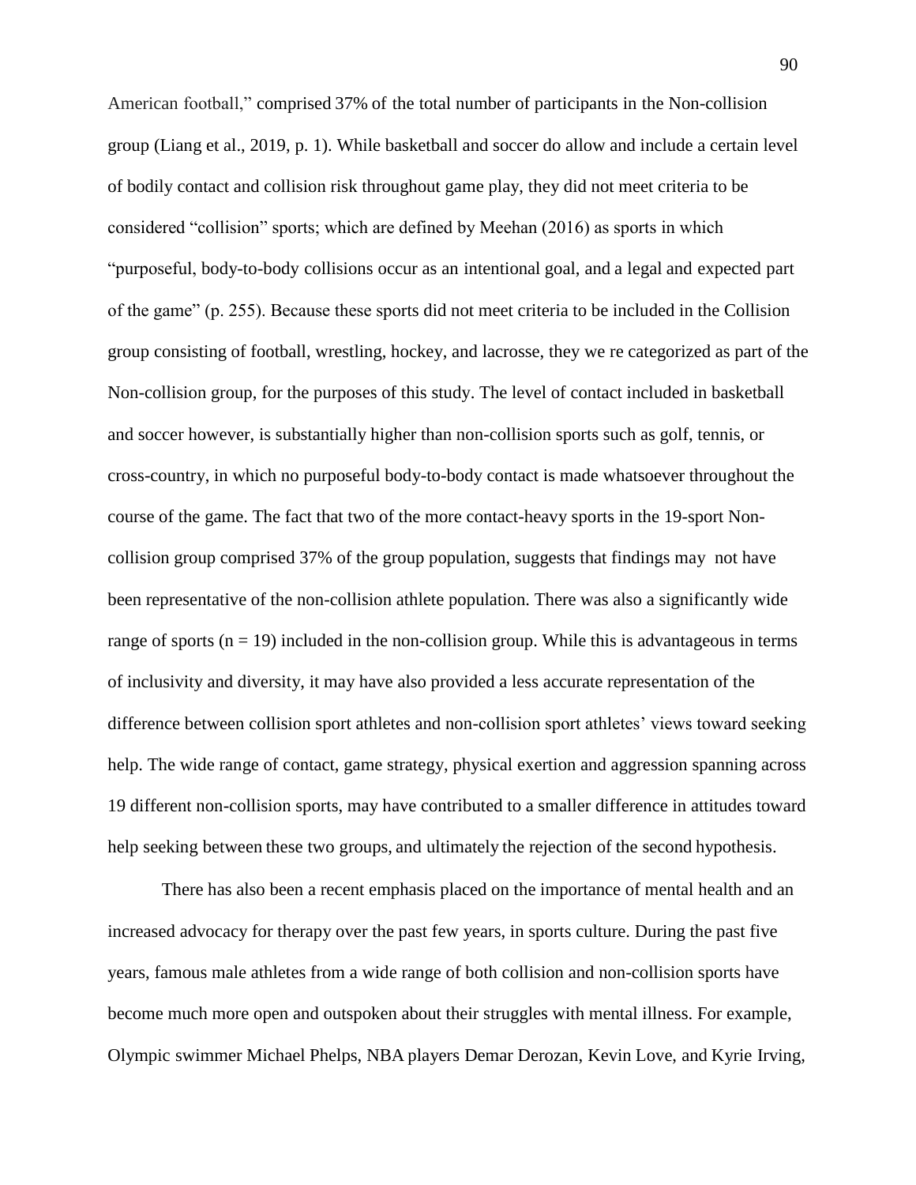American football," comprised 37% of the total number of participants in the Non-collision group (Liang et al., 2019, p. 1). While basketball and soccer do allow and include a certain level of bodily contact and collision risk throughout game play, they did not meet criteria to be considered "collision" sports; which are defined by Meehan (2016) as sports in which "purposeful, body-to-body collisions occur as an intentional goal, and a legal and expected part of the game" (p. 255). Because these sports did not meet criteria to be included in the Collision group consisting of football, wrestling, hockey, and lacrosse, they we re categorized as part of the Non-collision group, for the purposes of this study. The level of contact included in basketball and soccer however, is substantially higher than non-collision sports such as golf, tennis, or cross-country, in which no purposeful body-to-body contact is made whatsoever throughout the course of the game. The fact that two of the more contact-heavy sports in the 19-sport Non-collision group comprised 37% of the group population, suggests that findings may not have been representative of the non-collision athlete population. There was also a significantly wide range of sports (n = 19) included in the non-collision group. While this is advantageous in terms of inclusivity and diversity, it may have also provided a less accurate representation of the difference between collision sport athletes and non-collision sport athletes' views toward seeking help. The wide range of contact, game strategy, physical exertion and aggression spanning across 19 different non-collision sports, may have contributed to a smaller difference in attitudes toward help seeking between these two groups, and ultimately the rejection of the second hypothesis.

There has also been a recent emphasis placed on the importance of mental health and an increased advocacy for therapy over the past few years, in sports culture. During the past five years, famous male athletes from a wide range of both collision and non-collision sports have become much more open and outspoken about their struggles with mental illness. For example, Olympic swimmer Michael Phelps, NBA players Demar Derozan, Kevin Love, and Kyrie Irving,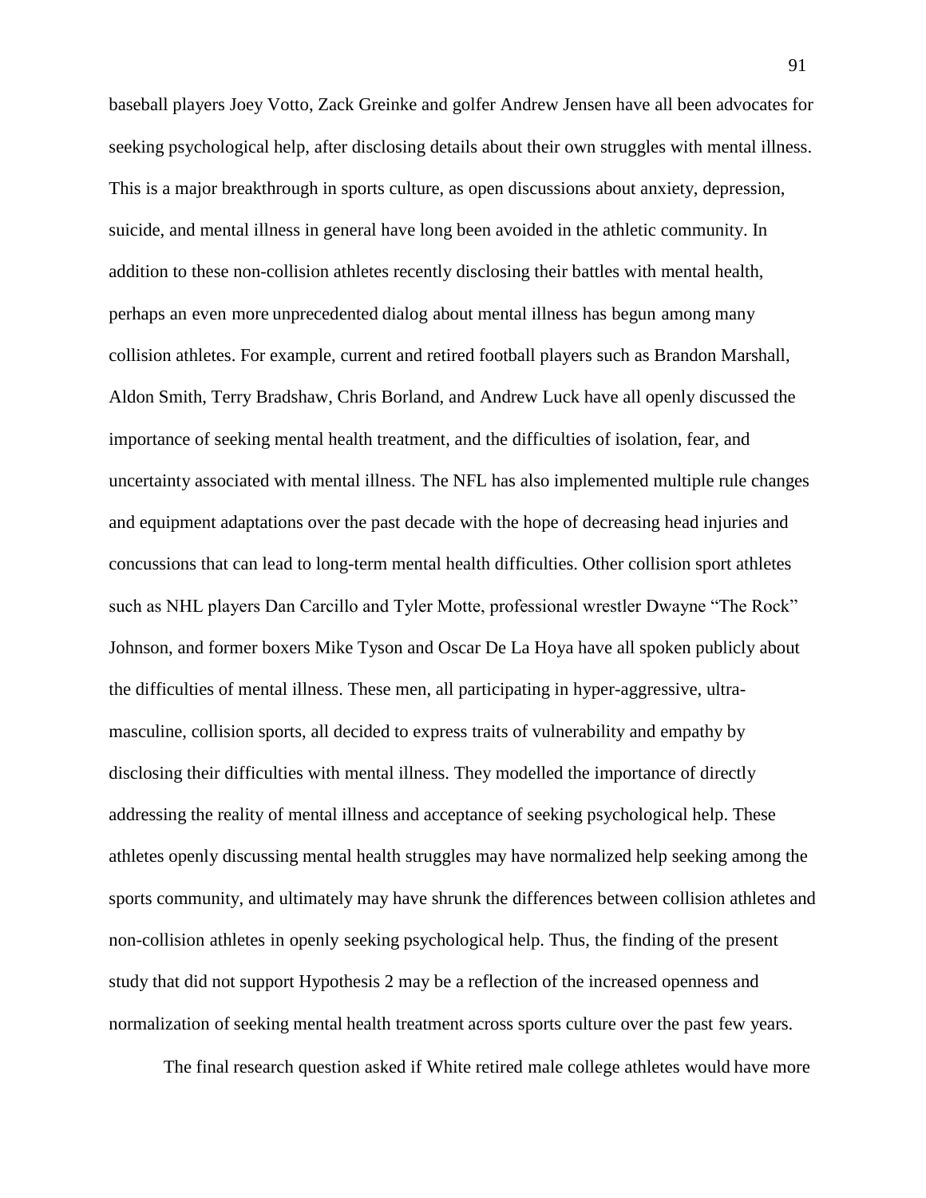baseball players Joey Votto, Zack Greinke and golfer Andrew Jensen have all been advocates for seeking psychological help, after disclosing details about their own struggles with mental illness. This is a major breakthrough in sports culture, as open discussions about anxiety, depression, suicide, and mental illness in general have long been avoided in the athletic community. In addition to these non-collision athletes recently disclosing their battles with mental health, perhaps an even more unprecedented dialog about mental illness has begun among many collision athletes. For example, current and retired football players such as Brandon Marshall, Aldon Smith, Terry Bradshaw, Chris Borland, and Andrew Luck have all openly discussed the importance of seeking mental health treatment, and the difficulties of isolation, fear, and uncertainty associated with mental illness. The NFL has also implemented multiple rule changes and equipment adaptations over the past decade with the hope of decreasing head injuries and concussions that can lead to long-term mental health difficulties. Other collision sport athletes such as NHL players Dan Carcillo and Tyler Motte, professional wrestler Dwayne "The Rock" Johnson, and former boxers Mike Tyson and Oscar De La Hoya have all spoken publicly about the difficulties of mental illness. These men, all participating in hyper-aggressive, ultra-masculine, collision sports, all decided to express traits of vulnerability and empathy by disclosing their difficulties with mental illness. They modelled the importance of directly addressing the reality of mental illness and acceptance of seeking psychological help. These athletes openly discussing mental health struggles may have normalized help seeking among the sports community, and ultimately may have shrunk the differences between collision athletes and non-collision athletes in openly seeking psychological help. Thus, the finding of the present study that did not support Hypothesis 2 may be a reflection of the increased openness and normalization of seeking mental health treatment across sports culture over the past few years.

The final research question asked if White retired male college athletes would have more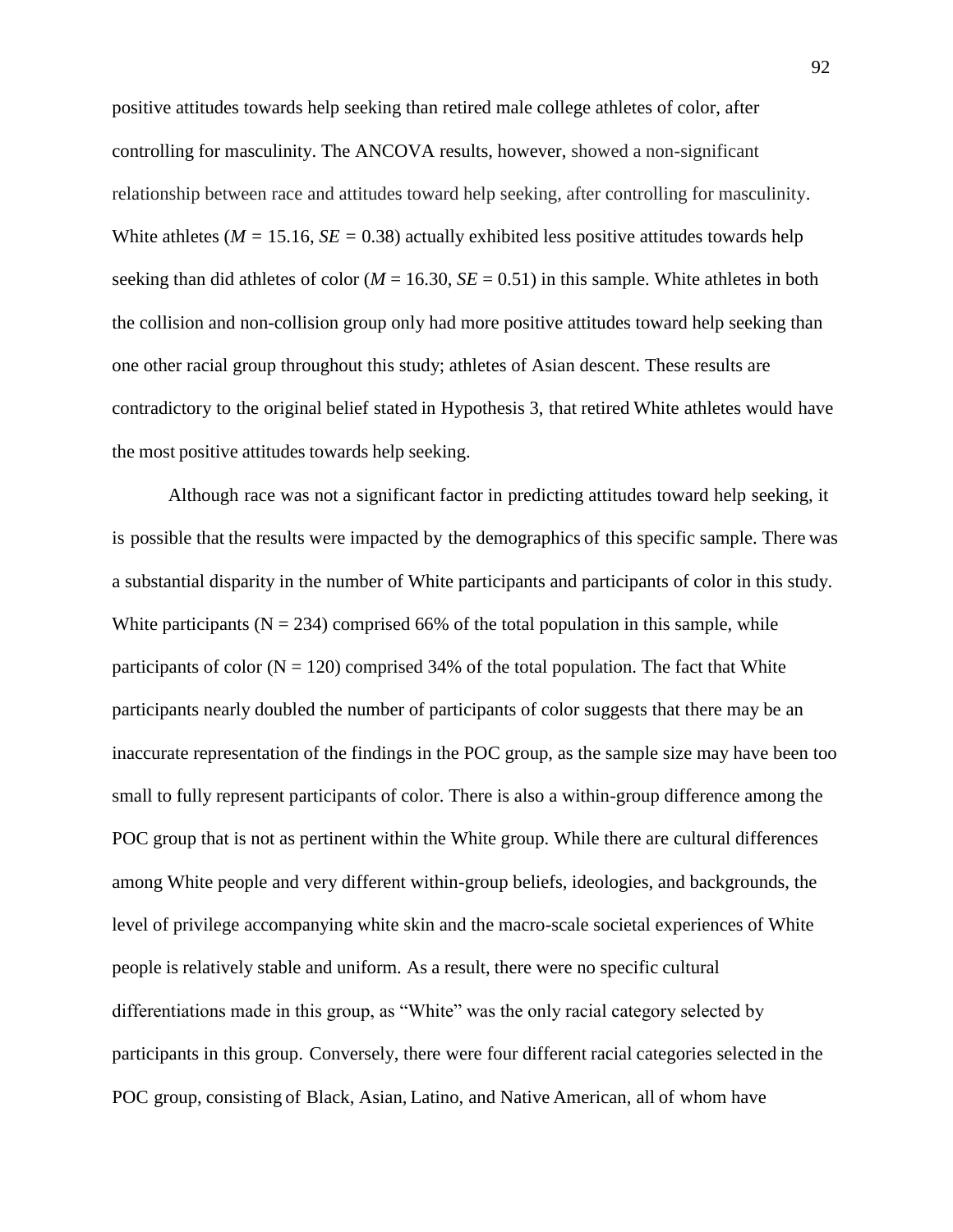positive attitudes towards help seeking than retired male college athletes of color, after controlling for masculinity. The ANCOVA results, however, showed a non-significant relationship between race and attitudes toward help seeking, after controlling for masculinity. White athletes ($M$ = 15.16, $SE$ = 0.38) actually exhibited less positive attitudes towards help seeking than did athletes of color ($M$ = 16.30, $SE$ = 0.51) in this sample. White athletes in both the collision and non-collision group only had more positive attitudes toward help seeking than one other racial group throughout this study; athletes of Asian descent. These results are contradictory to the original belief stated in Hypothesis 3, that retired White athletes would have the most positive attitudes towards help seeking.

Although race was not a significant factor in predicting attitudes toward help seeking, it is possible that the results were impacted by the demographics of this specific sample. There was a substantial disparity in the number of White participants and participants of color in this study. White participants (N = 234) comprised 66% of the total population in this sample, while participants of color (N = 120) comprised 34% of the total population. The fact that White participants nearly doubled the number of participants of color suggests that there may be an inaccurate representation of the findings in the POC group, as the sample size may have been too small to fully represent participants of color. There is also a within-group difference among the POC group that is not as pertinent within the White group. While there are cultural differences among White people and very different within-group beliefs, ideologies, and backgrounds, the level of privilege accompanying white skin and the macro-scale societal experiences of White people is relatively stable and uniform. As a result, there were no specific cultural differentiations made in this group, as "White" was the only racial category selected by participants in this group. Conversely, there were four different racial categories selected in the POC group, consisting of Black, Asian, Latino, and Native American, all of whom have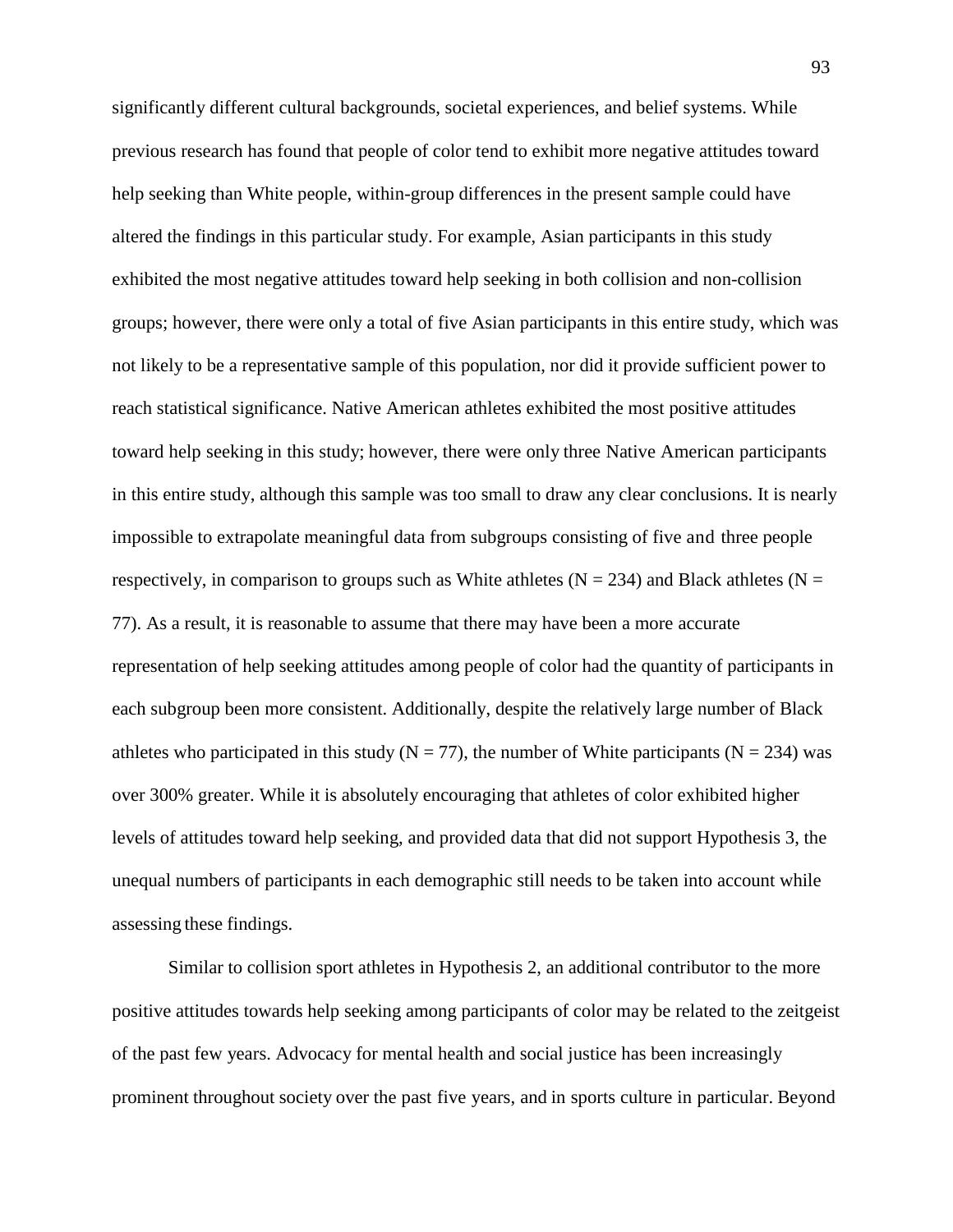significantly different cultural backgrounds, societal experiences, and belief systems. While previous research has found that people of color tend to exhibit more negative attitudes toward help seeking than White people, within-group differences in the present sample could have altered the findings in this particular study. For example, Asian participants in this study exhibited the most negative attitudes toward help seeking in both collision and non-collision groups; however, there were only a total of five Asian participants in this entire study, which was not likely to be a representative sample of this population, nor did it provide sufficient power to reach statistical significance. Native American athletes exhibited the most positive attitudes toward help seeking in this study; however, there were only three Native American participants in this entire study, although this sample was too small to draw any clear conclusions. It is nearly impossible to extrapolate meaningful data from subgroups consisting of five and three people respectively, in comparison to groups such as White athletes (N = 234) and Black athletes (N = 77). As a result, it is reasonable to assume that there may have been a more accurate representation of help seeking attitudes among people of color had the quantity of participants in each subgroup been more consistent. Additionally, despite the relatively large number of Black athletes who participated in this study (N = 77), the number of White participants (N = 234) was over 300% greater. While it is absolutely encouraging that athletes of color exhibited higher levels of attitudes toward help seeking, and provided data that did not support Hypothesis 3, the unequal numbers of participants in each demographic still needs to be taken into account while assessing these findings.

Similar to collision sport athletes in Hypothesis 2, an additional contributor to the more positive attitudes towards help seeking among participants of color may be related to the zeitgeist of the past few years. Advocacy for mental health and social justice has been increasingly prominent throughout society over the past five years, and in sports culture in particular. Beyond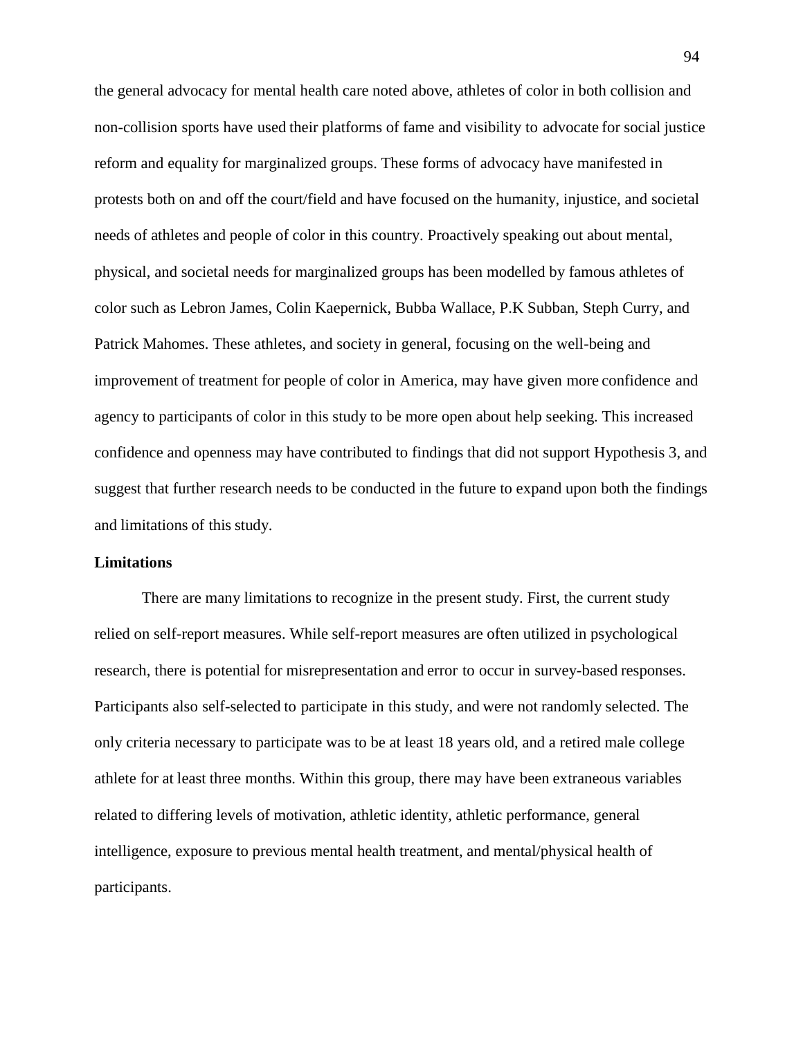the general advocacy for mental health care noted above, athletes of color in both collision and non-collision sports have used their platforms of fame and visibility to advocate for social justice reform and equality for marginalized groups. These forms of advocacy have manifested in protests both on and off the court/field and have focused on the humanity, injustice, and societal needs of athletes and people of color in this country. Proactively speaking out about mental, physical, and societal needs for marginalized groups has been modelled by famous athletes of color such as Lebron James, Colin Kaepernick, Bubba Wallace, P.K Subban, Steph Curry, and Patrick Mahomes. These athletes, and society in general, focusing on the well-being and improvement of treatment for people of color in America, may have given more confidence and agency to participants of color in this study to be more open about help seeking. This increased confidence and openness may have contributed to findings that did not support Hypothesis 3, and suggest that further research needs to be conducted in the future to expand upon both the findings and limitations of this study.

## Limitations

There are many limitations to recognize in the present study. First, the current study relied on self-report measures. While self-report measures are often utilized in psychological research, there is potential for misrepresentation and error to occur in survey-based responses. Participants also self-selected to participate in this study, and were not randomly selected. The only criteria necessary to participate was to be at least 18 years old, and a retired male college athlete for at least three months. Within this group, there may have been extraneous variables related to differing levels of motivation, athletic identity, athletic performance, general intelligence, exposure to previous mental health treatment, and mental/physical health of participants.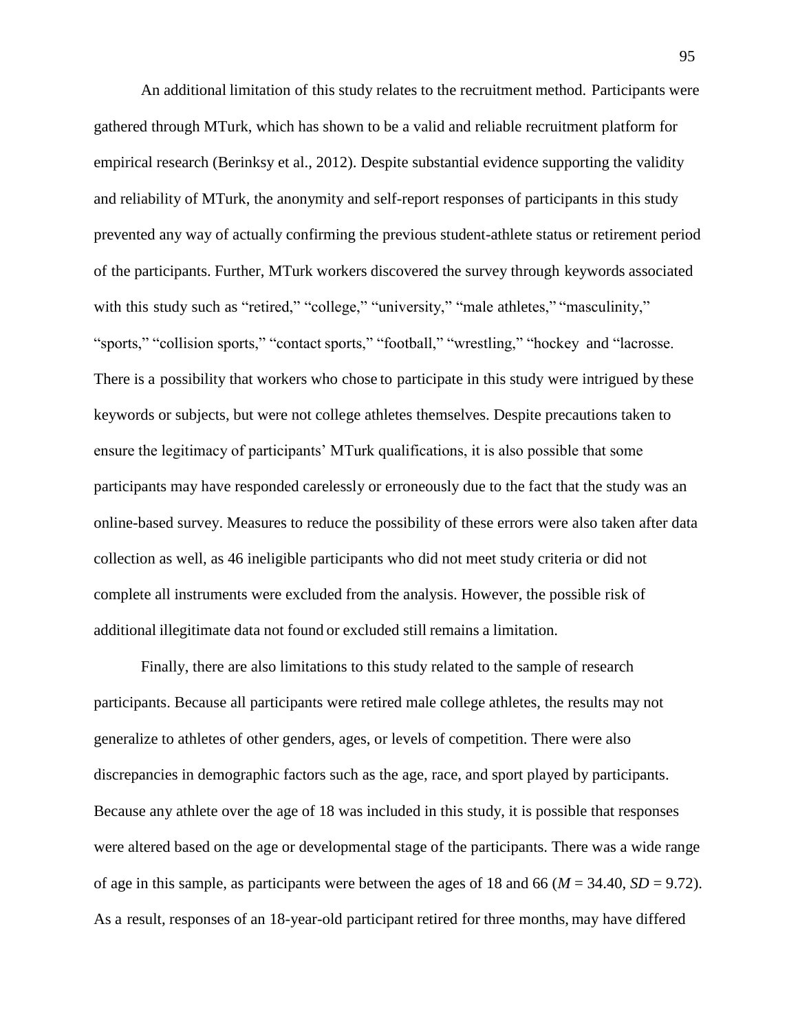An additional limitation of this study relates to the recruitment method. Participants were gathered through MTurk, which has shown to be a valid and reliable recruitment platform for empirical research (Berinksy et al., 2012). Despite substantial evidence supporting the validity and reliability of MTurk, the anonymity and self-report responses of participants in this study prevented any way of actually confirming the previous student-athlete status or retirement period of the participants. Further, MTurk workers discovered the survey through keywords associated with this study such as "retired," "college," "university," "male athletes," "masculinity," "sports," "collision sports," "contact sports," "football," "wrestling," "hockey and "lacrosse. There is a possibility that workers who chose to participate in this study were intrigued by these keywords or subjects, but were not college athletes themselves. Despite precautions taken to ensure the legitimacy of participants' MTurk qualifications, it is also possible that some participants may have responded carelessly or erroneously due to the fact that the study was an online-based survey. Measures to reduce the possibility of these errors were also taken after data collection as well, as 46 ineligible participants who did not meet study criteria or did not complete all instruments were excluded from the analysis. However, the possible risk of additional illegitimate data not found or excluded still remains a limitation.

Finally, there are also limitations to this study related to the sample of research participants. Because all participants were retired male college athletes, the results may not generalize to athletes of other genders, ages, or levels of competition. There were also discrepancies in demographic factors such as the age, race, and sport played by participants. Because any athlete over the age of 18 was included in this study, it is possible that responses were altered based on the age or developmental stage of the participants. There was a wide range of age in this sample, as participants were between the ages of 18 and 66 ($M$ = 34.40, $SD$ = 9.72). As a result, responses of an 18-year-old participant retired for three months, may have differed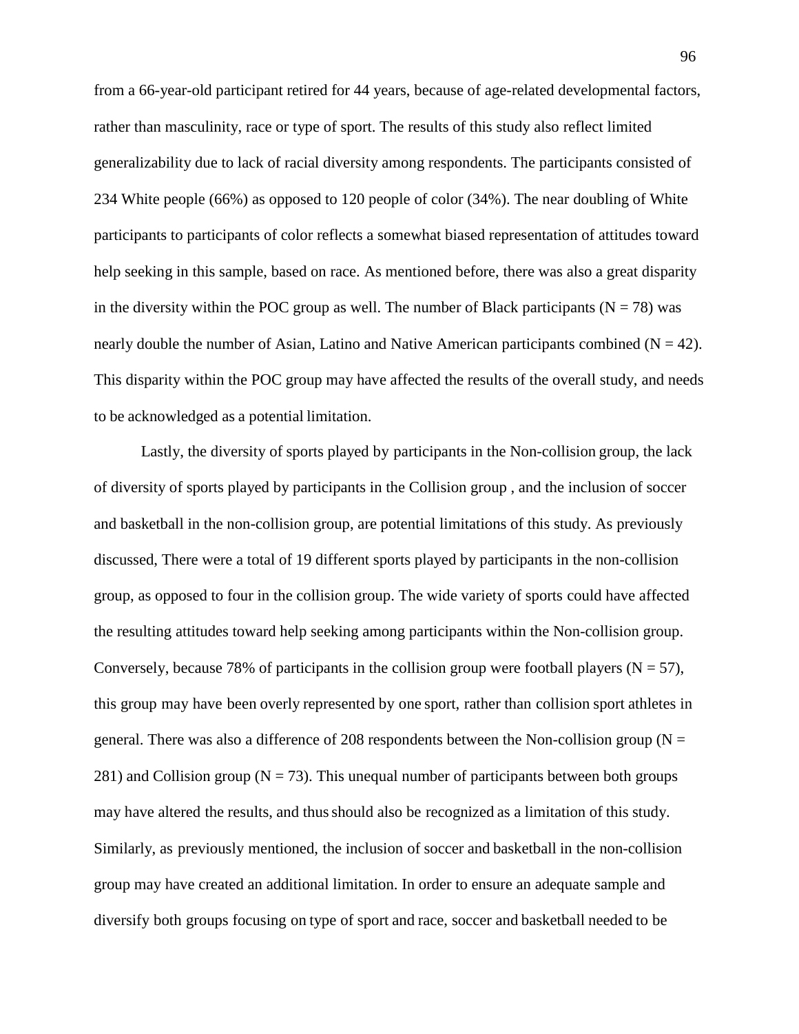from a 66-year-old participant retired for 44 years, because of age-related developmental factors, rather than masculinity, race or type of sport. The results of this study also reflect limited generalizability due to lack of racial diversity among respondents. The participants consisted of 234 White people (66%) as opposed to 120 people of color (34%). The near doubling of White participants to participants of color reflects a somewhat biased representation of attitudes toward help seeking in this sample, based on race. As mentioned before, there was also a great disparity in the diversity within the POC group as well. The number of Black participants (N = 78) was nearly double the number of Asian, Latino and Native American participants combined (N = 42). This disparity within the POC group may have affected the results of the overall study, and needs to be acknowledged as a potential limitation.

Lastly, the diversity of sports played by participants in the Non-collision group, the lack of diversity of sports played by participants in the Collision group , and the inclusion of soccer and basketball in the non-collision group, are potential limitations of this study. As previously discussed, There were a total of 19 different sports played by participants in the non-collision group, as opposed to four in the collision group. The wide variety of sports could have affected the resulting attitudes toward help seeking among participants within the Non-collision group. Conversely, because 78% of participants in the collision group were football players (N = 57), this group may have been overly represented by one sport, rather than collision sport athletes in general. There was also a difference of 208 respondents between the Non-collision group (N = 281) and Collision group (N = 73). This unequal number of participants between both groups may have altered the results, and thus should also be recognized as a limitation of this study. Similarly, as previously mentioned, the inclusion of soccer and basketball in the non-collision group may have created an additional limitation. In order to ensure an adequate sample and diversify both groups focusing on type of sport and race, soccer and basketball needed to be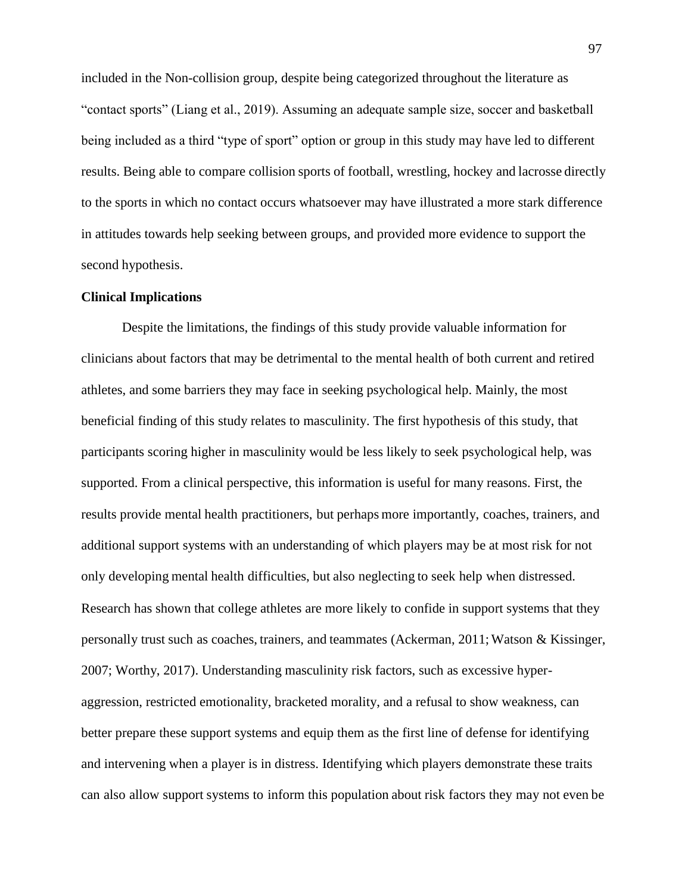included in the Non-collision group, despite being categorized throughout the literature as "contact sports" (Liang et al., 2019). Assuming an adequate sample size, soccer and basketball being included as a third "type of sport" option or group in this study may have led to different results. Being able to compare collision sports of football, wrestling, hockey and lacrosse directly to the sports in which no contact occurs whatsoever may have illustrated a more stark difference in attitudes towards help seeking between groups, and provided more evidence to support the second hypothesis.

**Clinical Implications**

Despite the limitations, the findings of this study provide valuable information for clinicians about factors that may be detrimental to the mental health of both current and retired athletes, and some barriers they may face in seeking psychological help. Mainly, the most beneficial finding of this study relates to masculinity. The first hypothesis of this study, that participants scoring higher in masculinity would be less likely to seek psychological help, was supported. From a clinical perspective, this information is useful for many reasons. First, the results provide mental health practitioners, but perhaps more importantly, coaches, trainers, and additional support systems with an understanding of which players may be at most risk for not only developing mental health difficulties, but also neglecting to seek help when distressed. Research has shown that college athletes are more likely to confide in support systems that they personally trust such as coaches, trainers, and teammates (Ackerman, 2011; Watson & Kissinger, 2007; Worthy, 2017). Understanding masculinity risk factors, such as excessive hyper-aggression, restricted emotionality, bracketed morality, and a refusal to show weakness, can better prepare these support systems and equip them as the first line of defense for identifying and intervening when a player is in distress. Identifying which players demonstrate these traits can also allow support systems to inform this population about risk factors they may not even be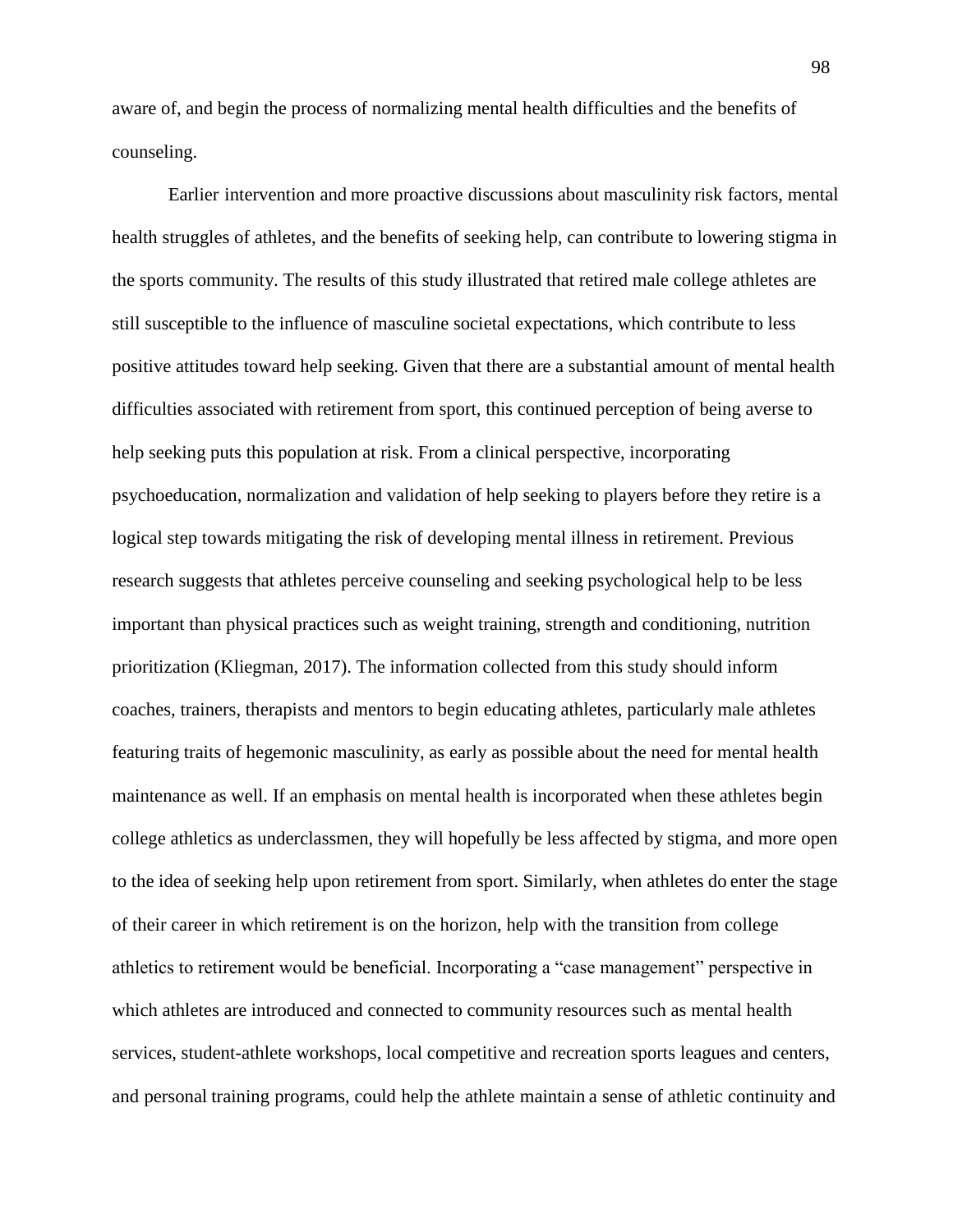aware of, and begin the process of normalizing mental health difficulties and the benefits of counseling.

Earlier intervention and more proactive discussions about masculinity risk factors, mental health struggles of athletes, and the benefits of seeking help, can contribute to lowering stigma in the sports community. The results of this study illustrated that retired male college athletes are still susceptible to the influence of masculine societal expectations, which contribute to less positive attitudes toward help seeking. Given that there are a substantial amount of mental health difficulties associated with retirement from sport, this continued perception of being averse to help seeking puts this population at risk. From a clinical perspective, incorporating psychoeducation, normalization and validation of help seeking to players before they retire is a logical step towards mitigating the risk of developing mental illness in retirement. Previous research suggests that athletes perceive counseling and seeking psychological help to be less important than physical practices such as weight training, strength and conditioning, nutrition prioritization (Kliegman, 2017). The information collected from this study should inform coaches, trainers, therapists and mentors to begin educating athletes, particularly male athletes featuring traits of hegemonic masculinity, as early as possible about the need for mental health maintenance as well. If an emphasis on mental health is incorporated when these athletes begin college athletics as underclassmen, they will hopefully be less affected by stigma, and more open to the idea of seeking help upon retirement from sport. Similarly, when athletes do enter the stage of their career in which retirement is on the horizon, help with the transition from college athletics to retirement would be beneficial. Incorporating a "case management" perspective in which athletes are introduced and connected to community resources such as mental health services, student-athlete workshops, local competitive and recreation sports leagues and centers, and personal training programs, could help the athlete maintain a sense of athletic continuity and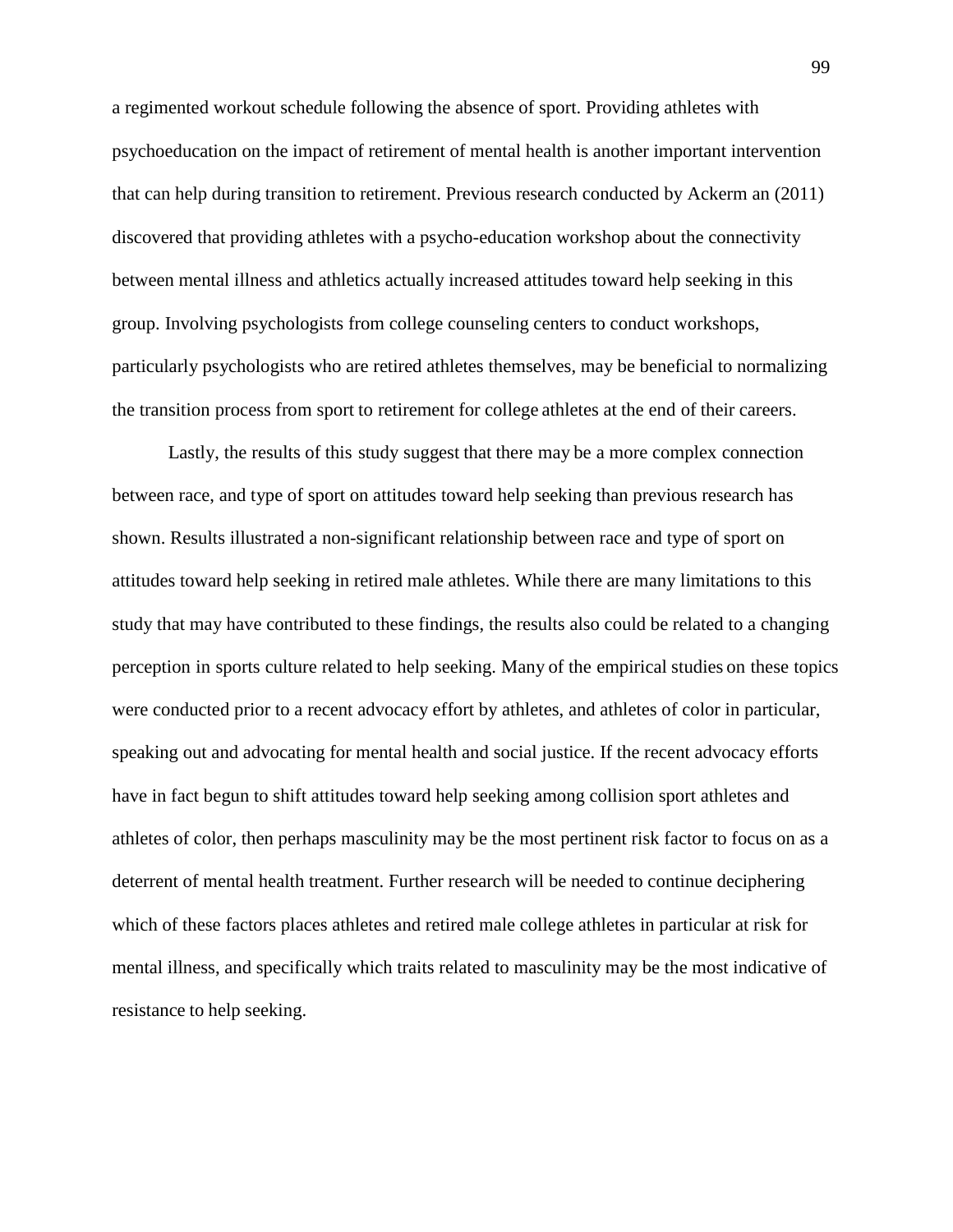a regimented workout schedule following the absence of sport. Providing athletes with psychoeducation on the impact of retirement of mental health is another important intervention that can help during transition to retirement. Previous research conducted by Ackerm an (2011) discovered that providing athletes with a psycho-education workshop about the connectivity between mental illness and athletics actually increased attitudes toward help seeking in this group. Involving psychologists from college counseling centers to conduct workshops, particularly psychologists who are retired athletes themselves, may be beneficial to normalizing the transition process from sport to retirement for college athletes at the end of their careers.

Lastly, the results of this study suggest that there may be a more complex connection between race, and type of sport on attitudes toward help seeking than previous research has shown. Results illustrated a non-significant relationship between race and type of sport on attitudes toward help seeking in retired male athletes. While there are many limitations to this study that may have contributed to these findings, the results also could be related to a changing perception in sports culture related to help seeking. Many of the empirical studies on these topics were conducted prior to a recent advocacy effort by athletes, and athletes of color in particular, speaking out and advocating for mental health and social justice. If the recent advocacy efforts have in fact begun to shift attitudes toward help seeking among collision sport athletes and athletes of color, then perhaps masculinity may be the most pertinent risk factor to focus on as a deterrent of mental health treatment. Further research will be needed to continue deciphering which of these factors places athletes and retired male college athletes in particular at risk for mental illness, and specifically which traits related to masculinity may be the most indicative of resistance to help seeking.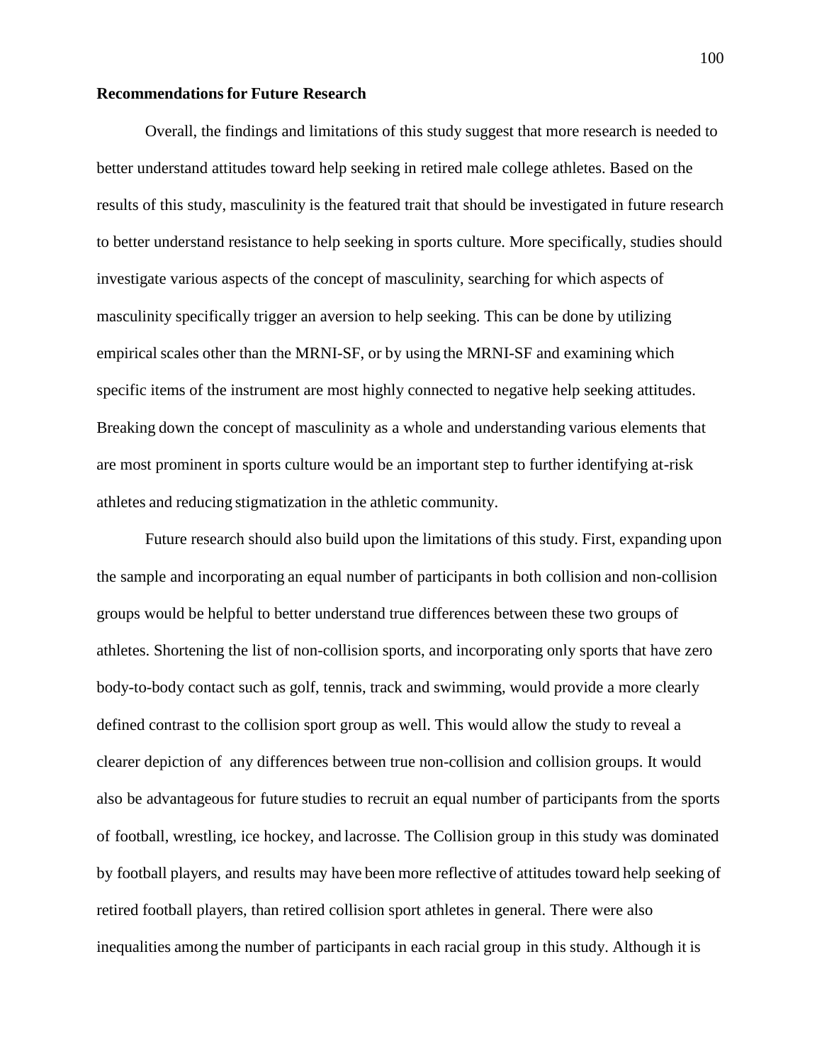**Recommendations for Future Research**

Overall, the findings and limitations of this study suggest that more research is needed to better understand attitudes toward help seeking in retired male college athletes. Based on the results of this study, masculinity is the featured trait that should be investigated in future research to better understand resistance to help seeking in sports culture. More specifically, studies should investigate various aspects of the concept of masculinity, searching for which aspects of masculinity specifically trigger an aversion to help seeking. This can be done by utilizing empirical scales other than the MRNI-SF, or by using the MRNI-SF and examining which specific items of the instrument are most highly connected to negative help seeking attitudes. Breaking down the concept of masculinity as a whole and understanding various elements that are most prominent in sports culture would be an important step to further identifying at-risk athletes and reducing stigmatization in the athletic community.

Future research should also build upon the limitations of this study. First, expanding upon the sample and incorporating an equal number of participants in both collision and non-collision groups would be helpful to better understand true differences between these two groups of athletes. Shortening the list of non-collision sports, and incorporating only sports that have zero body-to-body contact such as golf, tennis, track and swimming, would provide a more clearly defined contrast to the collision sport group as well. This would allow the study to reveal a clearer depiction of any differences between true non-collision and collision groups. It would also be advantageous for future studies to recruit an equal number of participants from the sports of football, wrestling, ice hockey, and lacrosse. The Collision group in this study was dominated by football players, and results may have been more reflective of attitudes toward help seeking of retired football players, than retired collision sport athletes in general. There were also inequalities among the number of participants in each racial group in this study. Although it is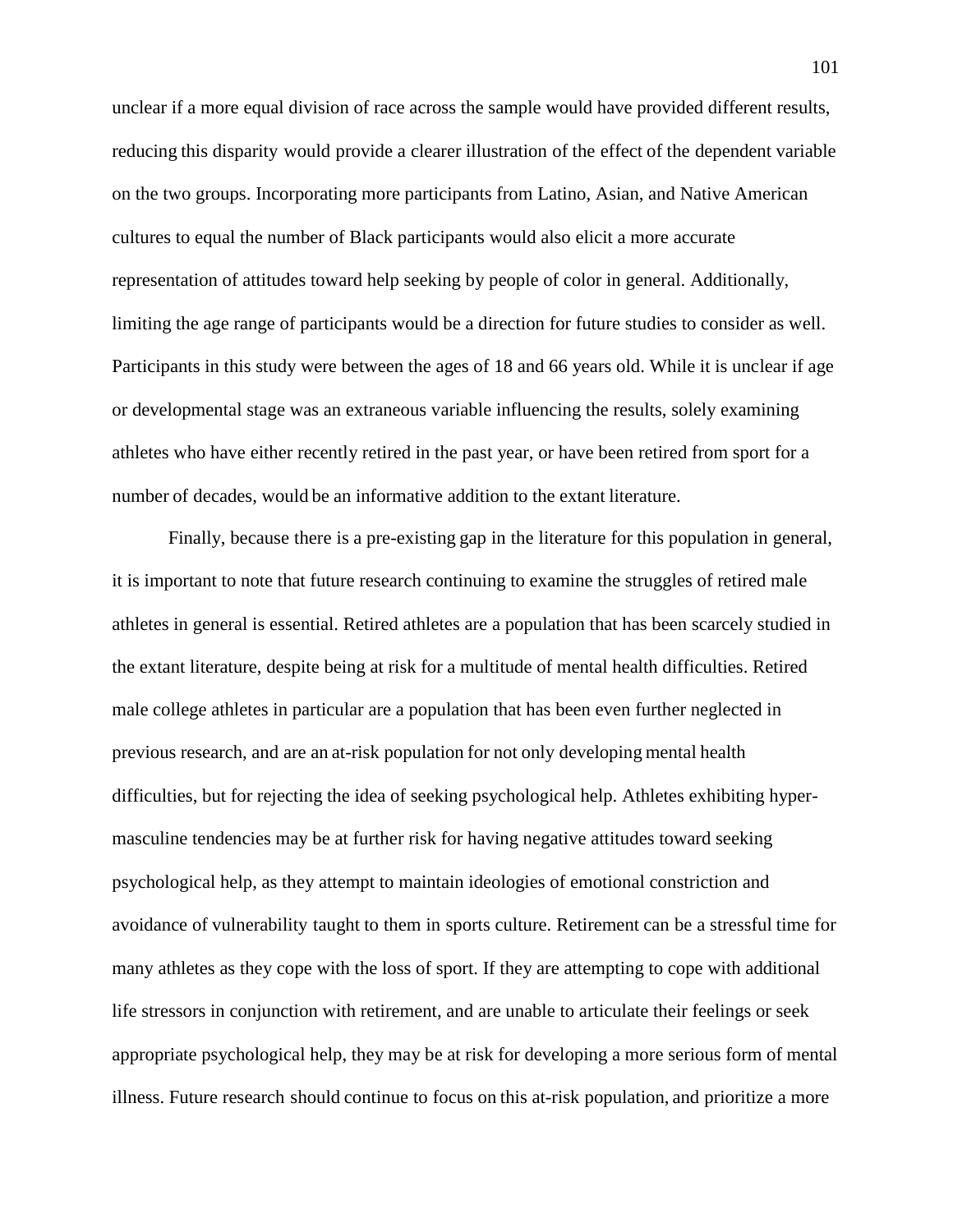unclear if a more equal division of race across the sample would have provided different results, reducing this disparity would provide a clearer illustration of the effect of the dependent variable on the two groups. Incorporating more participants from Latino, Asian, and Native American cultures to equal the number of Black participants would also elicit a more accurate representation of attitudes toward help seeking by people of color in general. Additionally, limiting the age range of participants would be a direction for future studies to consider as well. Participants in this study were between the ages of 18 and 66 years old. While it is unclear if age or developmental stage was an extraneous variable influencing the results, solely examining athletes who have either recently retired in the past year, or have been retired from sport for a number of decades, would be an informative addition to the extant literature.

Finally, because there is a pre-existing gap in the literature for this population in general, it is important to note that future research continuing to examine the struggles of retired male athletes in general is essential. Retired athletes are a population that has been scarcely studied in the extant literature, despite being at risk for a multitude of mental health difficulties. Retired male college athletes in particular are a population that has been even further neglected in previous research, and are an at-risk population for not only developing mental health difficulties, but for rejecting the idea of seeking psychological help. Athletes exhibiting hyper-masculine tendencies may be at further risk for having negative attitudes toward seeking psychological help, as they attempt to maintain ideologies of emotional constriction and avoidance of vulnerability taught to them in sports culture. Retirement can be a stressful time for many athletes as they cope with the loss of sport. If they are attempting to cope with additional life stressors in conjunction with retirement, and are unable to articulate their feelings or seek appropriate psychological help, they may be at risk for developing a more serious form of mental illness. Future research should continue to focus on this at-risk population, and prioritize a more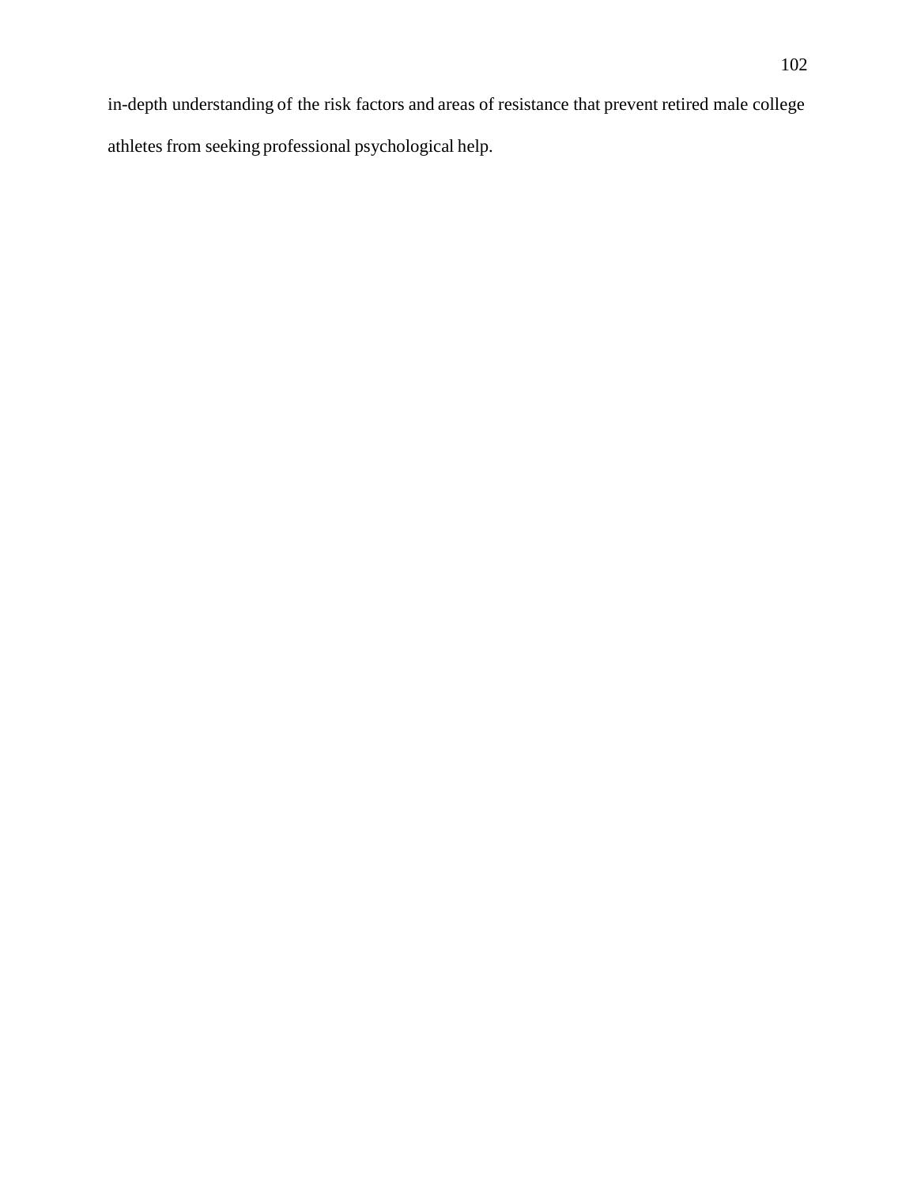in-depth understanding of the risk factors and areas of resistance that prevent retired male college athletes from seeking professional psychological help.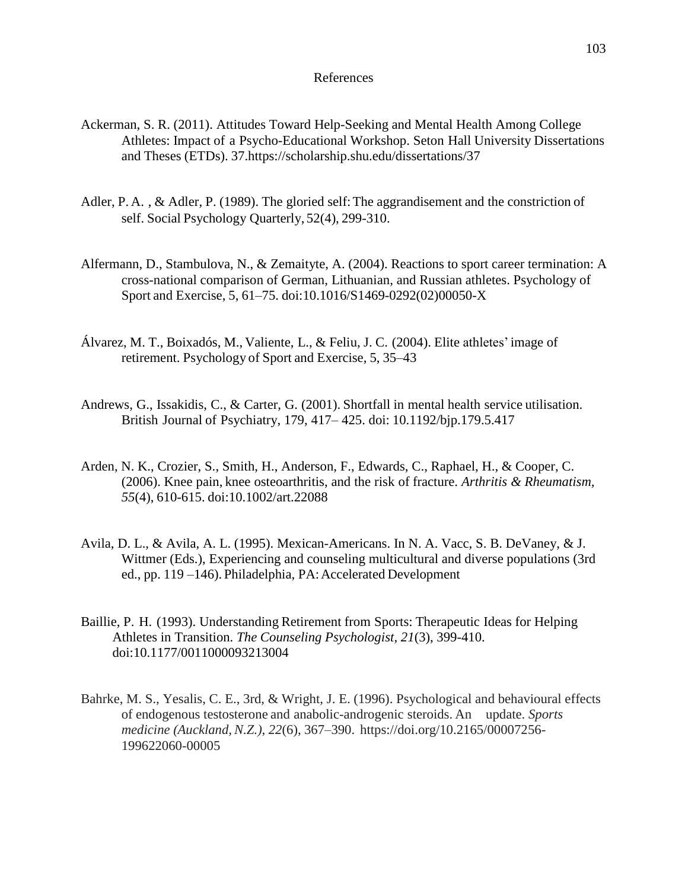# References

Ackerman, S. R. (2011). Attitudes Toward Help-Seeking and Mental Health Among College Athletes: Impact of a Psycho-Educational Workshop. Seton Hall University Dissertations and Theses (ETDs). 37.https://scholarship.shu.edu/dissertations/37

Adler, P. A. , & Adler, P. (1989). The gloried self: The aggrandisement and the constriction of self. Social Psychology Quarterly, 52(4), 299-310.

Alfermann, D., Stambulova, N., & Zemaityte, A. (2004). Reactions to sport career termination: A cross-national comparison of German, Lithuanian, and Russian athletes. Psychology of Sport and Exercise, 5, 61–75. doi:10.1016/S1469-0292(02)00050-X

Álvarez, M. T., Boixadós, M., Valiente, L., & Feliu, J. C. (2004). Elite athletes' image of retirement. Psychology of Sport and Exercise, 5, 35–43

Andrews, G., Issakidis, C., & Carter, G. (2001). Shortfall in mental health service utilisation. British Journal of Psychiatry, 179, 417– 425. doi: 10.1192/bjp.179.5.417

Arden, N. K., Crozier, S., Smith, H., Anderson, F., Edwards, C., Raphael, H., & Cooper, C. (2006). Knee pain, knee osteoarthritis, and the risk of fracture. *Arthritis & Rheumatism, 55*(4), 610-615. doi:10.1002/art.22088

Avila, D. L., & Avila, A. L. (1995). Mexican-Americans. In N. A. Vacc, S. B. DeVaney, & J. Wittmer (Eds.), Experiencing and counseling multicultural and diverse populations (3rd ed., pp. 119 –146). Philadelphia, PA: Accelerated Development

Baillie, P. H. (1993). Understanding Retirement from Sports: Therapeutic Ideas for Helping Athletes in Transition. *The Counseling Psychologist, 21*(3), 399-410. doi:10.1177/0011000093213004

Bahrke, M. S., Yesalis, C. E., 3rd, & Wright, J. E. (1996). Psychological and behavioural effects of endogenous testosterone and anabolic-androgenic steroids. An update. *Sports medicine (Auckland, N.Z.)*, *22*(6), 367–390. https://doi.org/10.2165/00007256-199622060-00005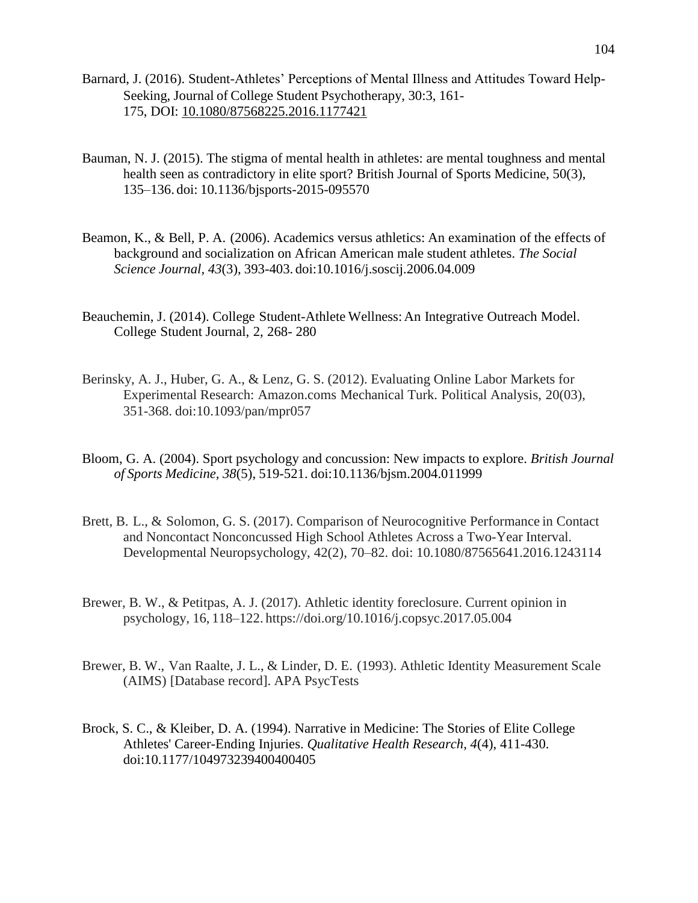Barnard, J. (2016). Student-Athletes' Perceptions of Mental Illness and Attitudes Toward Help-Seeking, Journal of College Student Psychotherapy, 30:3, 161-175, DOI: 10.1080/87568225.2016.1177421

Bauman, N. J. (2015). The stigma of mental health in athletes: are mental toughness and mental health seen as contradictory in elite sport? British Journal of Sports Medicine, 50(3), 135–136. doi: 10.1136/bjsports-2015-095570

Beamon, K., & Bell, P. A. (2006). Academics versus athletics: An examination of the effects of background and socialization on African American male student athletes. *The Social Science Journal*, *43*(3), 393-403. doi:10.1016/j.soscij.2006.04.009

Beauchemin, J. (2014). College Student-Athlete Wellness: An Integrative Outreach Model. College Student Journal, 2, 268- 280

Berinsky, A. J., Huber, G. A., & Lenz, G. S. (2012). Evaluating Online Labor Markets for Experimental Research: Amazon.coms Mechanical Turk. Political Analysis, 20(03), 351-368. doi:10.1093/pan/mpr057

Bloom, G. A. (2004). Sport psychology and concussion: New impacts to explore. *British Journal of Sports Medicine, 38*(5), 519-521. doi:10.1136/bjsm.2004.011999

Brett, B. L., & Solomon, G. S. (2017). Comparison of Neurocognitive Performance in Contact and Noncontact Nonconcussed High School Athletes Across a Two-Year Interval. Developmental Neuropsychology, 42(2), 70–82. doi: 10.1080/87565641.2016.1243114

Brewer, B. W., & Petitpas, A. J. (2017). Athletic identity foreclosure. Current opinion in psychology, 16, 118–122. https://doi.org/10.1016/j.copsyc.2017.05.004

Brewer, B. W., Van Raalte, J. L., & Linder, D. E. (1993). Athletic Identity Measurement Scale (AIMS) [Database record]. APA PsycTests

Brock, S. C., & Kleiber, D. A. (1994). Narrative in Medicine: The Stories of Elite College Athletes' Career-Ending Injuries. *Qualitative Health Research, 4*(4), 411-430. doi:10.1177/104973239400400405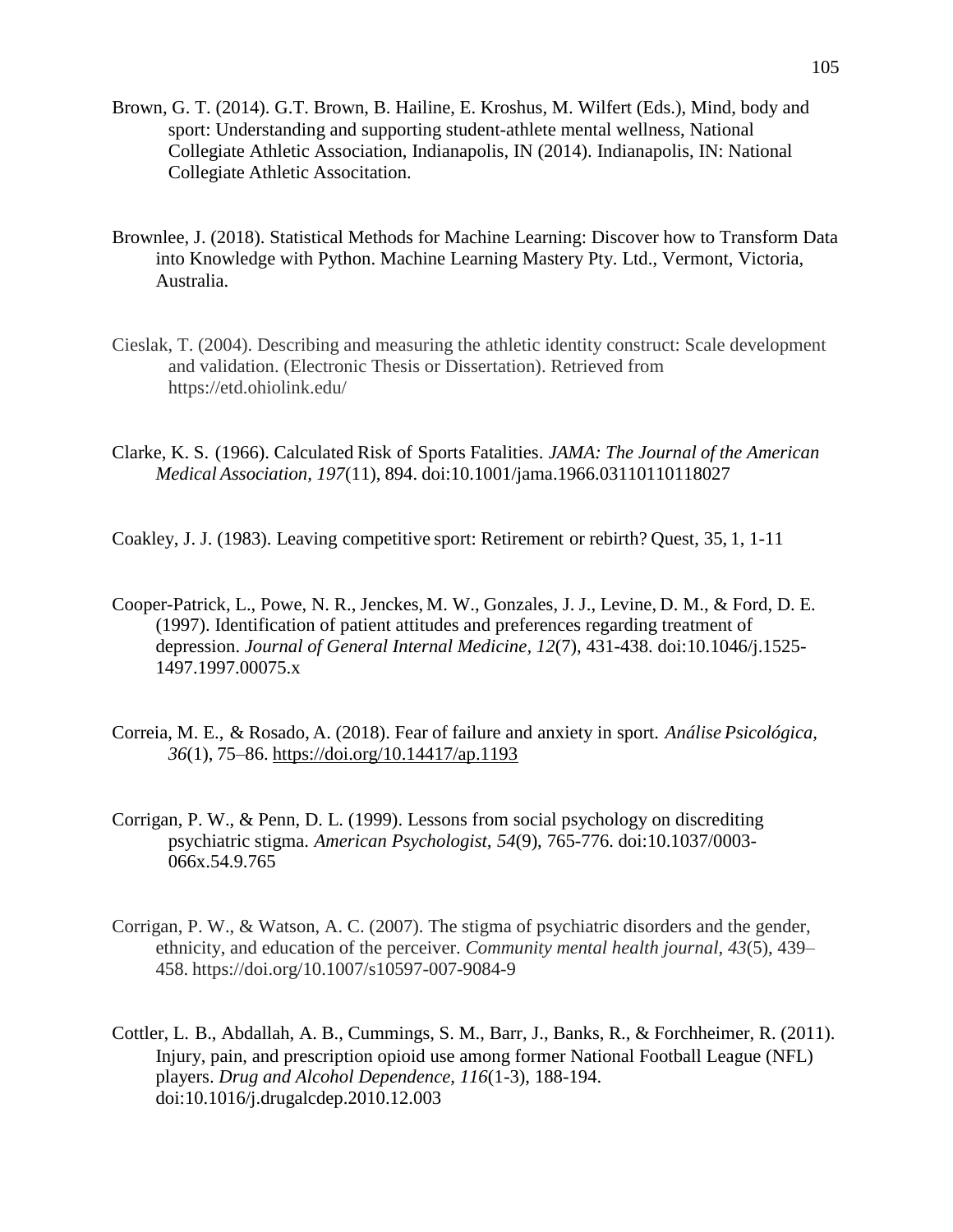Brown, G. T. (2014). G.T. Brown, B. Hailine, E. Kroshus, M. Wilfert (Eds.), Mind, body and sport: Understanding and supporting student-athlete mental wellness, National Collegiate Athletic Association, Indianapolis, IN (2014). Indianapolis, IN: National Collegiate Athletic Associtation.

Brownlee, J. (2018). Statistical Methods for Machine Learning: Discover how to Transform Data into Knowledge with Python. Machine Learning Mastery Pty. Ltd., Vermont, Victoria, Australia.

Cieslak, T. (2004). Describing and measuring the athletic identity construct: Scale development and validation. (Electronic Thesis or Dissertation). Retrieved from https://etd.ohiolink.edu/

Clarke, K. S. (1966). Calculated Risk of Sports Fatalities. *JAMA: The Journal of the American Medical Association, 197*(11), 894. doi:10.1001/jama.1966.03110110118027

Coakley, J. J. (1983). Leaving competitive sport: Retirement or rebirth? Quest, 35, 1, 1-11

Cooper-Patrick, L., Powe, N. R., Jenckes, M. W., Gonzales, J. J., Levine, D. M., & Ford, D. E. (1997). Identification of patient attitudes and preferences regarding treatment of depression. *Journal of General Internal Medicine, 12*(7), 431-438. doi:10.1046/j.1525-1497.1997.00075.x

Correia, M. E., & Rosado, A. (2018). Fear of failure and anxiety in sport. *Análise Psicológica, 36*(1), 75–86. https://doi.org/10.14417/ap.1193

Corrigan, P. W., & Penn, D. L. (1999). Lessons from social psychology on discrediting psychiatric stigma. *American Psychologist, 54*(9), 765-776. doi:10.1037/0003-066x.54.9.765

Corrigan, P. W., & Watson, A. C. (2007). The stigma of psychiatric disorders and the gender, ethnicity, and education of the perceiver. *Community mental health journal*, *43*(5), 439–458. https://doi.org/10.1007/s10597-007-9084-9

Cottler, L. B., Abdallah, A. B., Cummings, S. M., Barr, J., Banks, R., & Forchheimer, R. (2011). Injury, pain, and prescription opioid use among former National Football League (NFL) players. *Drug and Alcohol Dependence, 116*(1-3), 188-194. doi:10.1016/j.drugalcdep.2010.12.003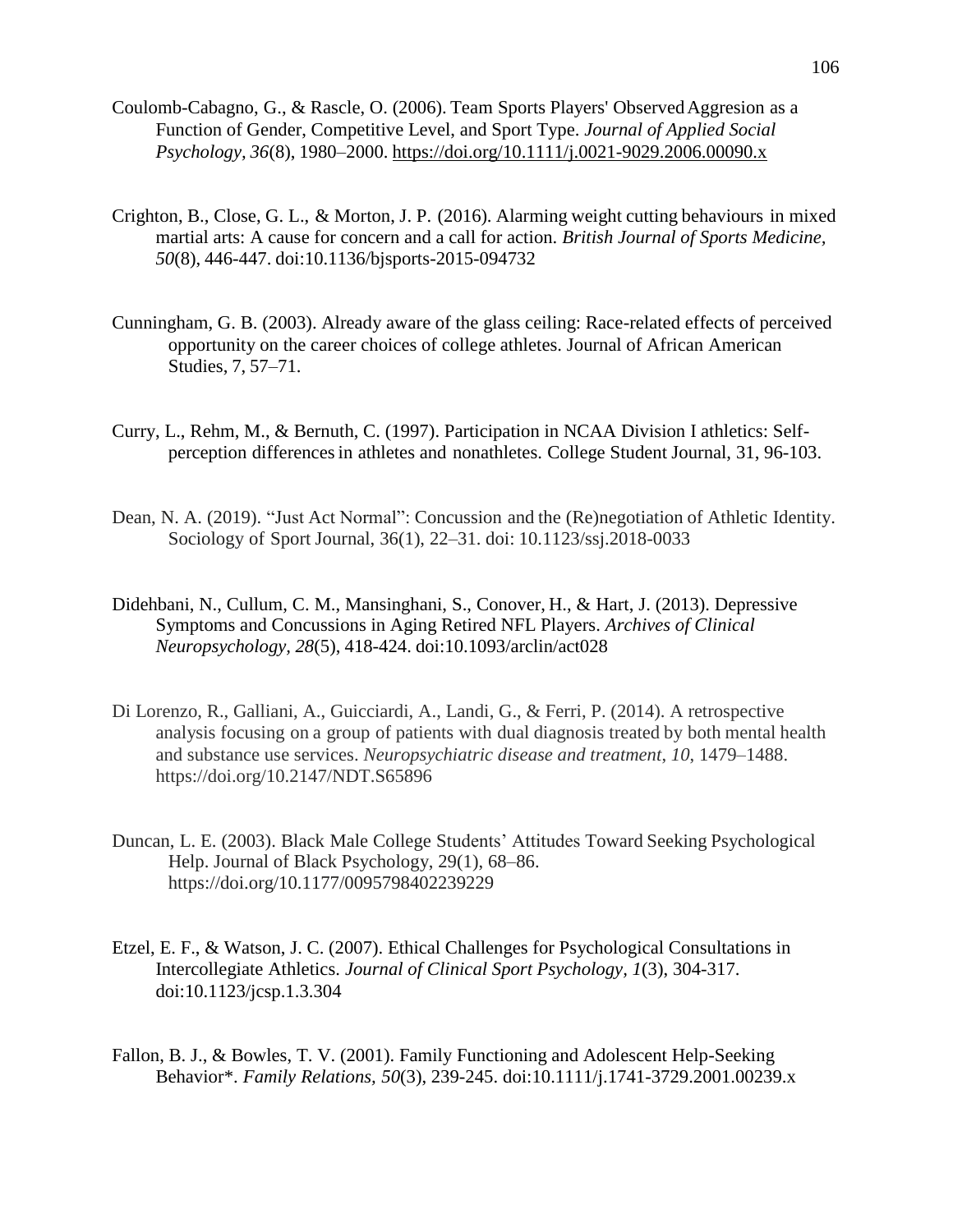Coulomb-Cabagno, G., & Rascle, O. (2006). Team Sports Players' Observed Aggresion as a Function of Gender, Competitive Level, and Sport Type. *Journal of Applied Social Psychology*, *36*(8), 1980–2000. https://doi.org/10.1111/j.0021-9029.2006.00090.x

Crighton, B., Close, G. L., & Morton, J. P. (2016). Alarming weight cutting behaviours in mixed martial arts: A cause for concern and a call for action. *British Journal of Sports Medicine*, *50*(8), 446-447. doi:10.1136/bjsports-2015-094732

Cunningham, G. B. (2003). Already aware of the glass ceiling: Race-related effects of perceived opportunity on the career choices of college athletes. Journal of African American Studies, 7, 57–71.

Curry, L., Rehm, M., & Bernuth, C. (1997). Participation in NCAA Division I athletics: Self-perception differences in athletes and nonathletes. College Student Journal, 31, 96-103.

Dean, N. A. (2019). "Just Act Normal": Concussion and the (Re)negotiation of Athletic Identity. Sociology of Sport Journal, 36(1), 22–31. doi: 10.1123/ssj.2018-0033

Didehbani, N., Cullum, C. M., Mansinghani, S., Conover, H., & Hart, J. (2013). Depressive Symptoms and Concussions in Aging Retired NFL Players. *Archives of Clinical Neuropsychology, 28*(5), 418-424. doi:10.1093/arclin/act028

Di Lorenzo, R., Galliani, A., Guicciardi, A., Landi, G., & Ferri, P. (2014). A retrospective analysis focusing on a group of patients with dual diagnosis treated by both mental health and substance use services. *Neuropsychiatric disease and treatment*, *10*, 1479–1488. https://doi.org/10.2147/NDT.S65896

Duncan, L. E. (2003). Black Male College Students' Attitudes Toward Seeking Psychological Help. Journal of Black Psychology, 29(1), 68–86. https://doi.org/10.1177/0095798402239229

Etzel, E. F., & Watson, J. C. (2007). Ethical Challenges for Psychological Consultations in Intercollegiate Athletics. *Journal of Clinical Sport Psychology*, *1*(3), 304-317. doi:10.1123/jcsp.1.3.304

Fallon, B. J., & Bowles, T. V. (2001). Family Functioning and Adolescent Help-Seeking Behavior*. *Family Relations, 50*(3), 239-245. doi:10.1111/j.1741-3729.2001.00239.x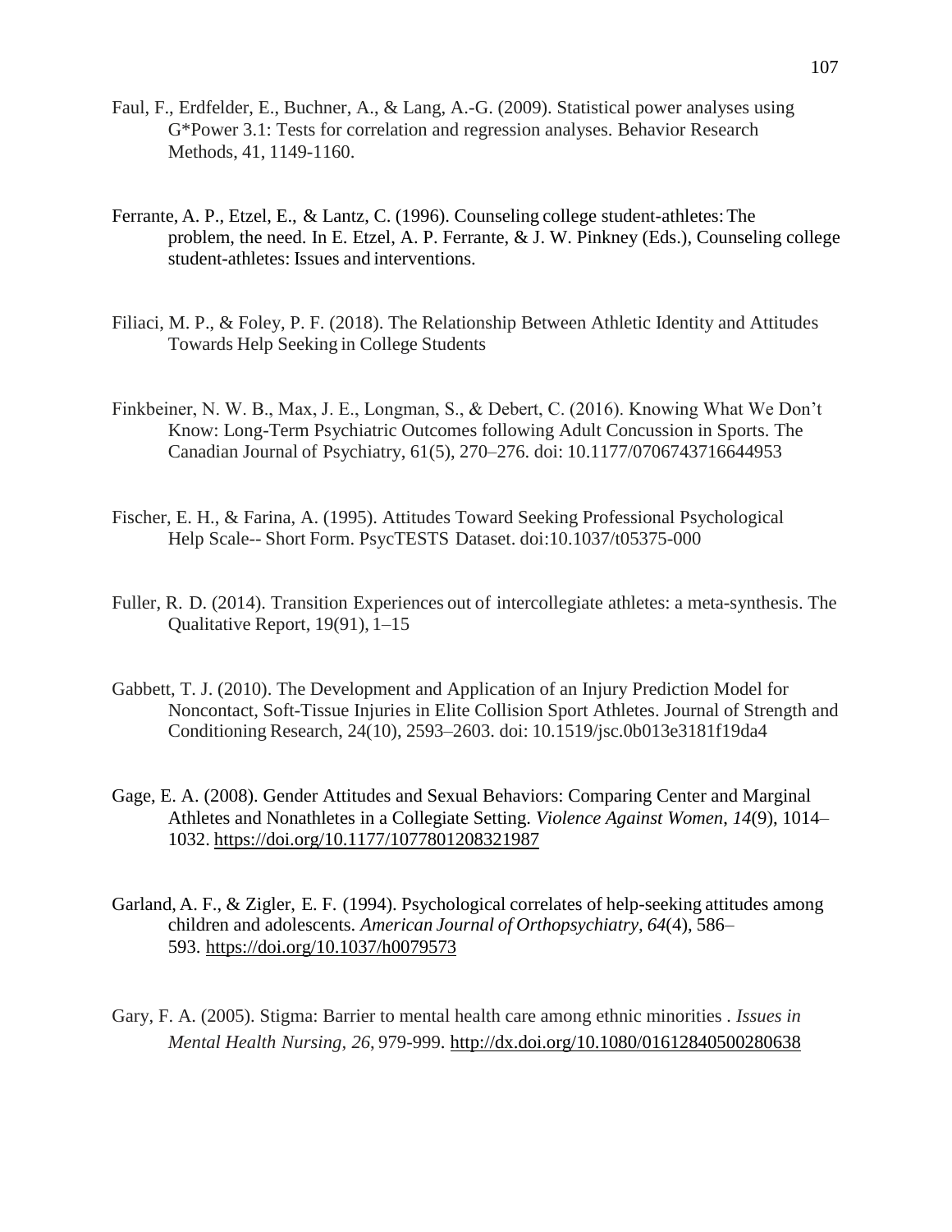Faul, F., Erdfelder, E., Buchner, A., & Lang, A.-G. (2009). Statistical power analyses using G*Power 3.1: Tests for correlation and regression analyses. Behavior Research Methods, 41, 1149-1160.

Ferrante, A. P., Etzel, E., & Lantz, C. (1996). Counseling college student-athletes: The problem, the need. In E. Etzel, A. P. Ferrante, & J. W. Pinkney (Eds.), Counseling college student-athletes: Issues and interventions.

Filiaci, M. P., & Foley, P. F. (2018). The Relationship Between Athletic Identity and Attitudes Towards Help Seeking in College Students

Finkbeiner, N. W. B., Max, J. E., Longman, S., & Debert, C. (2016). Knowing What We Don't Know: Long-Term Psychiatric Outcomes following Adult Concussion in Sports. The Canadian Journal of Psychiatry, 61(5), 270–276. doi: 10.1177/0706743716644953

Fischer, E. H., & Farina, A. (1995). Attitudes Toward Seeking Professional Psychological Help Scale-- Short Form. PsycTESTS Dataset. doi:10.1037/t05375-000

Fuller, R. D. (2014). Transition Experiences out of intercollegiate athletes: a meta-synthesis. The Qualitative Report, 19(91), 1–15

Gabbett, T. J. (2010). The Development and Application of an Injury Prediction Model for Noncontact, Soft-Tissue Injuries in Elite Collision Sport Athletes. Journal of Strength and Conditioning Research, 24(10), 2593–2603. doi: 10.1519/jsc.0b013e3181f19da4

Gage, E. A. (2008). Gender Attitudes and Sexual Behaviors: Comparing Center and Marginal Athletes and Nonathletes in a Collegiate Setting. *Violence Against Women*, *14*(9), 1014–1032. https://doi.org/10.1177/1077801208321987

Garland, A. F., & Zigler, E. F. (1994). Psychological correlates of help-seeking attitudes among children and adolescents. *American Journal of Orthopsychiatry*, *64*(4), 586–593. https://doi.org/10.1037/h0079573

Gary, F. A. (2005). Stigma: Barrier to mental health care among ethnic minorities . *Issues in Mental Health Nursing*, *26*, 979-999. http://dx.doi.org/10.1080/01612840500280638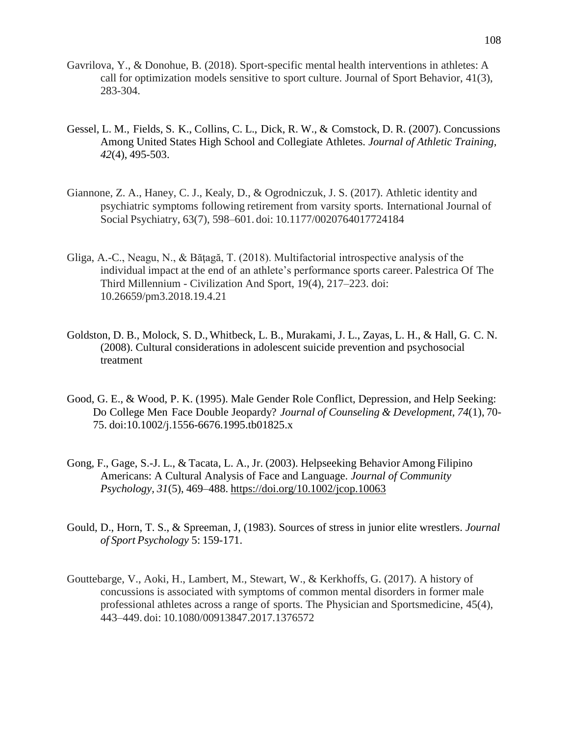Gavrilova, Y., & Donohue, B. (2018). Sport-specific mental health interventions in athletes: A call for optimization models sensitive to sport culture. Journal of Sport Behavior, 41(3), 283-304.

Gessel, L. M., Fields, S. K., Collins, C. L., Dick, R. W., & Comstock, D. R. (2007). Concussions Among United States High School and Collegiate Athletes. *Journal of Athletic Training, 42*(4), 495-503.

Giannone, Z. A., Haney, C. J., Kealy, D., & Ogrodniczuk, J. S. (2017). Athletic identity and psychiatric symptoms following retirement from varsity sports. International Journal of Social Psychiatry, 63(7), 598–601. doi: 10.1177/0020764017724184

Gliga, A.-C., Neagu, N., & Băţagă, T. (2018). Multifactorial introspective analysis of the individual impact at the end of an athlete's performance sports career. Palestrica Of The Third Millennium - Civilization And Sport, 19(4), 217–223. doi: 10.26659/pm3.2018.19.4.21

Goldston, D. B., Molock, S. D., Whitbeck, L. B., Murakami, J. L., Zayas, L. H., & Hall, G. C. N. (2008). Cultural considerations in adolescent suicide prevention and psychosocial treatment

Good, G. E., & Wood, P. K. (1995). Male Gender Role Conflict, Depression, and Help Seeking: Do College Men Face Double Jeopardy? *Journal of Counseling & Development, 74*(1), 70-75. doi:10.1002/j.1556-6676.1995.tb01825.x

Gong, F., Gage, S.-J. L., & Tacata, L. A., Jr. (2003). Helpseeking Behavior Among Filipino Americans: A Cultural Analysis of Face and Language. *Journal of Community Psychology, 31*(5), 469–488. https://doi.org/10.1002/jcop.10063

Gould, D., Horn, T. S., & Spreeman, J, (1983). Sources of stress in junior elite wrestlers. *Journal of Sport Psychology* 5: 159-171.

Gouttebarge, V., Aoki, H., Lambert, M., Stewart, W., & Kerkhoffs, G. (2017). A history of concussions is associated with symptoms of common mental disorders in former male professional athletes across a range of sports. The Physician and Sportsmedicine, 45(4), 443–449. doi: 10.1080/00913847.2017.1376572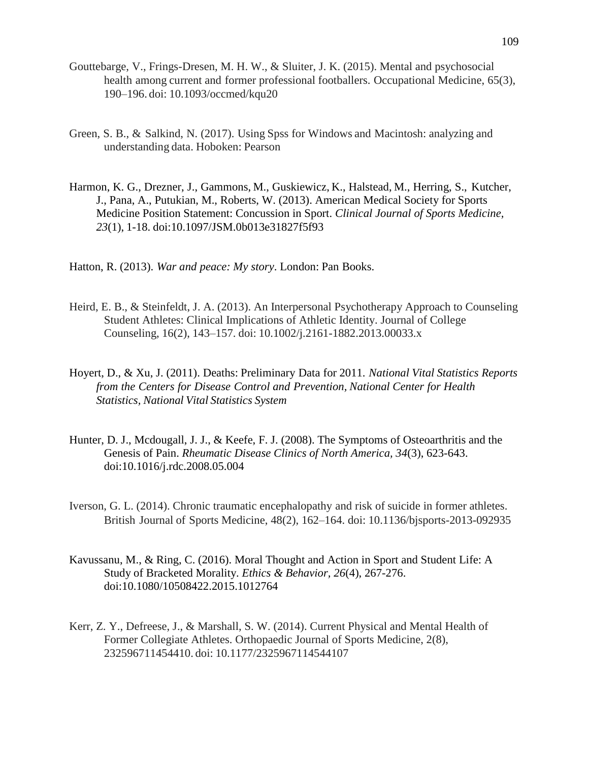Gouttebarge, V., Frings-Dresen, M. H. W., & Sluiter, J. K. (2015). Mental and psychosocial health among current and former professional footballers. Occupational Medicine, 65(3), 190–196. doi: 10.1093/occmed/kqu20

Green, S. B., & Salkind, N. (2017). Using Spss for Windows and Macintosh: analyzing and understanding data. Hoboken: Pearson

Harmon, K. G., Drezner, J., Gammons, M., Guskiewicz, K., Halstead, M., Herring, S., Kutcher, J., Pana, A., Putukian, M., Roberts, W. (2013). American Medical Society for Sports Medicine Position Statement: Concussion in Sport. *Clinical Journal of Sports Medicine, 23*(1), 1-18. doi:10.1097/JSM.0b013e31827f5f93

Hatton, R. (2013). *War and peace: My story*. London: Pan Books.

Heird, E. B., & Steinfeldt, J. A. (2013). An Interpersonal Psychotherapy Approach to Counseling Student Athletes: Clinical Implications of Athletic Identity. Journal of College Counseling, 16(2), 143–157. doi: 10.1002/j.2161-1882.2013.00033.x

Hoyert, D., & Xu, J. (2011). Deaths: Preliminary Data for 2011. *National Vital Statistics Reports from the Centers for Disease Control and Prevention, National Center for Health Statistics, National Vital Statistics System*

Hunter, D. J., Mcdougall, J. J., & Keefe, F. J. (2008). The Symptoms of Osteoarthritis and the Genesis of Pain. *Rheumatic Disease Clinics of North America, 34*(3), 623-643. doi:10.1016/j.rdc.2008.05.004

Iverson, G. L. (2014). Chronic traumatic encephalopathy and risk of suicide in former athletes. British Journal of Sports Medicine, 48(2), 162–164. doi: 10.1136/bjsports-2013-092935

Kavussanu, M., & Ring, C. (2016). Moral Thought and Action in Sport and Student Life: A Study of Bracketed Morality. *Ethics & Behavior, 26*(4), 267-276. doi:10.1080/10508422.2015.1012764

Kerr, Z. Y., Defreese, J., & Marshall, S. W. (2014). Current Physical and Mental Health of Former Collegiate Athletes. Orthopaedic Journal of Sports Medicine, 2(8), 232596711454410. doi: 10.1177/2325967114544107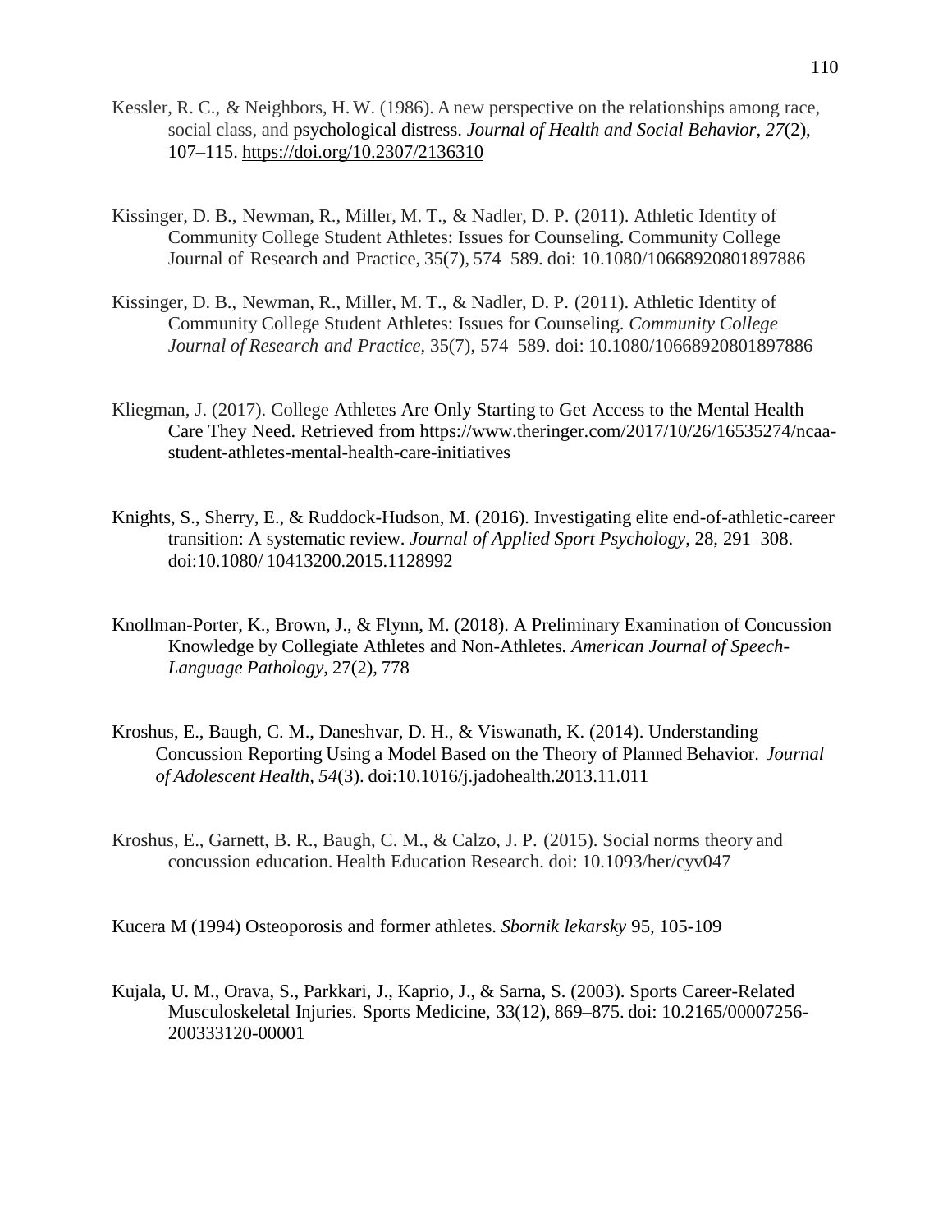Kessler, R. C., & Neighbors, H. W. (1986). A new perspective on the relationships among race, social class, and psychological distress. *Journal of Health and Social Behavior, 27*(2), 107–115. https://doi.org/10.2307/2136310

Kissinger, D. B., Newman, R., Miller, M. T., & Nadler, D. P. (2011). Athletic Identity of Community College Student Athletes: Issues for Counseling. Community College Journal of Research and Practice, 35(7), 574–589. doi: 10.1080/10668920801897886

Kissinger, D. B., Newman, R., Miller, M. T., & Nadler, D. P. (2011). Athletic Identity of Community College Student Athletes: Issues for Counseling. *Community College Journal of Research and Practice*, 35(7), 574–589. doi: 10.1080/10668920801897886

Kliegman, J. (2017). College Athletes Are Only Starting to Get Access to the Mental Health Care They Need. Retrieved from https://www.theringer.com/2017/10/26/16535274/ncaa-student-athletes-mental-health-care-initiatives

Knights, S., Sherry, E., & Ruddock-Hudson, M. (2016). Investigating elite end-of-athletic-career transition: A systematic review. *Journal of Applied Sport Psychology*, 28, 291–308. doi:10.1080/ 10413200.2015.1128992

Knollman-Porter, K., Brown, J., & Flynn, M. (2018). A Preliminary Examination of Concussion Knowledge by Collegiate Athletes and Non-Athletes. *American Journal of Speech-Language Pathology*, 27(2), 778

Kroshus, E., Baugh, C. M., Daneshvar, D. H., & Viswanath, K. (2014). Understanding Concussion Reporting Using a Model Based on the Theory of Planned Behavior. *Journal of Adolescent Health, 54*(3). doi:10.1016/j.jadohealth.2013.11.011

Kroshus, E., Garnett, B. R., Baugh, C. M., & Calzo, J. P. (2015). Social norms theory and concussion education. Health Education Research. doi: 10.1093/her/cyv047

Kucera M (1994) Osteoporosis and former athletes. *Sbornik lekarsky* 95, 105-109

Kujala, U. M., Orava, S., Parkkari, J., Kaprio, J., & Sarna, S. (2003). Sports Career-Related Musculoskeletal Injuries. Sports Medicine, 33(12), 869–875. doi: 10.2165/00007256-200333120-00001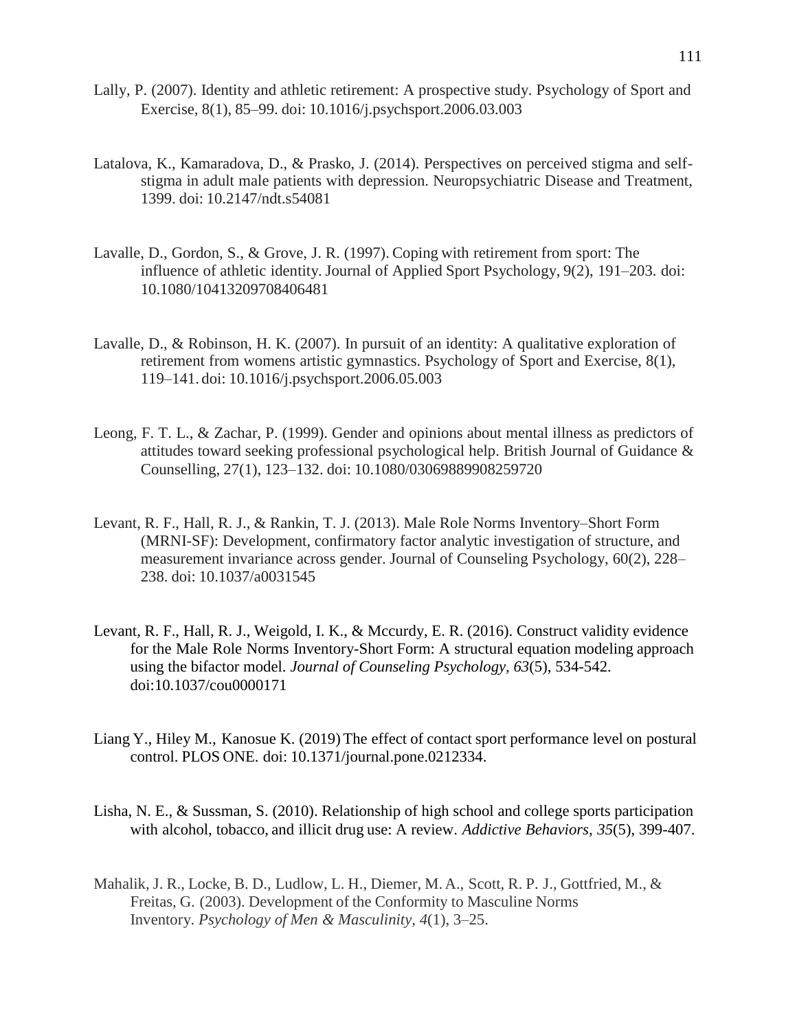Lally, P. (2007). Identity and athletic retirement: A prospective study. Psychology of Sport and Exercise, 8(1), 85–99. doi: 10.1016/j.psychsport.2006.03.003

Latalova, K., Kamaradova, D., & Prasko, J. (2014). Perspectives on perceived stigma and self-stigma in adult male patients with depression. Neuropsychiatric Disease and Treatment, 1399. doi: 10.2147/ndt.s54081

Lavalle, D., Gordon, S., & Grove, J. R. (1997). Coping with retirement from sport: The influence of athletic identity. Journal of Applied Sport Psychology, 9(2), 191–203. doi: 10.1080/10413209708406481

Lavalle, D., & Robinson, H. K. (2007). In pursuit of an identity: A qualitative exploration of retirement from womens artistic gymnastics. Psychology of Sport and Exercise, 8(1), 119–141. doi: 10.1016/j.psychsport.2006.05.003

Leong, F. T. L., & Zachar, P. (1999). Gender and opinions about mental illness as predictors of attitudes toward seeking professional psychological help. British Journal of Guidance & Counselling, 27(1), 123–132. doi: 10.1080/03069889908259720

Levant, R. F., Hall, R. J., & Rankin, T. J. (2013). Male Role Norms Inventory–Short Form (MRNI-SF): Development, confirmatory factor analytic investigation of structure, and measurement invariance across gender. Journal of Counseling Psychology, 60(2), 228–238. doi: 10.1037/a0031545

Levant, R. F., Hall, R. J., Weigold, I. K., & Mccurdy, E. R. (2016). Construct validity evidence for the Male Role Norms Inventory-Short Form: A structural equation modeling approach using the bifactor model. *Journal of Counseling Psychology, 63*(5), 534-542. doi:10.1037/cou0000171

Liang Y., Hiley M., Kanosue K. (2019) The effect of contact sport performance level on postural control. PLOS ONE. doi: 10.1371/journal.pone.0212334.

Lisha, N. E., & Sussman, S. (2010). Relationship of high school and college sports participation with alcohol, tobacco, and illicit drug use: A review. *Addictive Behaviors, 35*(5), 399-407.

Mahalik, J. R., Locke, B. D., Ludlow, L. H., Diemer, M. A., Scott, R. P. J., Gottfried, M., & Freitas, G. (2003). Development of the Conformity to Masculine Norms Inventory. *Psychology of Men & Masculinity, 4*(1), 3–25.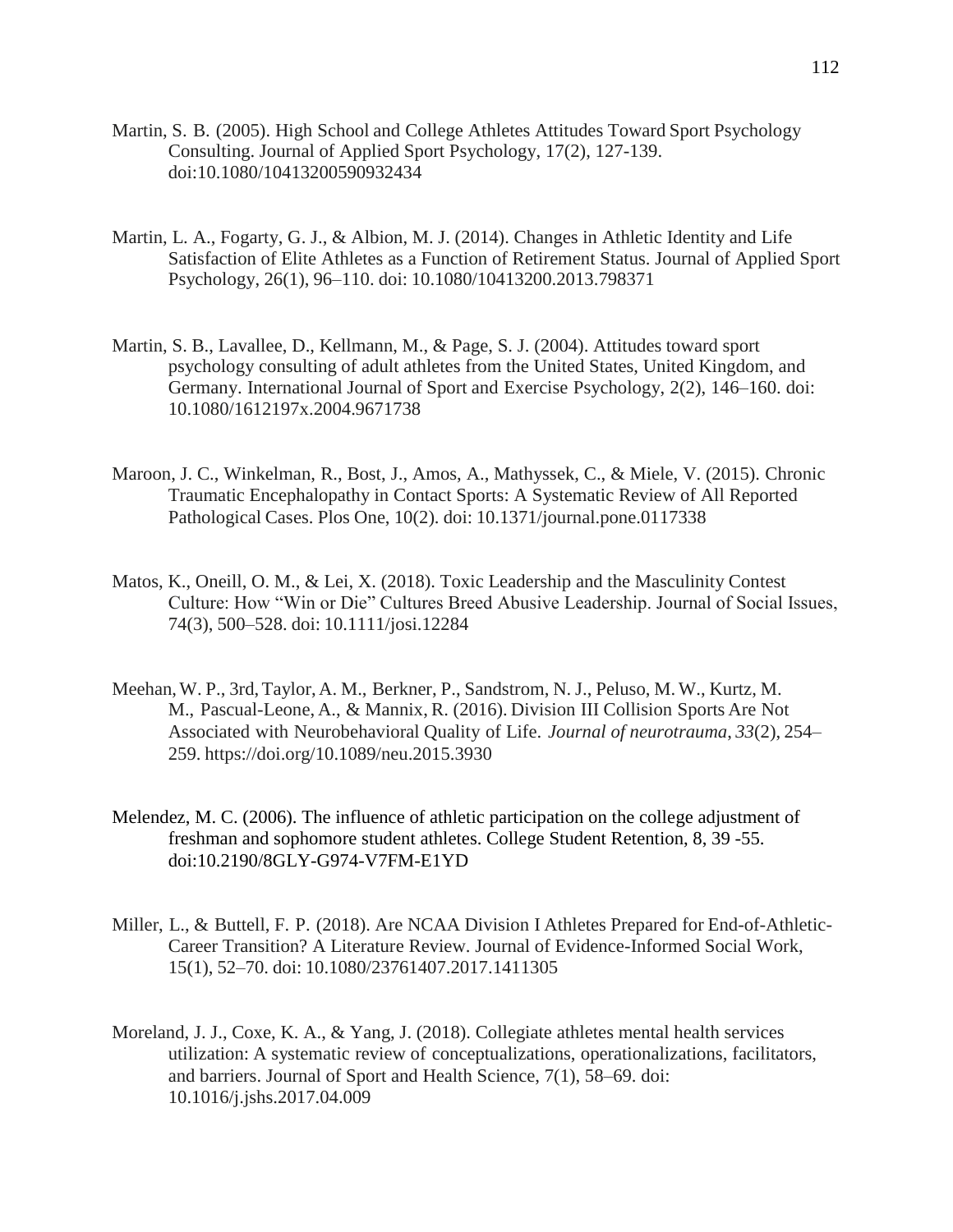Martin, S. B. (2005). High School and College Athletes Attitudes Toward Sport Psychology Consulting. Journal of Applied Sport Psychology, 17(2), 127-139. doi:10.1080/10413200590932434

Martin, L. A., Fogarty, G. J., & Albion, M. J. (2014). Changes in Athletic Identity and Life Satisfaction of Elite Athletes as a Function of Retirement Status. Journal of Applied Sport Psychology, 26(1), 96–110. doi: 10.1080/10413200.2013.798371

Martin, S. B., Lavallee, D., Kellmann, M., & Page, S. J. (2004). Attitudes toward sport psychology consulting of adult athletes from the United States, United Kingdom, and Germany. International Journal of Sport and Exercise Psychology, 2(2), 146–160. doi: 10.1080/1612197x.2004.9671738

Maroon, J. C., Winkelman, R., Bost, J., Amos, A., Mathyssek, C., & Miele, V. (2015). Chronic Traumatic Encephalopathy in Contact Sports: A Systematic Review of All Reported Pathological Cases. Plos One, 10(2). doi: 10.1371/journal.pone.0117338

Matos, K., Oneill, O. M., & Lei, X. (2018). Toxic Leadership and the Masculinity Contest Culture: How "Win or Die" Cultures Breed Abusive Leadership. Journal of Social Issues, 74(3), 500–528. doi: 10.1111/josi.12284

Meehan, W. P., 3rd, Taylor, A. M., Berkner, P., Sandstrom, N. J., Peluso, M. W., Kurtz, M. M., Pascual-Leone, A., & Mannix, R. (2016). Division III Collision Sports Are Not Associated with Neurobehavioral Quality of Life. *Journal of neurotrauma*, *33*(2), 254–259. https://doi.org/10.1089/neu.2015.3930

Melendez, M. C. (2006). The influence of athletic participation on the college adjustment of freshman and sophomore student athletes. College Student Retention, 8, 39 -55. doi:10.2190/8GLY-G974-V7FM-E1YD

Miller, L., & Buttell, F. P. (2018). Are NCAA Division I Athletes Prepared for End-of-Athletic-Career Transition? A Literature Review. Journal of Evidence-Informed Social Work, 15(1), 52–70. doi: 10.1080/23761407.2017.1411305

Moreland, J. J., Coxe, K. A., & Yang, J. (2018). Collegiate athletes mental health services utilization: A systematic review of conceptualizations, operationalizations, facilitators, and barriers. Journal of Sport and Health Science, 7(1), 58–69. doi: 10.1016/j.jshs.2017.04.009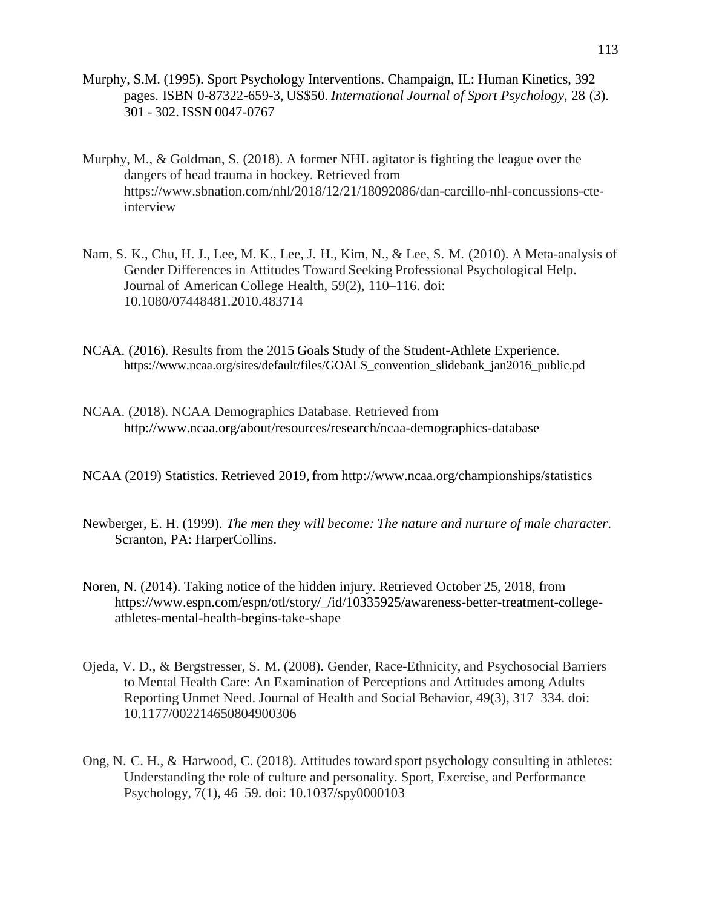Murphy, S.M. (1995). Sport Psychology Interventions. Champaign, IL: Human Kinetics, 392 pages. ISBN 0-87322-659-3, US$50. *International Journal of Sport Psychology*, 28 (3). 301 - 302. ISSN 0047-0767

Murphy, M., & Goldman, S. (2018). A former NHL agitator is fighting the league over the dangers of head trauma in hockey. Retrieved from https://www.sbnation.com/nhl/2018/12/21/18092086/dan-carcillo-nhl-concussions-cte-interview

Nam, S. K., Chu, H. J., Lee, M. K., Lee, J. H., Kim, N., & Lee, S. M. (2010). A Meta-analysis of Gender Differences in Attitudes Toward Seeking Professional Psychological Help. Journal of American College Health, 59(2), 110–116. doi: 10.1080/07448481.2010.483714

NCAA. (2016). Results from the 2015 Goals Study of the Student-Athlete Experience. https://www.ncaa.org/sites/default/files/GOALS_convention_slidebank_jan2016_public.pd

NCAA. (2018). NCAA Demographics Database. Retrieved from http://www.ncaa.org/about/resources/research/ncaa-demographics-database

NCAA (2019) Statistics. Retrieved 2019, from http://www.ncaa.org/championships/statistics

Newberger, E. H. (1999). *The men they will become: The nature and nurture of male character*. Scranton, PA: HarperCollins.

Noren, N. (2014). Taking notice of the hidden injury. Retrieved October 25, 2018, from https://www.espn.com/espn/otl/story/_/id/10335925/awareness-better-treatment-college-athletes-mental-health-begins-take-shape

Ojeda, V. D., & Bergstresser, S. M. (2008). Gender, Race-Ethnicity, and Psychosocial Barriers to Mental Health Care: An Examination of Perceptions and Attitudes among Adults Reporting Unmet Need. Journal of Health and Social Behavior, 49(3), 317–334. doi: 10.1177/002214650804900306

Ong, N. C. H., & Harwood, C. (2018). Attitudes toward sport psychology consulting in athletes: Understanding the role of culture and personality. Sport, Exercise, and Performance Psychology, 7(1), 46–59. doi: 10.1037/spy0000103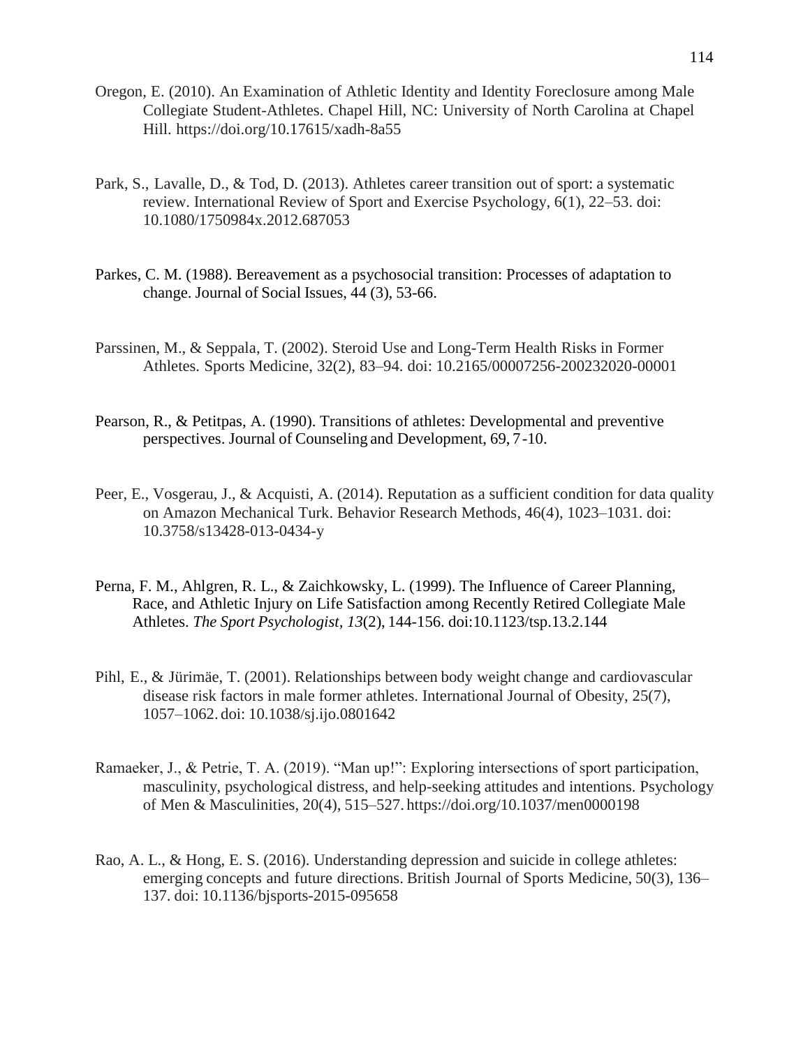Oregon, E. (2010). An Examination of Athletic Identity and Identity Foreclosure among Male Collegiate Student-Athletes. Chapel Hill, NC: University of North Carolina at Chapel Hill. https://doi.org/10.17615/xadh-8a55

Park, S., Lavalle, D., & Tod, D. (2013). Athletes career transition out of sport: a systematic review. International Review of Sport and Exercise Psychology, 6(1), 22–53. doi: 10.1080/1750984x.2012.687053

Parkes, C. M. (1988). Bereavement as a psychosocial transition: Processes of adaptation to change. Journal of Social Issues, 44 (3), 53-66.

Parssinen, M., & Seppala, T. (2002). Steroid Use and Long-Term Health Risks in Former Athletes. Sports Medicine, 32(2), 83–94. doi: 10.2165/00007256-200232020-00001

Pearson, R., & Petitpas, A. (1990). Transitions of athletes: Developmental and preventive perspectives. Journal of Counseling and Development, 69, 7-10.

Peer, E., Vosgerau, J., & Acquisti, A. (2014). Reputation as a sufficient condition for data quality on Amazon Mechanical Turk. Behavior Research Methods, 46(4), 1023–1031. doi: 10.3758/s13428-013-0434-y

Perna, F. M., Ahlgren, R. L., & Zaichkowsky, L. (1999). The Influence of Career Planning, Race, and Athletic Injury on Life Satisfaction among Recently Retired Collegiate Male Athletes. *The Sport Psychologist*, *13*(2), 144-156. doi:10.1123/tsp.13.2.144

Pihl, E., & Jürimäe, T. (2001). Relationships between body weight change and cardiovascular disease risk factors in male former athletes. International Journal of Obesity, 25(7), 1057–1062. doi: 10.1038/sj.ijo.0801642

Ramaeker, J., & Petrie, T. A. (2019). "Man up!": Exploring intersections of sport participation, masculinity, psychological distress, and help-seeking attitudes and intentions. Psychology of Men & Masculinities, 20(4), 515–527. https://doi.org/10.1037/men0000198

Rao, A. L., & Hong, E. S. (2016). Understanding depression and suicide in college athletes: emerging concepts and future directions. British Journal of Sports Medicine, 50(3), 136–137. doi: 10.1136/bjsports-2015-095658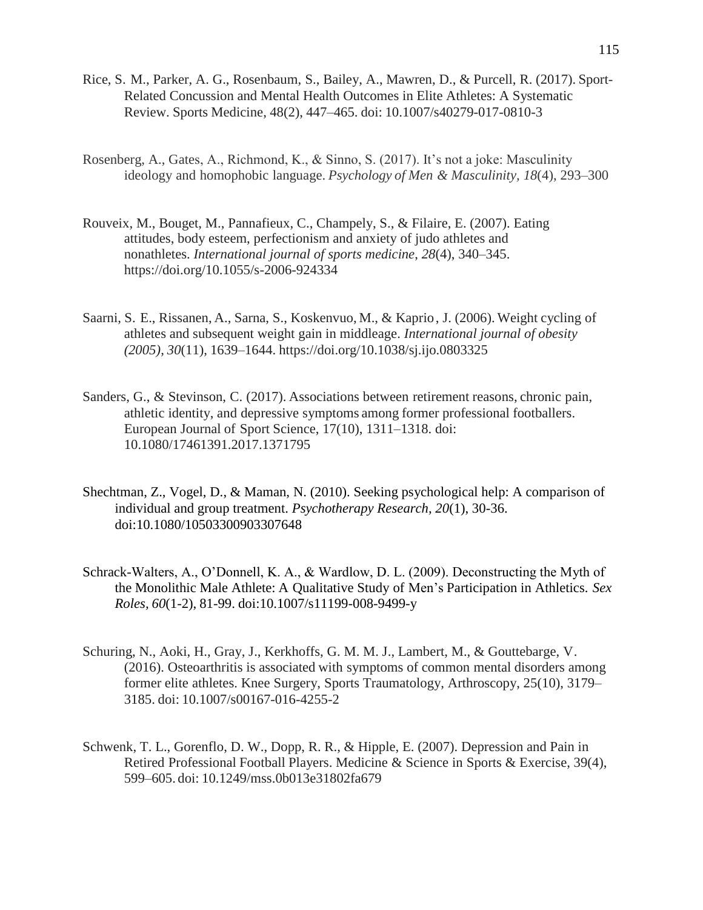Rice, S. M., Parker, A. G., Rosenbaum, S., Bailey, A., Mawren, D., & Purcell, R. (2017). Sport-Related Concussion and Mental Health Outcomes in Elite Athletes: A Systematic Review. Sports Medicine, 48(2), 447–465. doi: 10.1007/s40279-017-0810-3

Rosenberg, A., Gates, A., Richmond, K., & Sinno, S. (2017). It's not a joke: Masculinity ideology and homophobic language. *Psychology of Men & Masculinity, 18*(4), 293–300

Rouveix, M., Bouget, M., Pannafieux, C., Champely, S., & Filaire, E. (2007). Eating attitudes, body esteem, perfectionism and anxiety of judo athletes and nonathletes. *International journal of sports medicine*, *28*(4), 340–345. https://doi.org/10.1055/s-2006-924334

Saarni, S. E., Rissanen, A., Sarna, S., Koskenvuo, M., & Kaprio, J. (2006). Weight cycling of athletes and subsequent weight gain in middleage. *International journal of obesity (2005)*, *30*(11), 1639–1644. https://doi.org/10.1038/sj.ijo.0803325

Sanders, G., & Stevinson, C. (2017). Associations between retirement reasons, chronic pain, athletic identity, and depressive symptoms among former professional footballers. European Journal of Sport Science, 17(10), 1311–1318. doi: 10.1080/17461391.2017.1371795

Shechtman, Z., Vogel, D., & Maman, N. (2010). Seeking psychological help: A comparison of individual and group treatment. *Psychotherapy Research, 20*(1), 30-36. doi:10.1080/10503300903307648

Schrack-Walters, A., O'Donnell, K. A., & Wardlow, D. L. (2009). Deconstructing the Myth of the Monolithic Male Athlete: A Qualitative Study of Men's Participation in Athletics. *Sex Roles, 60*(1-2), 81-99. doi:10.1007/s11199-008-9499-y

Schuring, N., Aoki, H., Gray, J., Kerkhoffs, G. M. M. J., Lambert, M., & Gouttebarge, V. (2016). Osteoarthritis is associated with symptoms of common mental disorders among former elite athletes. Knee Surgery, Sports Traumatology, Arthroscopy, 25(10), 3179–3185. doi: 10.1007/s00167-016-4255-2

Schwenk, T. L., Gorenflo, D. W., Dopp, R. R., & Hipple, E. (2007). Depression and Pain in Retired Professional Football Players. Medicine & Science in Sports & Exercise, 39(4), 599–605. doi: 10.1249/mss.0b013e31802fa679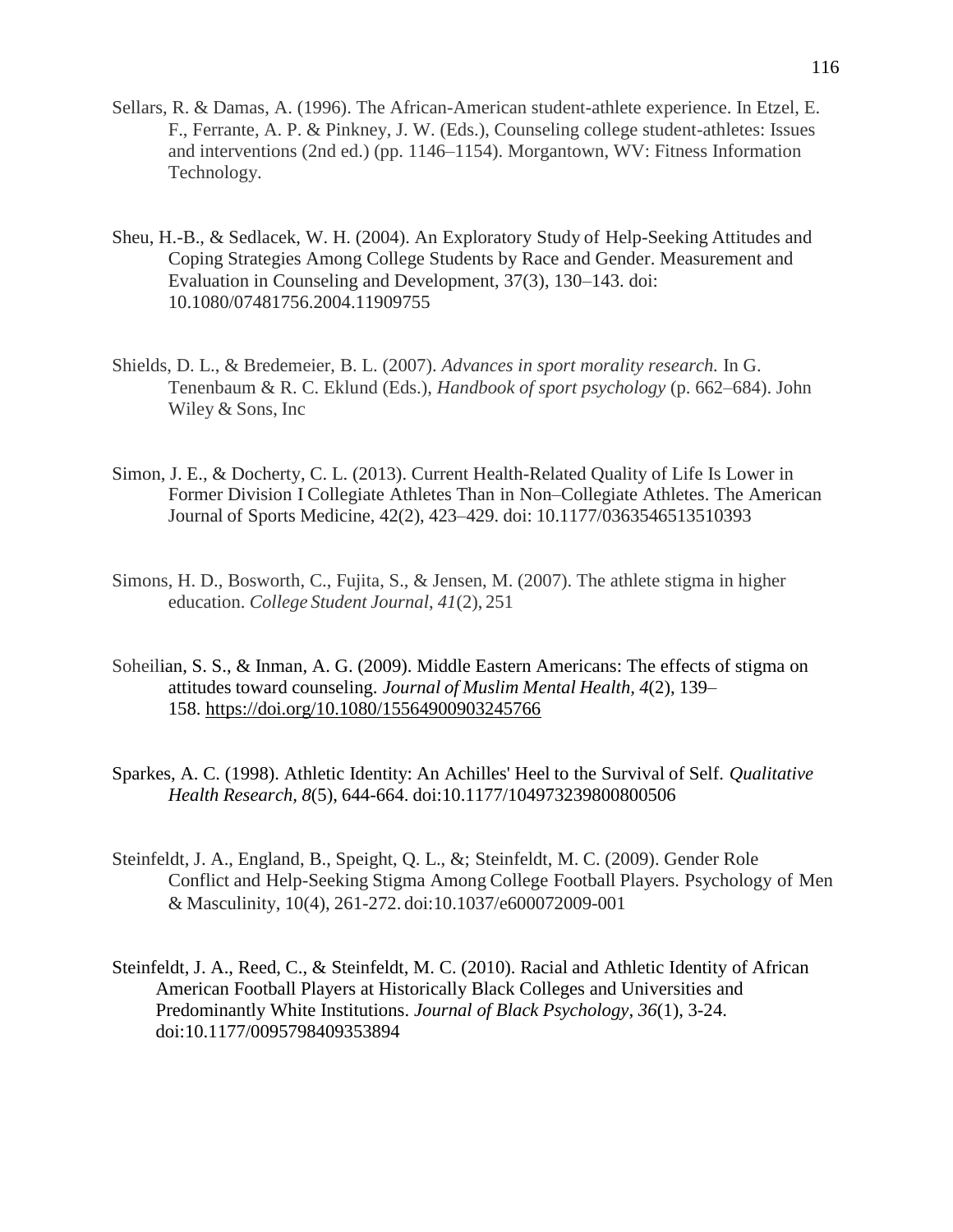Sellars, R. & Damas, A. (1996). The African-American student-athlete experience. In Etzel, E. F., Ferrante, A. P. & Pinkney, J. W. (Eds.), Counseling college student-athletes: Issues and interventions (2nd ed.) (pp. 1146–1154). Morgantown, WV: Fitness Information Technology.

Sheu, H.-B., & Sedlacek, W. H. (2004). An Exploratory Study of Help-Seeking Attitudes and Coping Strategies Among College Students by Race and Gender. Measurement and Evaluation in Counseling and Development, 37(3), 130–143. doi: 10.1080/07481756.2004.11909755

Shields, D. L., & Bredemeier, B. L. (2007). *Advances in sport morality research.* In G. Tenenbaum & R. C. Eklund (Eds.), *Handbook of sport psychology* (p. 662–684). John Wiley & Sons, Inc

Simon, J. E., & Docherty, C. L. (2013). Current Health-Related Quality of Life Is Lower in Former Division I Collegiate Athletes Than in Non–Collegiate Athletes. The American Journal of Sports Medicine, 42(2), 423–429. doi: 10.1177/0363546513510393

Simons, H. D., Bosworth, C., Fujita, S., & Jensen, M. (2007). The athlete stigma in higher education. *College Student Journal*, *41*(2), 251

Soheilian, S. S., & Inman, A. G. (2009). Middle Eastern Americans: The effects of stigma on attitudes toward counseling. *Journal of Muslim Mental Health*, *4*(2), 139–158. https://doi.org/10.1080/15564900903245766

Sparkes, A. C. (1998). Athletic Identity: An Achilles' Heel to the Survival of Self. *Qualitative Health Research*, *8*(5), 644-664. doi:10.1177/104973239800800506

Steinfeldt, J. A., England, B., Speight, Q. L., &; Steinfeldt, M. C. (2009). Gender Role Conflict and Help-Seeking Stigma Among College Football Players. Psychology of Men & Masculinity, 10(4), 261-272. doi:10.1037/e600072009-001

Steinfeldt, J. A., Reed, C., & Steinfeldt, M. C. (2010). Racial and Athletic Identity of African American Football Players at Historically Black Colleges and Universities and Predominantly White Institutions. *Journal of Black Psychology*, *36*(1), 3-24. doi:10.1177/0095798409353894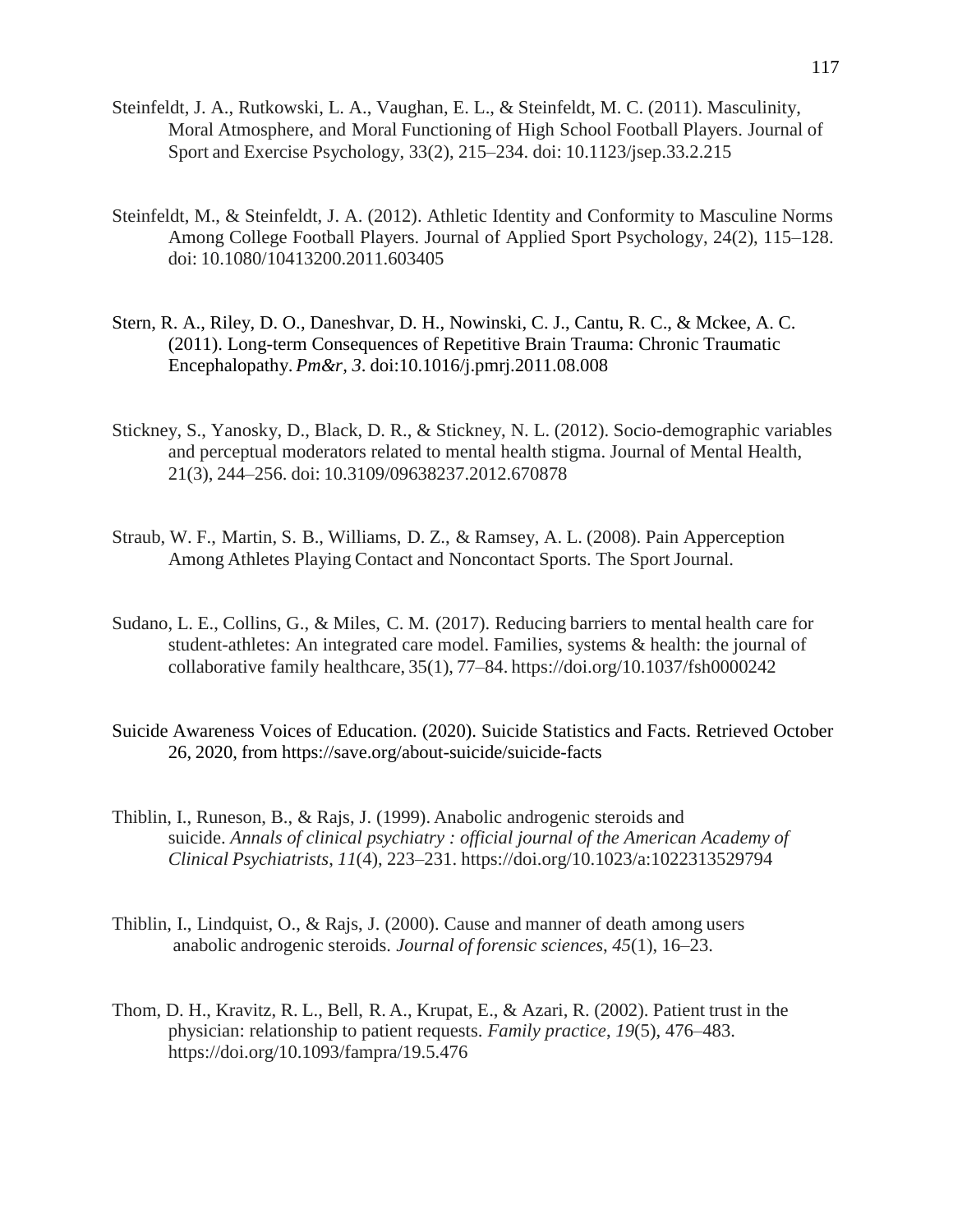Steinfeldt, J. A., Rutkowski, L. A., Vaughan, E. L., & Steinfeldt, M. C. (2011). Masculinity, Moral Atmosphere, and Moral Functioning of High School Football Players. Journal of Sport and Exercise Psychology, 33(2), 215–234. doi: 10.1123/jsep.33.2.215

Steinfeldt, M., & Steinfeldt, J. A. (2012). Athletic Identity and Conformity to Masculine Norms Among College Football Players. Journal of Applied Sport Psychology, 24(2), 115–128. doi: 10.1080/10413200.2011.603405

Stern, R. A., Riley, D. O., Daneshvar, D. H., Nowinski, C. J., Cantu, R. C., & Mckee, A. C. (2011). Long-term Consequences of Repetitive Brain Trauma: Chronic Traumatic Encephalopathy. *Pm&r*, *3*. doi:10.1016/j.pmrj.2011.08.008

Stickney, S., Yanosky, D., Black, D. R., & Stickney, N. L. (2012). Socio-demographic variables and perceptual moderators related to mental health stigma. Journal of Mental Health, 21(3), 244–256. doi: 10.3109/09638237.2012.670878

Straub, W. F., Martin, S. B., Williams, D. Z., & Ramsey, A. L. (2008). Pain Apperception Among Athletes Playing Contact and Noncontact Sports. The Sport Journal.

Sudano, L. E., Collins, G., & Miles, C. M. (2017). Reducing barriers to mental health care for student-athletes: An integrated care model. Families, systems & health: the journal of collaborative family healthcare, 35(1), 77–84. https://doi.org/10.1037/fsh0000242

Suicide Awareness Voices of Education. (2020). Suicide Statistics and Facts. Retrieved October 26, 2020, from https://save.org/about-suicide/suicide-facts

Thiblin, I., Runeson, B., & Rajs, J. (1999). Anabolic androgenic steroids and suicide. *Annals of clinical psychiatry : official journal of the American Academy of Clinical Psychiatrists*, *11*(4), 223–231. https://doi.org/10.1023/a:1022313529794

Thiblin, I., Lindquist, O., & Rajs, J. (2000). Cause and manner of death among users anabolic androgenic steroids. *Journal of forensic sciences*, *45*(1), 16–23.

Thom, D. H., Kravitz, R. L., Bell, R. A., Krupat, E., & Azari, R. (2002). Patient trust in the physician: relationship to patient requests. *Family practice*, *19*(5), 476–483. https://doi.org/10.1093/fampra/19.5.476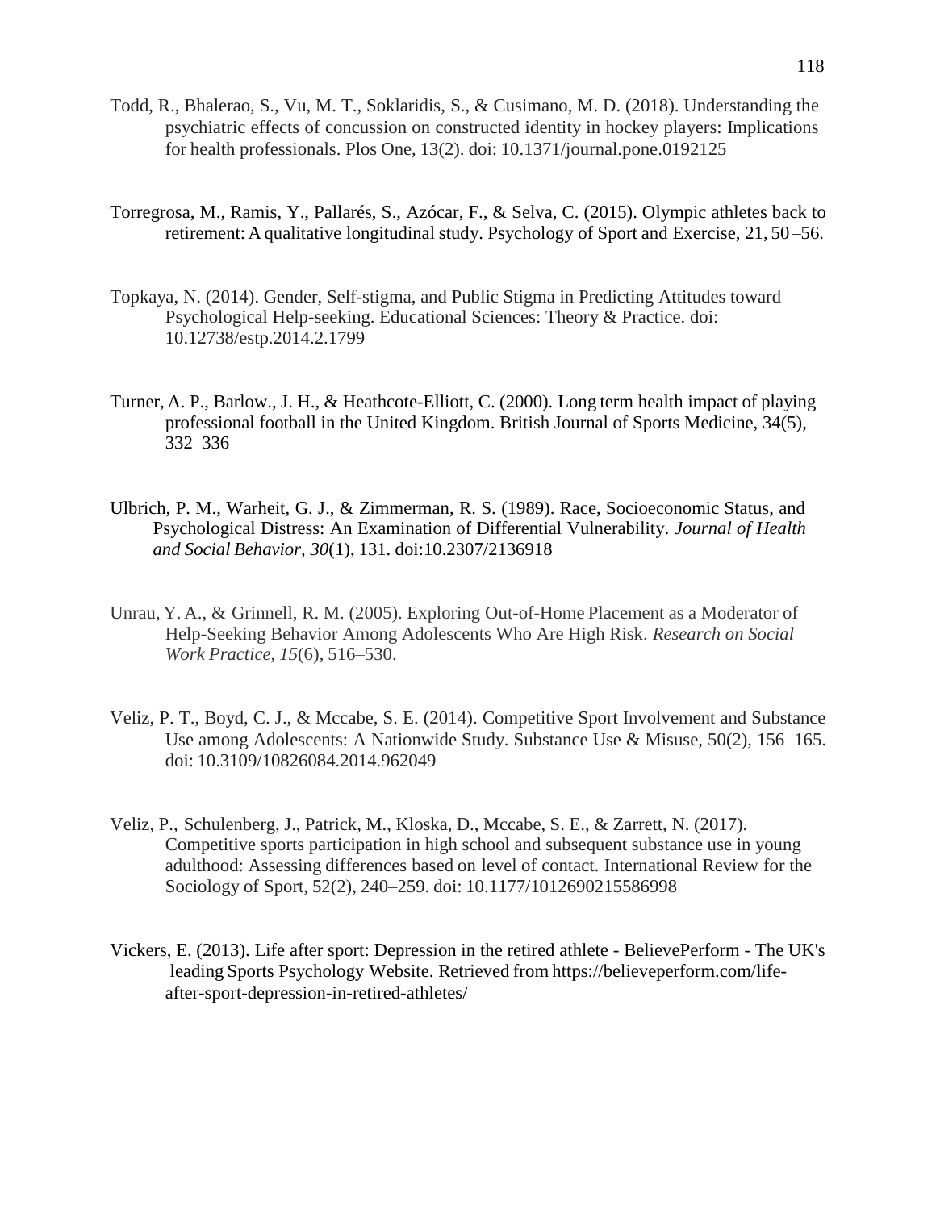Todd, R., Bhalerao, S., Vu, M. T., Soklaridis, S., & Cusimano, M. D. (2018). Understanding the psychiatric effects of concussion on constructed identity in hockey players: Implications for health professionals. Plos One, 13(2). doi: 10.1371/journal.pone.0192125

Torregrosa, M., Ramis, Y., Pallarés, S., Azócar, F., & Selva, C. (2015). Olympic athletes back to retirement: A qualitative longitudinal study. Psychology of Sport and Exercise, 21, 50–56.

Topkaya, N. (2014). Gender, Self-stigma, and Public Stigma in Predicting Attitudes toward Psychological Help-seeking. Educational Sciences: Theory & Practice. doi: 10.12738/estp.2014.2.1799

Turner, A. P., Barlow., J. H., & Heathcote-Elliott, C. (2000). Long term health impact of playing professional football in the United Kingdom. British Journal of Sports Medicine, 34(5), 332–336

Ulbrich, P. M., Warheit, G. J., & Zimmerman, R. S. (1989). Race, Socioeconomic Status, and Psychological Distress: An Examination of Differential Vulnerability. *Journal of Health and Social Behavior, 30*(1), 131. doi:10.2307/2136918

Unrau, Y. A., & Grinnell, R. M. (2005). Exploring Out-of-Home Placement as a Moderator of Help-Seeking Behavior Among Adolescents Who Are High Risk. *Research on Social Work Practice*, *15*(6), 516–530.

Veliz, P. T., Boyd, C. J., & Mccabe, S. E. (2014). Competitive Sport Involvement and Substance Use among Adolescents: A Nationwide Study. Substance Use & Misuse, 50(2), 156–165. doi: 10.3109/10826084.2014.962049

Veliz, P., Schulenberg, J., Patrick, M., Kloska, D., Mccabe, S. E., & Zarrett, N. (2017). Competitive sports participation in high school and subsequent substance use in young adulthood: Assessing differences based on level of contact. International Review for the Sociology of Sport, 52(2), 240–259. doi: 10.1177/1012690215586998

Vickers, E. (2013). Life after sport: Depression in the retired athlete - BelievePerform - The UK's leading Sports Psychology Website. Retrieved from https://believeperform.com/life-after-sport-depression-in-retired-athletes/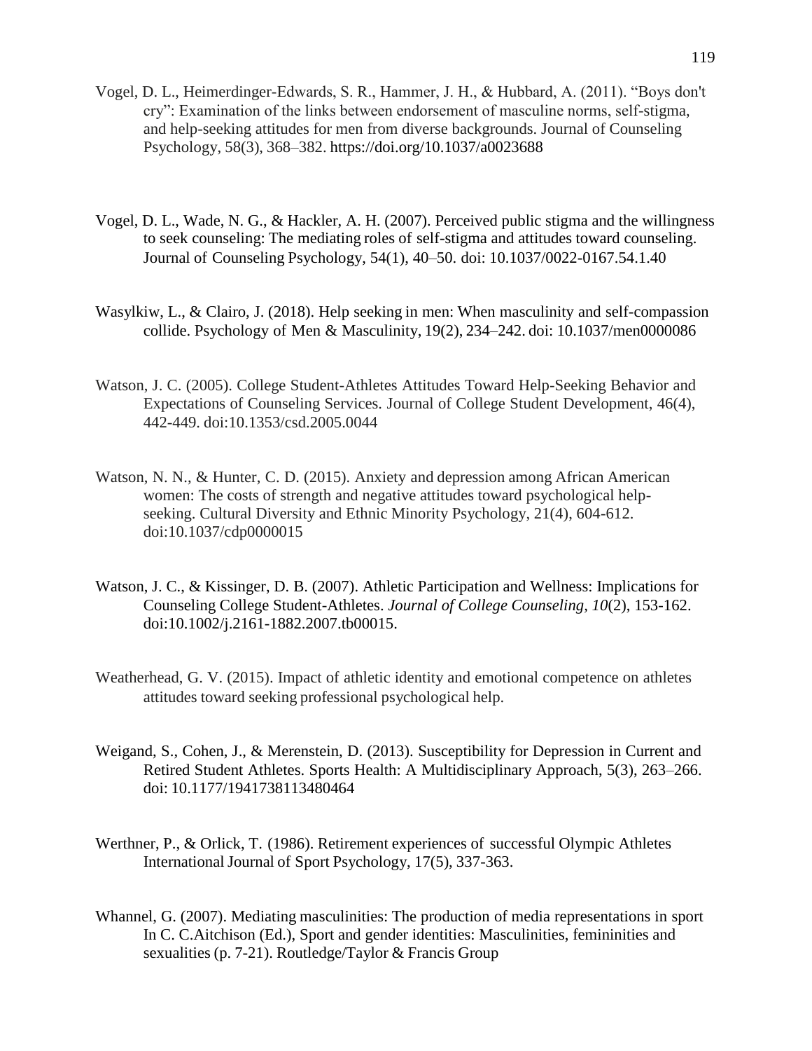Vogel, D. L., Heimerdinger-Edwards, S. R., Hammer, J. H., & Hubbard, A. (2011). "Boys don't cry": Examination of the links between endorsement of masculine norms, self-stigma, and help-seeking attitudes for men from diverse backgrounds. Journal of Counseling Psychology, 58(3), 368–382. https://doi.org/10.1037/a0023688

Vogel, D. L., Wade, N. G., & Hackler, A. H. (2007). Perceived public stigma and the willingness to seek counseling: The mediating roles of self-stigma and attitudes toward counseling. Journal of Counseling Psychology, 54(1), 40–50. doi: 10.1037/0022-0167.54.1.40

Wasylkiw, L., & Clairo, J. (2018). Help seeking in men: When masculinity and self-compassion collide. Psychology of Men & Masculinity, 19(2), 234–242. doi: 10.1037/men0000086

Watson, J. C. (2005). College Student-Athletes Attitudes Toward Help-Seeking Behavior and Expectations of Counseling Services. Journal of College Student Development, 46(4), 442-449. doi:10.1353/csd.2005.0044

Watson, N. N., & Hunter, C. D. (2015). Anxiety and depression among African American women: The costs of strength and negative attitudes toward psychological help-seeking. Cultural Diversity and Ethnic Minority Psychology, 21(4), 604-612. doi:10.1037/cdp0000015

Watson, J. C., & Kissinger, D. B. (2007). Athletic Participation and Wellness: Implications for Counseling College Student-Athletes. *Journal of College Counseling*, *10*(2), 153-162. doi:10.1002/j.2161-1882.2007.tb00015.

Weatherhead, G. V. (2015). Impact of athletic identity and emotional competence on athletes attitudes toward seeking professional psychological help.

Weigand, S., Cohen, J., & Merenstein, D. (2013). Susceptibility for Depression in Current and Retired Student Athletes. Sports Health: A Multidisciplinary Approach, 5(3), 263–266. doi: 10.1177/1941738113480464

Werthner, P., & Orlick, T. (1986). Retirement experiences of successful Olympic Athletes International Journal of Sport Psychology, 17(5), 337-363.

Whannel, G. (2007). Mediating masculinities: The production of media representations in sport In C. C.Aitchison (Ed.), Sport and gender identities: Masculinities, femininities and sexualities (p. 7-21). Routledge/Taylor & Francis Group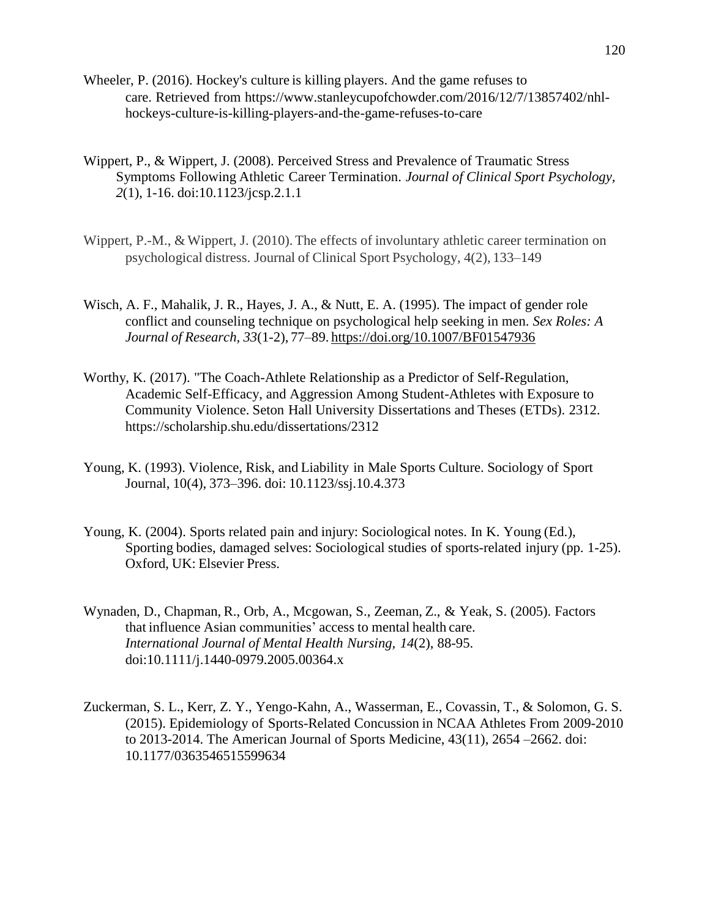Wheeler, P. (2016). Hockey's culture is killing players. And the game refuses to care. Retrieved from https://www.stanleycupofchowder.com/2016/12/7/13857402/nhl-hockeys-culture-is-killing-players-and-the-game-refuses-to-care

Wippert, P., & Wippert, J. (2008). Perceived Stress and Prevalence of Traumatic Stress Symptoms Following Athletic Career Termination. *Journal of Clinical Sport Psychology, 2*(1), 1-16. doi:10.1123/jcsp.2.1.1

Wippert, P.-M., & Wippert, J. (2010). The effects of involuntary athletic career termination on psychological distress. Journal of Clinical Sport Psychology, 4(2), 133–149

Wisch, A. F., Mahalik, J. R., Hayes, J. A., & Nutt, E. A. (1995). The impact of gender role conflict and counseling technique on psychological help seeking in men. *Sex Roles: A Journal of Research, 33*(1-2), 77–89. https://doi.org/10.1007/BF01547936

Worthy, K. (2017). "The Coach-Athlete Relationship as a Predictor of Self-Regulation, Academic Self-Efficacy, and Aggression Among Student-Athletes with Exposure to Community Violence. Seton Hall University Dissertations and Theses (ETDs). 2312. https://scholarship.shu.edu/dissertations/2312

Young, K. (1993). Violence, Risk, and Liability in Male Sports Culture. Sociology of Sport Journal, 10(4), 373–396. doi: 10.1123/ssj.10.4.373

Young, K. (2004). Sports related pain and injury: Sociological notes. In K. Young (Ed.), Sporting bodies, damaged selves: Sociological studies of sports-related injury (pp. 1-25). Oxford, UK: Elsevier Press.

Wynaden, D., Chapman, R., Orb, A., Mcgowan, S., Zeeman, Z., & Yeak, S. (2005). Factors that influence Asian communities' access to mental health care. *International Journal of Mental Health Nursing, 14*(2), 88-95. doi:10.1111/j.1440-0979.2005.00364.x

Zuckerman, S. L., Kerr, Z. Y., Yengo-Kahn, A., Wasserman, E., Covassin, T., & Solomon, G. S. (2015). Epidemiology of Sports-Related Concussion in NCAA Athletes From 2009-2010 to 2013-2014. The American Journal of Sports Medicine, 43(11), 2654 –2662. doi: 10.1177/0363546515599634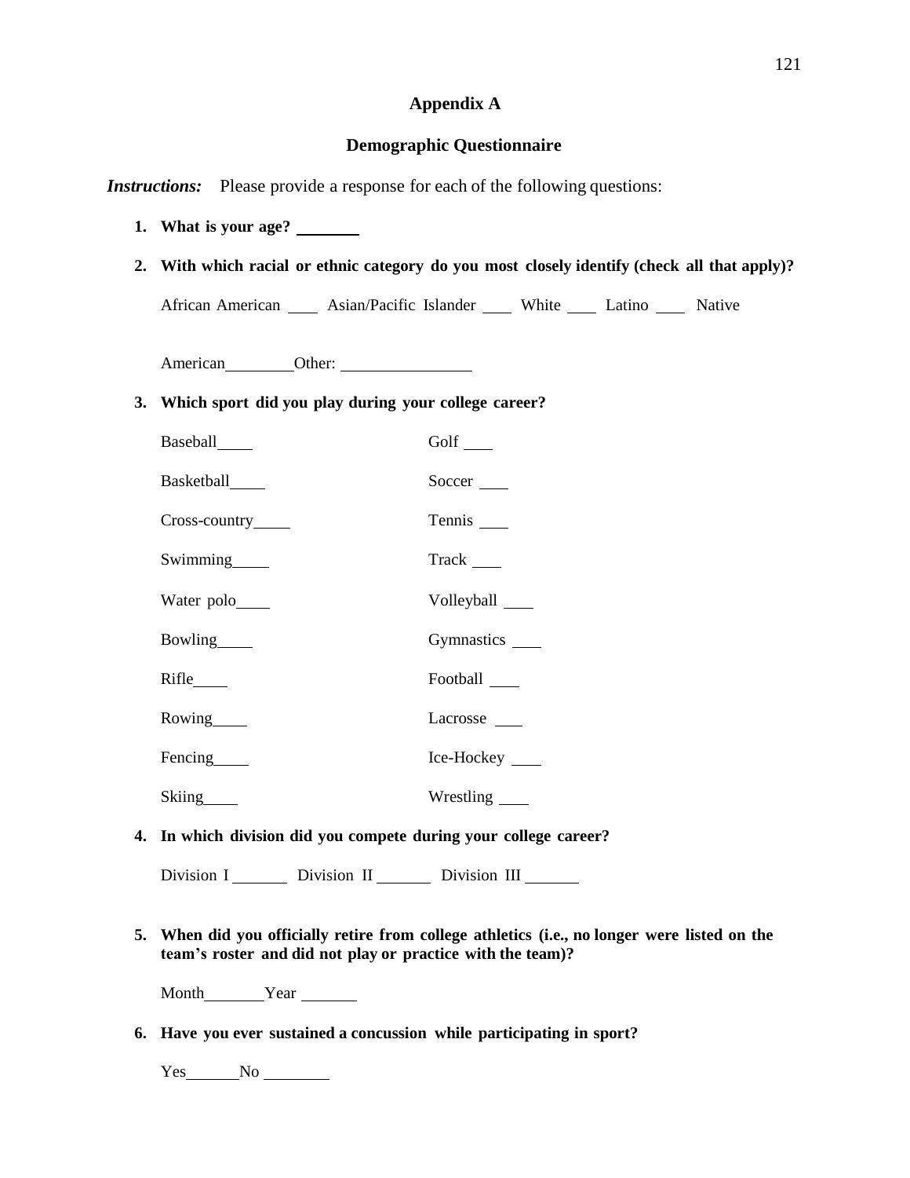# Appendix A

## Demographic Questionnaire

***Instructions:*** Please provide a response for each of the following questions:

1. **What is your age?** ________

2. **With which racial or ethnic category do you most closely identify (check all that apply)?**

   African American ____ Asian/Pacific Islander ____ White ____ Latino ____ Native American________Other: ________________

3. **Which sport did you play during your college career?**

   Baseball____ Golf ____

   Basketball____ Soccer ____

   Cross-country____ Tennis ____

   Swimming____ Track ____

   Water polo____ Volleyball ____

   Bowling____ Gymnastics ____

   Rifle____ Football ____

   Rowing____ Lacrosse ____

   Fencing____ Ice-Hockey ____

   Skiing____ Wrestling ____

4. **In which division did you compete during your college career?**

   Division I _______ Division II _______ Division III _______

5. **When did you officially retire from college athletics (i.e., no longer were listed on the team's roster and did not play or practice with the team)?**

   Month_______Year _______

6. **Have you ever sustained a concussion while participating in sport?**

   Yes_______No ________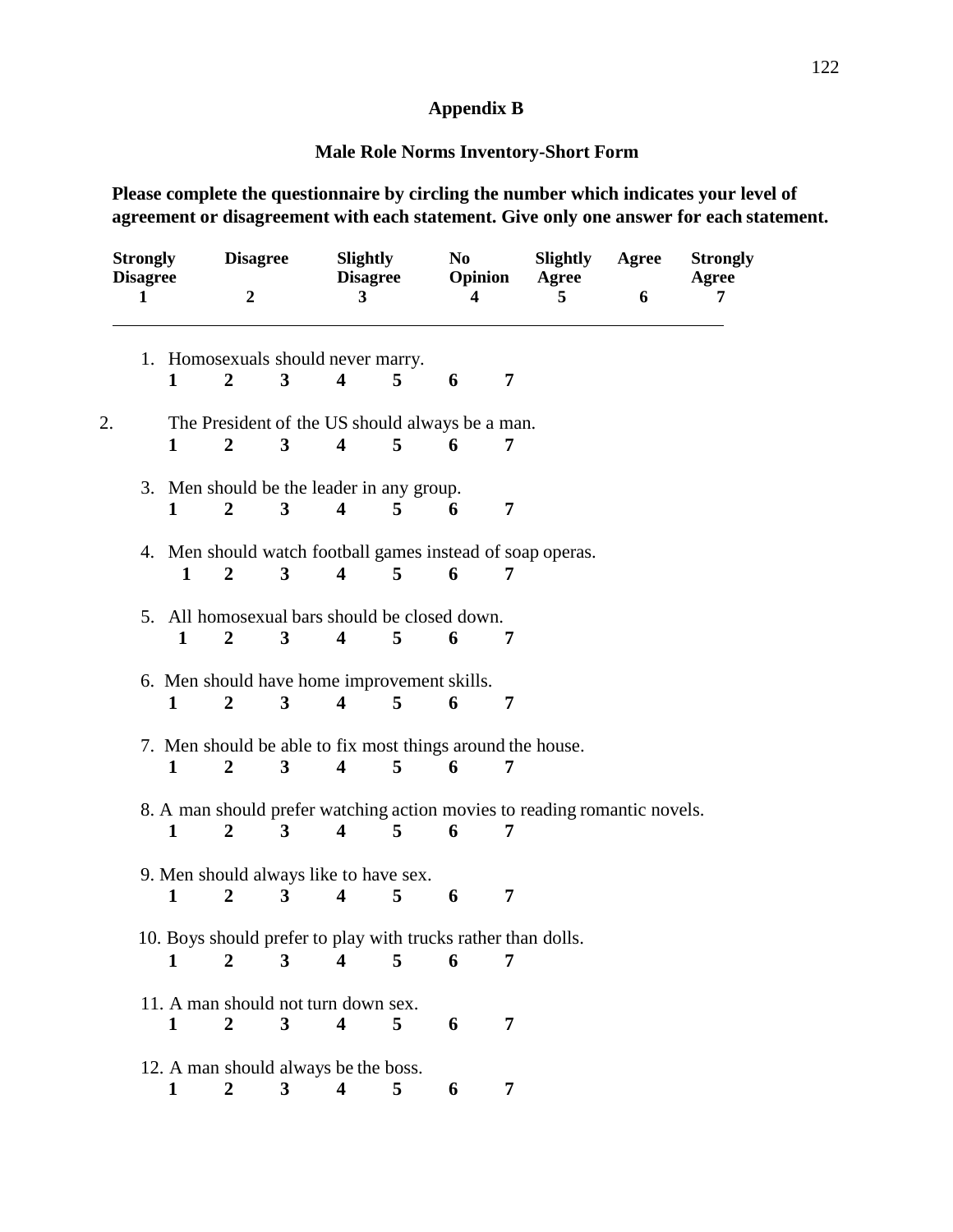# Appendix B

## Male Role Norms Inventory-Short Form

**Please complete the questionnaire by circling the number which indicates your level of agreement or disagreement with each statement. Give only one answer for each statement.**

| Strongly Disagree | Disagree | Slightly Disagree | No Opinion | Slightly Agree | Agree | Strongly Agree |
|---|---|---|---|---|---|---|
| 1 | 2 | 3 | 4 | 5 | 6 | 7 |

1. Homosexuals should never marry.
   **1 2 3 4 5 6 7**

2. The President of the US should always be a man.
   **1 2 3 4 5 6 7**

3. Men should be the leader in any group.
   **1 2 3 4 5 6 7**

4. Men should watch football games instead of soap operas.
   **1 2 3 4 5 6 7**

5. All homosexual bars should be closed down.
   **1 2 3 4 5 6 7**

6. Men should have home improvement skills.
   **1 2 3 4 5 6 7**

7. Men should be able to fix most things around the house.
   **1 2 3 4 5 6 7**

8. A man should prefer watching action movies to reading romantic novels.
   **1 2 3 4 5 6 7**

9. Men should always like to have sex.
   **1 2 3 4 5 6 7**

10. Boys should prefer to play with trucks rather than dolls.
    **1 2 3 4 5 6 7**

11. A man should not turn down sex.
    **1 2 3 4 5 6 7**

12. A man should always be the boss.
    **1 2 3 4 5 6 7**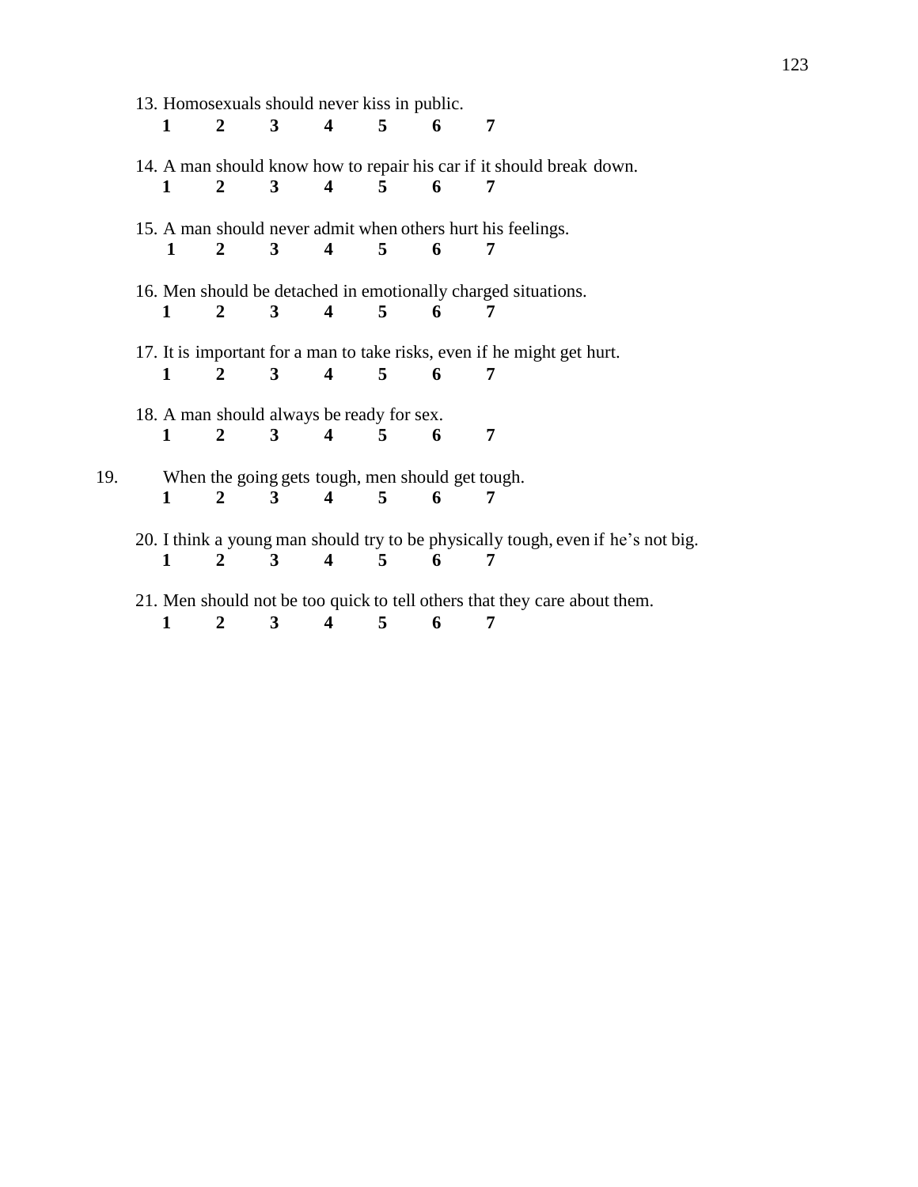13. Homosexuals should never kiss in public.

**1 2 3 4 5 6 7**

14. A man should know how to repair his car if it should break down.

**1 2 3 4 5 6 7**

15. A man should never admit when others hurt his feelings.

**1 2 3 4 5 6 7**

16. Men should be detached in emotionally charged situations.

**1 2 3 4 5 6 7**

17. It is important for a man to take risks, even if he might get hurt.

**1 2 3 4 5 6 7**

18. A man should always be ready for sex.

**1 2 3 4 5 6 7**

19. When the going gets tough, men should get tough.

**1 2 3 4 5 6 7**

20. I think a young man should try to be physically tough, even if he's not big.

**1 2 3 4 5 6 7**

21. Men should not be too quick to tell others that they care about them.

**1 2 3 4 5 6 7**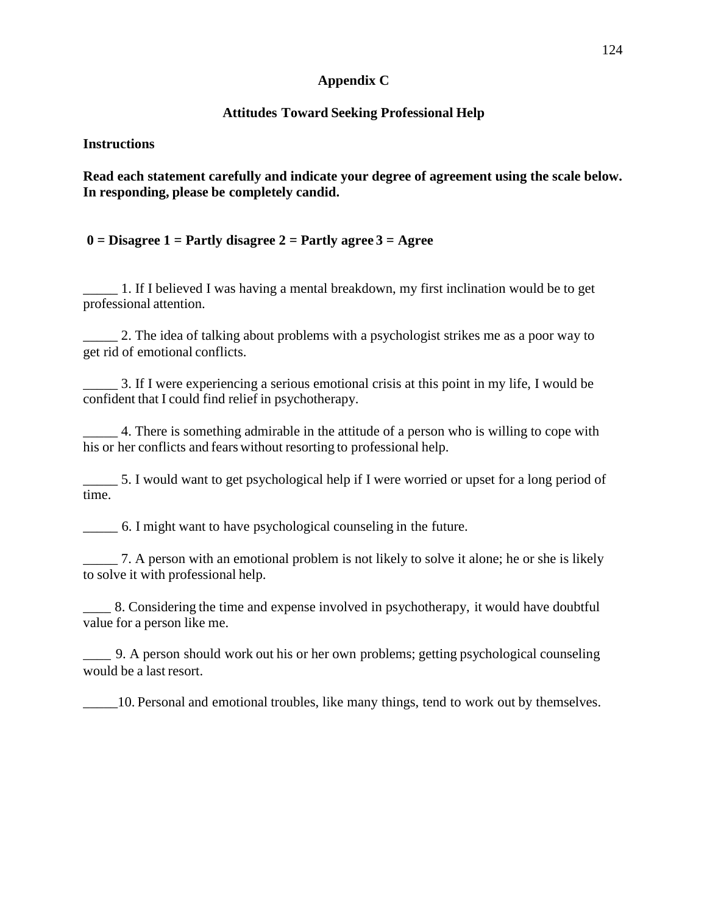# Appendix C

## Attitudes Toward Seeking Professional Help

**Instructions**

**Read each statement carefully and indicate your degree of agreement using the scale below. In responding, please be completely candid.**

**0 = Disagree 1 = Partly disagree 2 = Partly agree 3 = Agree**

_____ 1. If I believed I was having a mental breakdown, my first inclination would be to get professional attention.

_____ 2. The idea of talking about problems with a psychologist strikes me as a poor way to get rid of emotional conflicts.

_____ 3. If I were experiencing a serious emotional crisis at this point in my life, I would be confident that I could find relief in psychotherapy.

_____ 4. There is something admirable in the attitude of a person who is willing to cope with his or her conflicts and fears without resorting to professional help.

_____ 5. I would want to get psychological help if I were worried or upset for a long period of time.

_____ 6. I might want to have psychological counseling in the future.

_____ 7. A person with an emotional problem is not likely to solve it alone; he or she is likely to solve it with professional help.

____ 8. Considering the time and expense involved in psychotherapy, it would have doubtful value for a person like me.

____ 9. A person should work out his or her own problems; getting psychological counseling would be a last resort.

_____10. Personal and emotional troubles, like many things, tend to work out by themselves.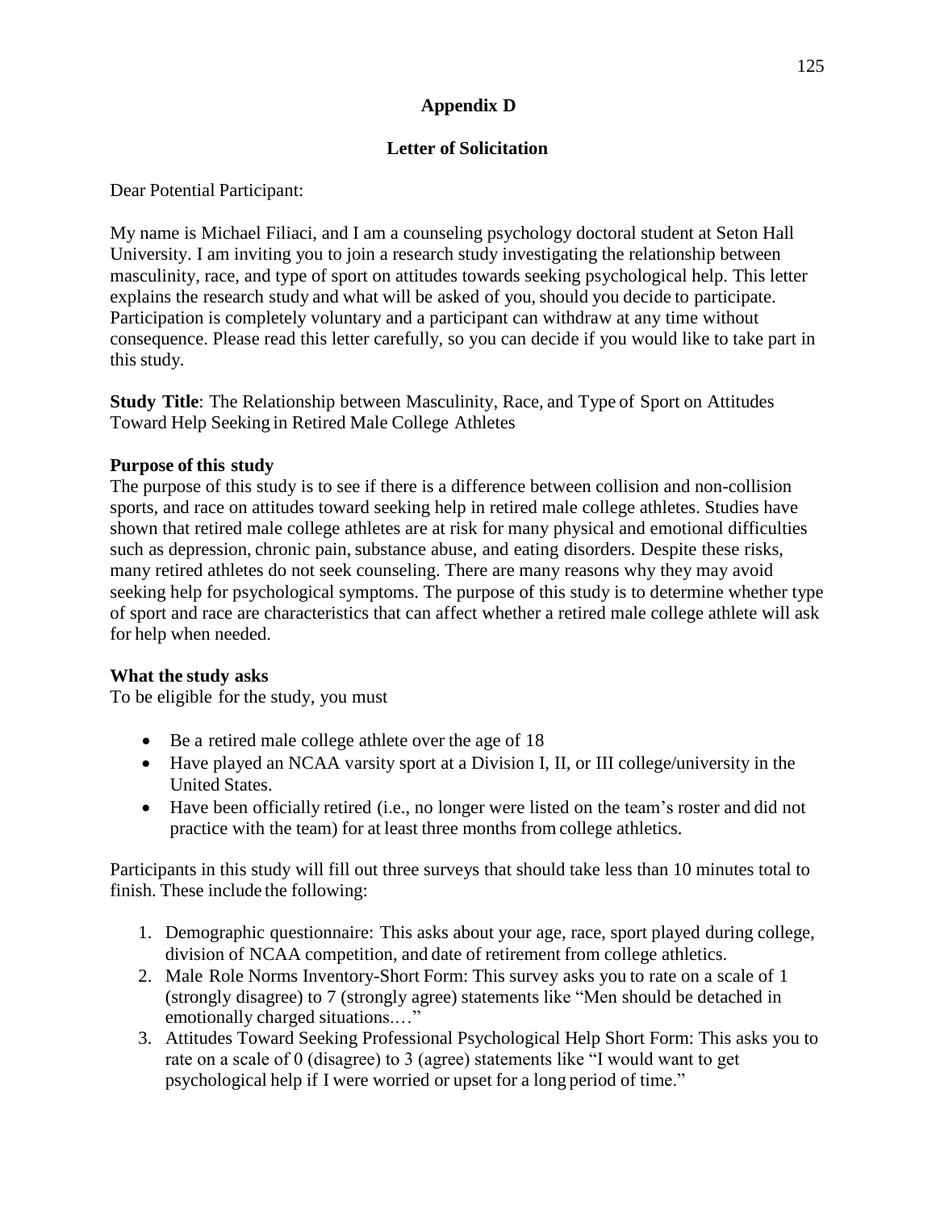## Appendix D

## Letter of Solicitation

Dear Potential Participant:

My name is Michael Filiaci, and I am a counseling psychology doctoral student at Seton Hall University. I am inviting you to join a research study investigating the relationship between masculinity, race, and type of sport on attitudes towards seeking psychological help. This letter explains the research study and what will be asked of you, should you decide to participate. Participation is completely voluntary and a participant can withdraw at any time without consequence. Please read this letter carefully, so you can decide if you would like to take part in this study.

**Study Title**: The Relationship between Masculinity, Race, and Type of Sport on Attitudes Toward Help Seeking in Retired Male College Athletes

**Purpose of this study**

The purpose of this study is to see if there is a difference between collision and non-collision sports, and race on attitudes toward seeking help in retired male college athletes. Studies have shown that retired male college athletes are at risk for many physical and emotional difficulties such as depression, chronic pain, substance abuse, and eating disorders. Despite these risks, many retired athletes do not seek counseling. There are many reasons why they may avoid seeking help for psychological symptoms. The purpose of this study is to determine whether type of sport and race are characteristics that can affect whether a retired male college athlete will ask for help when needed.

**What the study asks**

To be eligible for the study, you must

- Be a retired male college athlete over the age of 18
- Have played an NCAA varsity sport at a Division I, II, or III college/university in the United States.
- Have been officially retired (i.e., no longer were listed on the team's roster and did not practice with the team) for at least three months from college athletics.

Participants in this study will fill out three surveys that should take less than 10 minutes total to finish. These include the following:

1. Demographic questionnaire: This asks about your age, race, sport played during college, division of NCAA competition, and date of retirement from college athletics.
2. Male Role Norms Inventory-Short Form: This survey asks you to rate on a scale of 1 (strongly disagree) to 7 (strongly agree) statements like "Men should be detached in emotionally charged situations.…"
3. Attitudes Toward Seeking Professional Psychological Help Short Form: This asks you to rate on a scale of 0 (disagree) to 3 (agree) statements like "I would want to get psychological help if I were worried or upset for a long period of time."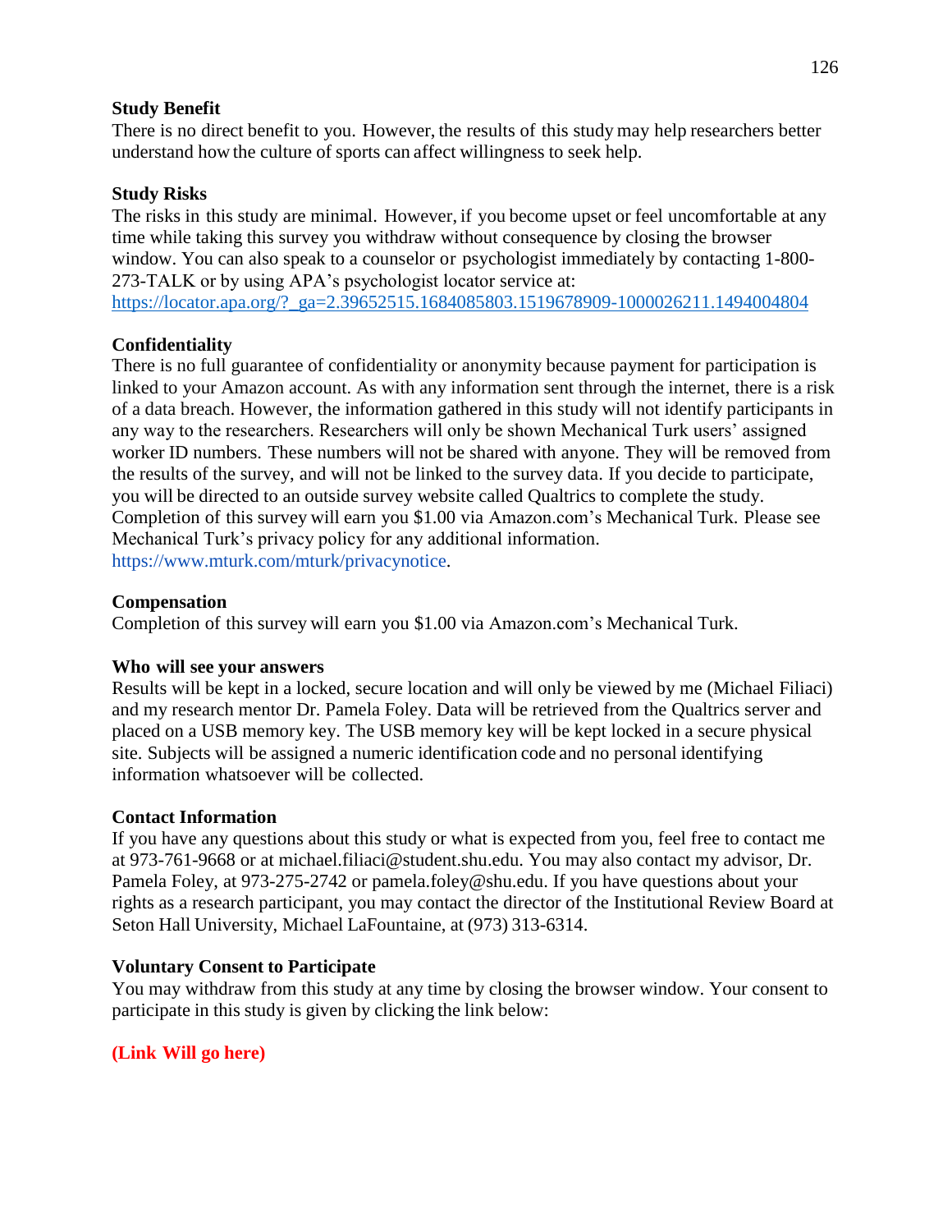**Study Benefit**

There is no direct benefit to you. However, the results of this study may help researchers better understand how the culture of sports can affect willingness to seek help.

**Study Risks**

The risks in this study are minimal. However, if you become upset or feel uncomfortable at any time while taking this survey you withdraw without consequence by closing the browser window. You can also speak to a counselor or psychologist immediately by contacting 1-800-273-TALK or by using APA's psychologist locator service at:
https://locator.apa.org/?_ga=2.39652515.1684085803.1519678909-1000026211.1494004804

**Confidentiality**

There is no full guarantee of confidentiality or anonymity because payment for participation is linked to your Amazon account. As with any information sent through the internet, there is a risk of a data breach. However, the information gathered in this study will not identify participants in any way to the researchers. Researchers will only be shown Mechanical Turk users' assigned worker ID numbers. These numbers will not be shared with anyone. They will be removed from the results of the survey, and will not be linked to the survey data. If you decide to participate, you will be directed to an outside survey website called Qualtrics to complete the study. Completion of this survey will earn you $1.00 via Amazon.com's Mechanical Turk. Please see Mechanical Turk's privacy policy for any additional information.
https://www.mturk.com/mturk/privacynotice.

**Compensation**

Completion of this survey will earn you $1.00 via Amazon.com's Mechanical Turk.

**Who will see your answers**

Results will be kept in a locked, secure location and will only be viewed by me (Michael Filiaci) and my research mentor Dr. Pamela Foley. Data will be retrieved from the Qualtrics server and placed on a USB memory key. The USB memory key will be kept locked in a secure physical site. Subjects will be assigned a numeric identification code and no personal identifying information whatsoever will be collected.

**Contact Information**

If you have any questions about this study or what is expected from you, feel free to contact me at 973-761-9668 or at michael.filiaci@student.shu.edu. You may also contact my advisor, Dr. Pamela Foley, at 973-275-2742 or pamela.foley@shu.edu. If you have questions about your rights as a research participant, you may contact the director of the Institutional Review Board at Seton Hall University, Michael LaFountaine, at (973) 313-6314.

**Voluntary Consent to Participate**

You may withdraw from this study at any time by closing the browser window. Your consent to participate in this study is given by clicking the link below:

**(Link Will go here)**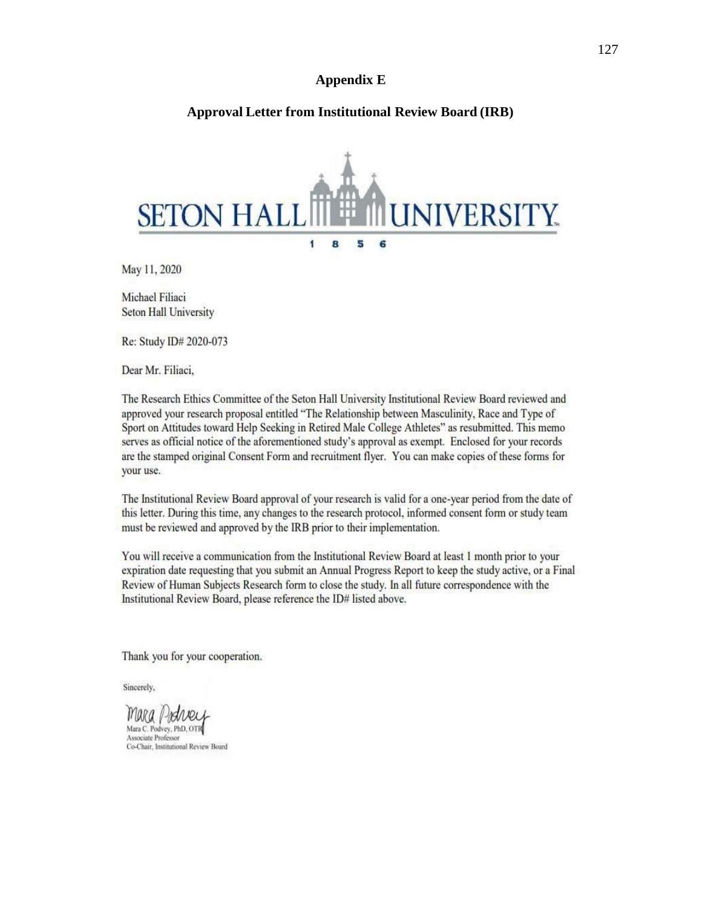## Appendix E

### Approval Letter from Institutional Review Board (IRB)

SETON HALL UNIVERSITY

1 8 5 6

May 11, 2020

Michael Filiaci
Seton Hall University

Re: Study ID# 2020-073

Dear Mr. Filiaci,

The Research Ethics Committee of the Seton Hall University Institutional Review Board reviewed and approved your research proposal entitled "The Relationship between Masculinity, Race and Type of Sport on Attitudes toward Help Seeking in Retired Male College Athletes" as resubmitted. This memo serves as official notice of the aforementioned study's approval as exempt. Enclosed for your records are the stamped original Consent Form and recruitment flyer. You can make copies of these forms for your use.

The Institutional Review Board approval of your research is valid for a one-year period from the date of this letter. During this time, any changes to the research protocol, informed consent form or study team must be reviewed and approved by the IRB prior to their implementation.

You will receive a communication from the Institutional Review Board at least 1 month prior to your expiration date requesting that you submit an Annual Progress Report to keep the study active, or a Final Review of Human Subjects Research form to close the study. In all future correspondence with the Institutional Review Board, please reference the ID# listed above.

Thank you for your cooperation.

Sincerely,

Mara Podvey

Mara C. Podvey, PhD, OTR
Associate Professor
Co-Chair, Institutional Review Board